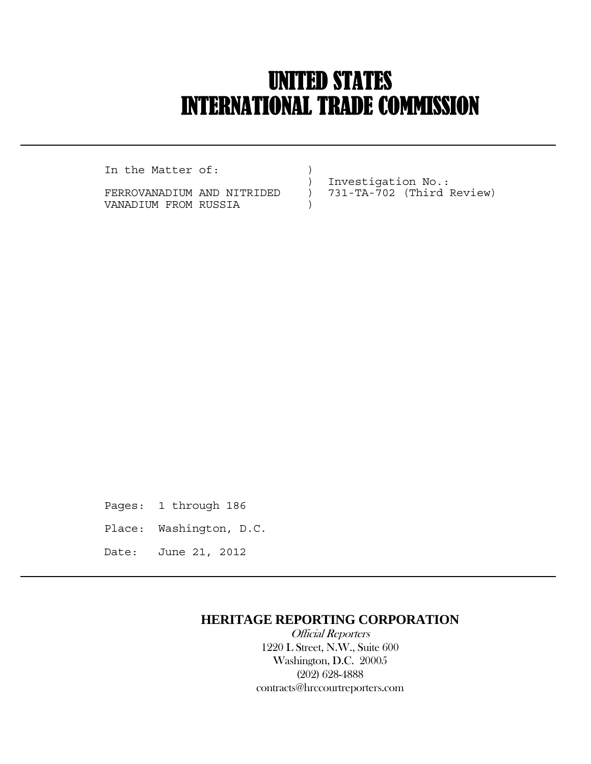# UNITED STATES
# INTERNATIONAL TRADE COMMISSION

```
In the Matter of:              )
                               )  Investigation No.:
FERROVANADIUM AND NITRIDED     )  731-TA-702 (Third Review)
VANADIUM FROM RUSSIA           )
```

Pages: 1 through 186

Place: Washington, D.C.

Date: June 21, 2012

**HERITAGE REPORTING CORPORATION**

*Official Reporters*

1220 L Street, N.W., Suite 600

Washington, D.C. 20005

(202) 628-4888

contracts@hrccourtreporters.com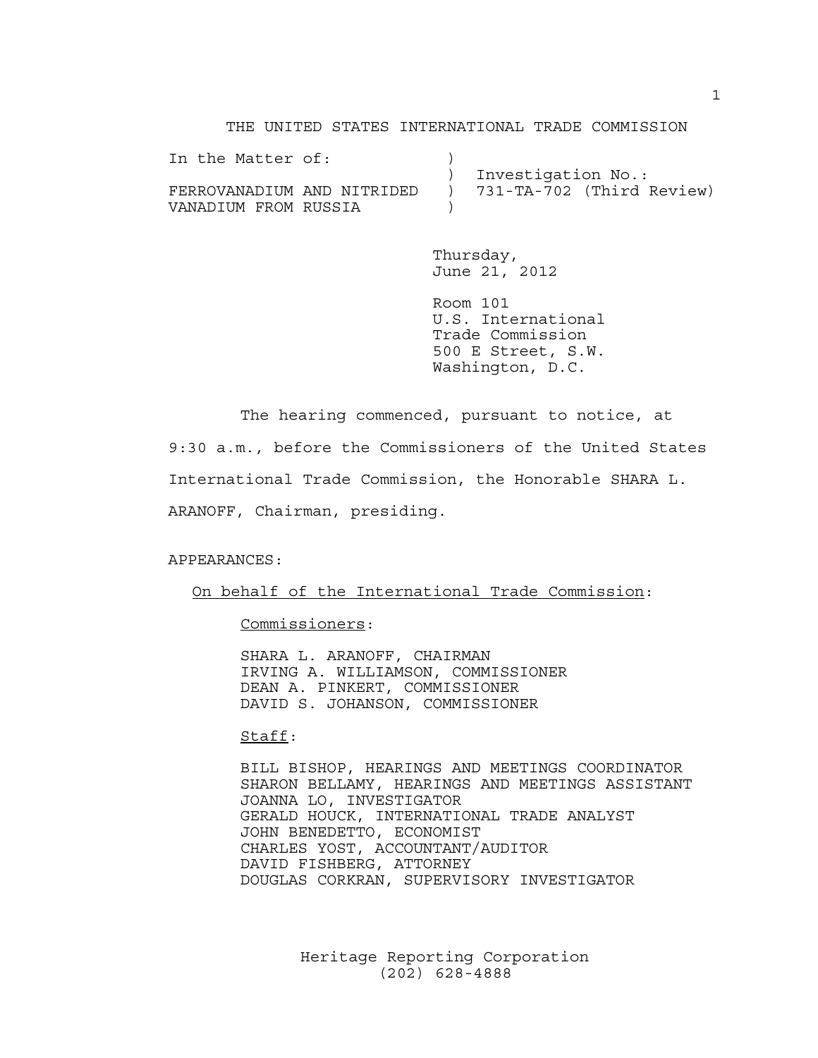THE UNITED STATES INTERNATIONAL TRADE COMMISSION

| In the Matter of: | | |
|---|---|---|
| | ) | Investigation No.: |
| FERROVANADIUM AND NITRIDED | ) | 731-TA-702 (Third Review) |
| VANADIUM FROM RUSSIA | ) | |

Thursday,
June 21, 2012

Room 101
U.S. International
Trade Commission
500 E Street, S.W.
Washington, D.C.

The hearing commenced, pursuant to notice, at 9:30 a.m., before the Commissioners of the United States International Trade Commission, the Honorable SHARA L. ARANOFF, Chairman, presiding.

APPEARANCES:

On behalf of the International Trade Commission:

Commissioners:

SHARA L. ARANOFF, CHAIRMAN
IRVING A. WILLIAMSON, COMMISSIONER
DEAN A. PINKERT, COMMISSIONER
DAVID S. JOHANSON, COMMISSIONER

Staff:

BILL BISHOP, HEARINGS AND MEETINGS COORDINATOR
SHARON BELLAMY, HEARINGS AND MEETINGS ASSISTANT
JOANNA LO, INVESTIGATOR
GERALD HOUCK, INTERNATIONAL TRADE ANALYST
JOHN BENEDETTO, ECONOMIST
CHARLES YOST, ACCOUNTANT/AUDITOR
DAVID FISHBERG, ATTORNEY
DOUGLAS CORKRAN, SUPERVISORY INVESTIGATOR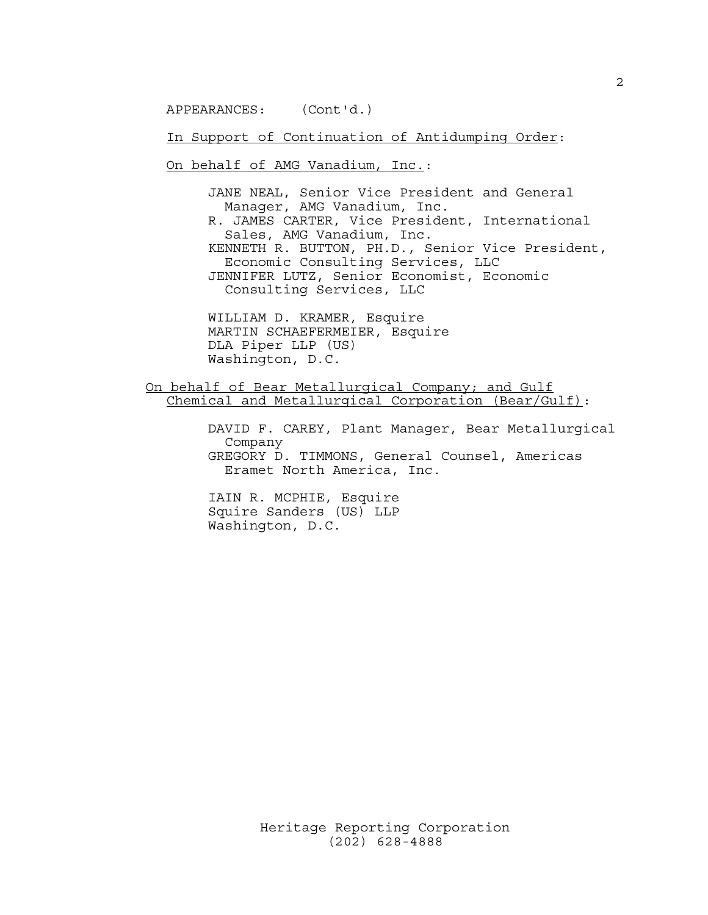APPEARANCES: (Cont'd.)

In Support of Continuation of Antidumping Order:

On behalf of AMG Vanadium, Inc.:

JANE NEAL, Senior Vice President and General Manager, AMG Vanadium, Inc.
R. JAMES CARTER, Vice President, International Sales, AMG Vanadium, Inc.
KENNETH R. BUTTON, PH.D., Senior Vice President, Economic Consulting Services, LLC
JENNIFER LUTZ, Senior Economist, Economic Consulting Services, LLC

WILLIAM D. KRAMER, Esquire
MARTIN SCHAEFERMEIER, Esquire
DLA Piper LLP (US)
Washington, D.C.

On behalf of Bear Metallurgical Company; and Gulf Chemical and Metallurgical Corporation (Bear/Gulf):

DAVID F. CAREY, Plant Manager, Bear Metallurgical Company
GREGORY D. TIMMONS, General Counsel, Americas Eramet North America, Inc.

IAIN R. MCPHIE, Esquire
Squire Sanders (US) LLP
Washington, D.C.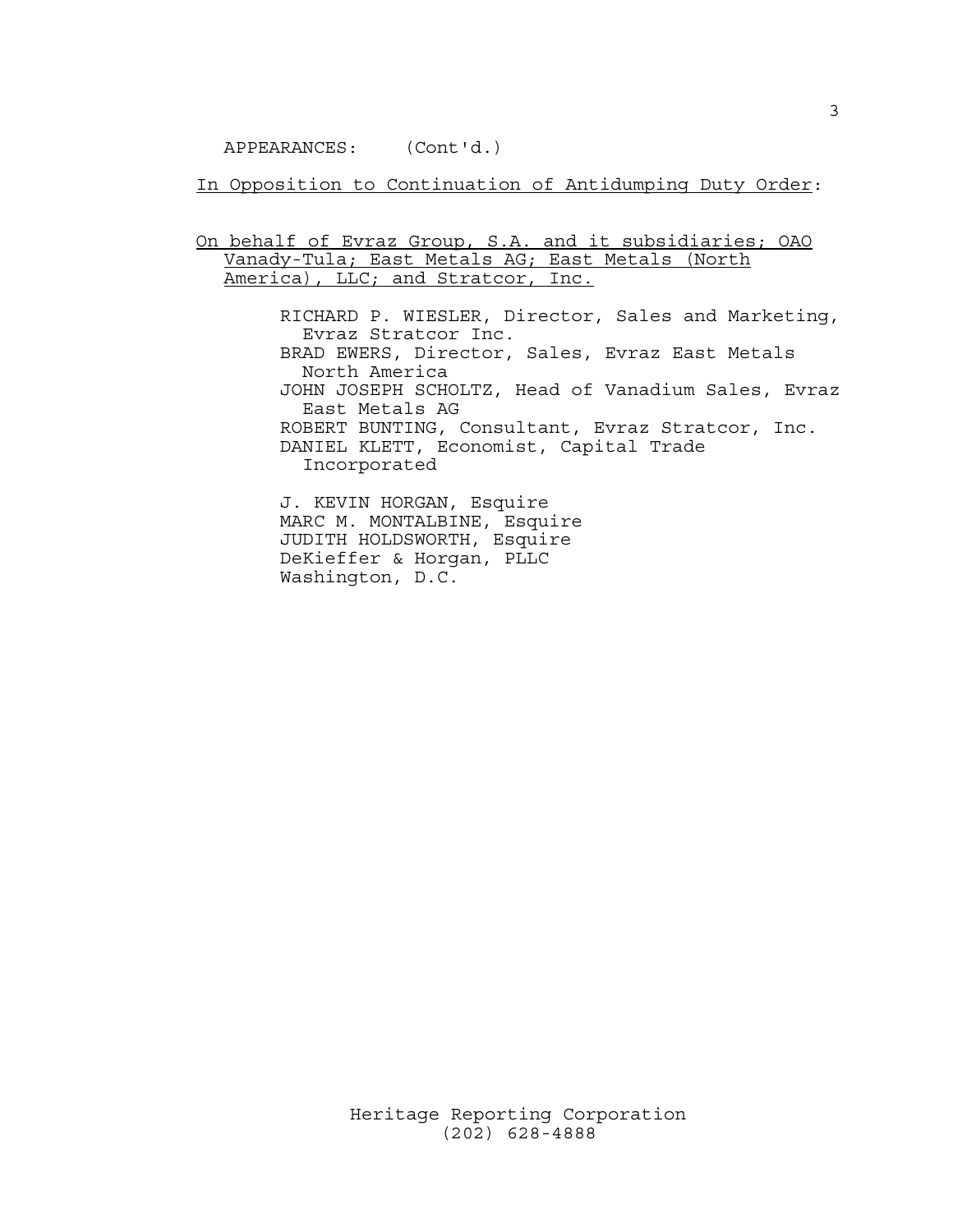APPEARANCES: (Cont'd.)

<u>In Opposition to Continuation of Antidumping Duty Order</u>:

<u>On behalf of Evraz Group, S.A. and it subsidiaries; OAO Vanady-Tula; East Metals AG; East Metals (North America), LLC; and Stratcor, Inc.</u>

RICHARD P. WIESLER, Director, Sales and Marketing, Evraz Stratcor Inc.
BRAD EWERS, Director, Sales, Evraz East Metals North America
JOHN JOSEPH SCHOLTZ, Head of Vanadium Sales, Evraz East Metals AG
ROBERT BUNTING, Consultant, Evraz Stratcor, Inc.
DANIEL KLETT, Economist, Capital Trade Incorporated

J. KEVIN HORGAN, Esquire
MARC M. MONTALBINE, Esquire
JUDITH HOLDSWORTH, Esquire
DeKieffer & Horgan, PLLC
Washington, D.C.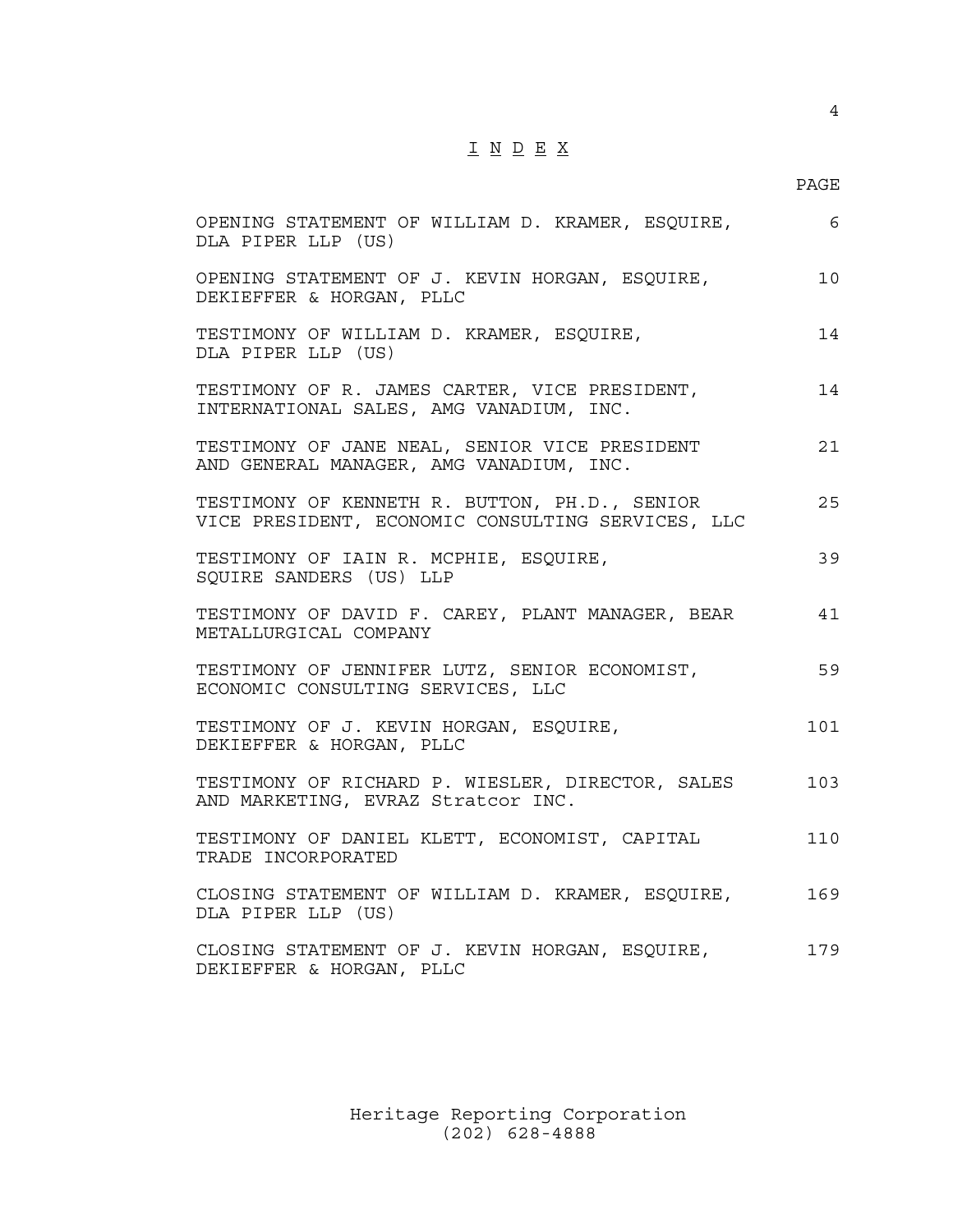# I N D E X

| | PAGE |
|---|---|
| OPENING STATEMENT OF WILLIAM D. KRAMER, ESQUIRE, DLA PIPER LLP (US) | 6 |
| OPENING STATEMENT OF J. KEVIN HORGAN, ESQUIRE, DEKIEFFER & HORGAN, PLLC | 10 |
| TESTIMONY OF WILLIAM D. KRAMER, ESQUIRE, DLA PIPER LLP (US) | 14 |
| TESTIMONY OF R. JAMES CARTER, VICE PRESIDENT, INTERNATIONAL SALES, AMG VANADIUM, INC. | 14 |
| TESTIMONY OF JANE NEAL, SENIOR VICE PRESIDENT AND GENERAL MANAGER, AMG VANADIUM, INC. | 21 |
| TESTIMONY OF KENNETH R. BUTTON, PH.D., SENIOR VICE PRESIDENT, ECONOMIC CONSULTING SERVICES, LLC | 25 |
| TESTIMONY OF IAIN R. MCPHIE, ESQUIRE, SQUIRE SANDERS (US) LLP | 39 |
| TESTIMONY OF DAVID F. CAREY, PLANT MANAGER, BEAR METALLURGICAL COMPANY | 41 |
| TESTIMONY OF JENNIFER LUTZ, SENIOR ECONOMIST, ECONOMIC CONSULTING SERVICES, LLC | 59 |
| TESTIMONY OF J. KEVIN HORGAN, ESQUIRE, DEKIEFFER & HORGAN, PLLC | 101 |
| TESTIMONY OF RICHARD P. WIESLER, DIRECTOR, SALES AND MARKETING, EVRAZ Stratcor INC. | 103 |
| TESTIMONY OF DANIEL KLETT, ECONOMIST, CAPITAL TRADE INCORPORATED | 110 |
| CLOSING STATEMENT OF WILLIAM D. KRAMER, ESQUIRE, DLA PIPER LLP (US) | 169 |
| CLOSING STATEMENT OF J. KEVIN HORGAN, ESQUIRE, DEKIEFFER & HORGAN, PLLC | 179 |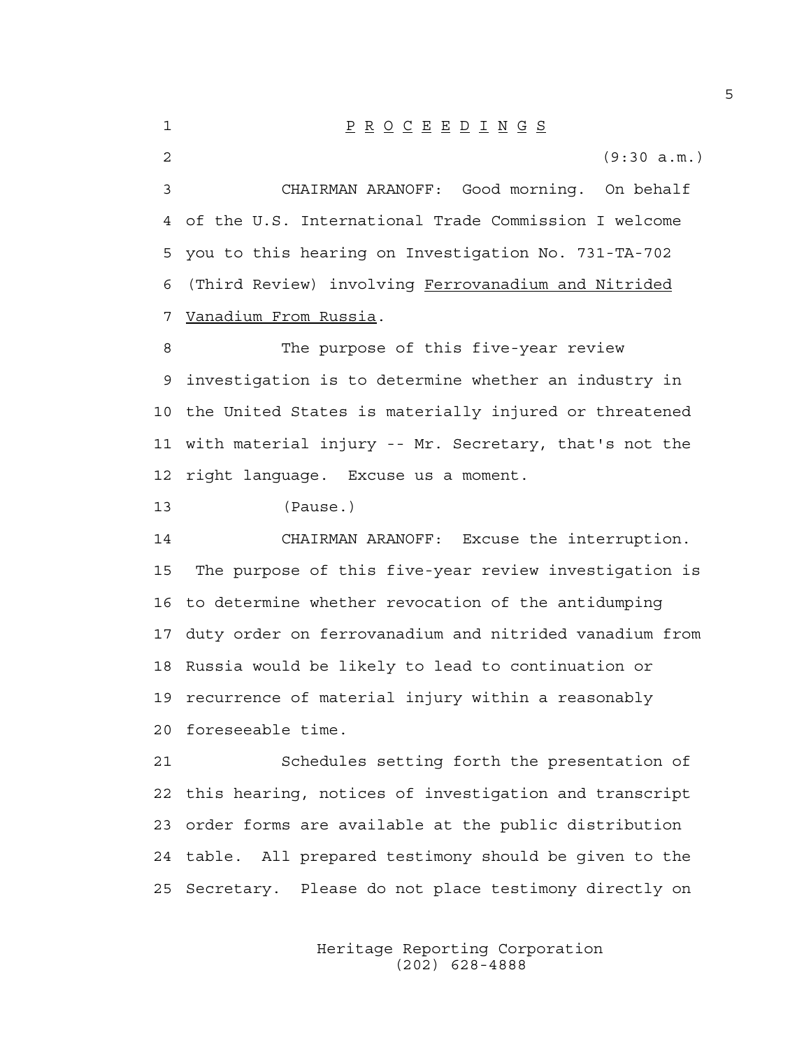P R O C E E D I N G S

(9:30 a.m.)

CHAIRMAN ARANOFF: Good morning. On behalf of the U.S. International Trade Commission I welcome you to this hearing on Investigation No. 731-TA-702 (Third Review) involving Ferrovanadium and Nitrided Vanadium From Russia.

The purpose of this five-year review investigation is to determine whether an industry in the United States is materially injured or threatened with material injury -- Mr. Secretary, that's not the right language. Excuse us a moment.

(Pause.)

CHAIRMAN ARANOFF: Excuse the interruption. The purpose of this five-year review investigation is to determine whether revocation of the antidumping duty order on ferrovanadium and nitrided vanadium from Russia would be likely to lead to continuation or recurrence of material injury within a reasonably foreseeable time.

Schedules setting forth the presentation of this hearing, notices of investigation and transcript order forms are available at the public distribution table. All prepared testimony should be given to the Secretary. Please do not place testimony directly on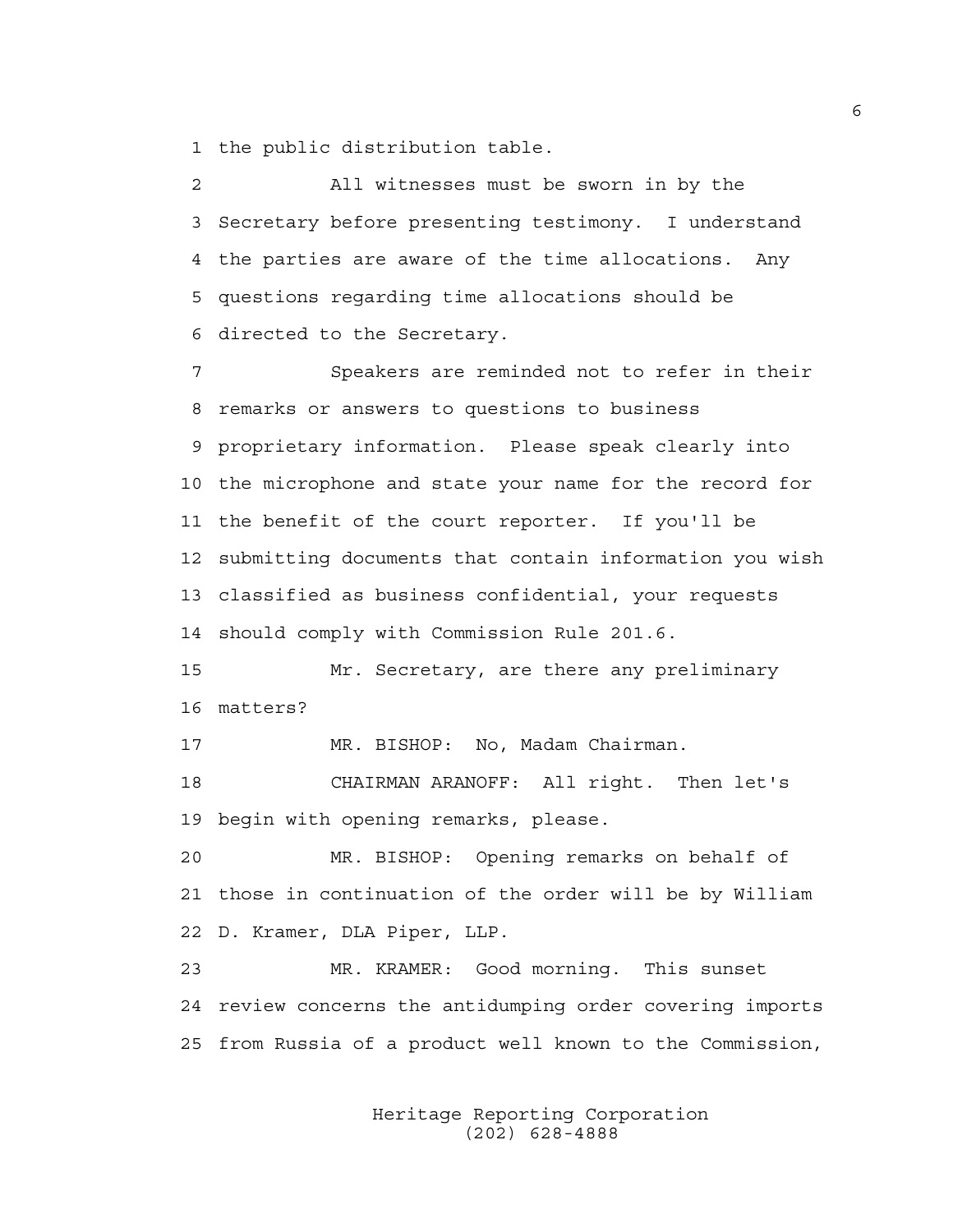1 the public distribution table.

2 All witnesses must be sworn in by the

3 Secretary before presenting testimony. I understand

4 the parties are aware of the time allocations. Any

5 questions regarding time allocations should be

6 directed to the Secretary.

7 Speakers are reminded not to refer in their

8 remarks or answers to questions to business

9 proprietary information. Please speak clearly into

10 the microphone and state your name for the record for

11 the benefit of the court reporter. If you'll be

12 submitting documents that contain information you wish

13 classified as business confidential, your requests

14 should comply with Commission Rule 201.6.

15 Mr. Secretary, are there any preliminary

16 matters?

17 MR. BISHOP: No, Madam Chairman.

18 CHAIRMAN ARANOFF: All right. Then let's

19 begin with opening remarks, please.

20 MR. BISHOP: Opening remarks on behalf of

21 those in continuation of the order will be by William

22 D. Kramer, DLA Piper, LLP.

23 MR. KRAMER: Good morning. This sunset

24 review concerns the antidumping order covering imports

25 from Russia of a product well known to the Commission,

Heritage Reporting Corporation
(202) 628-4888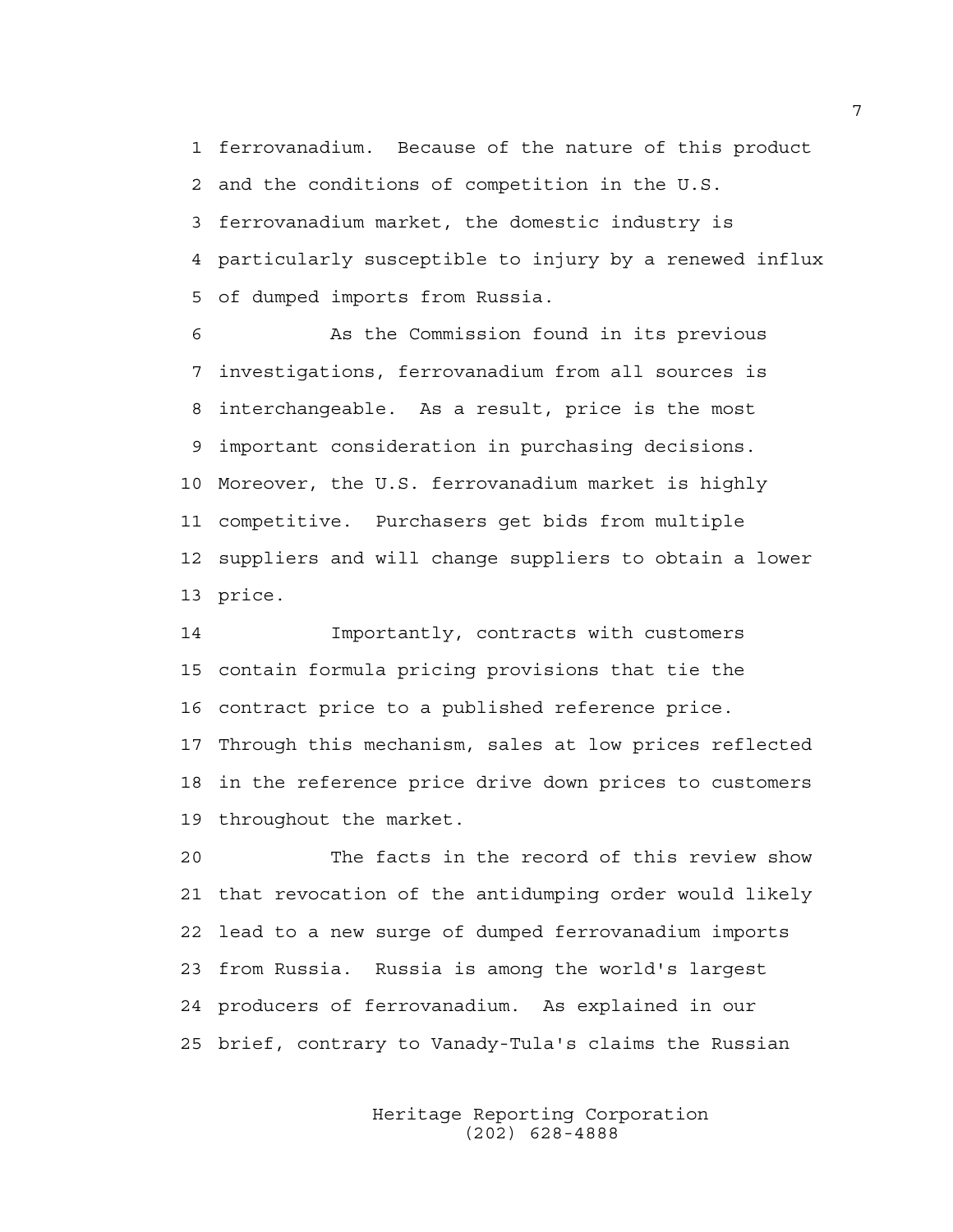ferrovanadium. Because of the nature of this product and the conditions of competition in the U.S. ferrovanadium market, the domestic industry is particularly susceptible to injury by a renewed influx of dumped imports from Russia.

As the Commission found in its previous investigations, ferrovanadium from all sources is interchangeable. As a result, price is the most important consideration in purchasing decisions. Moreover, the U.S. ferrovanadium market is highly competitive. Purchasers get bids from multiple suppliers and will change suppliers to obtain a lower price.

Importantly, contracts with customers contain formula pricing provisions that tie the contract price to a published reference price. Through this mechanism, sales at low prices reflected in the reference price drive down prices to customers throughout the market.

The facts in the record of this review show that revocation of the antidumping order would likely lead to a new surge of dumped ferrovanadium imports from Russia. Russia is among the world's largest producers of ferrovanadium. As explained in our brief, contrary to Vanady-Tula's claims the Russian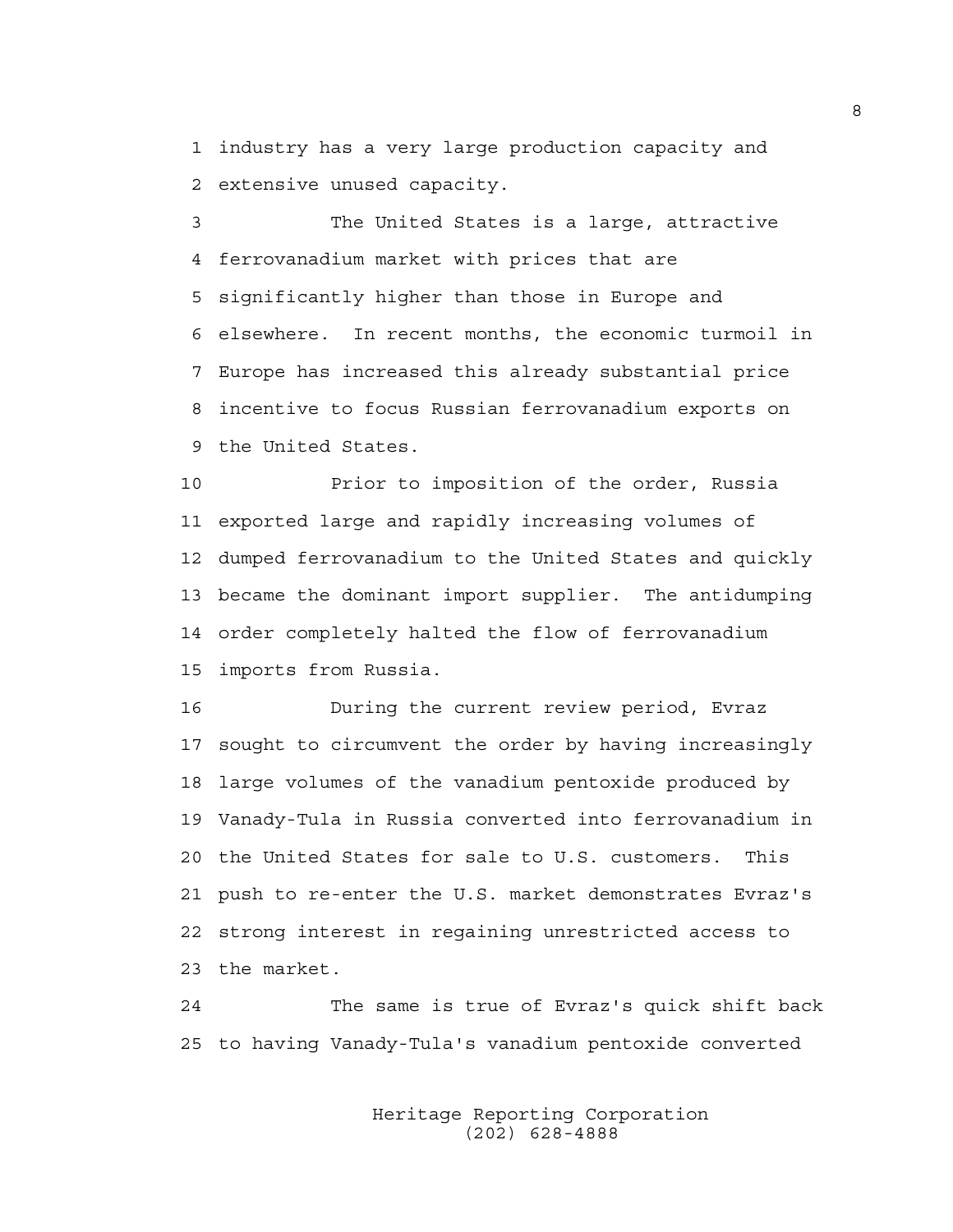industry has a very large production capacity and extensive unused capacity.

The United States is a large, attractive ferrovanadium market with prices that are significantly higher than those in Europe and elsewhere. In recent months, the economic turmoil in Europe has increased this already substantial price incentive to focus Russian ferrovanadium exports on the United States.

Prior to imposition of the order, Russia exported large and rapidly increasing volumes of dumped ferrovanadium to the United States and quickly became the dominant import supplier. The antidumping order completely halted the flow of ferrovanadium imports from Russia.

During the current review period, Evraz sought to circumvent the order by having increasingly large volumes of the vanadium pentoxide produced by Vanady-Tula in Russia converted into ferrovanadium in the United States for sale to U.S. customers. This push to re-enter the U.S. market demonstrates Evraz's strong interest in regaining unrestricted access to the market.

The same is true of Evraz's quick shift back to having Vanady-Tula's vanadium pentoxide converted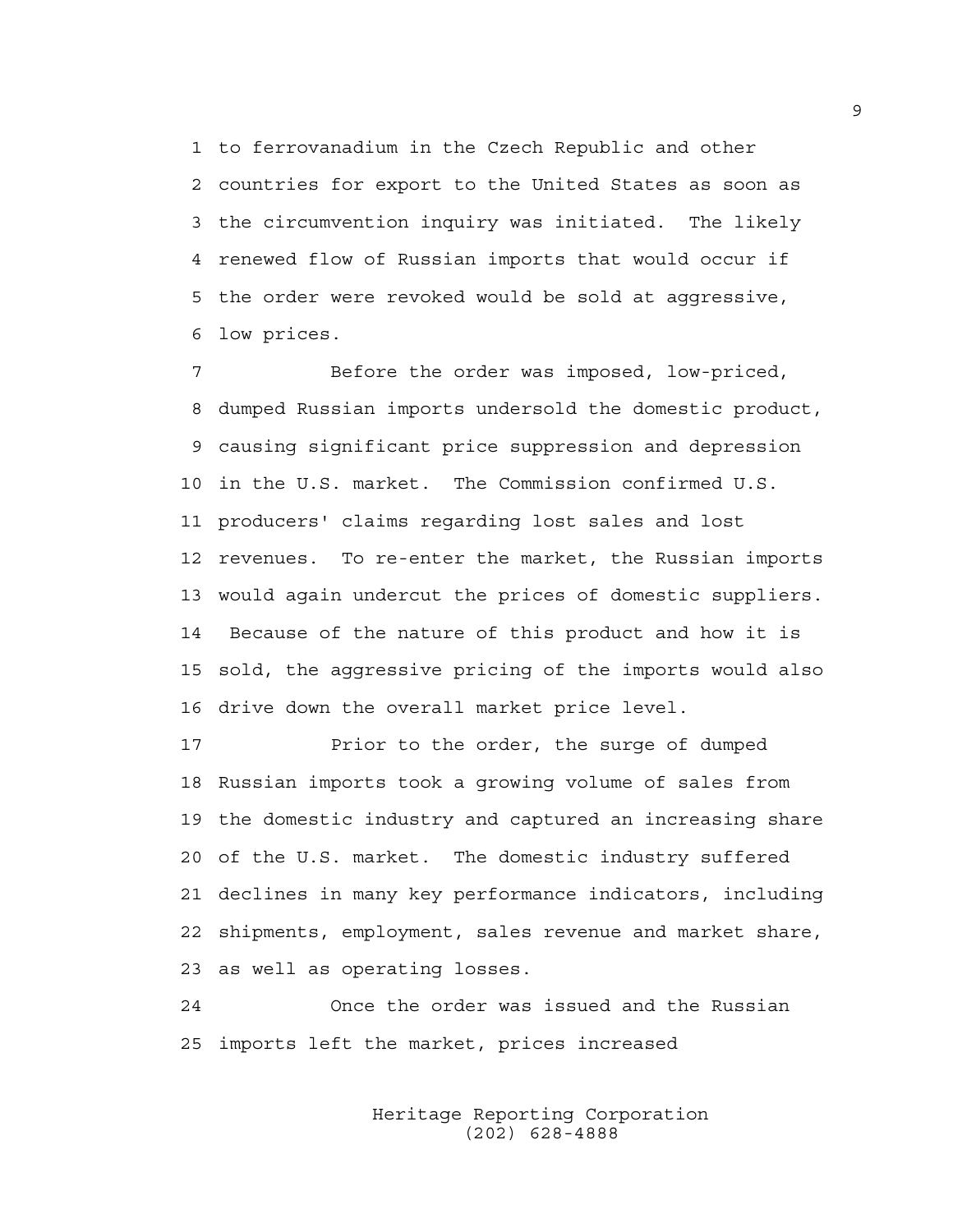to ferrovanadium in the Czech Republic and other countries for export to the United States as soon as the circumvention inquiry was initiated. The likely renewed flow of Russian imports that would occur if the order were revoked would be sold at aggressive, low prices.

Before the order was imposed, low-priced, dumped Russian imports undersold the domestic product, causing significant price suppression and depression in the U.S. market. The Commission confirmed U.S. producers' claims regarding lost sales and lost revenues. To re-enter the market, the Russian imports would again undercut the prices of domestic suppliers. Because of the nature of this product and how it is sold, the aggressive pricing of the imports would also drive down the overall market price level.

Prior to the order, the surge of dumped Russian imports took a growing volume of sales from the domestic industry and captured an increasing share of the U.S. market. The domestic industry suffered declines in many key performance indicators, including shipments, employment, sales revenue and market share, as well as operating losses.

Once the order was issued and the Russian imports left the market, prices increased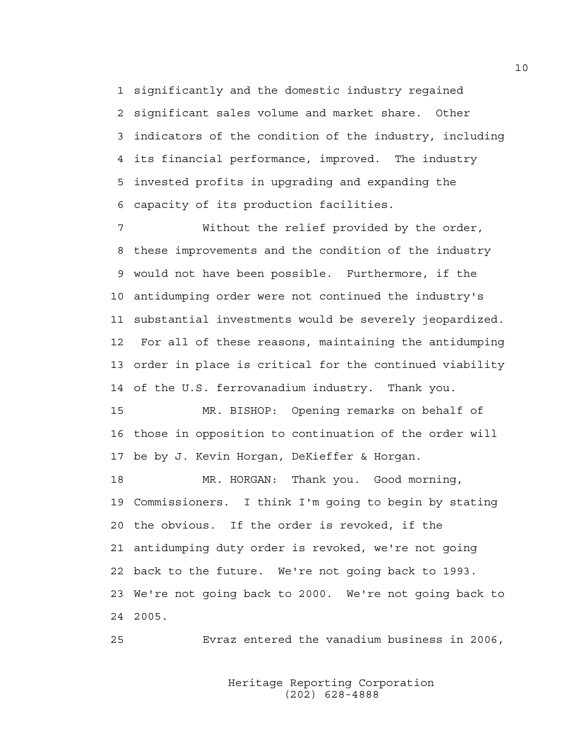significantly and the domestic industry regained significant sales volume and market share. Other indicators of the condition of the industry, including its financial performance, improved. The industry invested profits in upgrading and expanding the capacity of its production facilities.

Without the relief provided by the order, these improvements and the condition of the industry would not have been possible. Furthermore, if the antidumping order were not continued the industry's substantial investments would be severely jeopardized. For all of these reasons, maintaining the antidumping order in place is critical for the continued viability of the U.S. ferrovanadium industry. Thank you.

MR. BISHOP: Opening remarks on behalf of those in opposition to continuation of the order will be by J. Kevin Horgan, DeKieffer & Horgan.

MR. HORGAN: Thank you. Good morning, Commissioners. I think I'm going to begin by stating the obvious. If the order is revoked, if the antidumping duty order is revoked, we're not going back to the future. We're not going back to 1993. We're not going back to 2000. We're not going back to 2005.

Evraz entered the vanadium business in 2006,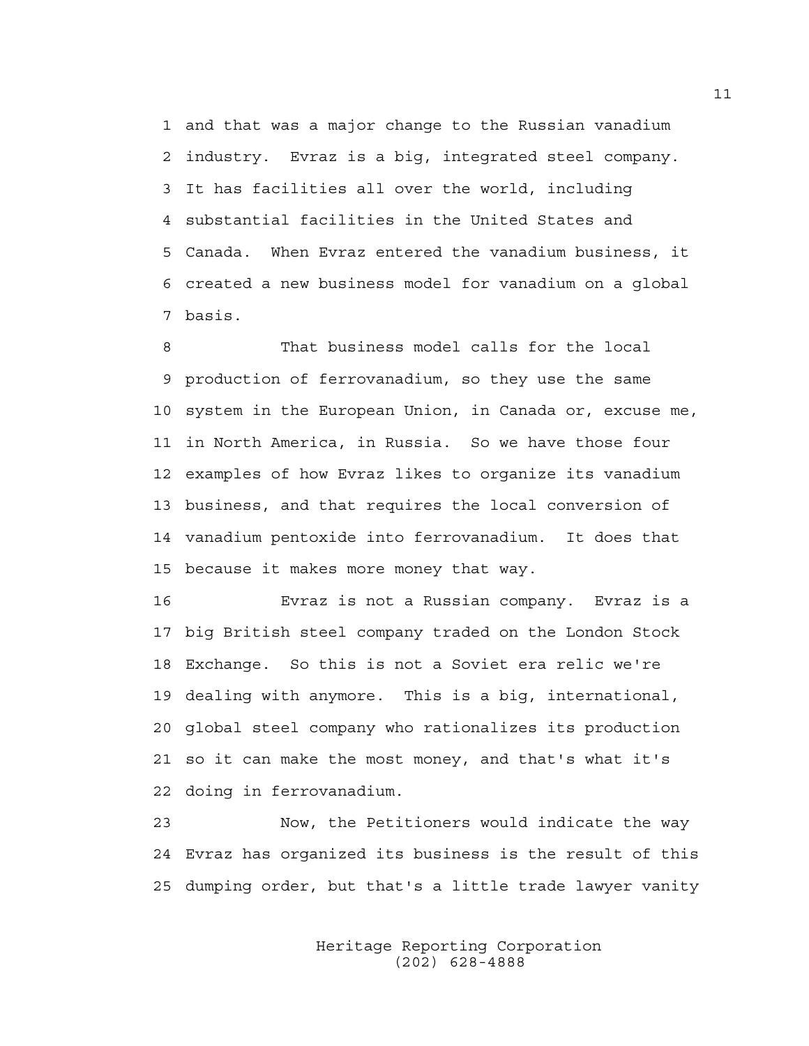and that was a major change to the Russian vanadium industry. Evraz is a big, integrated steel company. It has facilities all over the world, including substantial facilities in the United States and Canada. When Evraz entered the vanadium business, it created a new business model for vanadium on a global basis.

That business model calls for the local production of ferrovanadium, so they use the same system in the European Union, in Canada or, excuse me, in North America, in Russia. So we have those four examples of how Evraz likes to organize its vanadium business, and that requires the local conversion of vanadium pentoxide into ferrovanadium. It does that because it makes more money that way.

Evraz is not a Russian company. Evraz is a big British steel company traded on the London Stock Exchange. So this is not a Soviet era relic we're dealing with anymore. This is a big, international, global steel company who rationalizes its production so it can make the most money, and that's what it's doing in ferrovanadium.

Now, the Petitioners would indicate the way Evraz has organized its business is the result of this dumping order, but that's a little trade lawyer vanity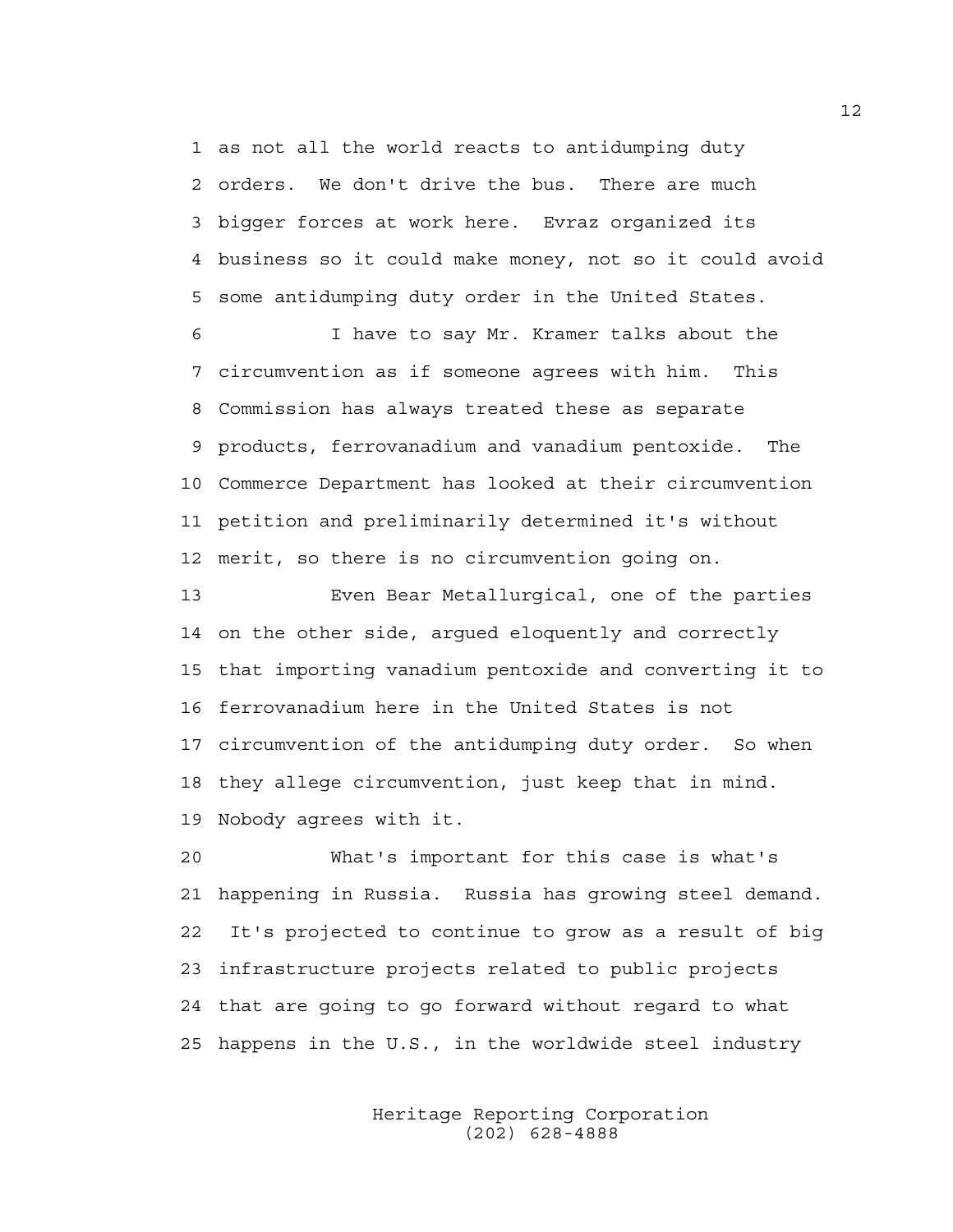as not all the world reacts to antidumping duty orders. We don't drive the bus. There are much bigger forces at work here. Evraz organized its business so it could make money, not so it could avoid some antidumping duty order in the United States.

I have to say Mr. Kramer talks about the circumvention as if someone agrees with him. This Commission has always treated these as separate products, ferrovanadium and vanadium pentoxide. The Commerce Department has looked at their circumvention petition and preliminarily determined it's without merit, so there is no circumvention going on.

Even Bear Metallurgical, one of the parties on the other side, argued eloquently and correctly that importing vanadium pentoxide and converting it to ferrovanadium here in the United States is not circumvention of the antidumping duty order. So when they allege circumvention, just keep that in mind. Nobody agrees with it.

What's important for this case is what's happening in Russia. Russia has growing steel demand. It's projected to continue to grow as a result of big infrastructure projects related to public projects that are going to go forward without regard to what happens in the U.S., in the worldwide steel industry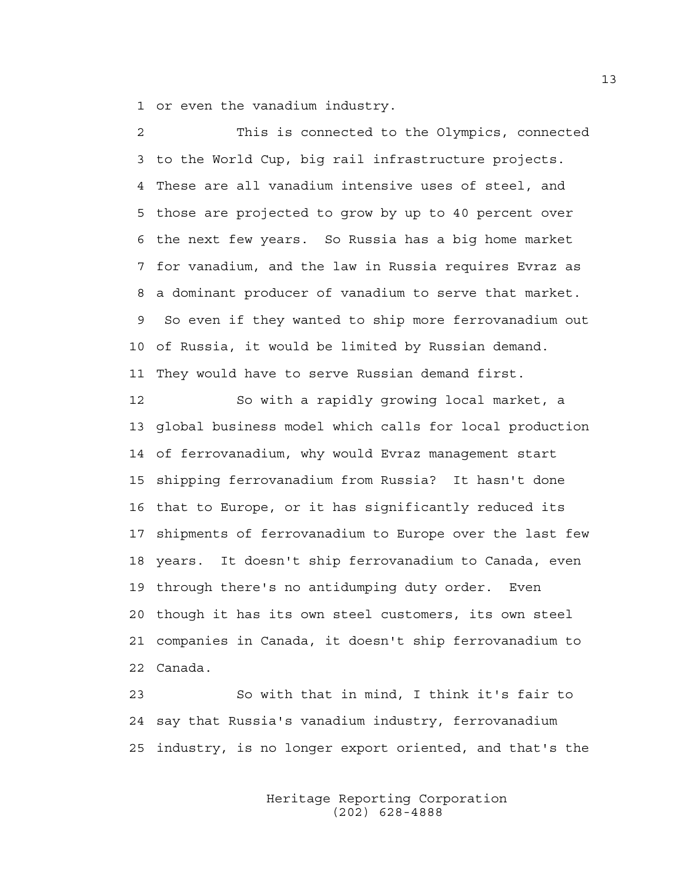or even the vanadium industry.

This is connected to the Olympics, connected to the World Cup, big rail infrastructure projects. These are all vanadium intensive uses of steel, and those are projected to grow by up to 40 percent over the next few years. So Russia has a big home market for vanadium, and the law in Russia requires Evraz as a dominant producer of vanadium to serve that market. So even if they wanted to ship more ferrovanadium out of Russia, it would be limited by Russian demand. They would have to serve Russian demand first.

So with a rapidly growing local market, a global business model which calls for local production of ferrovanadium, why would Evraz management start shipping ferrovanadium from Russia? It hasn't done that to Europe, or it has significantly reduced its shipments of ferrovanadium to Europe over the last few years. It doesn't ship ferrovanadium to Canada, even through there's no antidumping duty order. Even though it has its own steel customers, its own steel companies in Canada, it doesn't ship ferrovanadium to Canada.

So with that in mind, I think it's fair to say that Russia's vanadium industry, ferrovanadium industry, is no longer export oriented, and that's the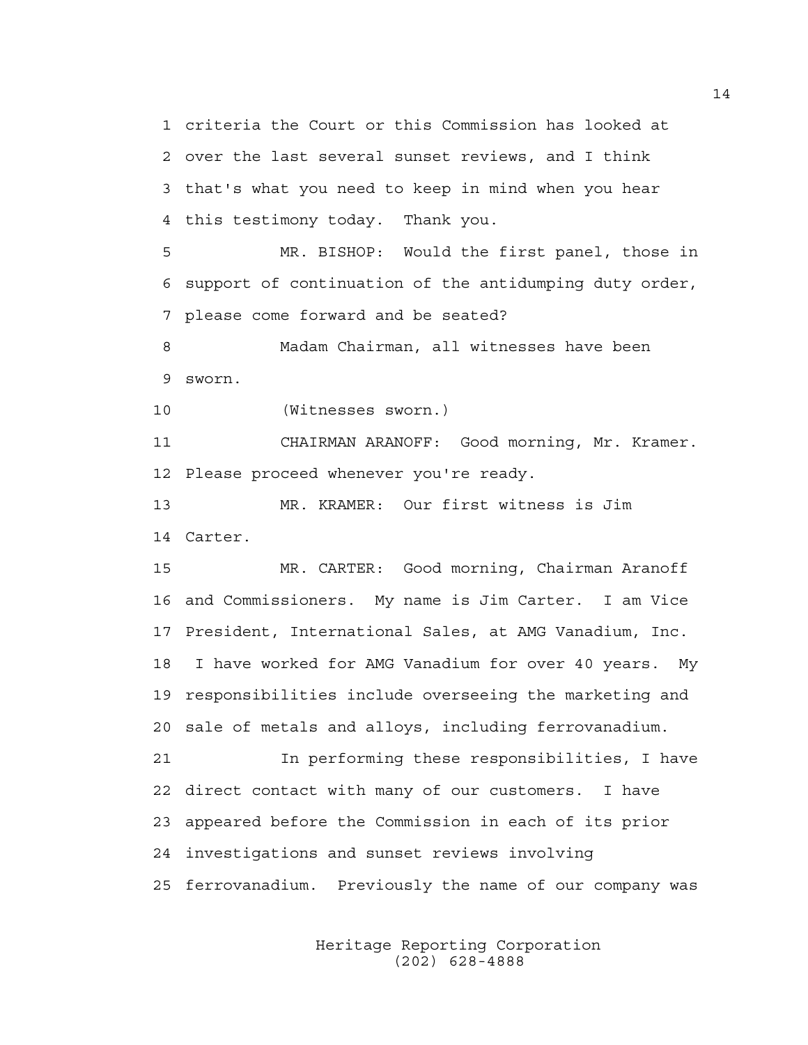criteria the Court or this Commission has looked at over the last several sunset reviews, and I think that's what you need to keep in mind when you hear this testimony today. Thank you.

MR. BISHOP: Would the first panel, those in support of continuation of the antidumping duty order, please come forward and be seated?

Madam Chairman, all witnesses have been sworn.

(Witnesses sworn.)

CHAIRMAN ARANOFF: Good morning, Mr. Kramer. Please proceed whenever you're ready.

MR. KRAMER: Our first witness is Jim Carter.

MR. CARTER: Good morning, Chairman Aranoff and Commissioners. My name is Jim Carter. I am Vice President, International Sales, at AMG Vanadium, Inc. I have worked for AMG Vanadium for over 40 years. My responsibilities include overseeing the marketing and sale of metals and alloys, including ferrovanadium.

In performing these responsibilities, I have direct contact with many of our customers. I have appeared before the Commission in each of its prior investigations and sunset reviews involving ferrovanadium. Previously the name of our company was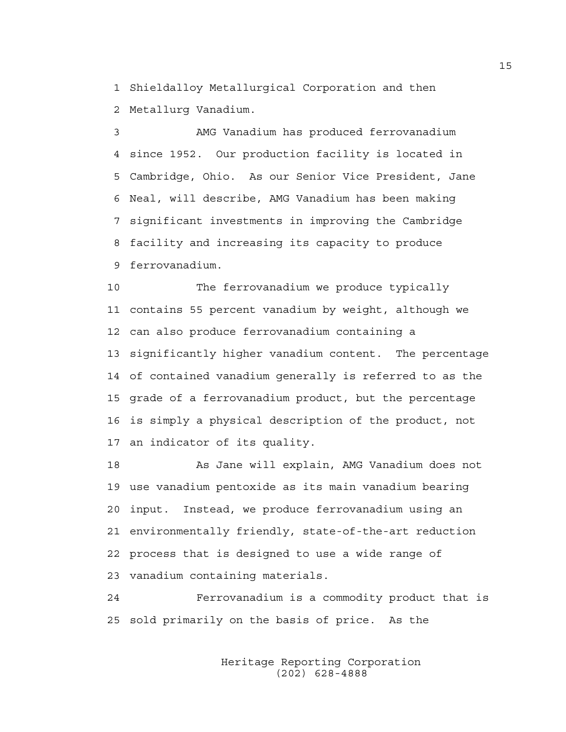Shieldalloy Metallurgical Corporation and then Metallurg Vanadium.

AMG Vanadium has produced ferrovanadium since 1952. Our production facility is located in Cambridge, Ohio. As our Senior Vice President, Jane Neal, will describe, AMG Vanadium has been making significant investments in improving the Cambridge facility and increasing its capacity to produce ferrovanadium.

The ferrovanadium we produce typically contains 55 percent vanadium by weight, although we can also produce ferrovanadium containing a significantly higher vanadium content. The percentage of contained vanadium generally is referred to as the grade of a ferrovanadium product, but the percentage is simply a physical description of the product, not an indicator of its quality.

As Jane will explain, AMG Vanadium does not use vanadium pentoxide as its main vanadium bearing input. Instead, we produce ferrovanadium using an environmentally friendly, state-of-the-art reduction process that is designed to use a wide range of vanadium containing materials.

Ferrovanadium is a commodity product that is sold primarily on the basis of price. As the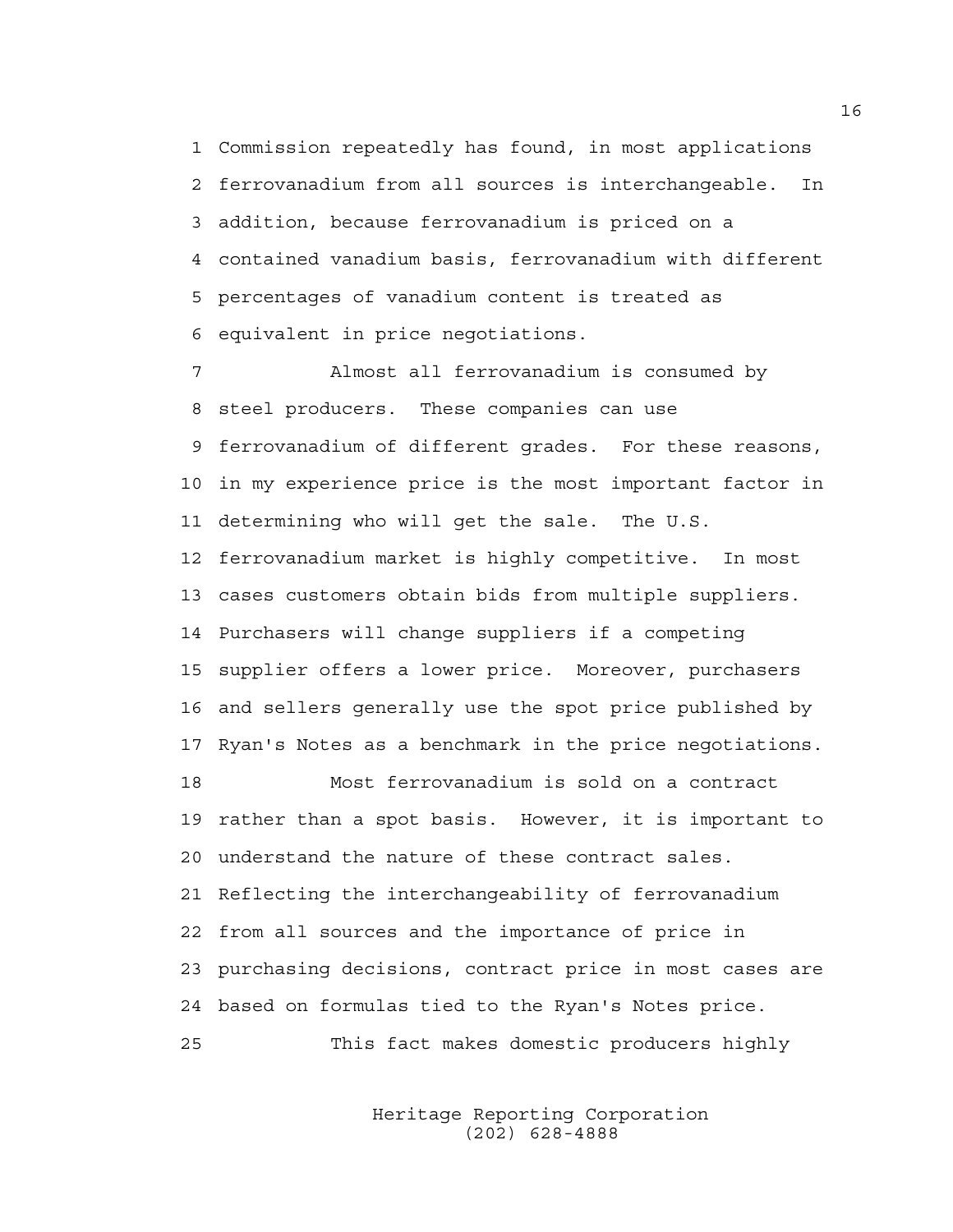Commission repeatedly has found, in most applications ferrovanadium from all sources is interchangeable. In addition, because ferrovanadium is priced on a contained vanadium basis, ferrovanadium with different percentages of vanadium content is treated as equivalent in price negotiations.

Almost all ferrovanadium is consumed by steel producers. These companies can use ferrovanadium of different grades. For these reasons, in my experience price is the most important factor in determining who will get the sale. The U.S. ferrovanadium market is highly competitive. In most cases customers obtain bids from multiple suppliers. Purchasers will change suppliers if a competing supplier offers a lower price. Moreover, purchasers and sellers generally use the spot price published by Ryan's Notes as a benchmark in the price negotiations.

Most ferrovanadium is sold on a contract rather than a spot basis. However, it is important to understand the nature of these contract sales. Reflecting the interchangeability of ferrovanadium from all sources and the importance of price in purchasing decisions, contract price in most cases are based on formulas tied to the Ryan's Notes price.

This fact makes domestic producers highly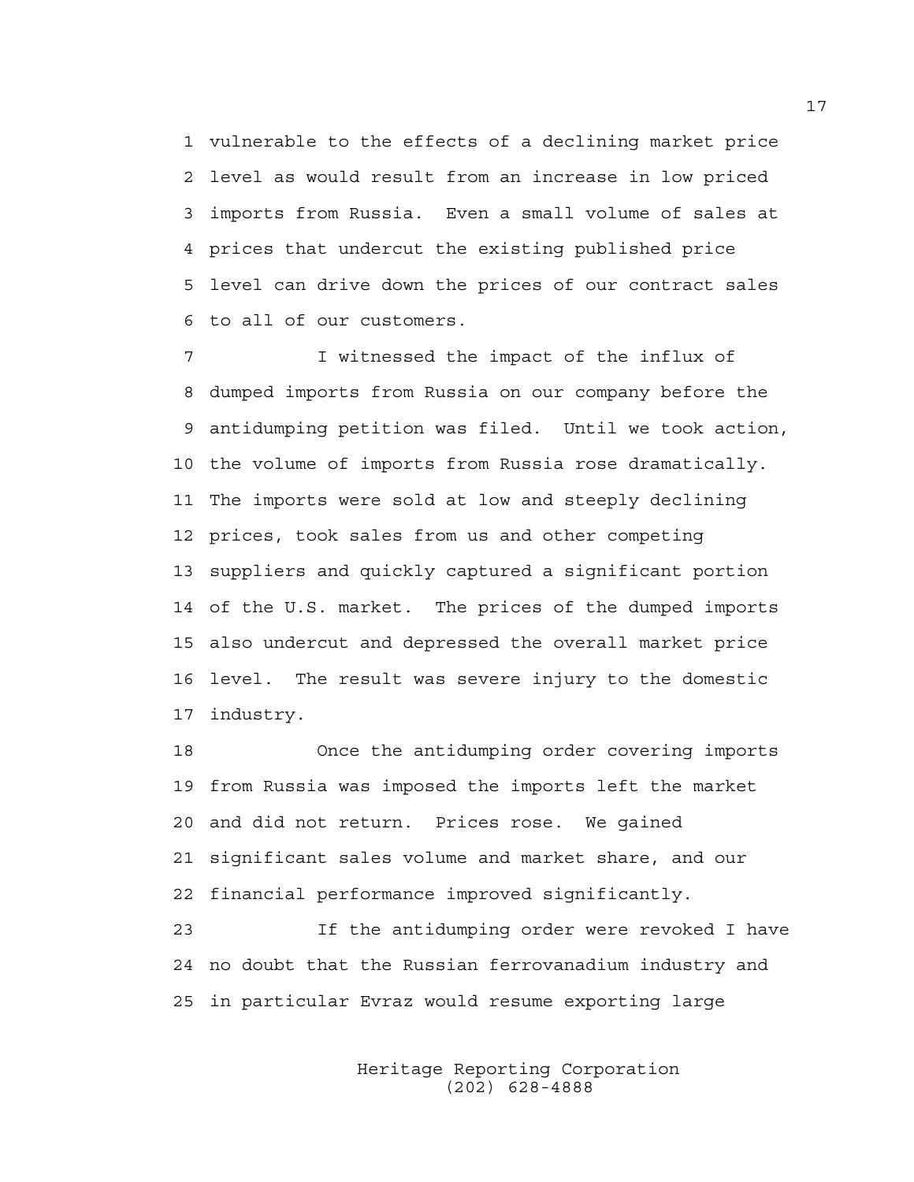vulnerable to the effects of a declining market price level as would result from an increase in low priced imports from Russia. Even a small volume of sales at prices that undercut the existing published price level can drive down the prices of our contract sales to all of our customers.

I witnessed the impact of the influx of dumped imports from Russia on our company before the antidumping petition was filed. Until we took action, the volume of imports from Russia rose dramatically. The imports were sold at low and steeply declining prices, took sales from us and other competing suppliers and quickly captured a significant portion of the U.S. market. The prices of the dumped imports also undercut and depressed the overall market price level. The result was severe injury to the domestic industry.

Once the antidumping order covering imports from Russia was imposed the imports left the market and did not return. Prices rose. We gained significant sales volume and market share, and our financial performance improved significantly.

If the antidumping order were revoked I have no doubt that the Russian ferrovanadium industry and in particular Evraz would resume exporting large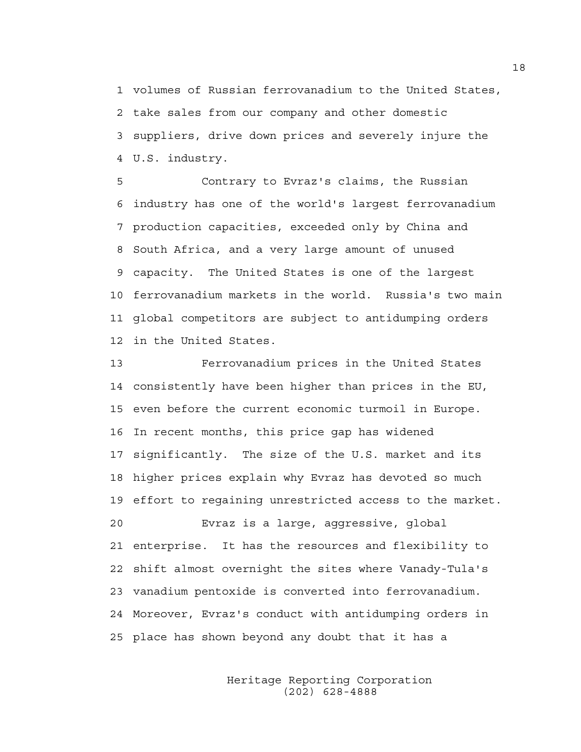volumes of Russian ferrovanadium to the United States, take sales from our company and other domestic suppliers, drive down prices and severely injure the U.S. industry.

Contrary to Evraz's claims, the Russian industry has one of the world's largest ferrovanadium production capacities, exceeded only by China and South Africa, and a very large amount of unused capacity. The United States is one of the largest ferrovanadium markets in the world. Russia's two main global competitors are subject to antidumping orders in the United States.

Ferrovanadium prices in the United States consistently have been higher than prices in the EU, even before the current economic turmoil in Europe. In recent months, this price gap has widened significantly. The size of the U.S. market and its higher prices explain why Evraz has devoted so much effort to regaining unrestricted access to the market.

Evraz is a large, aggressive, global enterprise. It has the resources and flexibility to shift almost overnight the sites where Vanady-Tula's vanadium pentoxide is converted into ferrovanadium. Moreover, Evraz's conduct with antidumping orders in place has shown beyond any doubt that it has a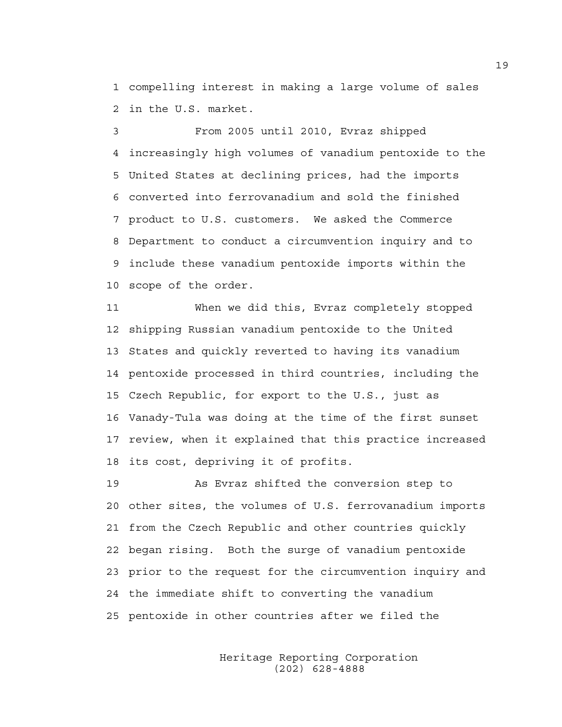compelling interest in making a large volume of sales in the U.S. market.

From 2005 until 2010, Evraz shipped increasingly high volumes of vanadium pentoxide to the United States at declining prices, had the imports converted into ferrovanadium and sold the finished product to U.S. customers. We asked the Commerce Department to conduct a circumvention inquiry and to include these vanadium pentoxide imports within the scope of the order.

When we did this, Evraz completely stopped shipping Russian vanadium pentoxide to the United States and quickly reverted to having its vanadium pentoxide processed in third countries, including the Czech Republic, for export to the U.S., just as Vanady-Tula was doing at the time of the first sunset review, when it explained that this practice increased its cost, depriving it of profits.

As Evraz shifted the conversion step to other sites, the volumes of U.S. ferrovanadium imports from the Czech Republic and other countries quickly began rising. Both the surge of vanadium pentoxide prior to the request for the circumvention inquiry and the immediate shift to converting the vanadium pentoxide in other countries after we filed the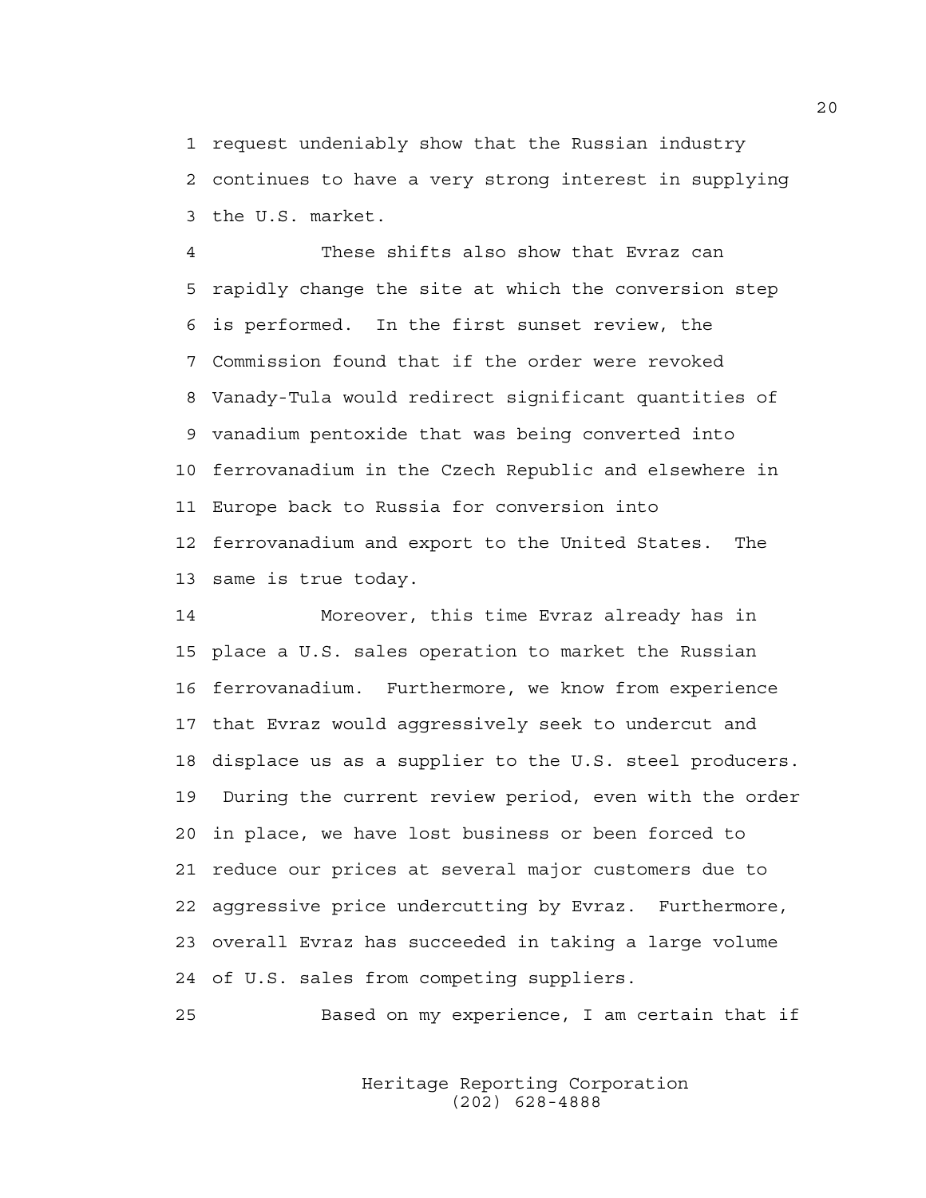request undeniably show that the Russian industry continues to have a very strong interest in supplying the U.S. market.

These shifts also show that Evraz can rapidly change the site at which the conversion step is performed. In the first sunset review, the Commission found that if the order were revoked Vanady-Tula would redirect significant quantities of vanadium pentoxide that was being converted into ferrovanadium in the Czech Republic and elsewhere in Europe back to Russia for conversion into ferrovanadium and export to the United States. The same is true today.

Moreover, this time Evraz already has in place a U.S. sales operation to market the Russian ferrovanadium. Furthermore, we know from experience that Evraz would aggressively seek to undercut and displace us as a supplier to the U.S. steel producers. During the current review period, even with the order in place, we have lost business or been forced to reduce our prices at several major customers due to aggressive price undercutting by Evraz. Furthermore, overall Evraz has succeeded in taking a large volume of U.S. sales from competing suppliers.

Based on my experience, I am certain that if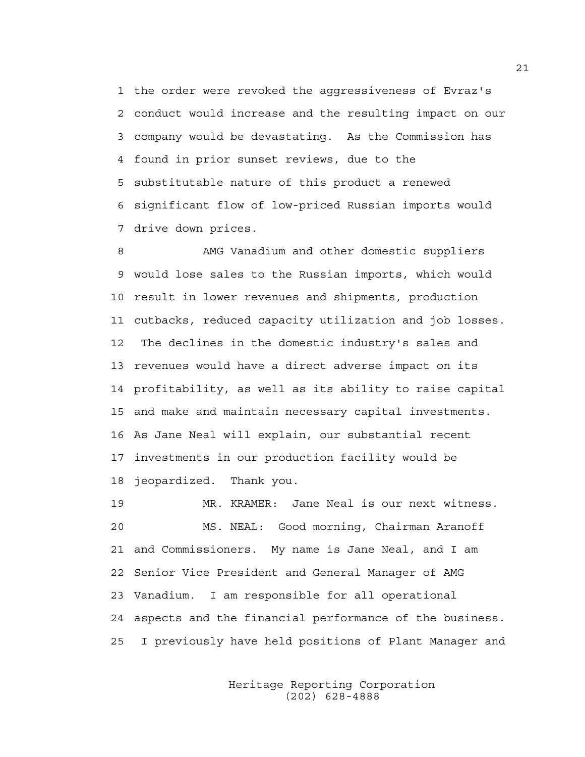the order were revoked the aggressiveness of Evraz's conduct would increase and the resulting impact on our company would be devastating. As the Commission has found in prior sunset reviews, due to the substitutable nature of this product a renewed significant flow of low-priced Russian imports would drive down prices.

AMG Vanadium and other domestic suppliers would lose sales to the Russian imports, which would result in lower revenues and shipments, production cutbacks, reduced capacity utilization and job losses. The declines in the domestic industry's sales and revenues would have a direct adverse impact on its profitability, as well as its ability to raise capital and make and maintain necessary capital investments. As Jane Neal will explain, our substantial recent investments in our production facility would be jeopardized. Thank you.

MR. KRAMER: Jane Neal is our next witness.

MS. NEAL: Good morning, Chairman Aranoff and Commissioners. My name is Jane Neal, and I am Senior Vice President and General Manager of AMG Vanadium. I am responsible for all operational aspects and the financial performance of the business. I previously have held positions of Plant Manager and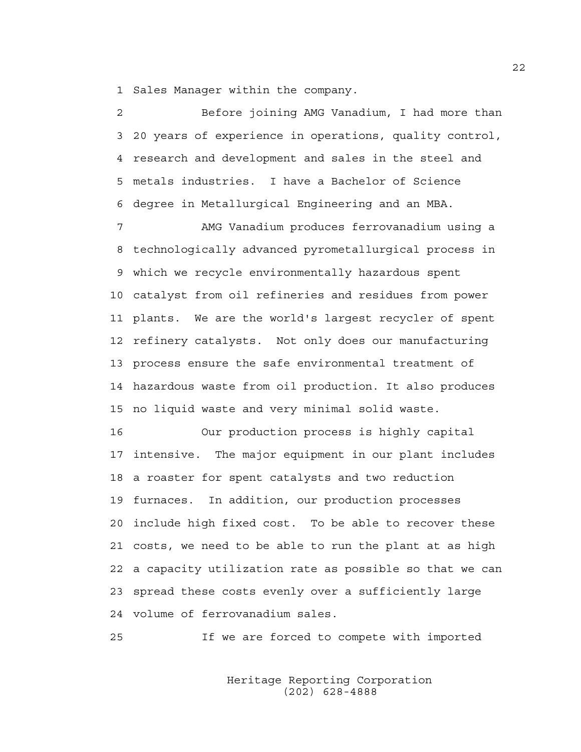Sales Manager within the company.

Before joining AMG Vanadium, I had more than 20 years of experience in operations, quality control, research and development and sales in the steel and metals industries. I have a Bachelor of Science degree in Metallurgical Engineering and an MBA.

AMG Vanadium produces ferrovanadium using a technologically advanced pyrometallurgical process in which we recycle environmentally hazardous spent catalyst from oil refineries and residues from power plants. We are the world's largest recycler of spent refinery catalysts. Not only does our manufacturing process ensure the safe environmental treatment of hazardous waste from oil production. It also produces no liquid waste and very minimal solid waste.

Our production process is highly capital intensive. The major equipment in our plant includes a roaster for spent catalysts and two reduction furnaces. In addition, our production processes include high fixed cost. To be able to recover these costs, we need to be able to run the plant at as high a capacity utilization rate as possible so that we can spread these costs evenly over a sufficiently large volume of ferrovanadium sales.

If we are forced to compete with imported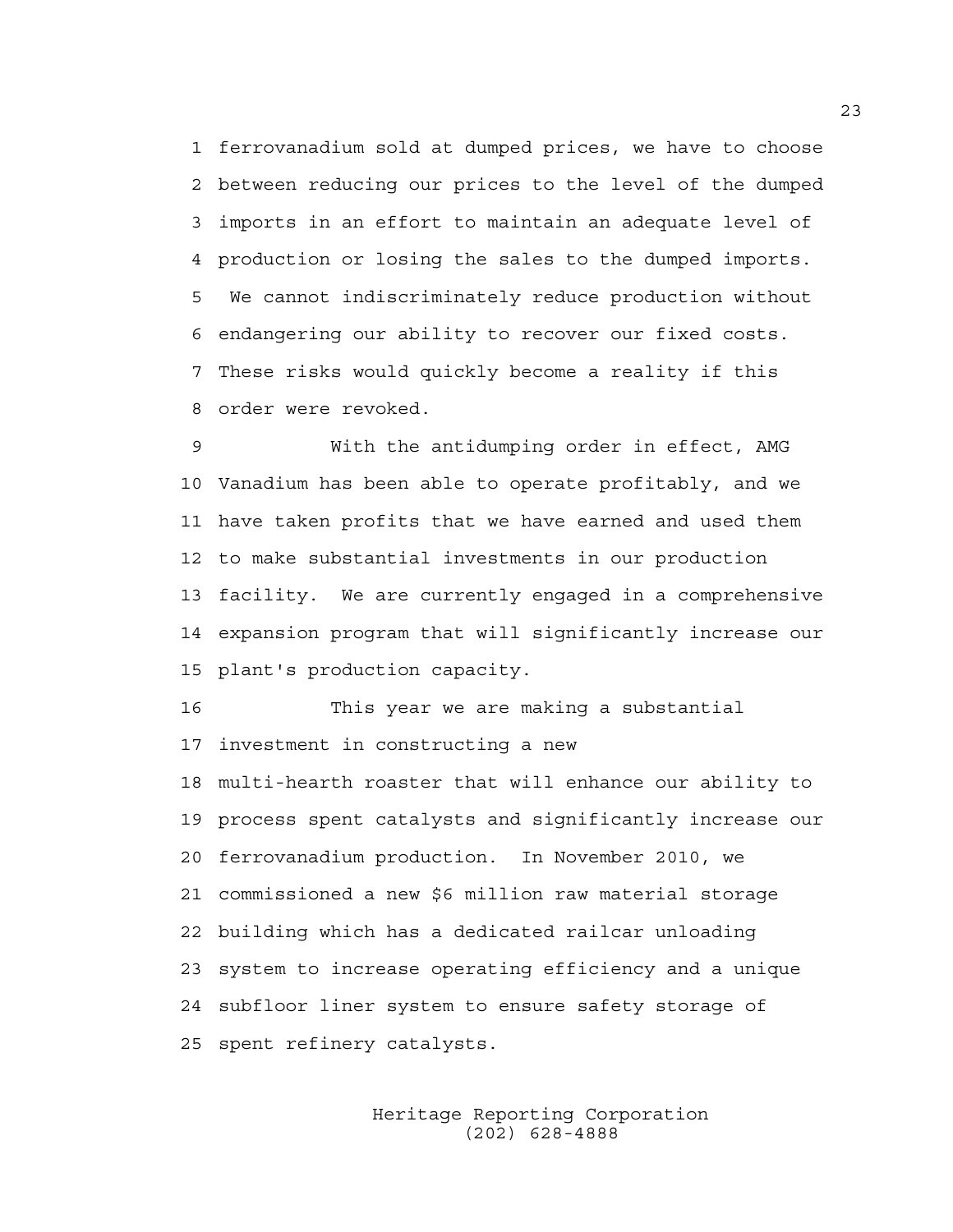ferrovanadium sold at dumped prices, we have to choose between reducing our prices to the level of the dumped imports in an effort to maintain an adequate level of production or losing the sales to the dumped imports. We cannot indiscriminately reduce production without endangering our ability to recover our fixed costs. These risks would quickly become a reality if this order were revoked.

With the antidumping order in effect, AMG Vanadium has been able to operate profitably, and we have taken profits that we have earned and used them to make substantial investments in our production facility. We are currently engaged in a comprehensive expansion program that will significantly increase our plant's production capacity.

This year we are making a substantial investment in constructing a new multi-hearth roaster that will enhance our ability to process spent catalysts and significantly increase our ferrovanadium production. In November 2010, we commissioned a new $6 million raw material storage building which has a dedicated railcar unloading system to increase operating efficiency and a unique subfloor liner system to ensure safety storage of spent refinery catalysts.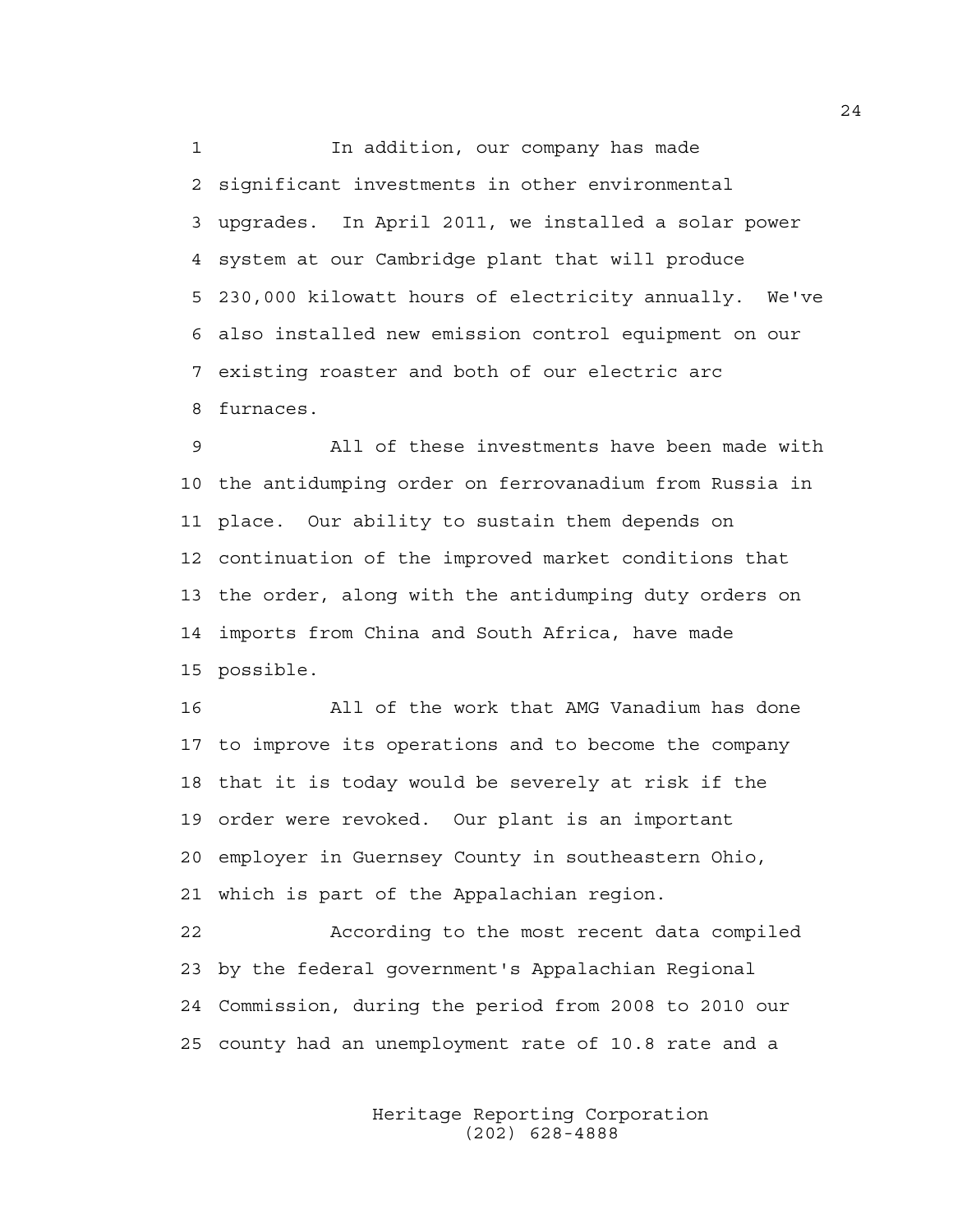In addition, our company has made significant investments in other environmental upgrades. In April 2011, we installed a solar power system at our Cambridge plant that will produce 230,000 kilowatt hours of electricity annually. We've also installed new emission control equipment on our existing roaster and both of our electric arc furnaces.

All of these investments have been made with the antidumping order on ferrovanadium from Russia in place. Our ability to sustain them depends on continuation of the improved market conditions that the order, along with the antidumping duty orders on imports from China and South Africa, have made possible.

All of the work that AMG Vanadium has done to improve its operations and to become the company that it is today would be severely at risk if the order were revoked. Our plant is an important employer in Guernsey County in southeastern Ohio, which is part of the Appalachian region.

According to the most recent data compiled by the federal government's Appalachian Regional Commission, during the period from 2008 to 2010 our county had an unemployment rate of 10.8 rate and a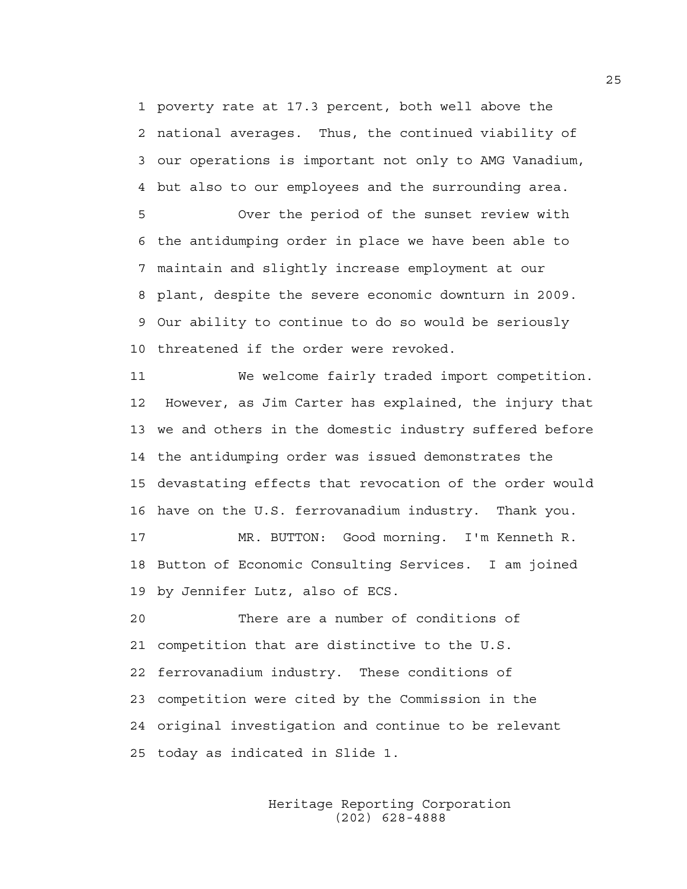1 poverty rate at 17.3 percent, both well above the
2 national averages. Thus, the continued viability of
3 our operations is important not only to AMG Vanadium,
4 but also to our employees and the surrounding area.

5 Over the period of the sunset review with
6 the antidumping order in place we have been able to
7 maintain and slightly increase employment at our
8 plant, despite the severe economic downturn in 2009.
9 Our ability to continue to do so would be seriously
10 threatened if the order were revoked.

11 We welcome fairly traded import competition.
12 However, as Jim Carter has explained, the injury that
13 we and others in the domestic industry suffered before
14 the antidumping order was issued demonstrates the
15 devastating effects that revocation of the order would
16 have on the U.S. ferrovanadium industry. Thank you.

17 MR. BUTTON: Good morning. I'm Kenneth R.
18 Button of Economic Consulting Services. I am joined
19 by Jennifer Lutz, also of ECS.

20 There are a number of conditions of
21 competition that are distinctive to the U.S.
22 ferrovanadium industry. These conditions of
23 competition were cited by the Commission in the
24 original investigation and continue to be relevant
25 today as indicated in Slide 1.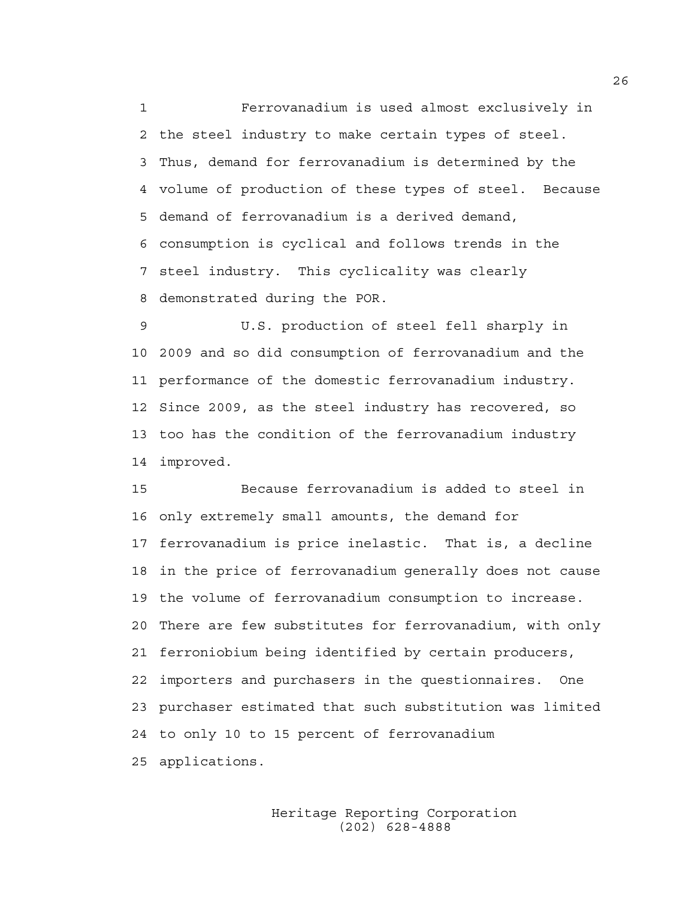Ferrovanadium is used almost exclusively in the steel industry to make certain types of steel. Thus, demand for ferrovanadium is determined by the volume of production of these types of steel. Because demand of ferrovanadium is a derived demand, consumption is cyclical and follows trends in the steel industry. This cyclicality was clearly demonstrated during the POR.

U.S. production of steel fell sharply in 2009 and so did consumption of ferrovanadium and the performance of the domestic ferrovanadium industry. Since 2009, as the steel industry has recovered, so too has the condition of the ferrovanadium industry improved.

Because ferrovanadium is added to steel in only extremely small amounts, the demand for ferrovanadium is price inelastic. That is, a decline in the price of ferrovanadium generally does not cause the volume of ferrovanadium consumption to increase. There are few substitutes for ferrovanadium, with only ferroniobium being identified by certain producers, importers and purchasers in the questionnaires. One purchaser estimated that such substitution was limited to only 10 to 15 percent of ferrovanadium applications.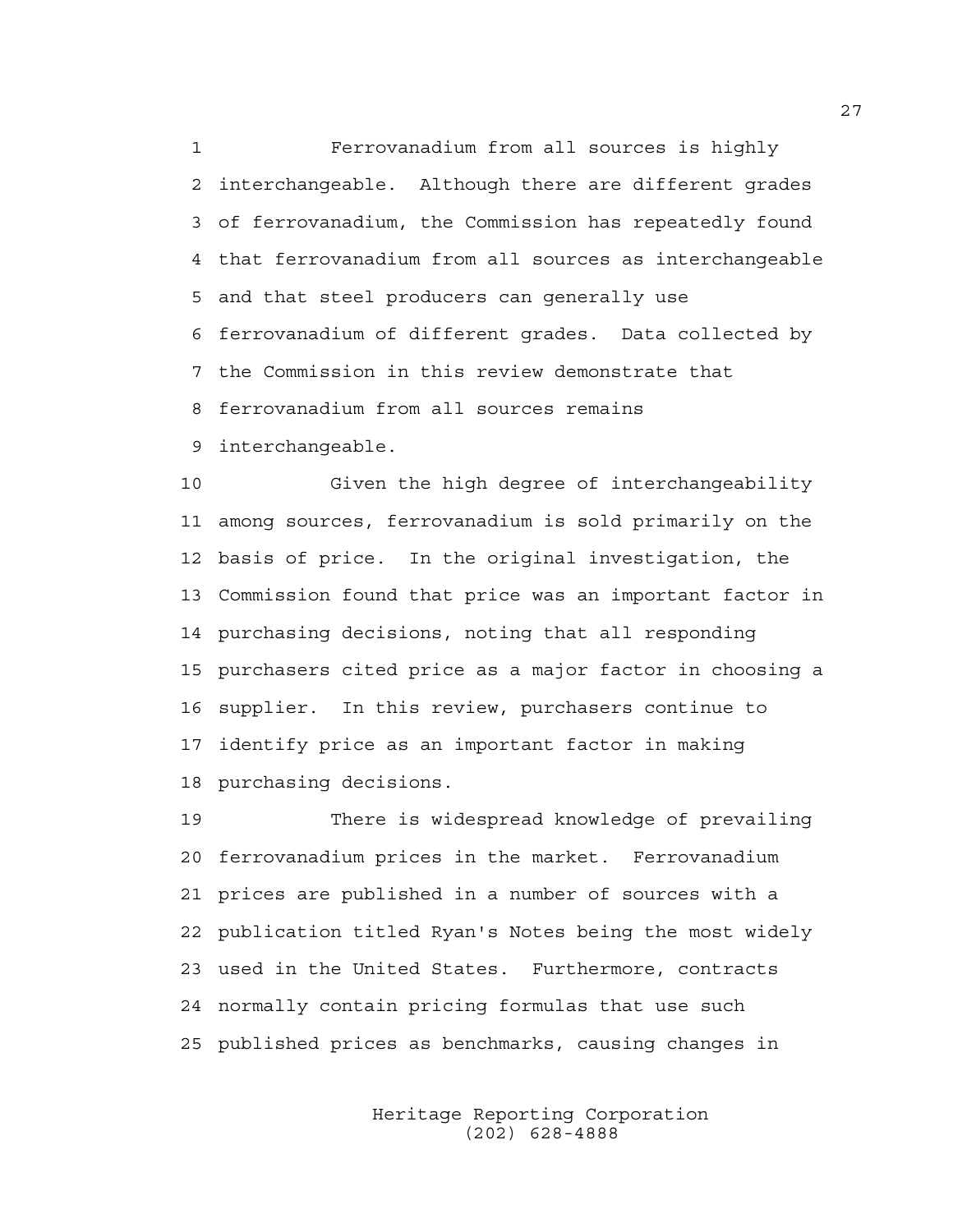Ferrovanadium from all sources is highly interchangeable. Although there are different grades of ferrovanadium, the Commission has repeatedly found that ferrovanadium from all sources as interchangeable and that steel producers can generally use ferrovanadium of different grades. Data collected by the Commission in this review demonstrate that ferrovanadium from all sources remains interchangeable.

Given the high degree of interchangeability among sources, ferrovanadium is sold primarily on the basis of price. In the original investigation, the Commission found that price was an important factor in purchasing decisions, noting that all responding purchasers cited price as a major factor in choosing a supplier. In this review, purchasers continue to identify price as an important factor in making purchasing decisions.

There is widespread knowledge of prevailing ferrovanadium prices in the market. Ferrovanadium prices are published in a number of sources with a publication titled Ryan's Notes being the most widely used in the United States. Furthermore, contracts normally contain pricing formulas that use such published prices as benchmarks, causing changes in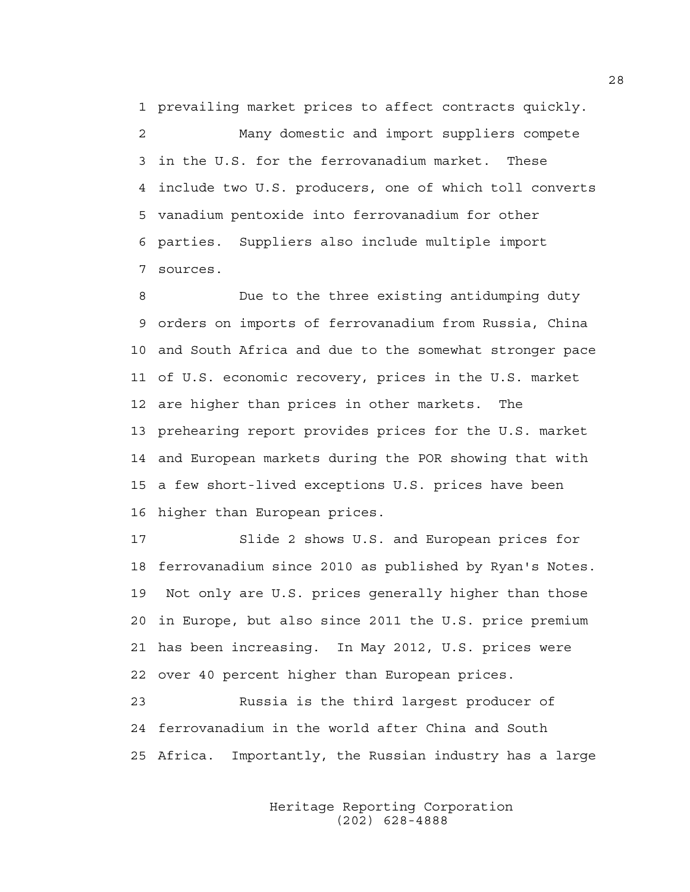prevailing market prices to affect contracts quickly.

Many domestic and import suppliers compete in the U.S. for the ferrovanadium market. These include two U.S. producers, one of which toll converts vanadium pentoxide into ferrovanadium for other parties. Suppliers also include multiple import sources.

Due to the three existing antidumping duty orders on imports of ferrovanadium from Russia, China and South Africa and due to the somewhat stronger pace of U.S. economic recovery, prices in the U.S. market are higher than prices in other markets. The prehearing report provides prices for the U.S. market and European markets during the POR showing that with a few short-lived exceptions U.S. prices have been higher than European prices.

Slide 2 shows U.S. and European prices for ferrovanadium since 2010 as published by Ryan's Notes. Not only are U.S. prices generally higher than those in Europe, but also since 2011 the U.S. price premium has been increasing. In May 2012, U.S. prices were over 40 percent higher than European prices.

Russia is the third largest producer of ferrovanadium in the world after China and South Africa. Importantly, the Russian industry has a large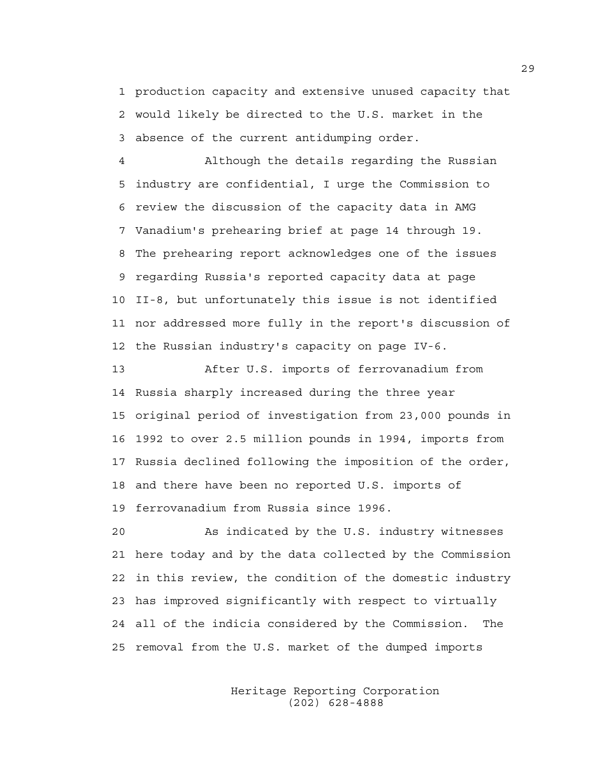production capacity and extensive unused capacity that would likely be directed to the U.S. market in the absence of the current antidumping order.

Although the details regarding the Russian industry are confidential, I urge the Commission to review the discussion of the capacity data in AMG Vanadium's prehearing brief at page 14 through 19. The prehearing report acknowledges one of the issues regarding Russia's reported capacity data at page II-8, but unfortunately this issue is not identified nor addressed more fully in the report's discussion of the Russian industry's capacity on page IV-6.

After U.S. imports of ferrovanadium from Russia sharply increased during the three year original period of investigation from 23,000 pounds in 1992 to over 2.5 million pounds in 1994, imports from Russia declined following the imposition of the order, and there have been no reported U.S. imports of ferrovanadium from Russia since 1996.

As indicated by the U.S. industry witnesses here today and by the data collected by the Commission in this review, the condition of the domestic industry has improved significantly with respect to virtually all of the indicia considered by the Commission. The removal from the U.S. market of the dumped imports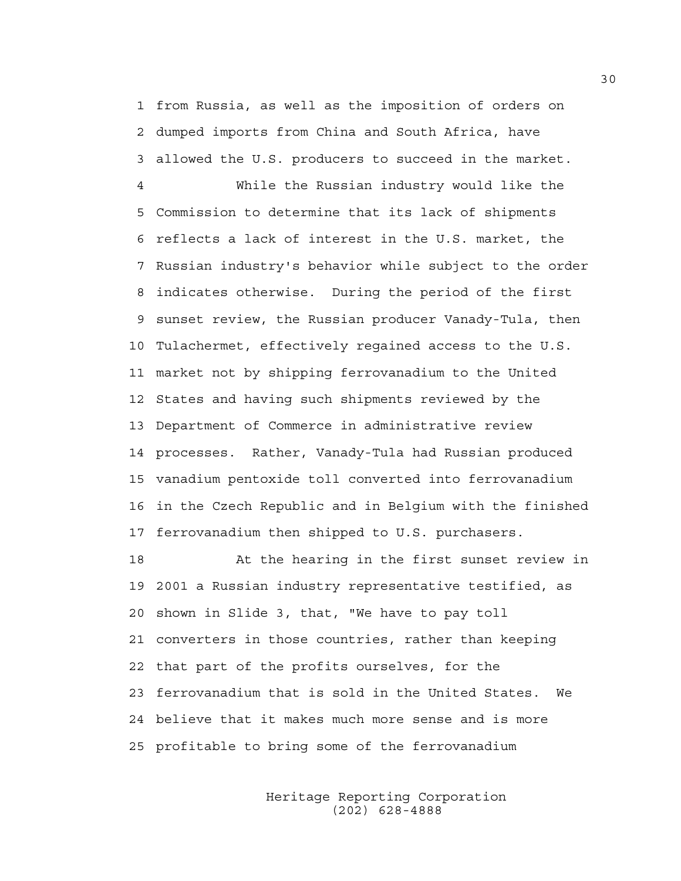from Russia, as well as the imposition of orders on dumped imports from China and South Africa, have allowed the U.S. producers to succeed in the market.

While the Russian industry would like the Commission to determine that its lack of shipments reflects a lack of interest in the U.S. market, the Russian industry's behavior while subject to the order indicates otherwise. During the period of the first sunset review, the Russian producer Vanady-Tula, then Tulachermet, effectively regained access to the U.S. market not by shipping ferrovanadium to the United States and having such shipments reviewed by the Department of Commerce in administrative review processes. Rather, Vanady-Tula had Russian produced vanadium pentoxide toll converted into ferrovanadium in the Czech Republic and in Belgium with the finished ferrovanadium then shipped to U.S. purchasers.

At the hearing in the first sunset review in 2001 a Russian industry representative testified, as shown in Slide 3, that, "We have to pay toll converters in those countries, rather than keeping that part of the profits ourselves, for the ferrovanadium that is sold in the United States. We believe that it makes much more sense and is more profitable to bring some of the ferrovanadium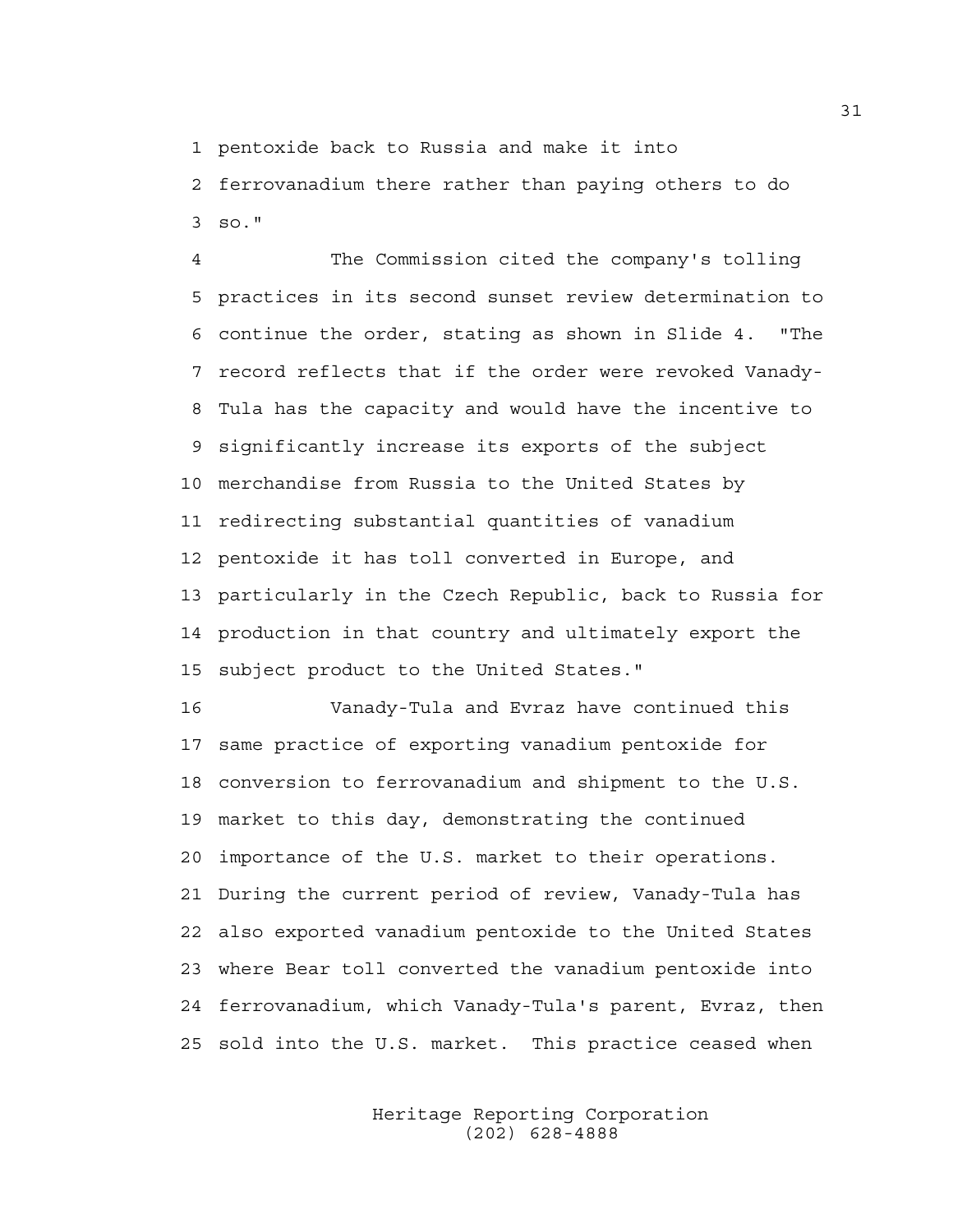pentoxide back to Russia and make it into ferrovanadium there rather than paying others to do so."

The Commission cited the company's tolling practices in its second sunset review determination to continue the order, stating as shown in Slide 4. "The record reflects that if the order were revoked Vanady-Tula has the capacity and would have the incentive to significantly increase its exports of the subject merchandise from Russia to the United States by redirecting substantial quantities of vanadium pentoxide it has toll converted in Europe, and particularly in the Czech Republic, back to Russia for production in that country and ultimately export the subject product to the United States."

Vanady-Tula and Evraz have continued this same practice of exporting vanadium pentoxide for conversion to ferrovanadium and shipment to the U.S. market to this day, demonstrating the continued importance of the U.S. market to their operations. During the current period of review, Vanady-Tula has also exported vanadium pentoxide to the United States where Bear toll converted the vanadium pentoxide into ferrovanadium, which Vanady-Tula's parent, Evraz, then sold into the U.S. market. This practice ceased when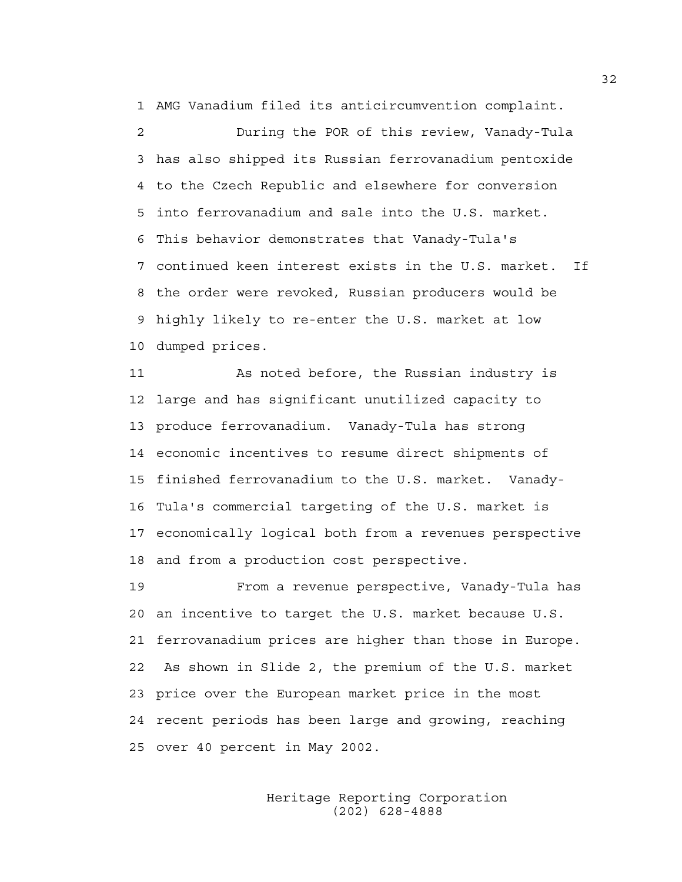AMG Vanadium filed its anticircumvention complaint.

During the POR of this review, Vanady-Tula has also shipped its Russian ferrovanadium pentoxide to the Czech Republic and elsewhere for conversion into ferrovanadium and sale into the U.S. market. This behavior demonstrates that Vanady-Tula's continued keen interest exists in the U.S. market. If the order were revoked, Russian producers would be highly likely to re-enter the U.S. market at low dumped prices.

As noted before, the Russian industry is large and has significant unutilized capacity to produce ferrovanadium. Vanady-Tula has strong economic incentives to resume direct shipments of finished ferrovanadium to the U.S. market. Vanady-Tula's commercial targeting of the U.S. market is economically logical both from a revenues perspective and from a production cost perspective.

From a revenue perspective, Vanady-Tula has an incentive to target the U.S. market because U.S. ferrovanadium prices are higher than those in Europe. As shown in Slide 2, the premium of the U.S. market price over the European market price in the most recent periods has been large and growing, reaching over 40 percent in May 2002.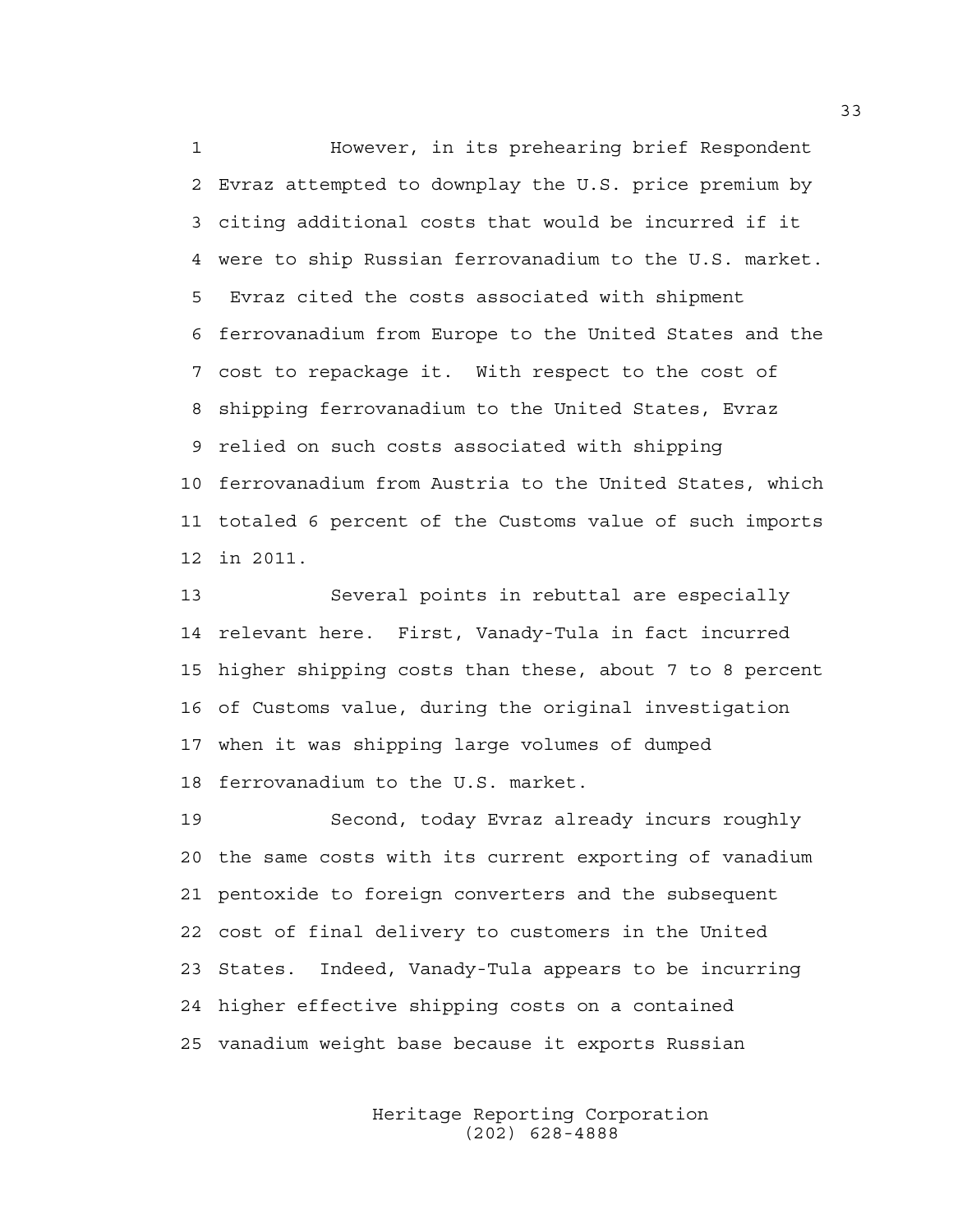However, in its prehearing brief Respondent Evraz attempted to downplay the U.S. price premium by citing additional costs that would be incurred if it were to ship Russian ferrovanadium to the U.S. market. Evraz cited the costs associated with shipment ferrovanadium from Europe to the United States and the cost to repackage it. With respect to the cost of shipping ferrovanadium to the United States, Evraz relied on such costs associated with shipping ferrovanadium from Austria to the United States, which totaled 6 percent of the Customs value of such imports in 2011.

Several points in rebuttal are especially relevant here. First, Vanady-Tula in fact incurred higher shipping costs than these, about 7 to 8 percent of Customs value, during the original investigation when it was shipping large volumes of dumped ferrovanadium to the U.S. market.

Second, today Evraz already incurs roughly the same costs with its current exporting of vanadium pentoxide to foreign converters and the subsequent cost of final delivery to customers in the United States. Indeed, Vanady-Tula appears to be incurring higher effective shipping costs on a contained vanadium weight base because it exports Russian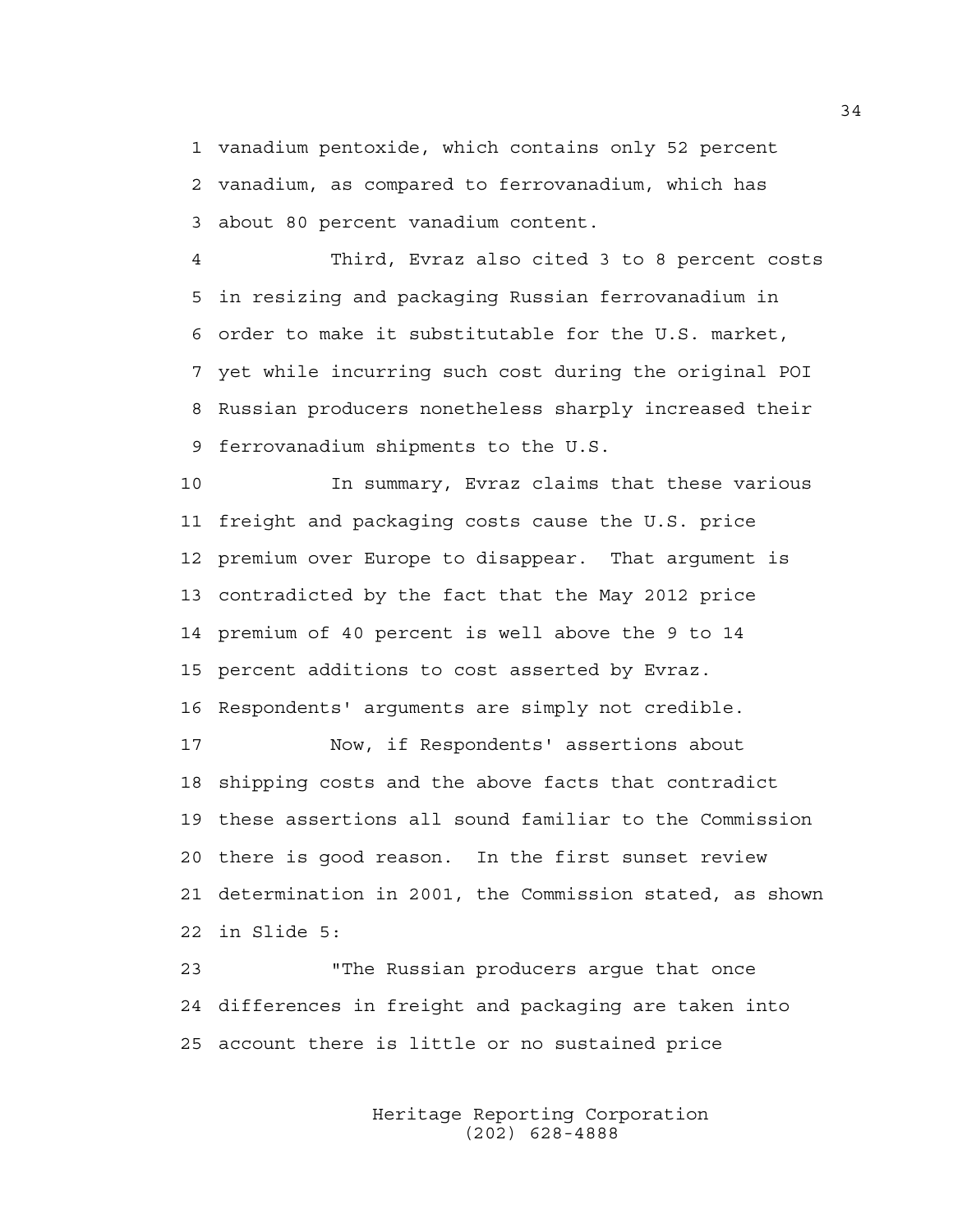1 vanadium pentoxide, which contains only 52 percent
2 vanadium, as compared to ferrovanadium, which has
3 about 80 percent vanadium content.

4 Third, Evraz also cited 3 to 8 percent costs
5 in resizing and packaging Russian ferrovanadium in
6 order to make it substitutable for the U.S. market,
7 yet while incurring such cost during the original POI
8 Russian producers nonetheless sharply increased their
9 ferrovanadium shipments to the U.S.

10 In summary, Evraz claims that these various
11 freight and packaging costs cause the U.S. price
12 premium over Europe to disappear. That argument is
13 contradicted by the fact that the May 2012 price
14 premium of 40 percent is well above the 9 to 14
15 percent additions to cost asserted by Evraz.
16 Respondents' arguments are simply not credible.

17 Now, if Respondents' assertions about
18 shipping costs and the above facts that contradict
19 these assertions all sound familiar to the Commission
20 there is good reason. In the first sunset review
21 determination in 2001, the Commission stated, as shown
22 in Slide 5:

23 "The Russian producers argue that once
24 differences in freight and packaging are taken into
25 account there is little or no sustained price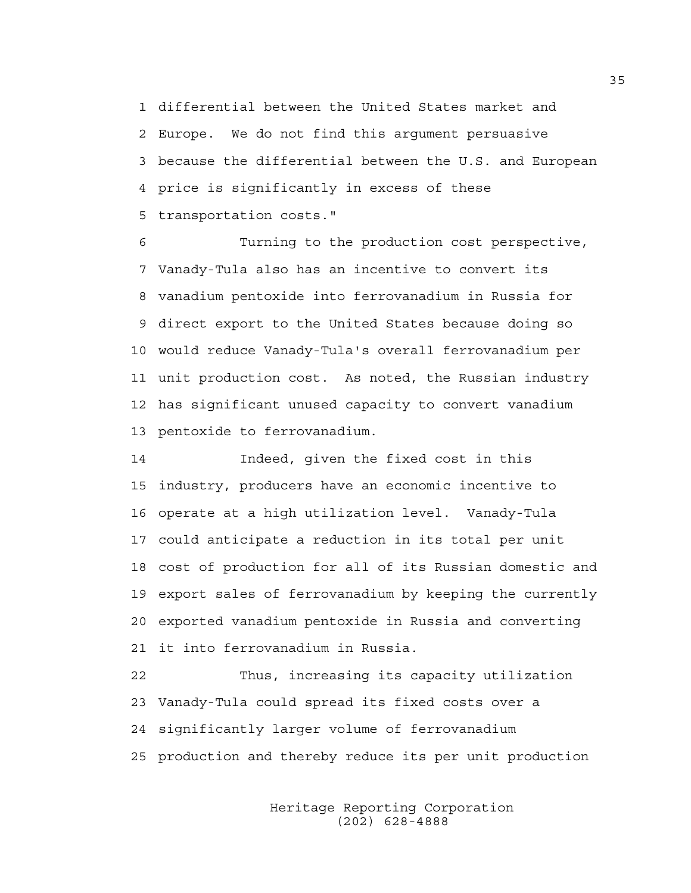differential between the United States market and Europe. We do not find this argument persuasive because the differential between the U.S. and European price is significantly in excess of these transportation costs."

Turning to the production cost perspective, Vanady-Tula also has an incentive to convert its vanadium pentoxide into ferrovanadium in Russia for direct export to the United States because doing so would reduce Vanady-Tula's overall ferrovanadium per unit production cost. As noted, the Russian industry has significant unused capacity to convert vanadium pentoxide to ferrovanadium.

Indeed, given the fixed cost in this industry, producers have an economic incentive to operate at a high utilization level. Vanady-Tula could anticipate a reduction in its total per unit cost of production for all of its Russian domestic and export sales of ferrovanadium by keeping the currently exported vanadium pentoxide in Russia and converting it into ferrovanadium in Russia.

Thus, increasing its capacity utilization Vanady-Tula could spread its fixed costs over a significantly larger volume of ferrovanadium production and thereby reduce its per unit production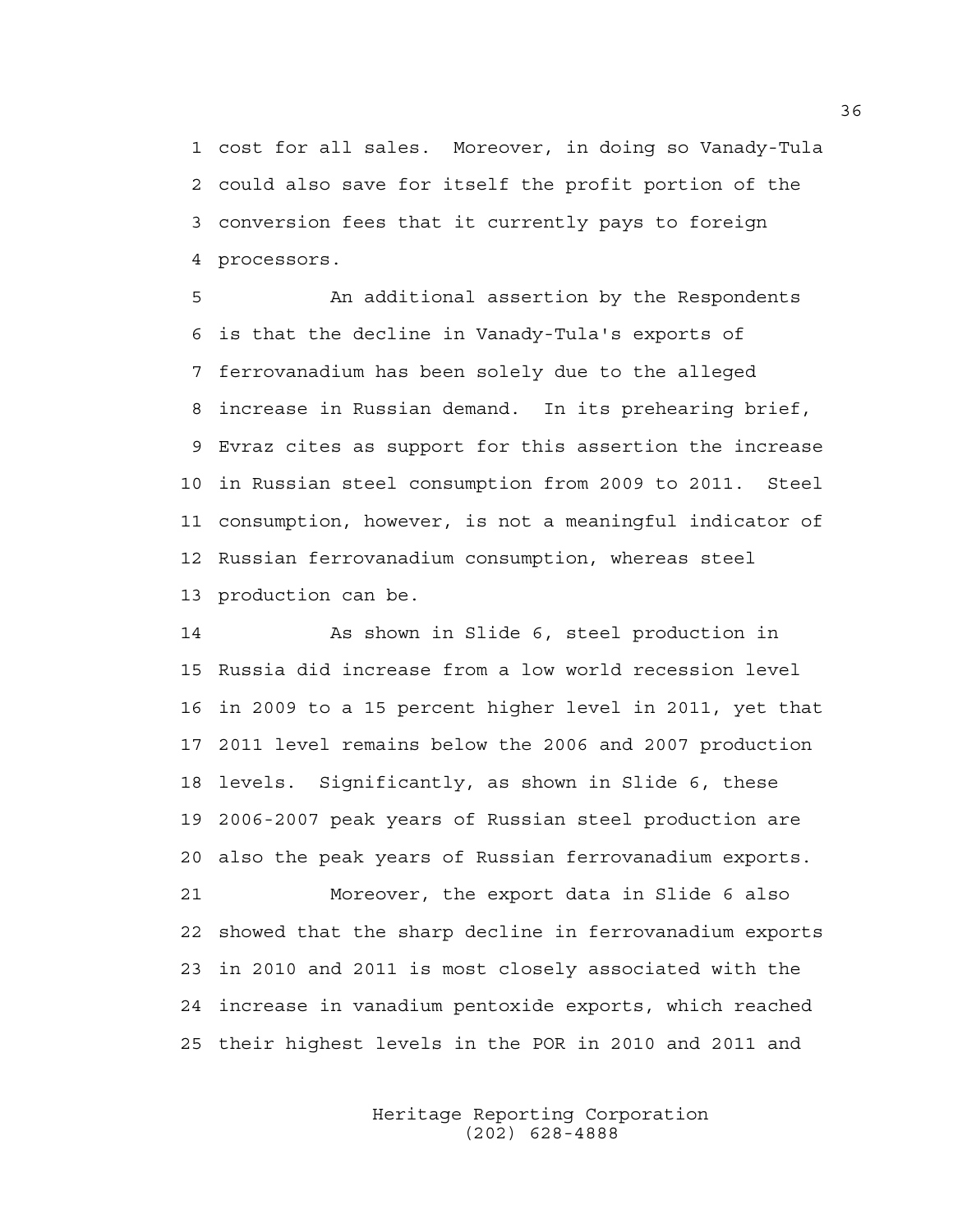cost for all sales. Moreover, in doing so Vanady-Tula could also save for itself the profit portion of the conversion fees that it currently pays to foreign processors.

An additional assertion by the Respondents is that the decline in Vanady-Tula's exports of ferrovanadium has been solely due to the alleged increase in Russian demand. In its prehearing brief, Evraz cites as support for this assertion the increase in Russian steel consumption from 2009 to 2011. Steel consumption, however, is not a meaningful indicator of Russian ferrovanadium consumption, whereas steel production can be.

As shown in Slide 6, steel production in Russia did increase from a low world recession level in 2009 to a 15 percent higher level in 2011, yet that 2011 level remains below the 2006 and 2007 production levels. Significantly, as shown in Slide 6, these 2006-2007 peak years of Russian steel production are also the peak years of Russian ferrovanadium exports.

Moreover, the export data in Slide 6 also showed that the sharp decline in ferrovanadium exports in 2010 and 2011 is most closely associated with the increase in vanadium pentoxide exports, which reached their highest levels in the POR in 2010 and 2011 and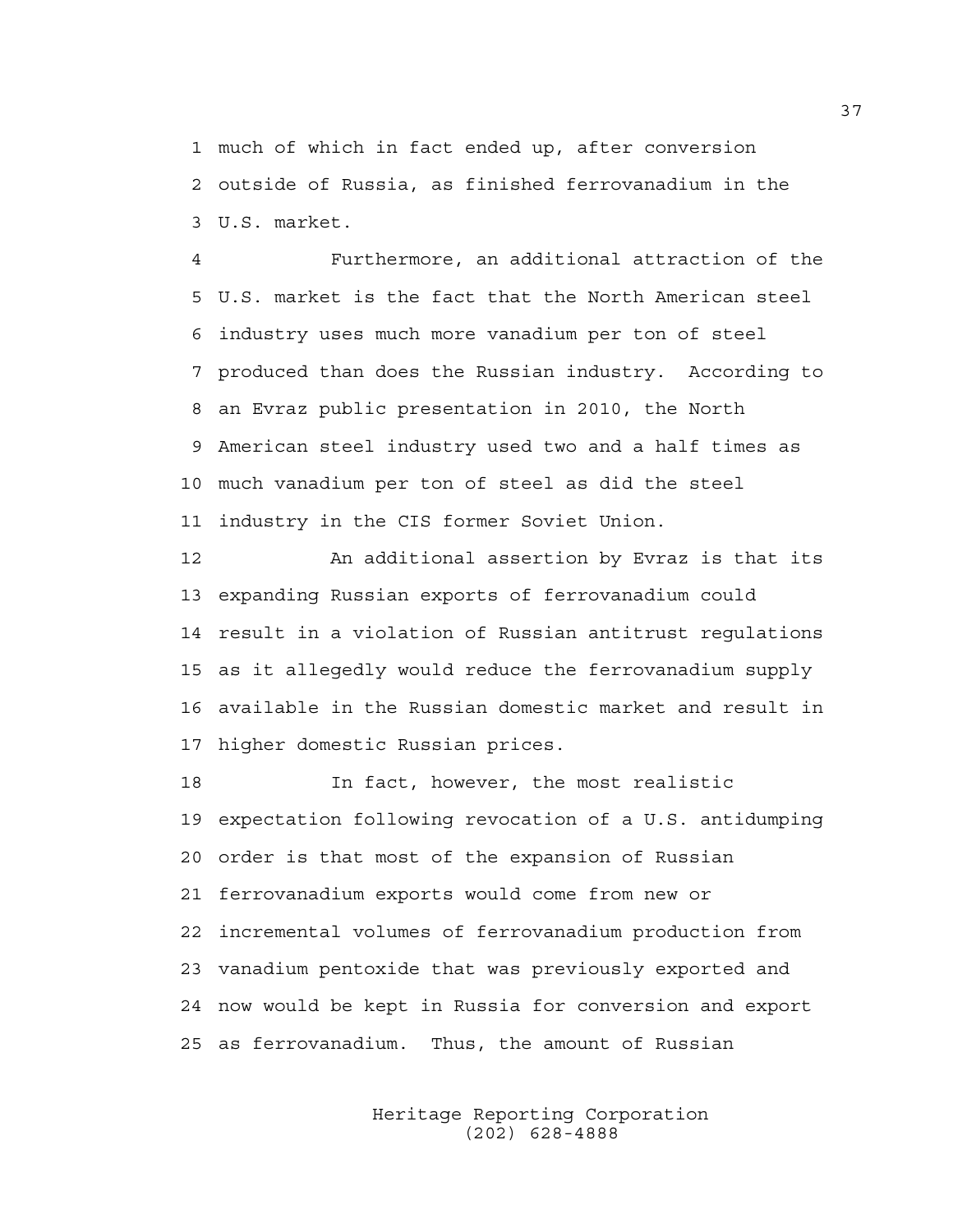much of which in fact ended up, after conversion outside of Russia, as finished ferrovanadium in the U.S. market.

Furthermore, an additional attraction of the U.S. market is the fact that the North American steel industry uses much more vanadium per ton of steel produced than does the Russian industry. According to an Evraz public presentation in 2010, the North American steel industry used two and a half times as much vanadium per ton of steel as did the steel industry in the CIS former Soviet Union.

An additional assertion by Evraz is that its expanding Russian exports of ferrovanadium could result in a violation of Russian antitrust regulations as it allegedly would reduce the ferrovanadium supply available in the Russian domestic market and result in higher domestic Russian prices.

In fact, however, the most realistic expectation following revocation of a U.S. antidumping order is that most of the expansion of Russian ferrovanadium exports would come from new or incremental volumes of ferrovanadium production from vanadium pentoxide that was previously exported and now would be kept in Russia for conversion and export as ferrovanadium. Thus, the amount of Russian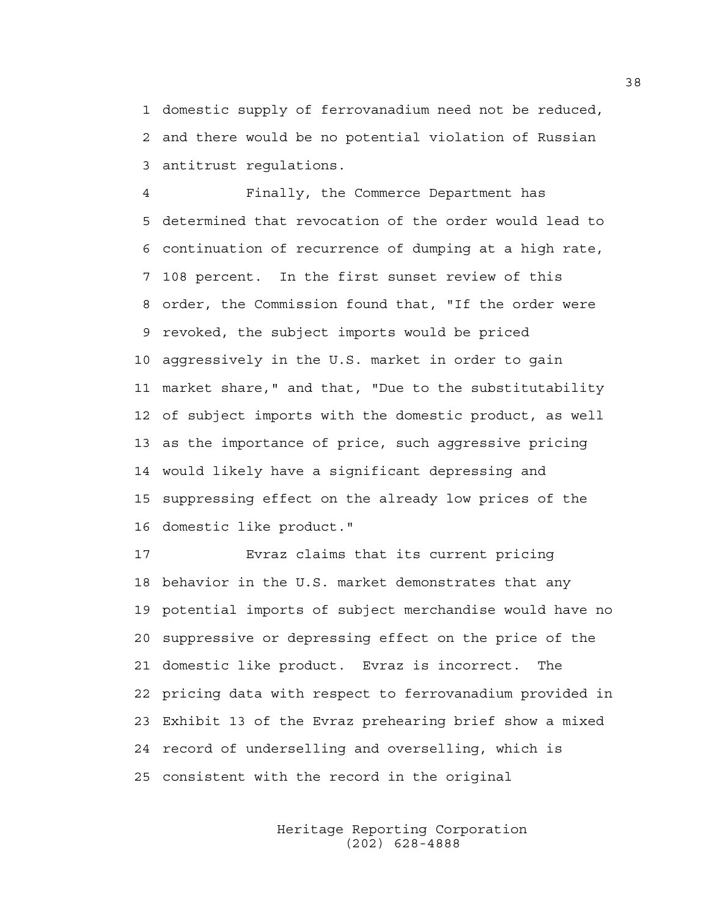domestic supply of ferrovanadium need not be reduced, and there would be no potential violation of Russian antitrust regulations.

Finally, the Commerce Department has determined that revocation of the order would lead to continuation of recurrence of dumping at a high rate, 108 percent. In the first sunset review of this order, the Commission found that, "If the order were revoked, the subject imports would be priced aggressively in the U.S. market in order to gain market share," and that, "Due to the substitutability of subject imports with the domestic product, as well as the importance of price, such aggressive pricing would likely have a significant depressing and suppressing effect on the already low prices of the domestic like product."

Evraz claims that its current pricing behavior in the U.S. market demonstrates that any potential imports of subject merchandise would have no suppressive or depressing effect on the price of the domestic like product. Evraz is incorrect. The pricing data with respect to ferrovanadium provided in Exhibit 13 of the Evraz prehearing brief show a mixed record of underselling and overselling, which is consistent with the record in the original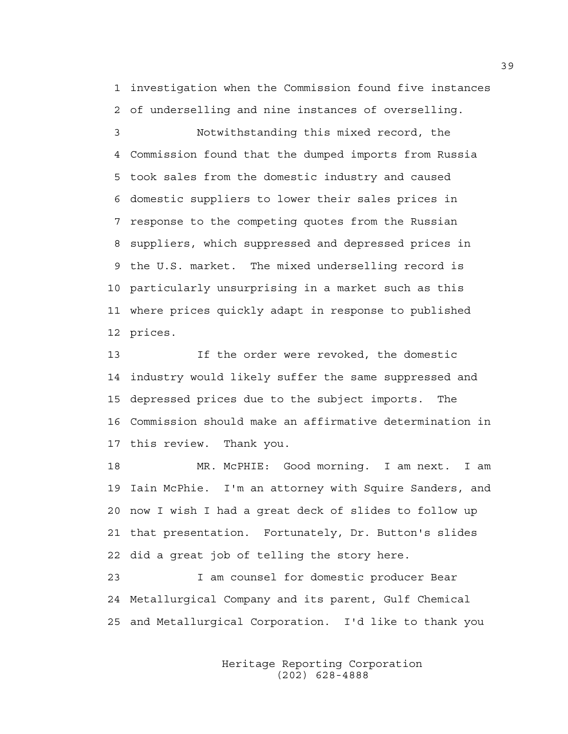investigation when the Commission found five instances of underselling and nine instances of overselling.

Notwithstanding this mixed record, the Commission found that the dumped imports from Russia took sales from the domestic industry and caused domestic suppliers to lower their sales prices in response to the competing quotes from the Russian suppliers, which suppressed and depressed prices in the U.S. market. The mixed underselling record is particularly unsurprising in a market such as this where prices quickly adapt in response to published prices.

If the order were revoked, the domestic industry would likely suffer the same suppressed and depressed prices due to the subject imports. The Commission should make an affirmative determination in this review. Thank you.

MR. McPHIE: Good morning. I am next. I am Iain McPhie. I'm an attorney with Squire Sanders, and now I wish I had a great deck of slides to follow up that presentation. Fortunately, Dr. Button's slides did a great job of telling the story here.

I am counsel for domestic producer Bear Metallurgical Company and its parent, Gulf Chemical and Metallurgical Corporation. I'd like to thank you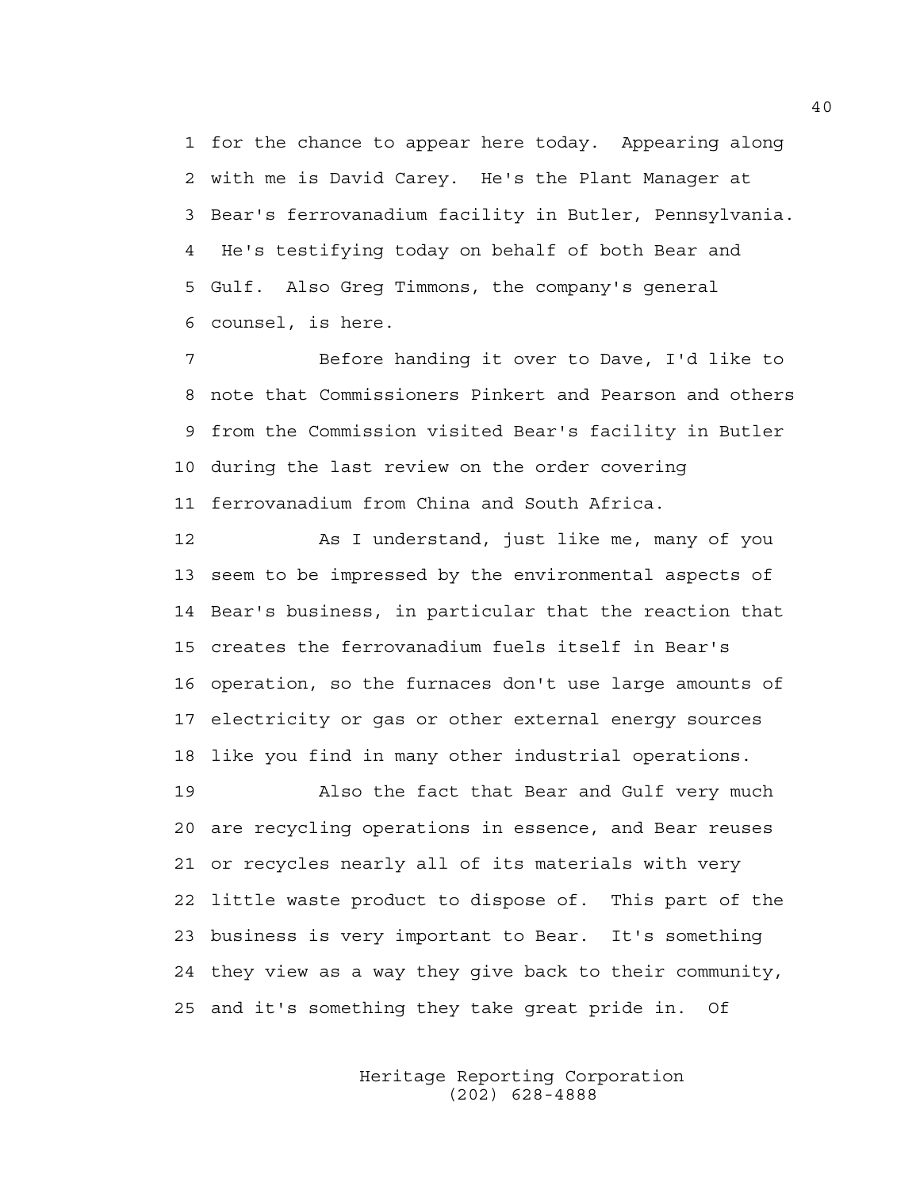for the chance to appear here today. Appearing along with me is David Carey. He's the Plant Manager at Bear's ferrovanadium facility in Butler, Pennsylvania. He's testifying today on behalf of both Bear and Gulf. Also Greg Timmons, the company's general counsel, is here.

Before handing it over to Dave, I'd like to note that Commissioners Pinkert and Pearson and others from the Commission visited Bear's facility in Butler during the last review on the order covering ferrovanadium from China and South Africa.

As I understand, just like me, many of you seem to be impressed by the environmental aspects of Bear's business, in particular that the reaction that creates the ferrovanadium fuels itself in Bear's operation, so the furnaces don't use large amounts of electricity or gas or other external energy sources like you find in many other industrial operations.

Also the fact that Bear and Gulf very much are recycling operations in essence, and Bear reuses or recycles nearly all of its materials with very little waste product to dispose of. This part of the business is very important to Bear. It's something they view as a way they give back to their community, and it's something they take great pride in. Of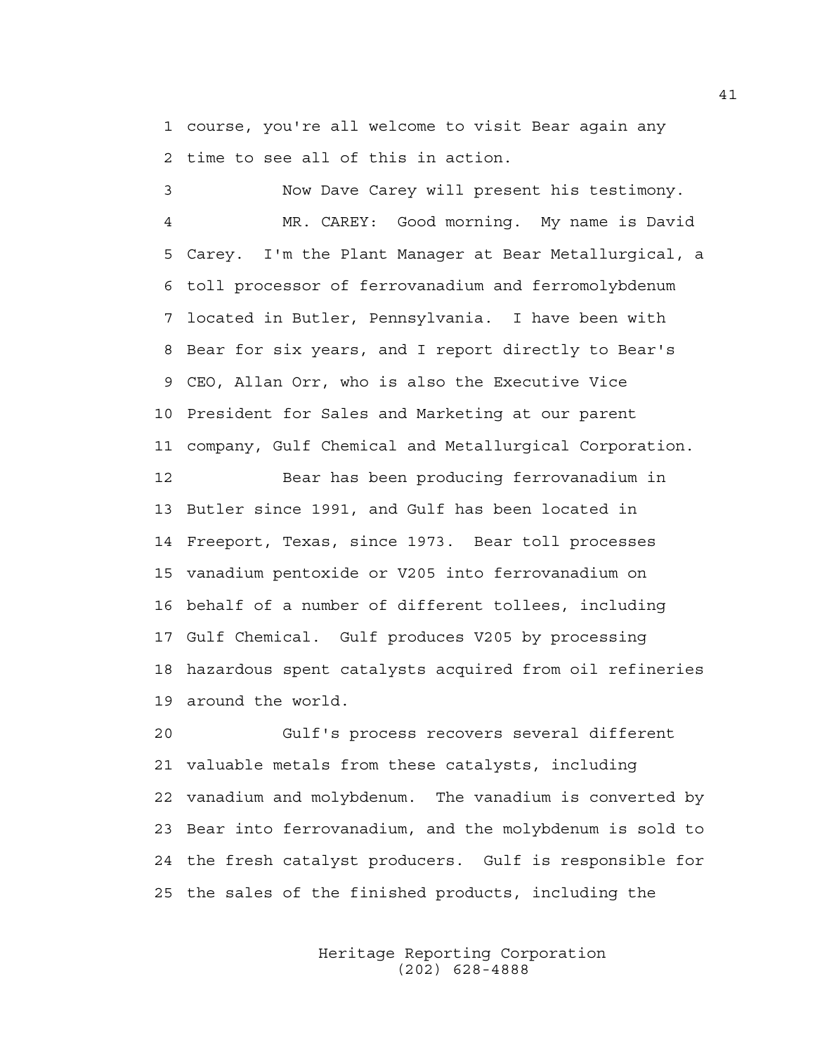course, you're all welcome to visit Bear again any time to see all of this in action.

Now Dave Carey will present his testimony.

MR. CAREY: Good morning. My name is David Carey. I'm the Plant Manager at Bear Metallurgical, a toll processor of ferrovanadium and ferromolybdenum located in Butler, Pennsylvania. I have been with Bear for six years, and I report directly to Bear's CEO, Allan Orr, who is also the Executive Vice President for Sales and Marketing at our parent company, Gulf Chemical and Metallurgical Corporation.

Bear has been producing ferrovanadium in Butler since 1991, and Gulf has been located in Freeport, Texas, since 1973. Bear toll processes vanadium pentoxide or V205 into ferrovanadium on behalf of a number of different tollees, including Gulf Chemical. Gulf produces V205 by processing hazardous spent catalysts acquired from oil refineries around the world.

Gulf's process recovers several different valuable metals from these catalysts, including vanadium and molybdenum. The vanadium is converted by Bear into ferrovanadium, and the molybdenum is sold to the fresh catalyst producers. Gulf is responsible for the sales of the finished products, including the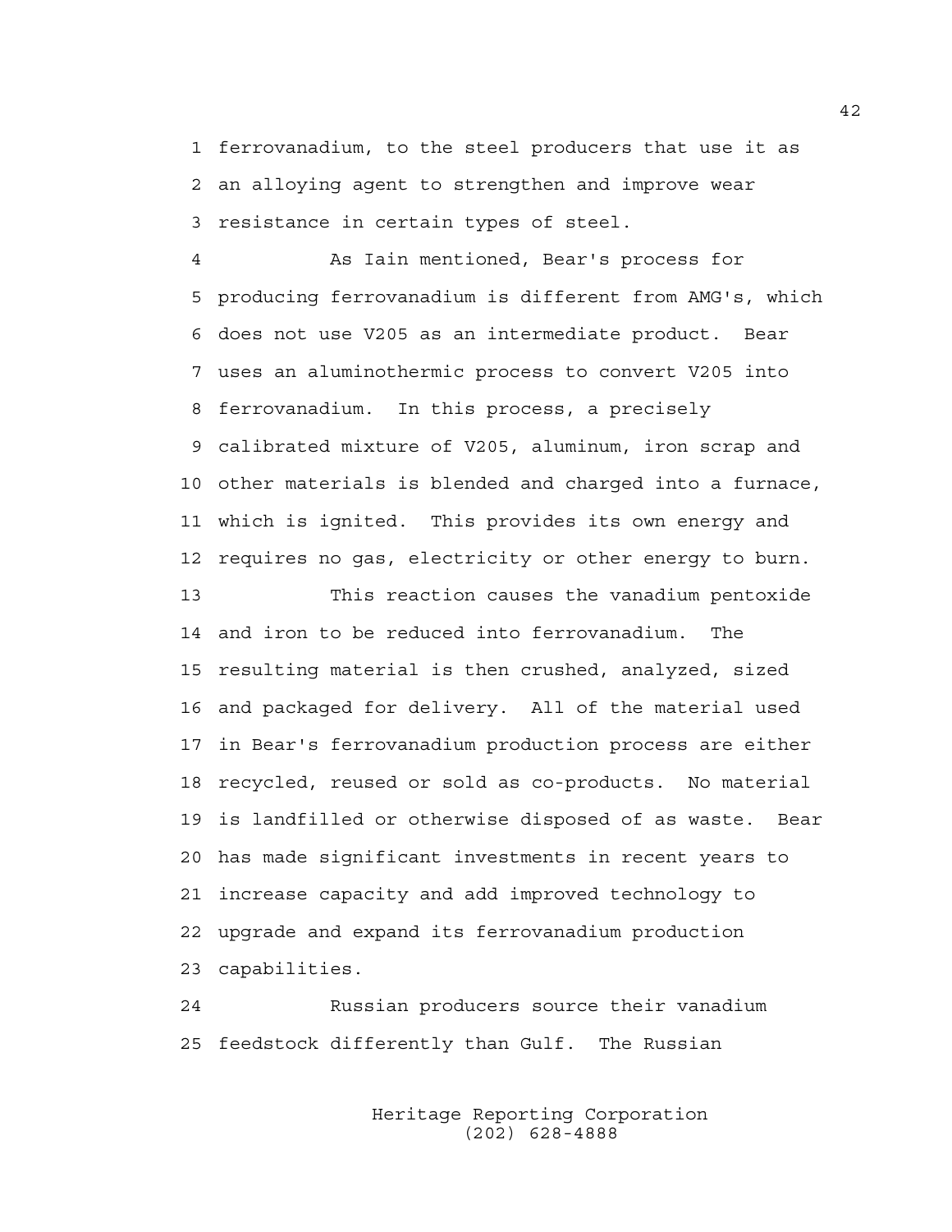ferrovanadium, to the steel producers that use it as an alloying agent to strengthen and improve wear resistance in certain types of steel.

As Iain mentioned, Bear's process for producing ferrovanadium is different from AMG's, which does not use V205 as an intermediate product. Bear uses an aluminothermic process to convert V205 into ferrovanadium. In this process, a precisely calibrated mixture of V205, aluminum, iron scrap and other materials is blended and charged into a furnace, which is ignited. This provides its own energy and requires no gas, electricity or other energy to burn.

This reaction causes the vanadium pentoxide and iron to be reduced into ferrovanadium. The resulting material is then crushed, analyzed, sized and packaged for delivery. All of the material used in Bear's ferrovanadium production process are either recycled, reused or sold as co-products. No material is landfilled or otherwise disposed of as waste. Bear has made significant investments in recent years to increase capacity and add improved technology to upgrade and expand its ferrovanadium production capabilities.

Russian producers source their vanadium feedstock differently than Gulf. The Russian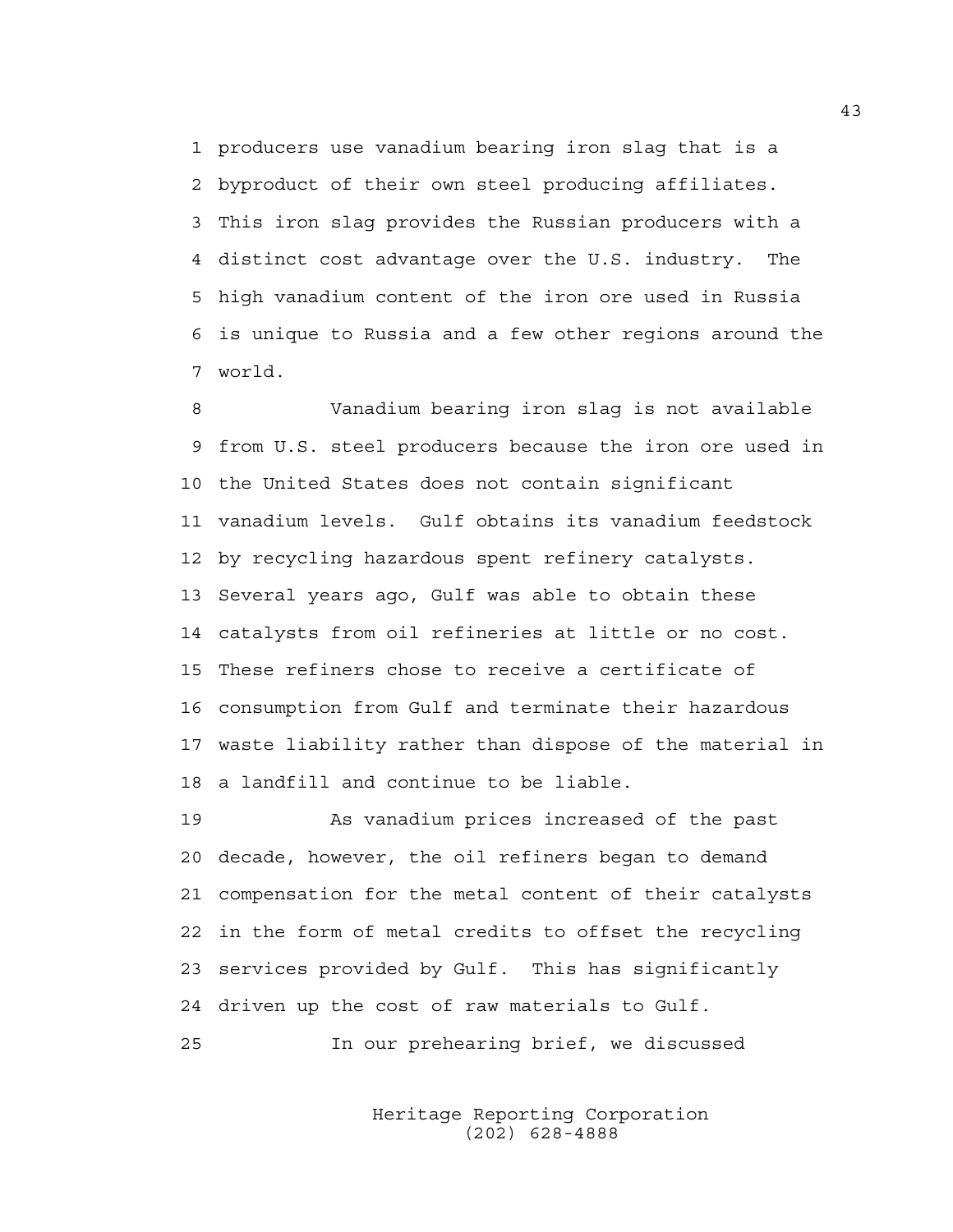producers use vanadium bearing iron slag that is a byproduct of their own steel producing affiliates. This iron slag provides the Russian producers with a distinct cost advantage over the U.S. industry. The high vanadium content of the iron ore used in Russia is unique to Russia and a few other regions around the world.

Vanadium bearing iron slag is not available from U.S. steel producers because the iron ore used in the United States does not contain significant vanadium levels. Gulf obtains its vanadium feedstock by recycling hazardous spent refinery catalysts. Several years ago, Gulf was able to obtain these catalysts from oil refineries at little or no cost. These refiners chose to receive a certificate of consumption from Gulf and terminate their hazardous waste liability rather than dispose of the material in a landfill and continue to be liable.

As vanadium prices increased of the past decade, however, the oil refiners began to demand compensation for the metal content of their catalysts in the form of metal credits to offset the recycling services provided by Gulf. This has significantly driven up the cost of raw materials to Gulf.

In our prehearing brief, we discussed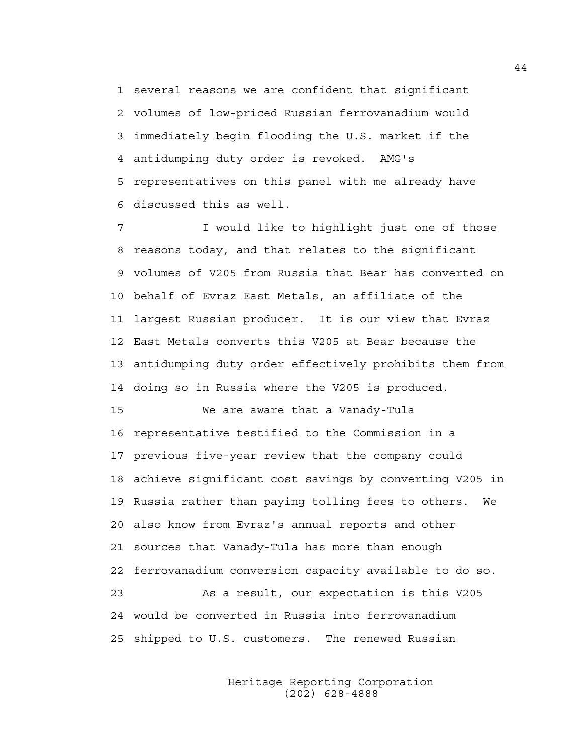several reasons we are confident that significant volumes of low-priced Russian ferrovanadium would immediately begin flooding the U.S. market if the antidumping duty order is revoked. AMG's representatives on this panel with me already have discussed this as well.

I would like to highlight just one of those reasons today, and that relates to the significant volumes of V205 from Russia that Bear has converted on behalf of Evraz East Metals, an affiliate of the largest Russian producer. It is our view that Evraz East Metals converts this V205 at Bear because the antidumping duty order effectively prohibits them from doing so in Russia where the V205 is produced.

We are aware that a Vanady-Tula representative testified to the Commission in a previous five-year review that the company could achieve significant cost savings by converting V205 in Russia rather than paying tolling fees to others. We also know from Evraz's annual reports and other sources that Vanady-Tula has more than enough ferrovanadium conversion capacity available to do so.

As a result, our expectation is this V205 would be converted in Russia into ferrovanadium shipped to U.S. customers. The renewed Russian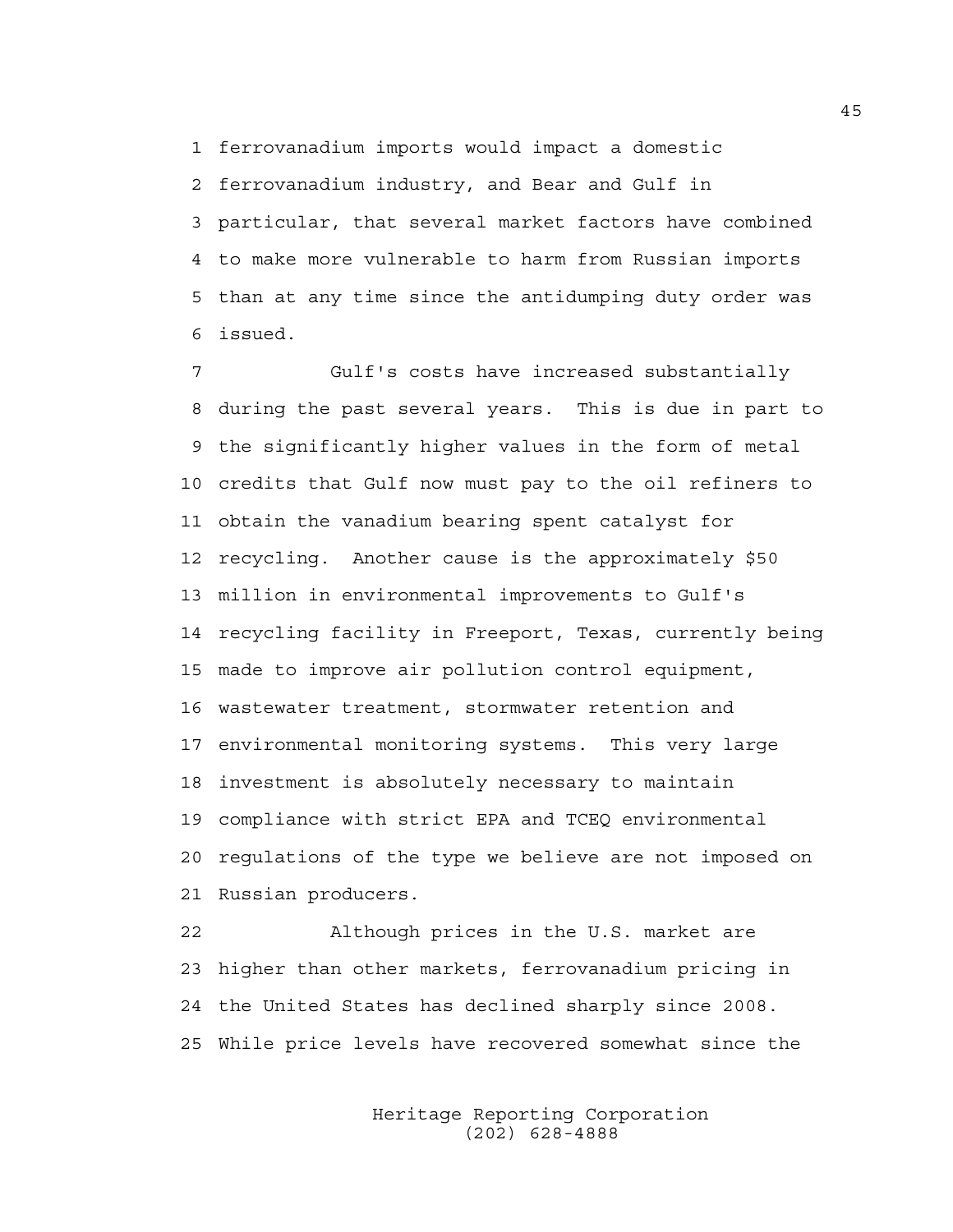ferrovanadium imports would impact a domestic ferrovanadium industry, and Bear and Gulf in particular, that several market factors have combined to make more vulnerable to harm from Russian imports than at any time since the antidumping duty order was issued.

Gulf's costs have increased substantially during the past several years. This is due in part to the significantly higher values in the form of metal credits that Gulf now must pay to the oil refiners to obtain the vanadium bearing spent catalyst for recycling. Another cause is the approximately $50 million in environmental improvements to Gulf's recycling facility in Freeport, Texas, currently being made to improve air pollution control equipment, wastewater treatment, stormwater retention and environmental monitoring systems. This very large investment is absolutely necessary to maintain compliance with strict EPA and TCEQ environmental regulations of the type we believe are not imposed on Russian producers.

Although prices in the U.S. market are higher than other markets, ferrovanadium pricing in the United States has declined sharply since 2008. While price levels have recovered somewhat since the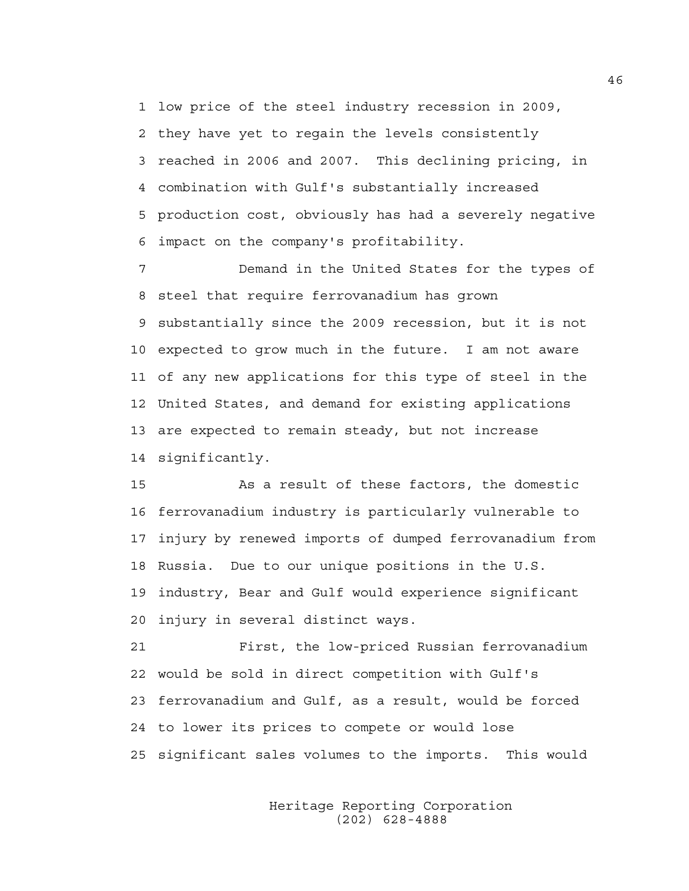low price of the steel industry recession in 2009, they have yet to regain the levels consistently reached in 2006 and 2007. This declining pricing, in combination with Gulf's substantially increased production cost, obviously has had a severely negative impact on the company's profitability.

Demand in the United States for the types of steel that require ferrovanadium has grown substantially since the 2009 recession, but it is not expected to grow much in the future. I am not aware of any new applications for this type of steel in the United States, and demand for existing applications are expected to remain steady, but not increase significantly.

As a result of these factors, the domestic ferrovanadium industry is particularly vulnerable to injury by renewed imports of dumped ferrovanadium from Russia. Due to our unique positions in the U.S. industry, Bear and Gulf would experience significant injury in several distinct ways.

First, the low-priced Russian ferrovanadium would be sold in direct competition with Gulf's ferrovanadium and Gulf, as a result, would be forced to lower its prices to compete or would lose significant sales volumes to the imports. This would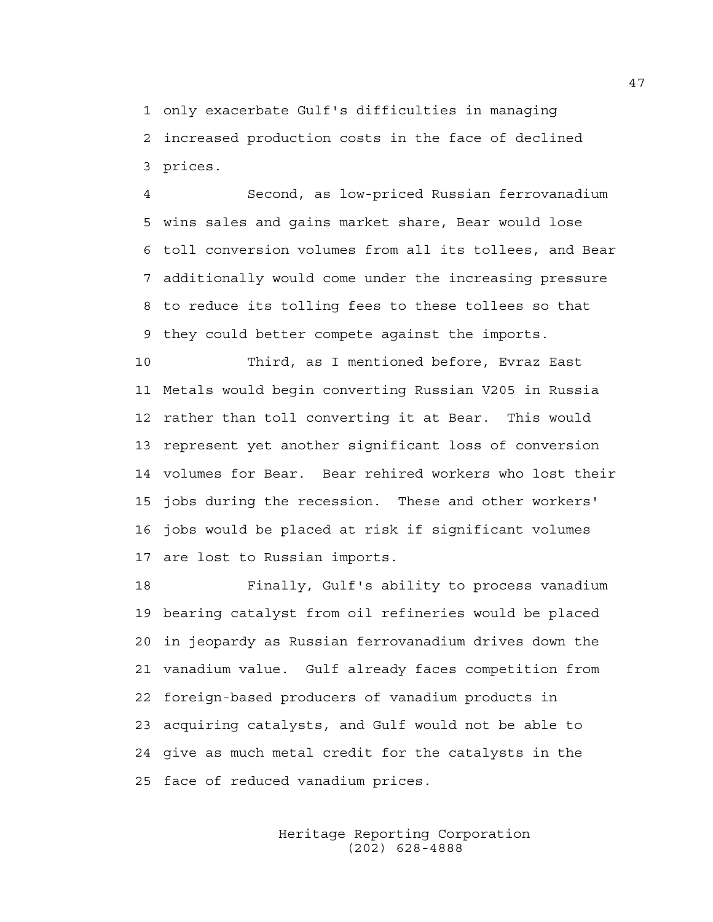only exacerbate Gulf's difficulties in managing increased production costs in the face of declined prices.

Second, as low-priced Russian ferrovanadium wins sales and gains market share, Bear would lose toll conversion volumes from all its tollees, and Bear additionally would come under the increasing pressure to reduce its tolling fees to these tollees so that they could better compete against the imports.

Third, as I mentioned before, Evraz East Metals would begin converting Russian V205 in Russia rather than toll converting it at Bear. This would represent yet another significant loss of conversion volumes for Bear. Bear rehired workers who lost their jobs during the recession. These and other workers' jobs would be placed at risk if significant volumes are lost to Russian imports.

Finally, Gulf's ability to process vanadium bearing catalyst from oil refineries would be placed in jeopardy as Russian ferrovanadium drives down the vanadium value. Gulf already faces competition from foreign-based producers of vanadium products in acquiring catalysts, and Gulf would not be able to give as much metal credit for the catalysts in the face of reduced vanadium prices.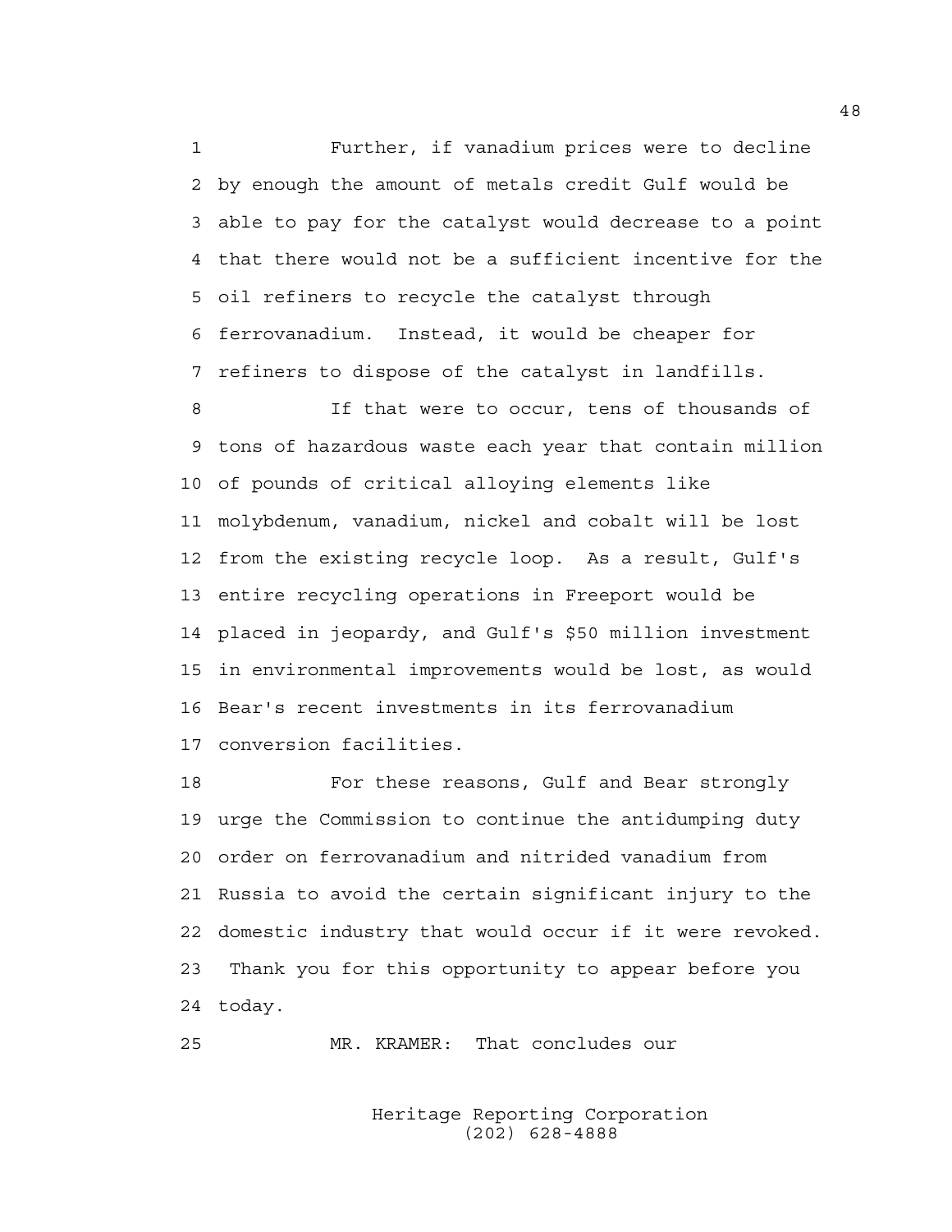Further, if vanadium prices were to decline by enough the amount of metals credit Gulf would be able to pay for the catalyst would decrease to a point that there would not be a sufficient incentive for the oil refiners to recycle the catalyst through ferrovanadium. Instead, it would be cheaper for refiners to dispose of the catalyst in landfills.

If that were to occur, tens of thousands of tons of hazardous waste each year that contain million of pounds of critical alloying elements like molybdenum, vanadium, nickel and cobalt will be lost from the existing recycle loop. As a result, Gulf's entire recycling operations in Freeport would be placed in jeopardy, and Gulf's $50 million investment in environmental improvements would be lost, as would Bear's recent investments in its ferrovanadium conversion facilities.

For these reasons, Gulf and Bear strongly urge the Commission to continue the antidumping duty order on ferrovanadium and nitrided vanadium from Russia to avoid the certain significant injury to the domestic industry that would occur if it were revoked. Thank you for this opportunity to appear before you today.

MR. KRAMER: That concludes our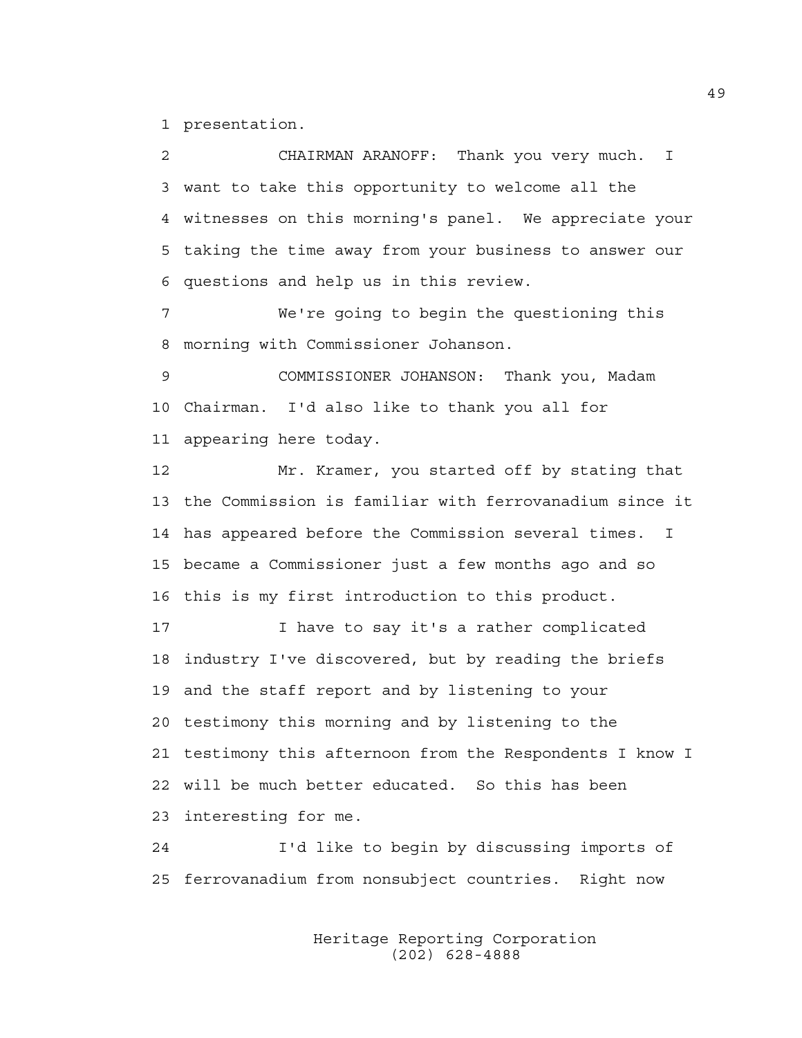presentation.

CHAIRMAN ARANOFF: Thank you very much. I want to take this opportunity to welcome all the witnesses on this morning's panel. We appreciate your taking the time away from your business to answer our questions and help us in this review.

We're going to begin the questioning this morning with Commissioner Johanson.

COMMISSIONER JOHANSON: Thank you, Madam Chairman. I'd also like to thank you all for appearing here today.

Mr. Kramer, you started off by stating that the Commission is familiar with ferrovanadium since it has appeared before the Commission several times. I became a Commissioner just a few months ago and so this is my first introduction to this product.

I have to say it's a rather complicated industry I've discovered, but by reading the briefs and the staff report and by listening to your testimony this morning and by listening to the testimony this afternoon from the Respondents I know I will be much better educated. So this has been interesting for me.

I'd like to begin by discussing imports of ferrovanadium from nonsubject countries. Right now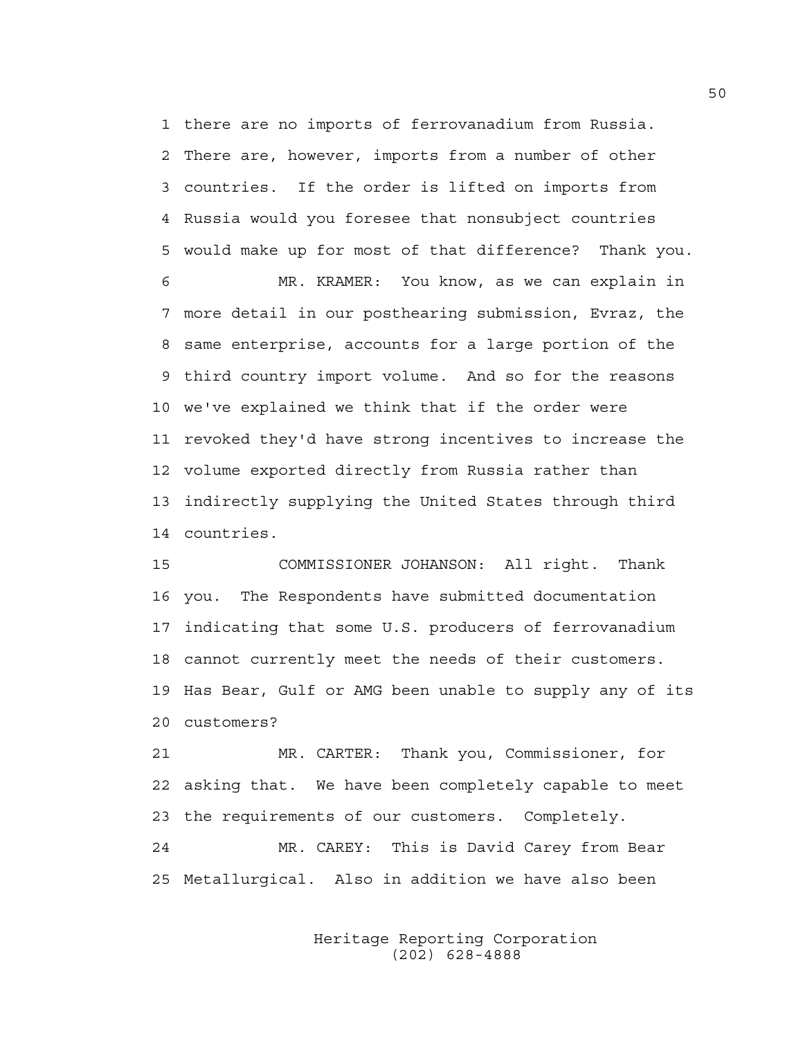1 there are no imports of ferrovanadium from Russia.
2 There are, however, imports from a number of other
3 countries. If the order is lifted on imports from
4 Russia would you foresee that nonsubject countries
5 would make up for most of that difference? Thank you.
6 MR. KRAMER: You know, as we can explain in
7 more detail in our posthearing submission, Evraz, the
8 same enterprise, accounts for a large portion of the
9 third country import volume. And so for the reasons
10 we've explained we think that if the order were
11 revoked they'd have strong incentives to increase the
12 volume exported directly from Russia rather than
13 indirectly supplying the United States through third
14 countries.
15 COMMISSIONER JOHANSON: All right. Thank
16 you. The Respondents have submitted documentation
17 indicating that some U.S. producers of ferrovanadium
18 cannot currently meet the needs of their customers.
19 Has Bear, Gulf or AMG been unable to supply any of its
20 customers?
21 MR. CARTER: Thank you, Commissioner, for
22 asking that. We have been completely capable to meet
23 the requirements of our customers. Completely.
24 MR. CAREY: This is David Carey from Bear
25 Metallurgical. Also in addition we have also been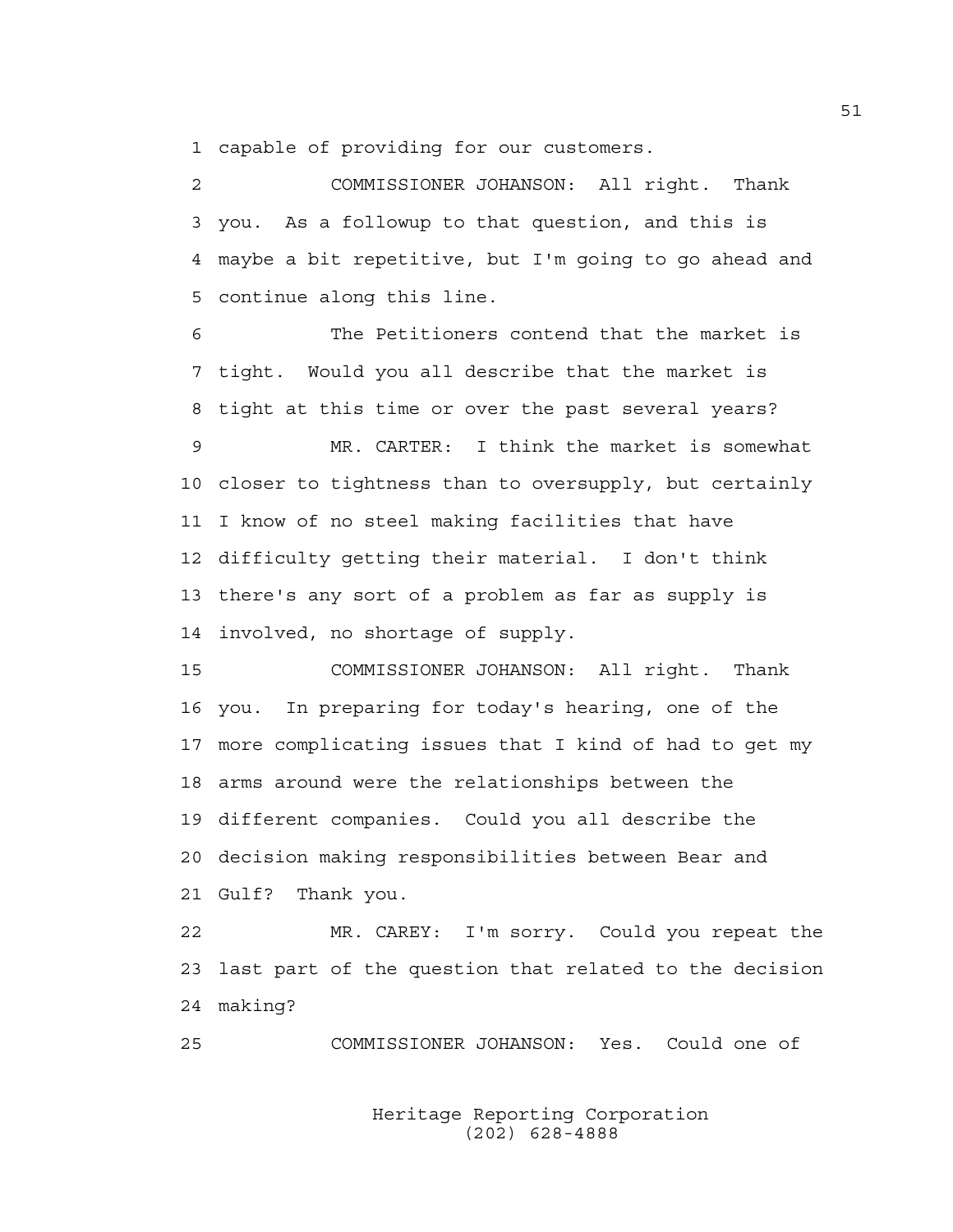1 capable of providing for our customers.

2 COMMISSIONER JOHANSON: All right. Thank

3 you. As a followup to that question, and this is

4 maybe a bit repetitive, but I'm going to go ahead and

5 continue along this line.

6 The Petitioners contend that the market is

7 tight. Would you all describe that the market is

8 tight at this time or over the past several years?

9 MR. CARTER: I think the market is somewhat

10 closer to tightness than to oversupply, but certainly

11 I know of no steel making facilities that have

12 difficulty getting their material. I don't think

13 there's any sort of a problem as far as supply is

14 involved, no shortage of supply.

15 COMMISSIONER JOHANSON: All right. Thank

16 you. In preparing for today's hearing, one of the

17 more complicating issues that I kind of had to get my

18 arms around were the relationships between the

19 different companies. Could you all describe the

20 decision making responsibilities between Bear and

21 Gulf? Thank you.

22 MR. CAREY: I'm sorry. Could you repeat the

23 last part of the question that related to the decision

24 making?

25 COMMISSIONER JOHANSON: Yes. Could one of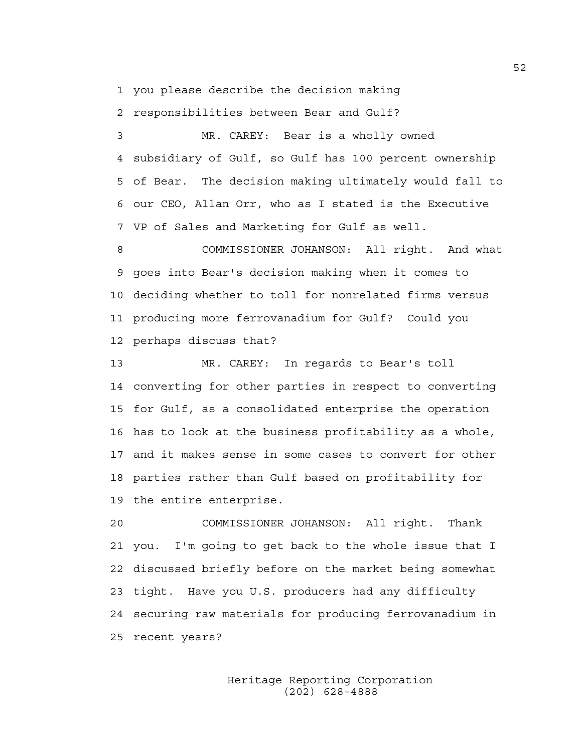1 you please describe the decision making
2 responsibilities between Bear and Gulf?

3 MR. CAREY: Bear is a wholly owned
4 subsidiary of Gulf, so Gulf has 100 percent ownership
5 of Bear. The decision making ultimately would fall to
6 our CEO, Allan Orr, who as I stated is the Executive
7 VP of Sales and Marketing for Gulf as well.

8 COMMISSIONER JOHANSON: All right. And what
9 goes into Bear's decision making when it comes to
10 deciding whether to toll for nonrelated firms versus
11 producing more ferrovanadium for Gulf? Could you
12 perhaps discuss that?

13 MR. CAREY: In regards to Bear's toll
14 converting for other parties in respect to converting
15 for Gulf, as a consolidated enterprise the operation
16 has to look at the business profitability as a whole,
17 and it makes sense in some cases to convert for other
18 parties rather than Gulf based on profitability for
19 the entire enterprise.

20 COMMISSIONER JOHANSON: All right. Thank
21 you. I'm going to get back to the whole issue that I
22 discussed briefly before on the market being somewhat
23 tight. Have you U.S. producers had any difficulty
24 securing raw materials for producing ferrovanadium in
25 recent years?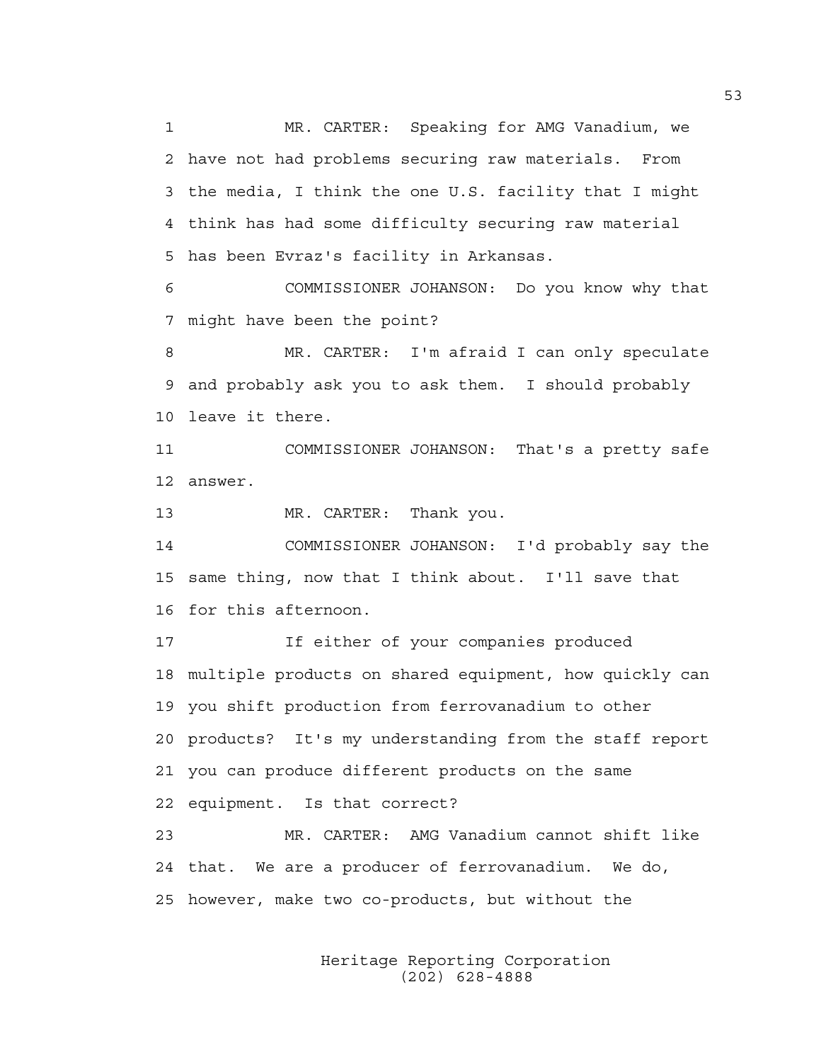1 MR. CARTER: Speaking for AMG Vanadium, we
2 have not had problems securing raw materials. From
3 the media, I think the one U.S. facility that I might
4 think has had some difficulty securing raw material
5 has been Evraz's facility in Arkansas.

6 COMMISSIONER JOHANSON: Do you know why that
7 might have been the point?

8 MR. CARTER: I'm afraid I can only speculate
9 and probably ask you to ask them. I should probably
10 leave it there.

11 COMMISSIONER JOHANSON: That's a pretty safe
12 answer.

13 MR. CARTER: Thank you.

14 COMMISSIONER JOHANSON: I'd probably say the
15 same thing, now that I think about. I'll save that
16 for this afternoon.

17 If either of your companies produced
18 multiple products on shared equipment, how quickly can
19 you shift production from ferrovanadium to other
20 products? It's my understanding from the staff report
21 you can produce different products on the same
22 equipment. Is that correct?

23 MR. CARTER: AMG Vanadium cannot shift like
24 that. We are a producer of ferrovanadium. We do,
25 however, make two co-products, but without the

Heritage Reporting Corporation
(202) 628-4888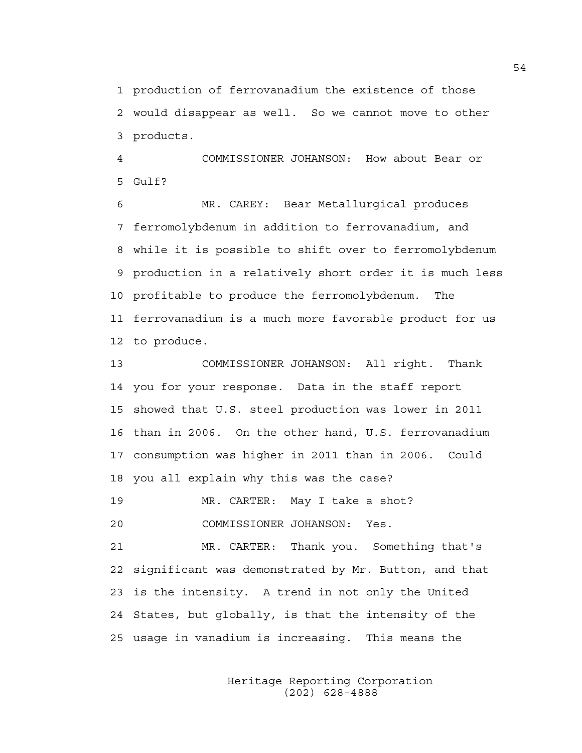1 production of ferrovanadium the existence of those
2 would disappear as well. So we cannot move to other
3 products.

4 COMMISSIONER JOHANSON: How about Bear or
5 Gulf?

6 MR. CAREY: Bear Metallurgical produces
7 ferromolybdenum in addition to ferrovanadium, and
8 while it is possible to shift over to ferromolybdenum
9 production in a relatively short order it is much less
10 profitable to produce the ferromolybdenum. The
11 ferrovanadium is a much more favorable product for us
12 to produce.

13 COMMISSIONER JOHANSON: All right. Thank
14 you for your response. Data in the staff report
15 showed that U.S. steel production was lower in 2011
16 than in 2006. On the other hand, U.S. ferrovanadium
17 consumption was higher in 2011 than in 2006. Could
18 you all explain why this was the case?

19 MR. CARTER: May I take a shot?

20 COMMISSIONER JOHANSON: Yes.

21 MR. CARTER: Thank you. Something that's
22 significant was demonstrated by Mr. Button, and that
23 is the intensity. A trend in not only the United
24 States, but globally, is that the intensity of the
25 usage in vanadium is increasing. This means the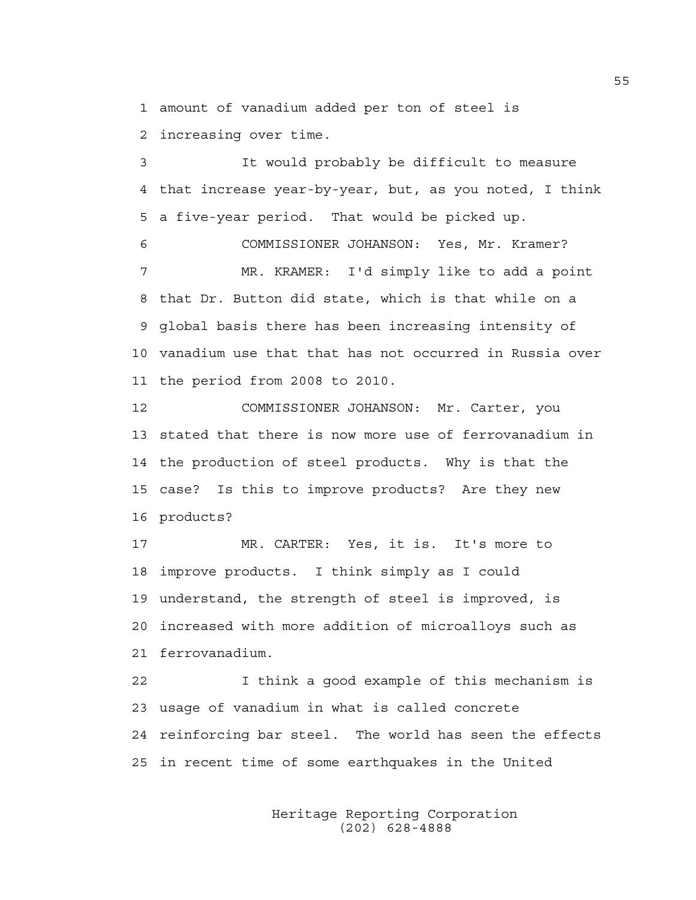1 amount of vanadium added per ton of steel is
2 increasing over time.

3 It would probably be difficult to measure
4 that increase year-by-year, but, as you noted, I think
5 a five-year period. That would be picked up.

6 COMMISSIONER JOHANSON: Yes, Mr. Kramer?

7 MR. KRAMER: I'd simply like to add a point
8 that Dr. Button did state, which is that while on a
9 global basis there has been increasing intensity of
10 vanadium use that that has not occurred in Russia over
11 the period from 2008 to 2010.

12 COMMISSIONER JOHANSON: Mr. Carter, you
13 stated that there is now more use of ferrovanadium in
14 the production of steel products. Why is that the
15 case? Is this to improve products? Are they new
16 products?

17 MR. CARTER: Yes, it is. It's more to
18 improve products. I think simply as I could
19 understand, the strength of steel is improved, is
20 increased with more addition of microalloys such as
21 ferrovanadium.

22 I think a good example of this mechanism is
23 usage of vanadium in what is called concrete
24 reinforcing bar steel. The world has seen the effects
25 in recent time of some earthquakes in the United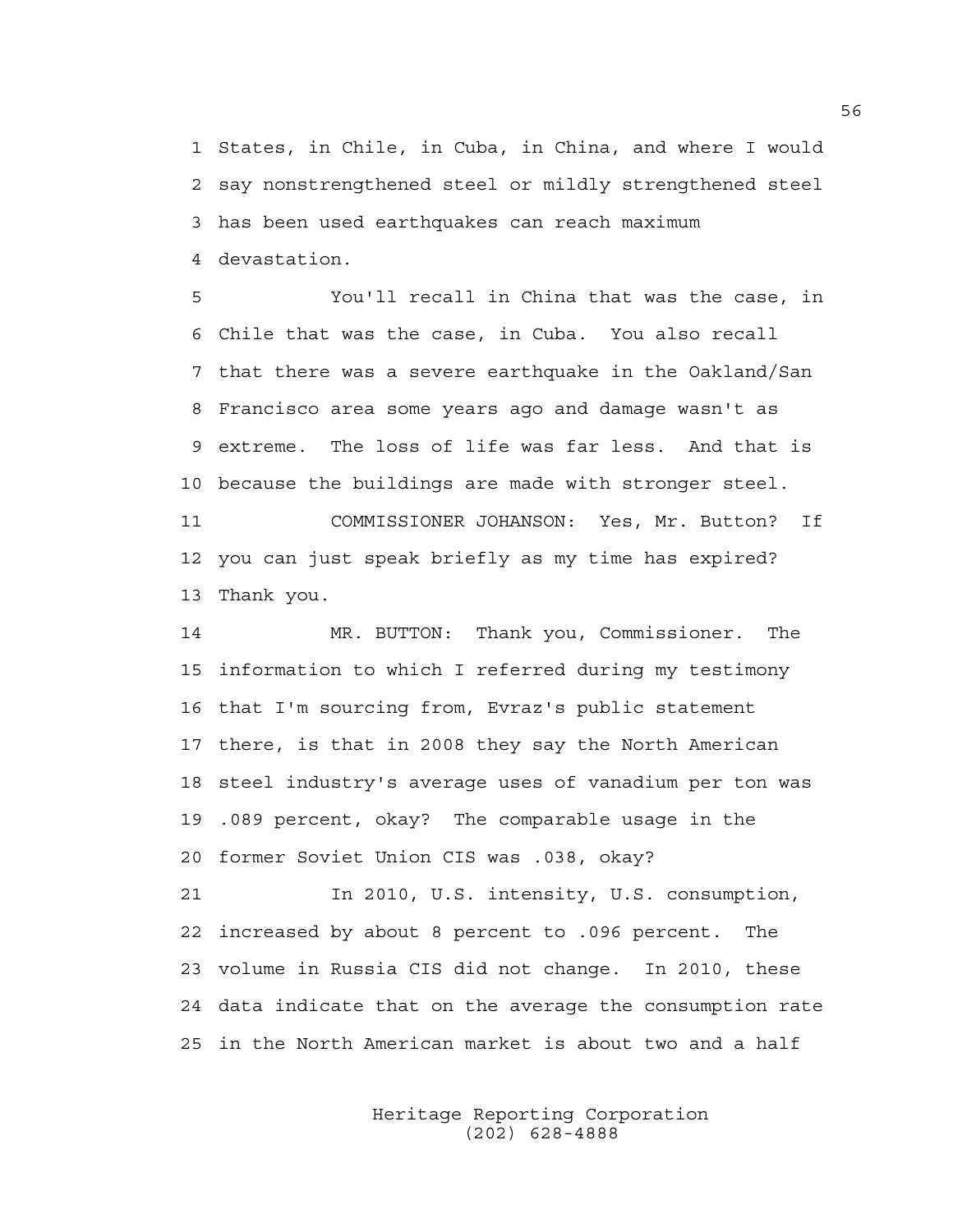States, in Chile, in Cuba, in China, and where I would say nonstrengthened steel or mildly strengthened steel has been used earthquakes can reach maximum devastation.

You'll recall in China that was the case, in Chile that was the case, in Cuba. You also recall that there was a severe earthquake in the Oakland/San Francisco area some years ago and damage wasn't as extreme. The loss of life was far less. And that is because the buildings are made with stronger steel.

COMMISSIONER JOHANSON: Yes, Mr. Button? If you can just speak briefly as my time has expired? Thank you.

MR. BUTTON: Thank you, Commissioner. The information to which I referred during my testimony that I'm sourcing from, Evraz's public statement there, is that in 2008 they say the North American steel industry's average uses of vanadium per ton was .089 percent, okay? The comparable usage in the former Soviet Union CIS was .038, okay?

In 2010, U.S. intensity, U.S. consumption, increased by about 8 percent to .096 percent. The volume in Russia CIS did not change. In 2010, these data indicate that on the average the consumption rate in the North American market is about two and a half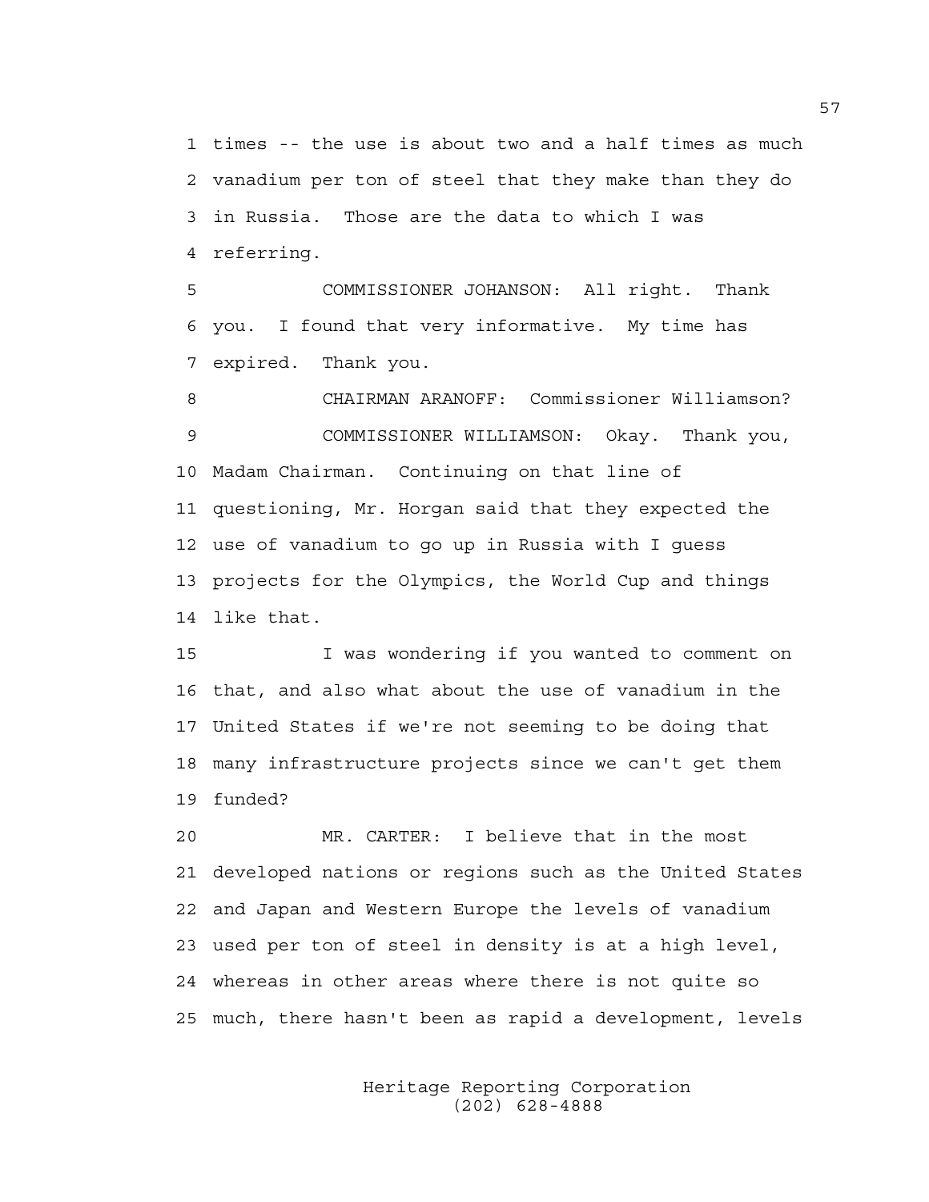times -- the use is about two and a half times as much vanadium per ton of steel that they make than they do in Russia. Those are the data to which I was referring.

COMMISSIONER JOHANSON: All right. Thank you. I found that very informative. My time has expired. Thank you.

CHAIRMAN ARANOFF: Commissioner Williamson?

COMMISSIONER WILLIAMSON: Okay. Thank you, Madam Chairman. Continuing on that line of questioning, Mr. Horgan said that they expected the use of vanadium to go up in Russia with I guess projects for the Olympics, the World Cup and things like that.

I was wondering if you wanted to comment on that, and also what about the use of vanadium in the United States if we're not seeming to be doing that many infrastructure projects since we can't get them funded?

MR. CARTER: I believe that in the most developed nations or regions such as the United States and Japan and Western Europe the levels of vanadium used per ton of steel in density is at a high level, whereas in other areas where there is not quite so much, there hasn't been as rapid a development, levels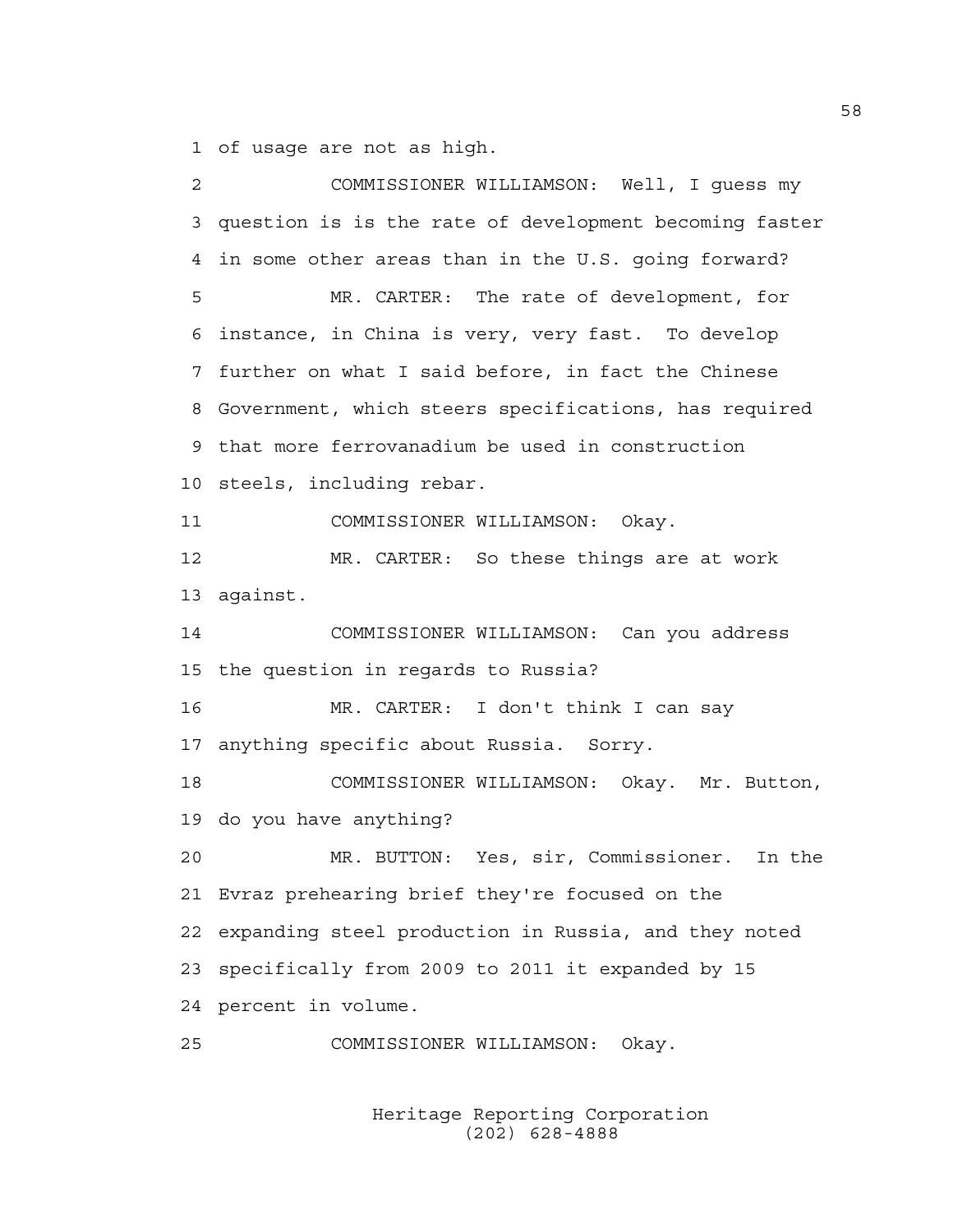of usage are not as high.

COMMISSIONER WILLIAMSON: Well, I guess my question is is the rate of development becoming faster in some other areas than in the U.S. going forward?

MR. CARTER: The rate of development, for instance, in China is very, very fast. To develop further on what I said before, in fact the Chinese Government, which steers specifications, has required that more ferrovanadium be used in construction steels, including rebar.

COMMISSIONER WILLIAMSON: Okay.

MR. CARTER: So these things are at work against.

COMMISSIONER WILLIAMSON: Can you address the question in regards to Russia?

MR. CARTER: I don't think I can say anything specific about Russia. Sorry.

COMMISSIONER WILLIAMSON: Okay. Mr. Button, do you have anything?

MR. BUTTON: Yes, sir, Commissioner. In the Evraz prehearing brief they're focused on the expanding steel production in Russia, and they noted specifically from 2009 to 2011 it expanded by 15 percent in volume.

COMMISSIONER WILLIAMSON: Okay.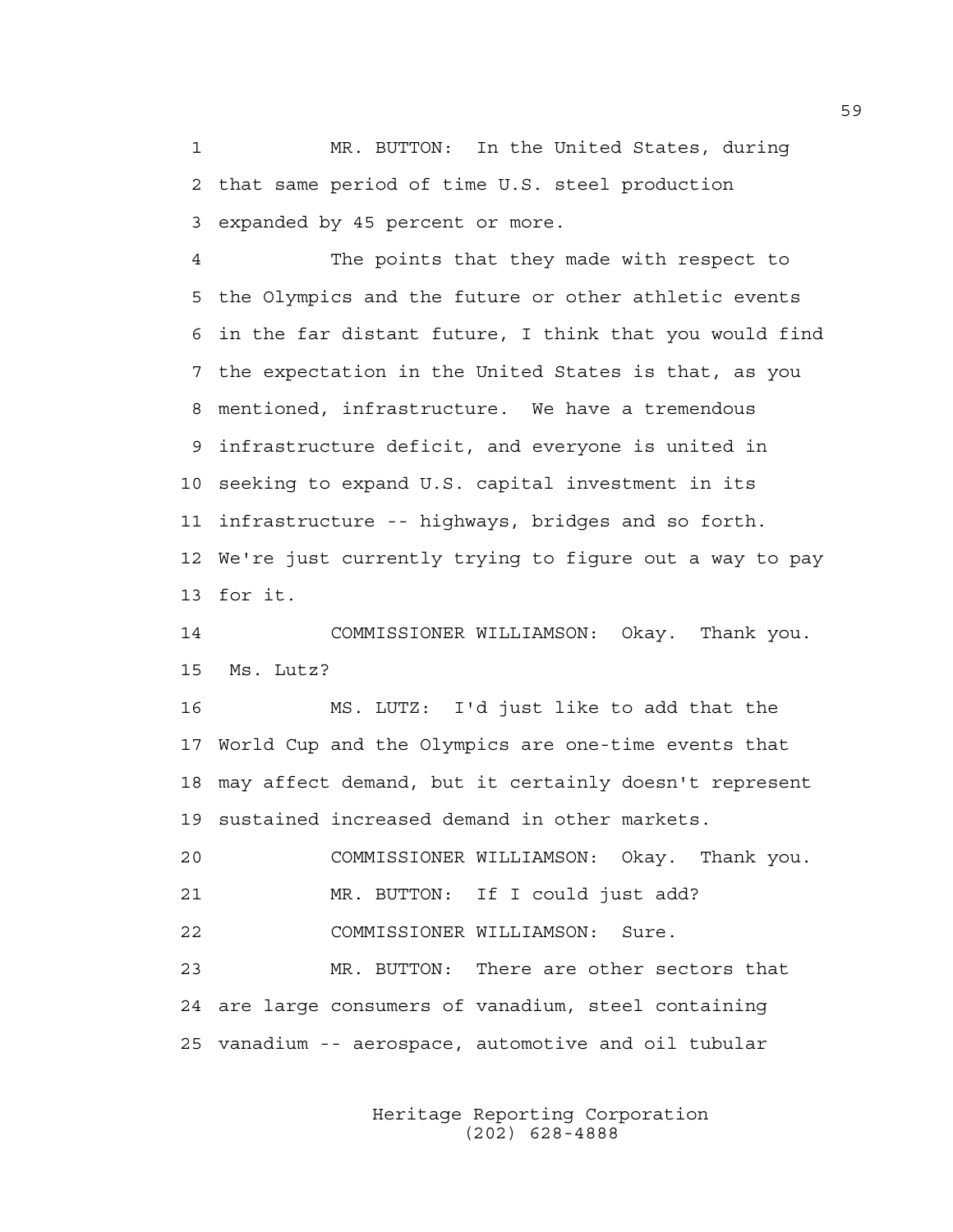1 MR. BUTTON: In the United States, during
2 that same period of time U.S. steel production
3 expanded by 45 percent or more.

4 The points that they made with respect to
5 the Olympics and the future or other athletic events
6 in the far distant future, I think that you would find
7 the expectation in the United States is that, as you
8 mentioned, infrastructure. We have a tremendous
9 infrastructure deficit, and everyone is united in
10 seeking to expand U.S. capital investment in its
11 infrastructure -- highways, bridges and so forth.
12 We're just currently trying to figure out a way to pay
13 for it.

14 COMMISSIONER WILLIAMSON: Okay. Thank you.
15 Ms. Lutz?

16 MS. LUTZ: I'd just like to add that the
17 World Cup and the Olympics are one-time events that
18 may affect demand, but it certainly doesn't represent
19 sustained increased demand in other markets.

20 COMMISSIONER WILLIAMSON: Okay. Thank you.

21 MR. BUTTON: If I could just add?

22 COMMISSIONER WILLIAMSON: Sure.

23 MR. BUTTON: There are other sectors that
24 are large consumers of vanadium, steel containing
25 vanadium -- aerospace, automotive and oil tubular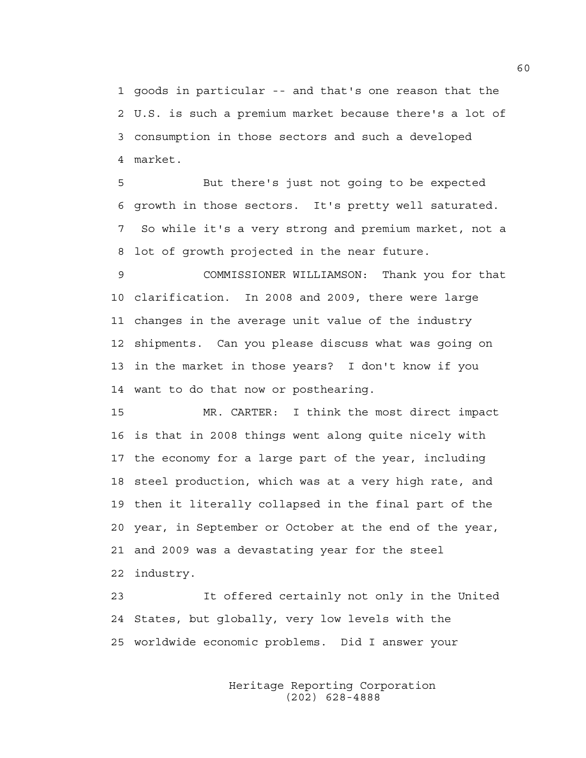1 goods in particular -- and that's one reason that the
2 U.S. is such a premium market because there's a lot of
3 consumption in those sectors and such a developed
4 market.

5 But there's just not going to be expected
6 growth in those sectors. It's pretty well saturated.
7 So while it's a very strong and premium market, not a
8 lot of growth projected in the near future.

9 COMMISSIONER WILLIAMSON: Thank you for that
10 clarification. In 2008 and 2009, there were large
11 changes in the average unit value of the industry
12 shipments. Can you please discuss what was going on
13 in the market in those years? I don't know if you
14 want to do that now or posthearing.

15 MR. CARTER: I think the most direct impact
16 is that in 2008 things went along quite nicely with
17 the economy for a large part of the year, including
18 steel production, which was at a very high rate, and
19 then it literally collapsed in the final part of the
20 year, in September or October at the end of the year,
21 and 2009 was a devastating year for the steel
22 industry.

23 It offered certainly not only in the United
24 States, but globally, very low levels with the
25 worldwide economic problems. Did I answer your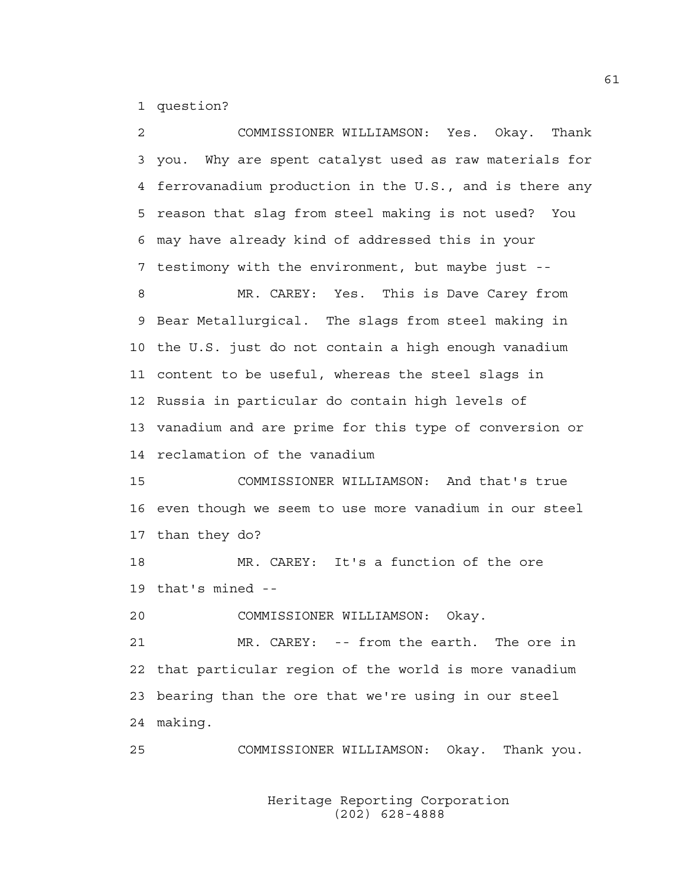1 question?

2 COMMISSIONER WILLIAMSON: Yes. Okay. Thank
3 you. Why are spent catalyst used as raw materials for
4 ferrovanadium production in the U.S., and is there any
5 reason that slag from steel making is not used? You
6 may have already kind of addressed this in your
7 testimony with the environment, but maybe just --

8 MR. CAREY: Yes. This is Dave Carey from
9 Bear Metallurgical. The slags from steel making in
10 the U.S. just do not contain a high enough vanadium
11 content to be useful, whereas the steel slags in
12 Russia in particular do contain high levels of
13 vanadium and are prime for this type of conversion or
14 reclamation of the vanadium

15 COMMISSIONER WILLIAMSON: And that's true
16 even though we seem to use more vanadium in our steel
17 than they do?

18 MR. CAREY: It's a function of the ore
19 that's mined --

20 COMMISSIONER WILLIAMSON: Okay.

21 MR. CAREY: -- from the earth. The ore in
22 that particular region of the world is more vanadium
23 bearing than the ore that we're using in our steel
24 making.

25 COMMISSIONER WILLIAMSON: Okay. Thank you.

Heritage Reporting Corporation
(202) 628-4888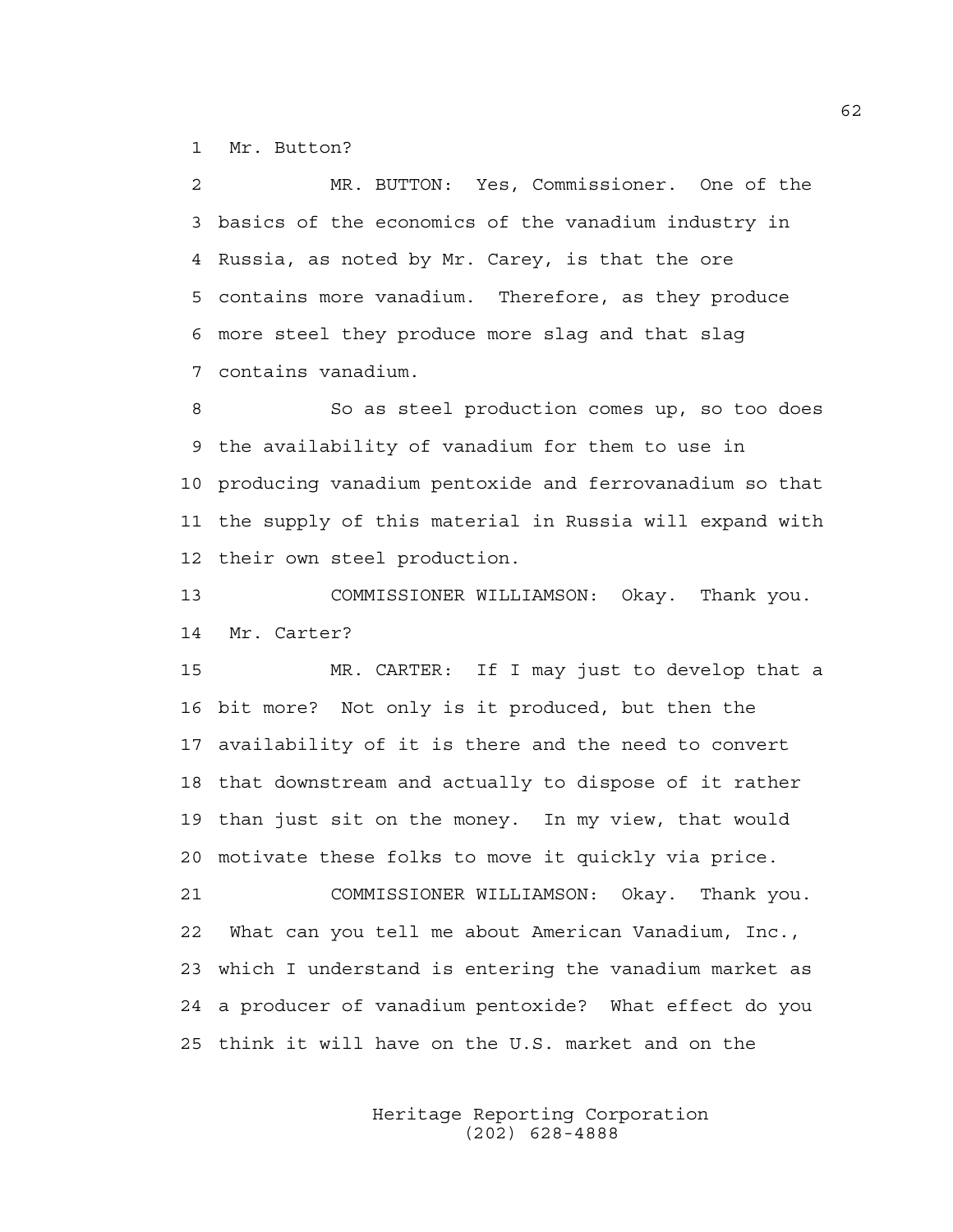1 Mr. Button?

2 MR. BUTTON: Yes, Commissioner. One of the

3 basics of the economics of the vanadium industry in

4 Russia, as noted by Mr. Carey, is that the ore

5 contains more vanadium. Therefore, as they produce

6 more steel they produce more slag and that slag

7 contains vanadium.

8 So as steel production comes up, so too does

9 the availability of vanadium for them to use in

10 producing vanadium pentoxide and ferrovanadium so that

11 the supply of this material in Russia will expand with

12 their own steel production.

13 COMMISSIONER WILLIAMSON: Okay. Thank you.

14 Mr. Carter?

15 MR. CARTER: If I may just to develop that a

16 bit more? Not only is it produced, but then the

17 availability of it is there and the need to convert

18 that downstream and actually to dispose of it rather

19 than just sit on the money. In my view, that would

20 motivate these folks to move it quickly via price.

21 COMMISSIONER WILLIAMSON: Okay. Thank you.

22 What can you tell me about American Vanadium, Inc.,

23 which I understand is entering the vanadium market as

24 a producer of vanadium pentoxide? What effect do you

25 think it will have on the U.S. market and on the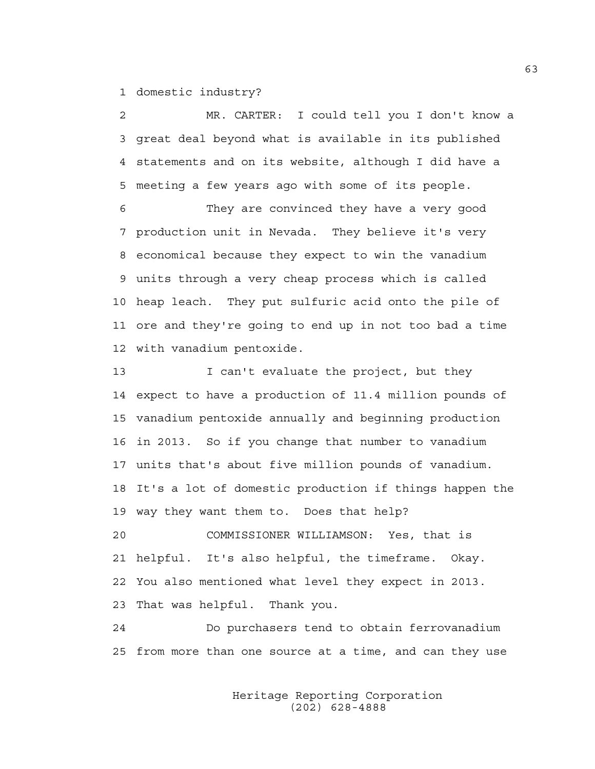1 domestic industry?

2 MR. CARTER: I could tell you I don't know a
3 great deal beyond what is available in its published
4 statements and on its website, although I did have a
5 meeting a few years ago with some of its people.

6 They are convinced they have a very good
7 production unit in Nevada. They believe it's very
8 economical because they expect to win the vanadium
9 units through a very cheap process which is called
10 heap leach. They put sulfuric acid onto the pile of
11 ore and they're going to end up in not too bad a time
12 with vanadium pentoxide.

13 I can't evaluate the project, but they
14 expect to have a production of 11.4 million pounds of
15 vanadium pentoxide annually and beginning production
16 in 2013. So if you change that number to vanadium
17 units that's about five million pounds of vanadium.
18 It's a lot of domestic production if things happen the
19 way they want them to. Does that help?

20 COMMISSIONER WILLIAMSON: Yes, that is
21 helpful. It's also helpful, the timeframe. Okay.
22 You also mentioned what level they expect in 2013.
23 That was helpful. Thank you.

24 Do purchasers tend to obtain ferrovanadium
25 from more than one source at a time, and can they use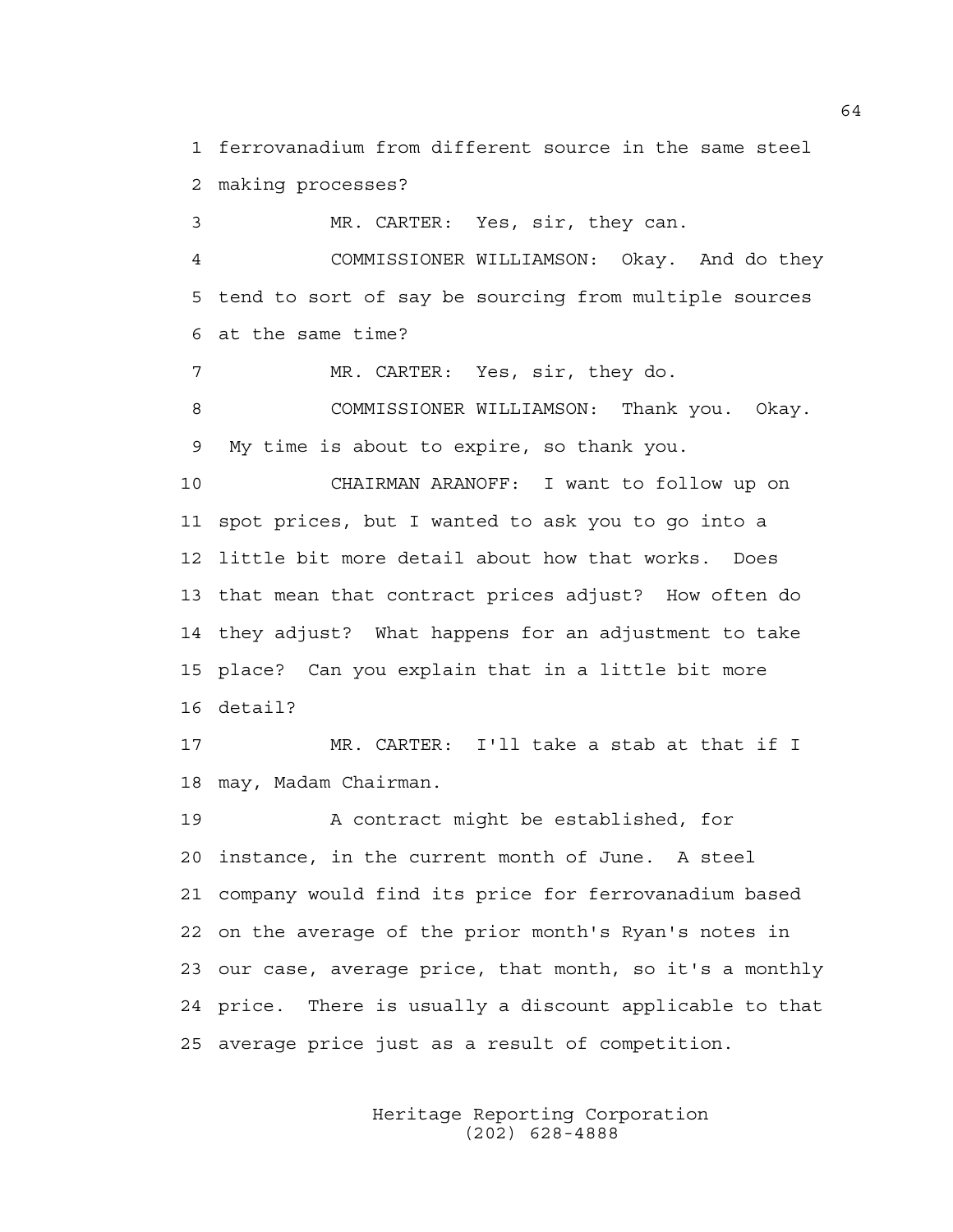1 ferrovanadium from different source in the same steel
2 making processes?

3 MR. CARTER: Yes, sir, they can.

4 COMMISSIONER WILLIAMSON: Okay. And do they
5 tend to sort of say be sourcing from multiple sources
6 at the same time?

7 MR. CARTER: Yes, sir, they do.

8 COMMISSIONER WILLIAMSON: Thank you. Okay.
9 My time is about to expire, so thank you.

10 CHAIRMAN ARANOFF: I want to follow up on
11 spot prices, but I wanted to ask you to go into a
12 little bit more detail about how that works. Does
13 that mean that contract prices adjust? How often do
14 they adjust? What happens for an adjustment to take
15 place? Can you explain that in a little bit more
16 detail?

17 MR. CARTER: I'll take a stab at that if I
18 may, Madam Chairman.

19 A contract might be established, for
20 instance, in the current month of June. A steel
21 company would find its price for ferrovanadium based
22 on the average of the prior month's Ryan's notes in
23 our case, average price, that month, so it's a monthly
24 price. There is usually a discount applicable to that
25 average price just as a result of competition.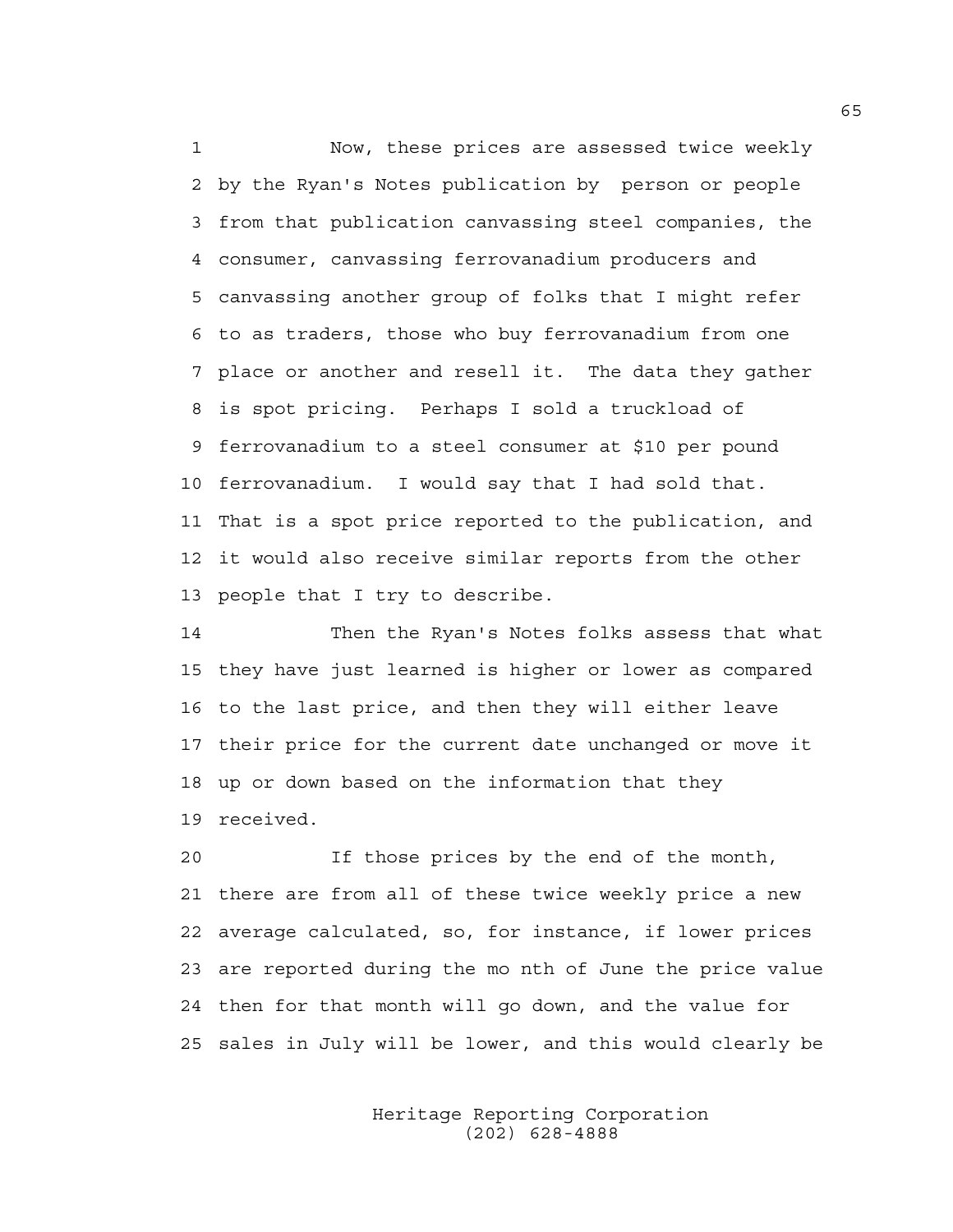Now, these prices are assessed twice weekly by the Ryan's Notes publication by person or people from that publication canvassing steel companies, the consumer, canvassing ferrovanadium producers and canvassing another group of folks that I might refer to as traders, those who buy ferrovanadium from one place or another and resell it. The data they gather is spot pricing. Perhaps I sold a truckload of ferrovanadium to a steel consumer at $10 per pound ferrovanadium. I would say that I had sold that. That is a spot price reported to the publication, and it would also receive similar reports from the other people that I try to describe.

Then the Ryan's Notes folks assess that what they have just learned is higher or lower as compared to the last price, and then they will either leave their price for the current date unchanged or move it up or down based on the information that they received.

If those prices by the end of the month, there are from all of these twice weekly price a new average calculated, so, for instance, if lower prices are reported during the mo nth of June the price value then for that month will go down, and the value for sales in July will be lower, and this would clearly be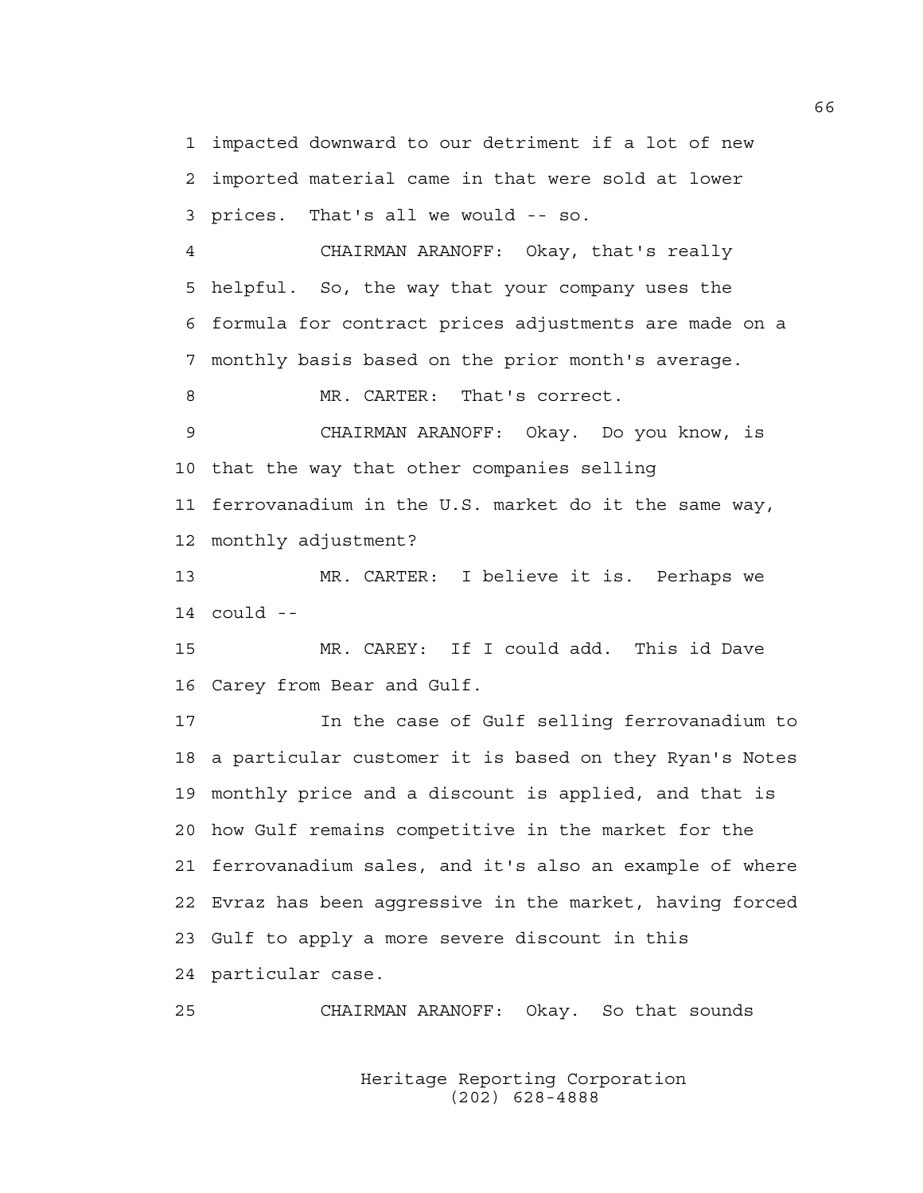1 impacted downward to our detriment if a lot of new
2 imported material came in that were sold at lower
3 prices. That's all we would -- so.

4 CHAIRMAN ARANOFF: Okay, that's really
5 helpful. So, the way that your company uses the
6 formula for contract prices adjustments are made on a
7 monthly basis based on the prior month's average.

8 MR. CARTER: That's correct.

9 CHAIRMAN ARANOFF: Okay. Do you know, is
10 that the way that other companies selling
11 ferrovanadium in the U.S. market do it the same way,
12 monthly adjustment?

13 MR. CARTER: I believe it is. Perhaps we
14 could --

15 MR. CAREY: If I could add. This id Dave
16 Carey from Bear and Gulf.

17 In the case of Gulf selling ferrovanadium to
18 a particular customer it is based on they Ryan's Notes
19 monthly price and a discount is applied, and that is
20 how Gulf remains competitive in the market for the
21 ferrovanadium sales, and it's also an example of where
22 Evraz has been aggressive in the market, having forced
23 Gulf to apply a more severe discount in this
24 particular case.

25 CHAIRMAN ARANOFF: Okay. So that sounds

Heritage Reporting Corporation
(202) 628-4888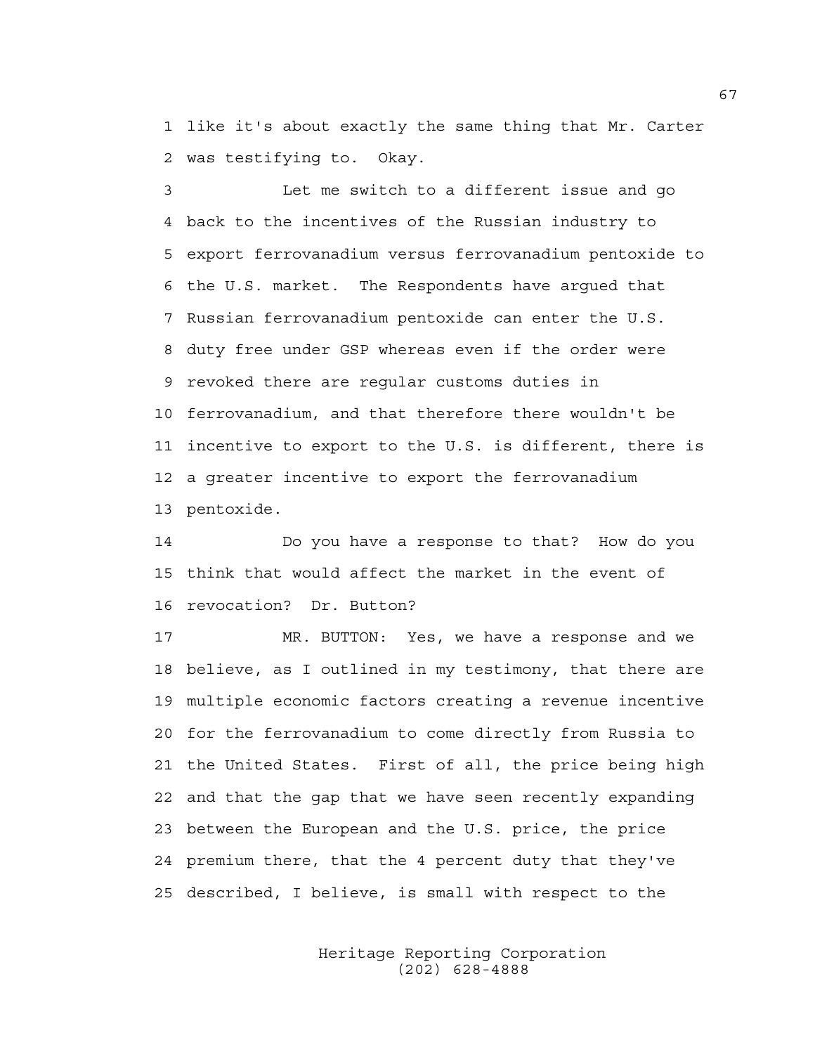1 like it's about exactly the same thing that Mr. Carter
2 was testifying to. Okay.

3 Let me switch to a different issue and go
4 back to the incentives of the Russian industry to
5 export ferrovanadium versus ferrovanadium pentoxide to
6 the U.S. market. The Respondents have argued that
7 Russian ferrovanadium pentoxide can enter the U.S.
8 duty free under GSP whereas even if the order were
9 revoked there are regular customs duties in
10 ferrovanadium, and that therefore there wouldn't be
11 incentive to export to the U.S. is different, there is
12 a greater incentive to export the ferrovanadium
13 pentoxide.

14 Do you have a response to that? How do you
15 think that would affect the market in the event of
16 revocation? Dr. Button?

17 MR. BUTTON: Yes, we have a response and we
18 believe, as I outlined in my testimony, that there are
19 multiple economic factors creating a revenue incentive
20 for the ferrovanadium to come directly from Russia to
21 the United States. First of all, the price being high
22 and that the gap that we have seen recently expanding
23 between the European and the U.S. price, the price
24 premium there, that the 4 percent duty that they've
25 described, I believe, is small with respect to the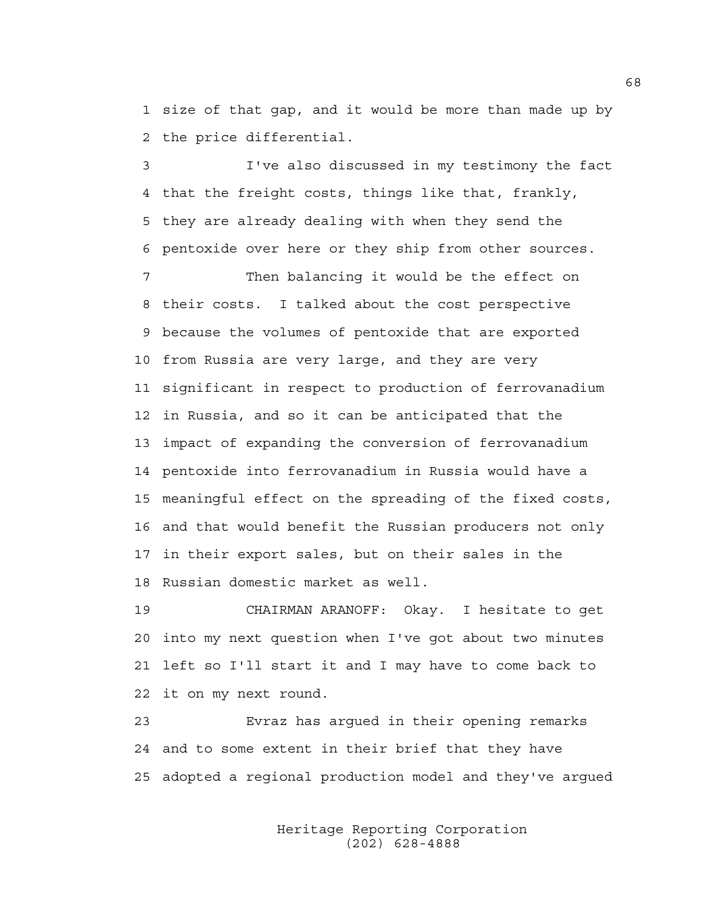1 size of that gap, and it would be more than made up by
2 the price differential.

3 I've also discussed in my testimony the fact
4 that the freight costs, things like that, frankly,
5 they are already dealing with when they send the
6 pentoxide over here or they ship from other sources.

7 Then balancing it would be the effect on
8 their costs. I talked about the cost perspective
9 because the volumes of pentoxide that are exported
10 from Russia are very large, and they are very
11 significant in respect to production of ferrovanadium
12 in Russia, and so it can be anticipated that the
13 impact of expanding the conversion of ferrovanadium
14 pentoxide into ferrovanadium in Russia would have a
15 meaningful effect on the spreading of the fixed costs,
16 and that would benefit the Russian producers not only
17 in their export sales, but on their sales in the
18 Russian domestic market as well.

19 CHAIRMAN ARANOFF: Okay. I hesitate to get
20 into my next question when I've got about two minutes
21 left so I'll start it and I may have to come back to
22 it on my next round.

23 Evraz has argued in their opening remarks
24 and to some extent in their brief that they have
25 adopted a regional production model and they've argued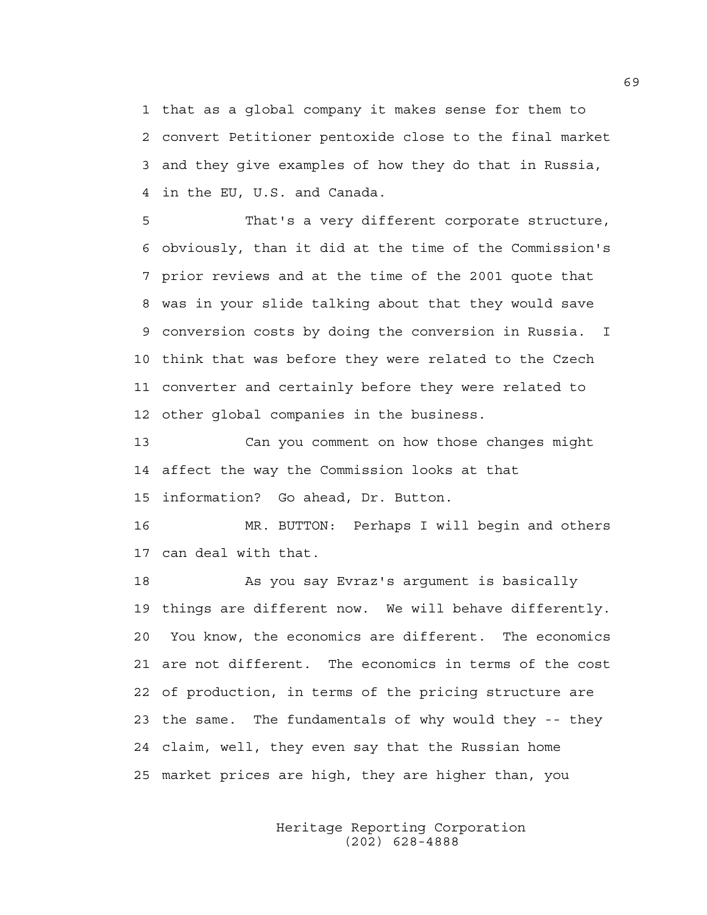1 that as a global company it makes sense for them to
2 convert Petitioner pentoxide close to the final market
3 and they give examples of how they do that in Russia,
4 in the EU, U.S. and Canada.

5 That's a very different corporate structure,
6 obviously, than it did at the time of the Commission's
7 prior reviews and at the time of the 2001 quote that
8 was in your slide talking about that they would save
9 conversion costs by doing the conversion in Russia. I
10 think that was before they were related to the Czech
11 converter and certainly before they were related to
12 other global companies in the business.

13 Can you comment on how those changes might
14 affect the way the Commission looks at that
15 information? Go ahead, Dr. Button.

16 MR. BUTTON: Perhaps I will begin and others
17 can deal with that.

18 As you say Evraz's argument is basically
19 things are different now. We will behave differently.
20 You know, the economics are different. The economics
21 are not different. The economics in terms of the cost
22 of production, in terms of the pricing structure are
23 the same. The fundamentals of why would they -- they
24 claim, well, they even say that the Russian home
25 market prices are high, they are higher than, you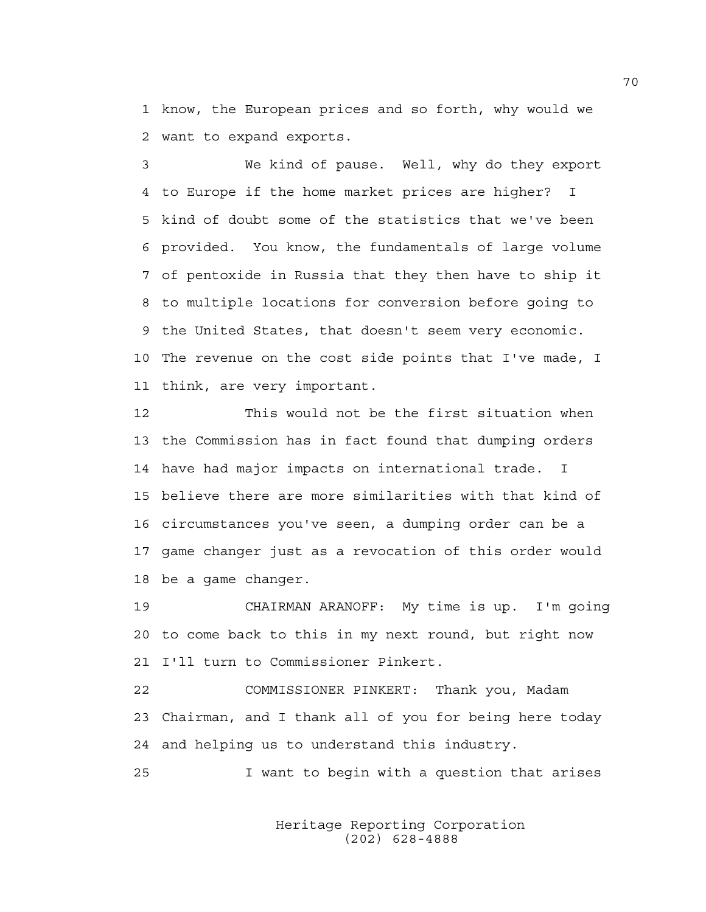know, the European prices and so forth, why would we want to expand exports.

We kind of pause. Well, why do they export to Europe if the home market prices are higher? I kind of doubt some of the statistics that we've been provided. You know, the fundamentals of large volume of pentoxide in Russia that they then have to ship it to multiple locations for conversion before going to the United States, that doesn't seem very economic. The revenue on the cost side points that I've made, I think, are very important.

This would not be the first situation when the Commission has in fact found that dumping orders have had major impacts on international trade. I believe there are more similarities with that kind of circumstances you've seen, a dumping order can be a game changer just as a revocation of this order would be a game changer.

CHAIRMAN ARANOFF: My time is up. I'm going to come back to this in my next round, but right now I'll turn to Commissioner Pinkert.

COMMISSIONER PINKERT: Thank you, Madam Chairman, and I thank all of you for being here today and helping us to understand this industry.

I want to begin with a question that arises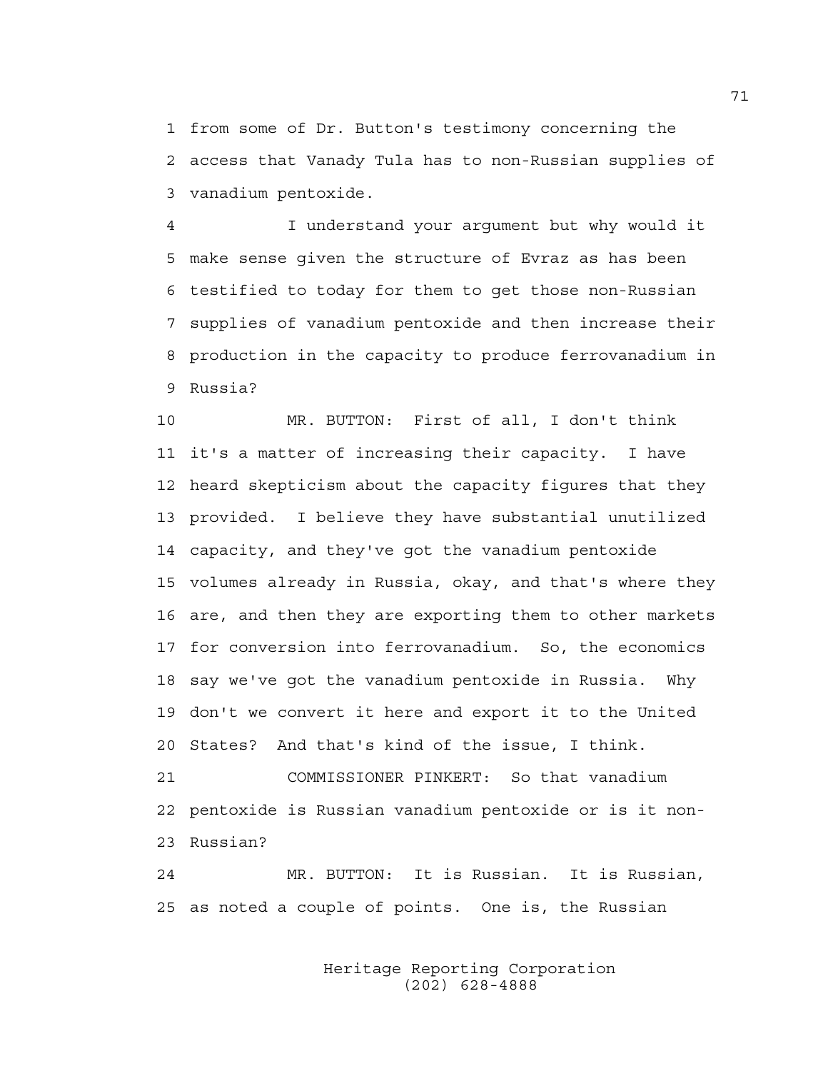1 from some of Dr. Button's testimony concerning the
2 access that Vanady Tula has to non-Russian supplies of
3 vanadium pentoxide.

4 I understand your argument but why would it
5 make sense given the structure of Evraz as has been
6 testified to today for them to get those non-Russian
7 supplies of vanadium pentoxide and then increase their
8 production in the capacity to produce ferrovanadium in
9 Russia?

10 MR. BUTTON: First of all, I don't think
11 it's a matter of increasing their capacity. I have
12 heard skepticism about the capacity figures that they
13 provided. I believe they have substantial unutilized
14 capacity, and they've got the vanadium pentoxide
15 volumes already in Russia, okay, and that's where they
16 are, and then they are exporting them to other markets
17 for conversion into ferrovanadium. So, the economics
18 say we've got the vanadium pentoxide in Russia. Why
19 don't we convert it here and export it to the United
20 States? And that's kind of the issue, I think.

21 COMMISSIONER PINKERT: So that vanadium
22 pentoxide is Russian vanadium pentoxide or is it non-
23 Russian?

24 MR. BUTTON: It is Russian. It is Russian,
25 as noted a couple of points. One is, the Russian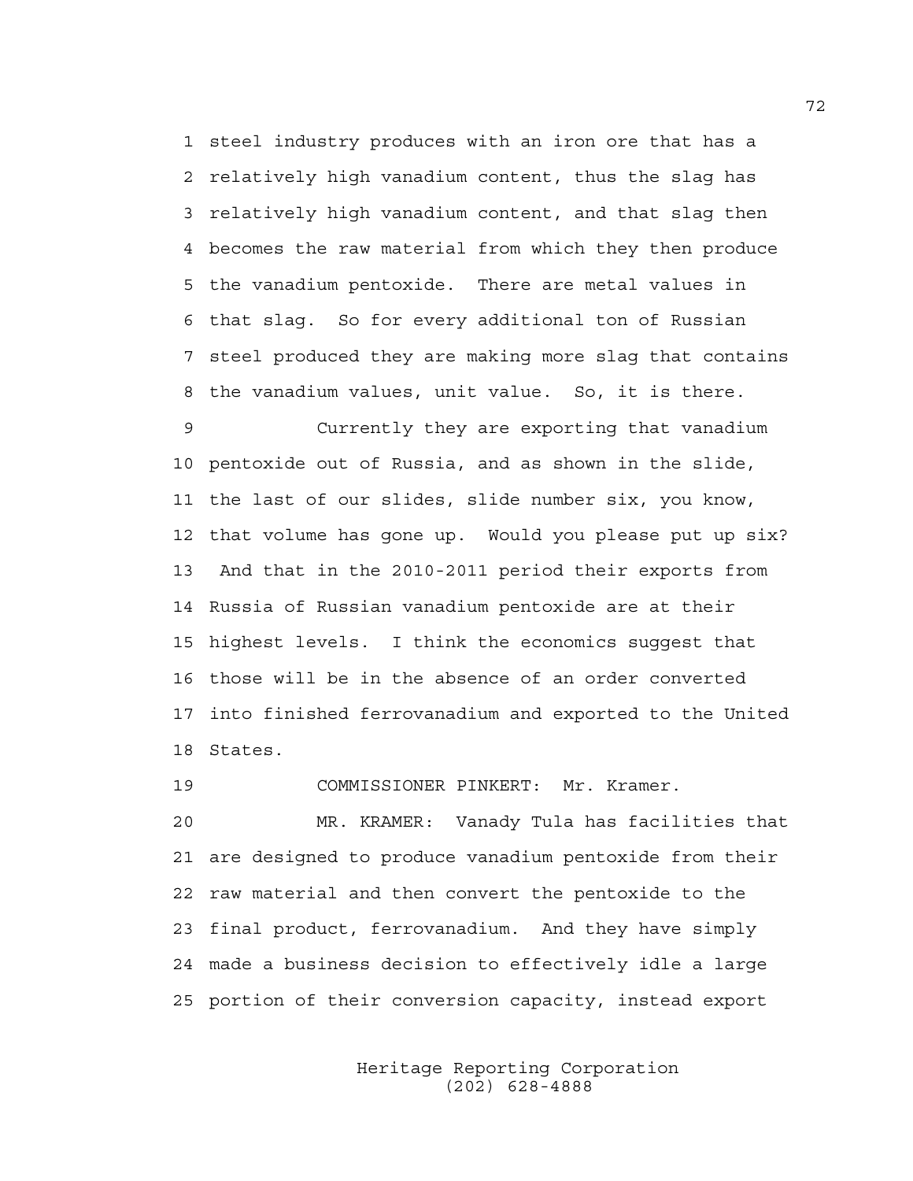1 steel industry produces with an iron ore that has a
2 relatively high vanadium content, thus the slag has
3 relatively high vanadium content, and that slag then
4 becomes the raw material from which they then produce
5 the vanadium pentoxide. There are metal values in
6 that slag. So for every additional ton of Russian
7 steel produced they are making more slag that contains
8 the vanadium values, unit value. So, it is there.

9 Currently they are exporting that vanadium
10 pentoxide out of Russia, and as shown in the slide,
11 the last of our slides, slide number six, you know,
12 that volume has gone up. Would you please put up six?
13 And that in the 2010-2011 period their exports from
14 Russia of Russian vanadium pentoxide are at their
15 highest levels. I think the economics suggest that
16 those will be in the absence of an order converted
17 into finished ferrovanadium and exported to the United
18 States.

19 COMMISSIONER PINKERT: Mr. Kramer.

20 MR. KRAMER: Vanady Tula has facilities that
21 are designed to produce vanadium pentoxide from their
22 raw material and then convert the pentoxide to the
23 final product, ferrovanadium. And they have simply
24 made a business decision to effectively idle a large
25 portion of their conversion capacity, instead export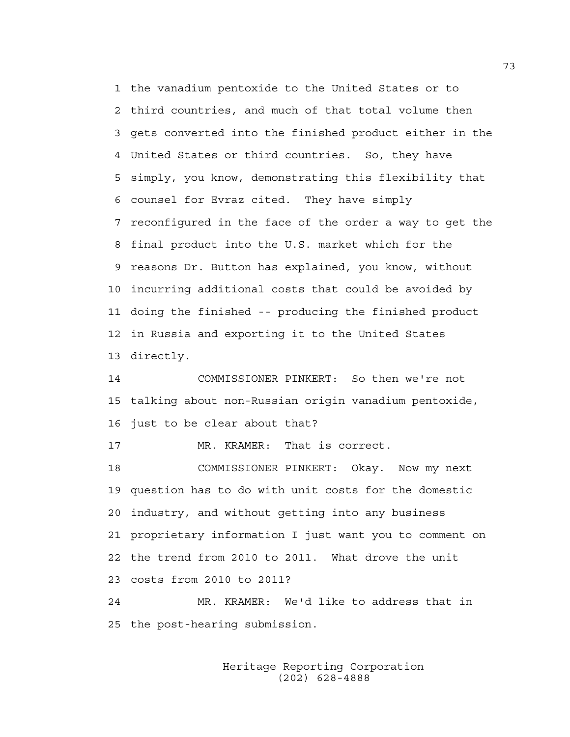1 the vanadium pentoxide to the United States or to
2 third countries, and much of that total volume then
3 gets converted into the finished product either in the
4 United States or third countries. So, they have
5 simply, you know, demonstrating this flexibility that
6 counsel for Evraz cited. They have simply
7 reconfigured in the face of the order a way to get the
8 final product into the U.S. market which for the
9 reasons Dr. Button has explained, you know, without
10 incurring additional costs that could be avoided by
11 doing the finished -- producing the finished product
12 in Russia and exporting it to the United States
13 directly.

14 COMMISSIONER PINKERT: So then we're not
15 talking about non-Russian origin vanadium pentoxide,
16 just to be clear about that?

17 MR. KRAMER: That is correct.

18 COMMISSIONER PINKERT: Okay. Now my next
19 question has to do with unit costs for the domestic
20 industry, and without getting into any business
21 proprietary information I just want you to comment on
22 the trend from 2010 to 2011. What drove the unit
23 costs from 2010 to 2011?

24 MR. KRAMER: We'd like to address that in
25 the post-hearing submission.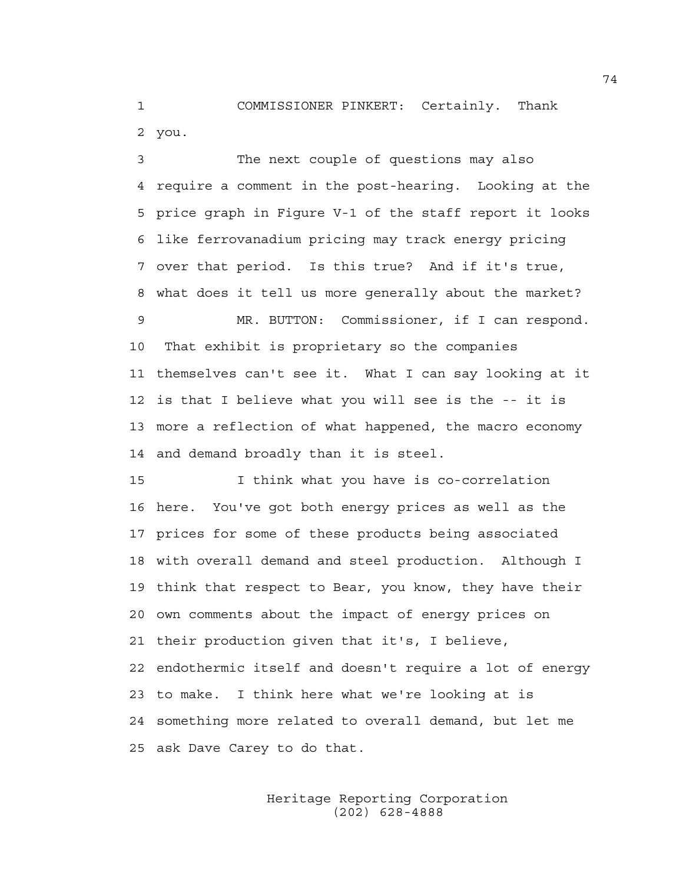COMMISSIONER PINKERT: Certainly. Thank you.

The next couple of questions may also require a comment in the post-hearing. Looking at the price graph in Figure V-1 of the staff report it looks like ferrovanadium pricing may track energy pricing over that period. Is this true? And if it's true, what does it tell us more generally about the market?

MR. BUTTON: Commissioner, if I can respond. That exhibit is proprietary so the companies themselves can't see it. What I can say looking at it is that I believe what you will see is the -- it is more a reflection of what happened, the macro economy and demand broadly than it is steel.

I think what you have is co-correlation here. You've got both energy prices as well as the prices for some of these products being associated with overall demand and steel production. Although I think that respect to Bear, you know, they have their own comments about the impact of energy prices on their production given that it's, I believe, endothermic itself and doesn't require a lot of energy to make. I think here what we're looking at is something more related to overall demand, but let me ask Dave Carey to do that.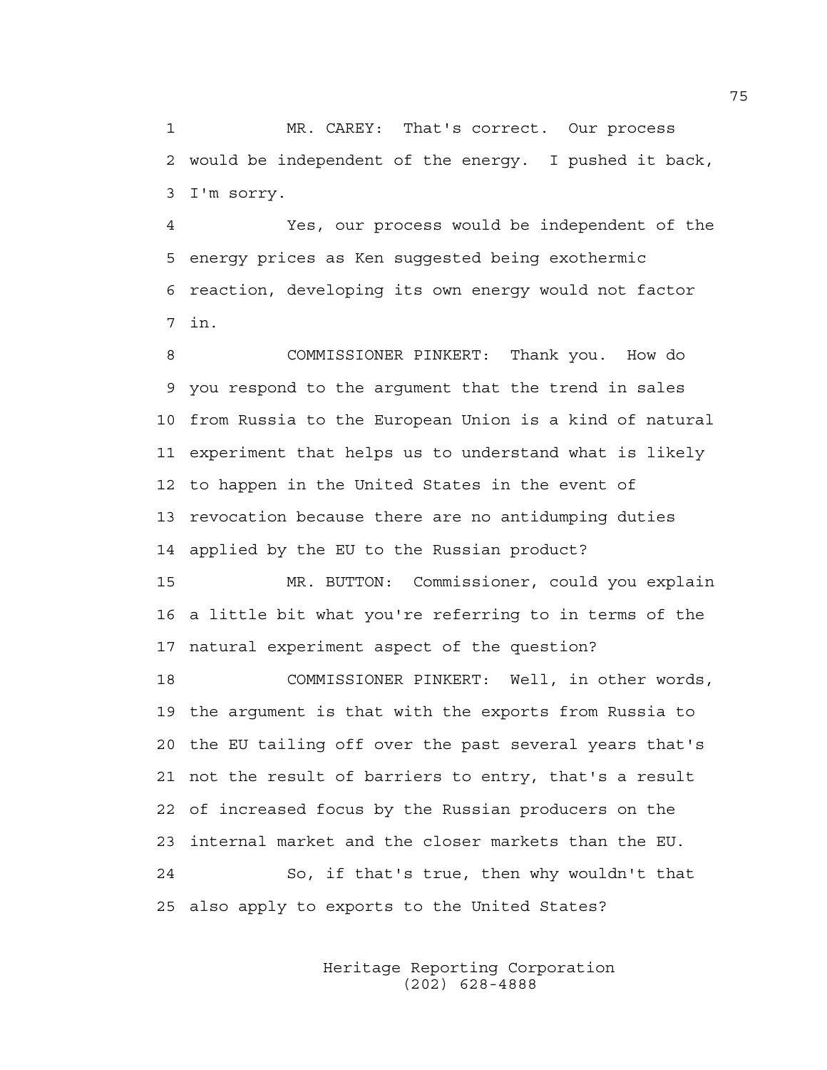1 MR. CAREY: That's correct. Our process
2 would be independent of the energy. I pushed it back,
3 I'm sorry.

4 Yes, our process would be independent of the
5 energy prices as Ken suggested being exothermic
6 reaction, developing its own energy would not factor
7 in.

8 COMMISSIONER PINKERT: Thank you. How do
9 you respond to the argument that the trend in sales
10 from Russia to the European Union is a kind of natural
11 experiment that helps us to understand what is likely
12 to happen in the United States in the event of
13 revocation because there are no antidumping duties
14 applied by the EU to the Russian product?

15 MR. BUTTON: Commissioner, could you explain
16 a little bit what you're referring to in terms of the
17 natural experiment aspect of the question?

18 COMMISSIONER PINKERT: Well, in other words,
19 the argument is that with the exports from Russia to
20 the EU tailing off over the past several years that's
21 not the result of barriers to entry, that's a result
22 of increased focus by the Russian producers on the
23 internal market and the closer markets than the EU.

24 So, if that's true, then why wouldn't that
25 also apply to exports to the United States?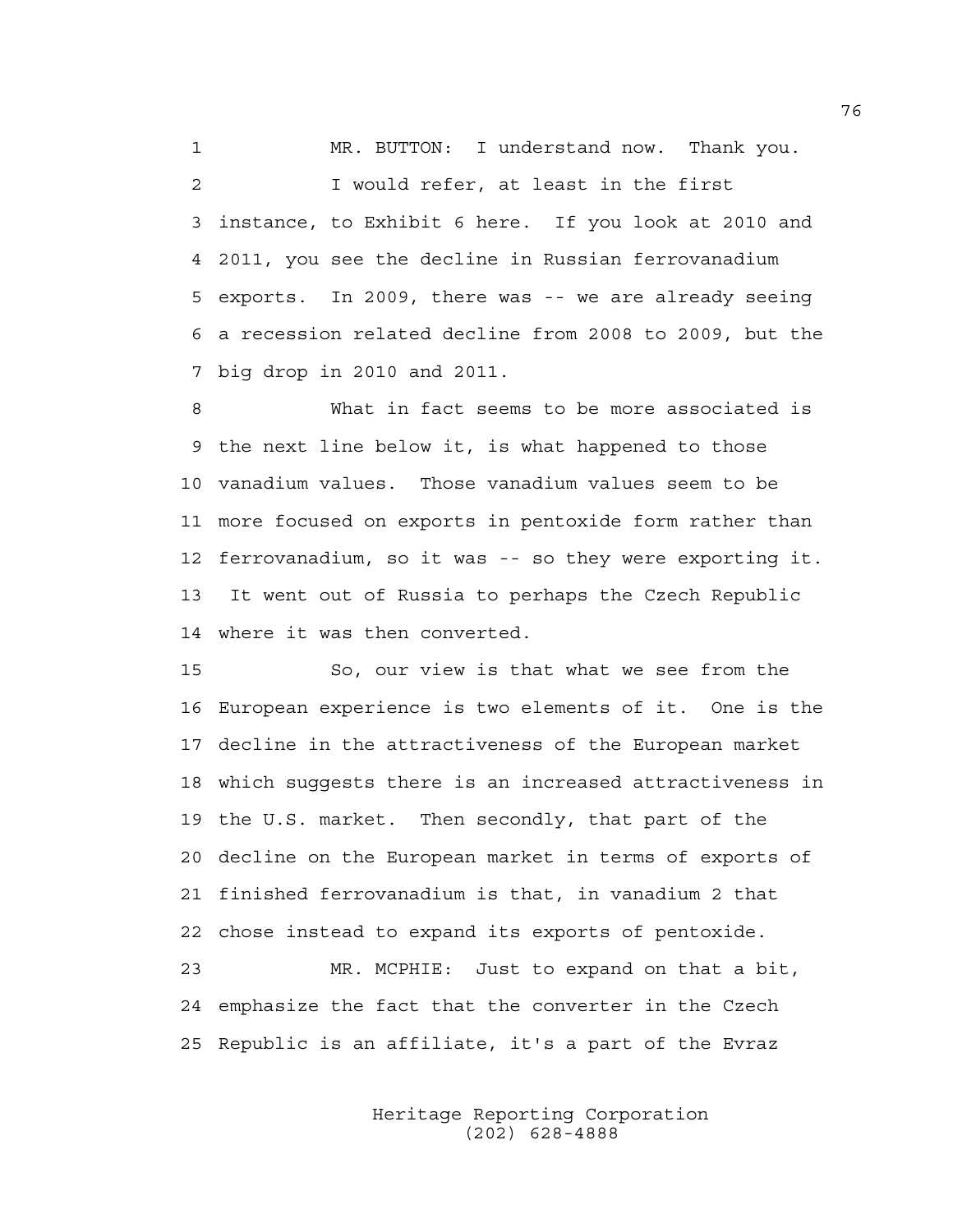MR. BUTTON: I understand now. Thank you.

I would refer, at least in the first instance, to Exhibit 6 here. If you look at 2010 and 2011, you see the decline in Russian ferrovanadium exports. In 2009, there was -- we are already seeing a recession related decline from 2008 to 2009, but the big drop in 2010 and 2011.

What in fact seems to be more associated is the next line below it, is what happened to those vanadium values. Those vanadium values seem to be more focused on exports in pentoxide form rather than ferrovanadium, so it was -- so they were exporting it. It went out of Russia to perhaps the Czech Republic where it was then converted.

So, our view is that what we see from the European experience is two elements of it. One is the decline in the attractiveness of the European market which suggests there is an increased attractiveness in the U.S. market. Then secondly, that part of the decline on the European market in terms of exports of finished ferrovanadium is that, in vanadium 2 that chose instead to expand its exports of pentoxide.

MR. MCPHIE: Just to expand on that a bit, emphasize the fact that the converter in the Czech Republic is an affiliate, it's a part of the Evraz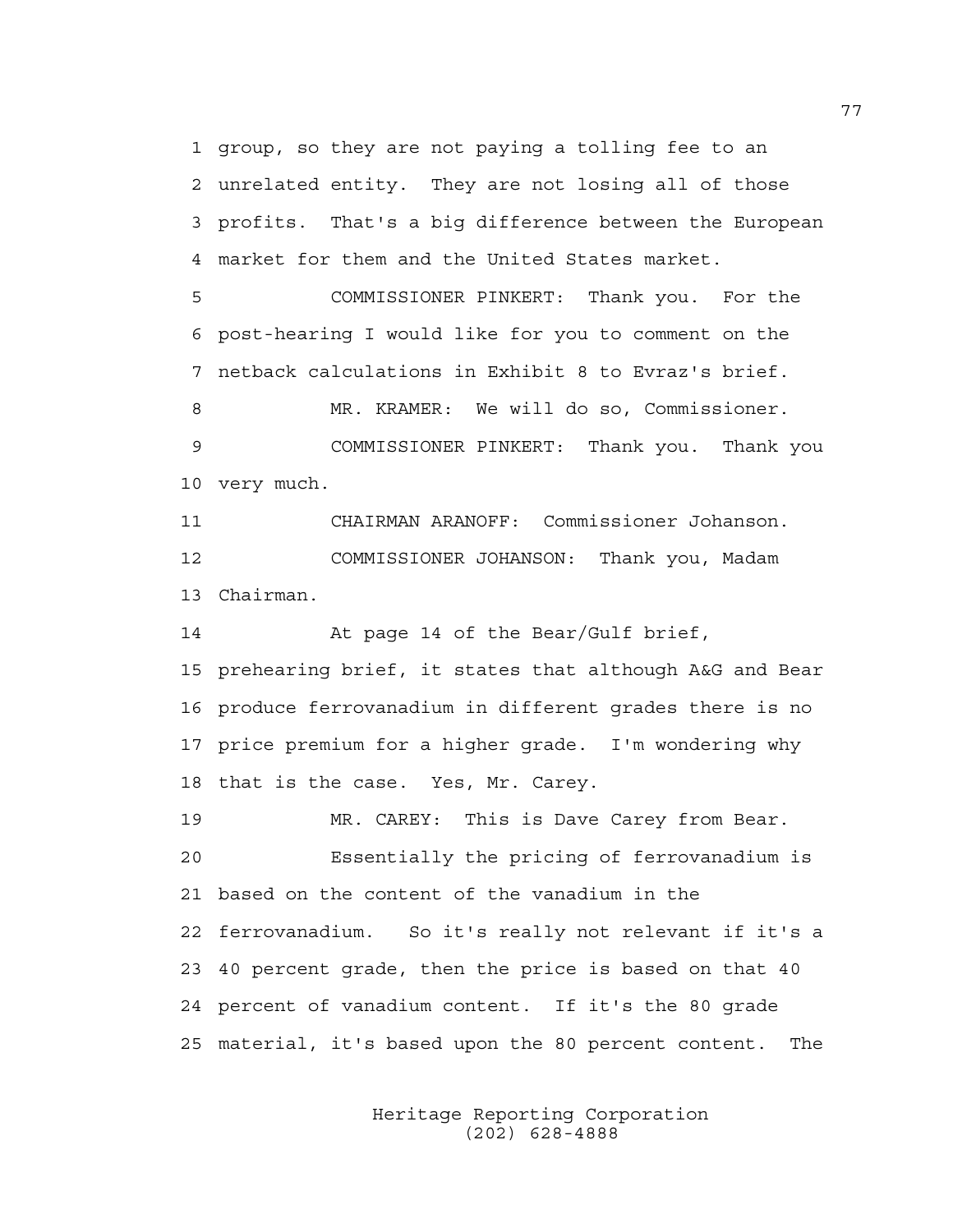1 group, so they are not paying a tolling fee to an
2 unrelated entity. They are not losing all of those
3 profits. That's a big difference between the European
4 market for them and the United States market.
5 COMMISSIONER PINKERT: Thank you. For the
6 post-hearing I would like for you to comment on the
7 netback calculations in Exhibit 8 to Evraz's brief.
8 MR. KRAMER: We will do so, Commissioner.
9 COMMISSIONER PINKERT: Thank you. Thank you
10 very much.
11 CHAIRMAN ARANOFF: Commissioner Johanson.
12 COMMISSIONER JOHANSON: Thank you, Madam
13 Chairman.
14 At page 14 of the Bear/Gulf brief,
15 prehearing brief, it states that although A&G and Bear
16 produce ferrovanadium in different grades there is no
17 price premium for a higher grade. I'm wondering why
18 that is the case. Yes, Mr. Carey.
19 MR. CAREY: This is Dave Carey from Bear.
20 Essentially the pricing of ferrovanadium is
21 based on the content of the vanadium in the
22 ferrovanadium. So it's really not relevant if it's a
23 40 percent grade, then the price is based on that 40
24 percent of vanadium content. If it's the 80 grade
25 material, it's based upon the 80 percent content. The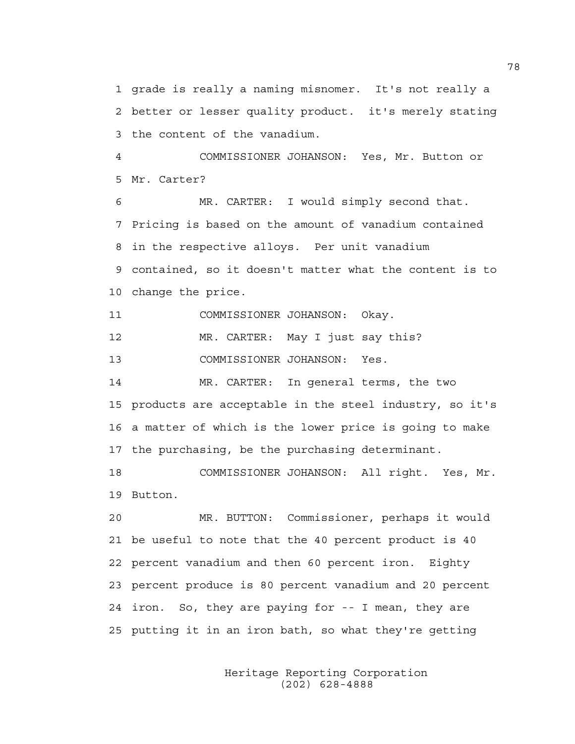1 grade is really a naming misnomer. It's not really a
2 better or lesser quality product. it's merely stating
3 the content of the vanadium.

4 COMMISSIONER JOHANSON: Yes, Mr. Button or
5 Mr. Carter?

6 MR. CARTER: I would simply second that.
7 Pricing is based on the amount of vanadium contained
8 in the respective alloys. Per unit vanadium
9 contained, so it doesn't matter what the content is to
10 change the price.

11 COMMISSIONER JOHANSON: Okay.

12 MR. CARTER: May I just say this?

13 COMMISSIONER JOHANSON: Yes.

14 MR. CARTER: In general terms, the two
15 products are acceptable in the steel industry, so it's
16 a matter of which is the lower price is going to make
17 the purchasing, be the purchasing determinant.

18 COMMISSIONER JOHANSON: All right. Yes, Mr.
19 Button.

20 MR. BUTTON: Commissioner, perhaps it would
21 be useful to note that the 40 percent product is 40
22 percent vanadium and then 60 percent iron. Eighty
23 percent produce is 80 percent vanadium and 20 percent
24 iron. So, they are paying for -- I mean, they are
25 putting it in an iron bath, so what they're getting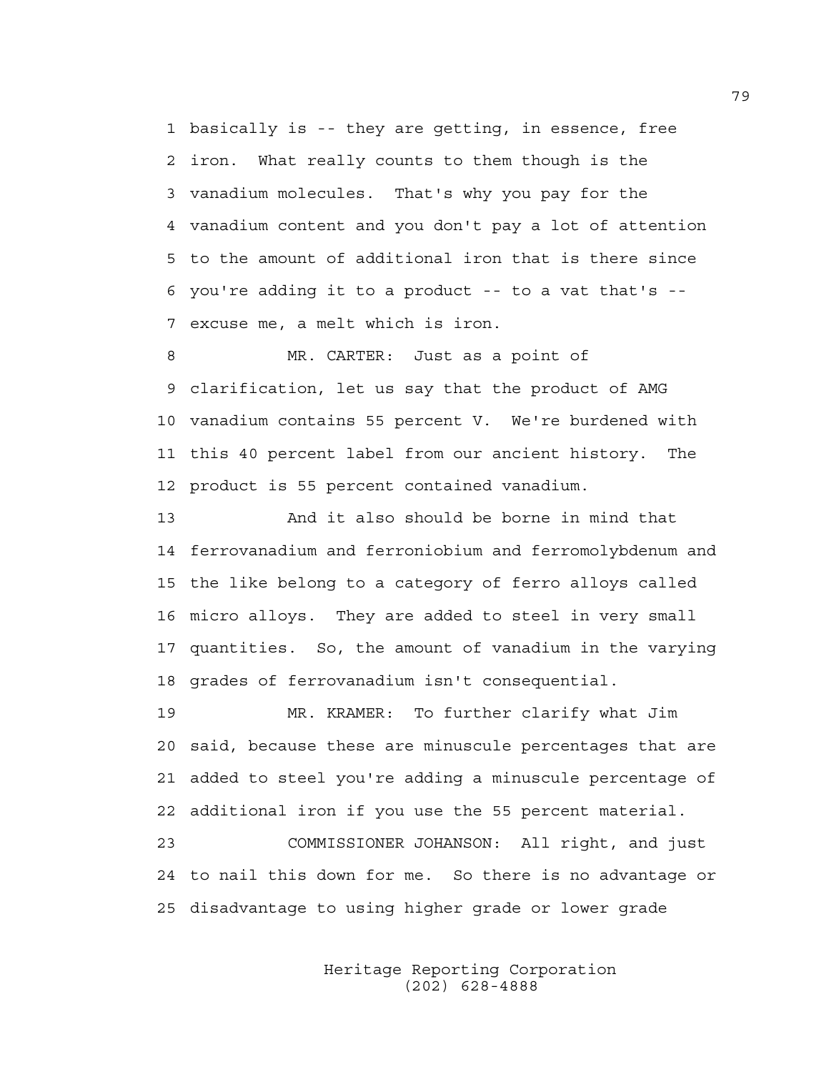basically is -- they are getting, in essence, free iron. What really counts to them though is the vanadium molecules. That's why you pay for the vanadium content and you don't pay a lot of attention to the amount of additional iron that is there since you're adding it to a product -- to a vat that's -- excuse me, a melt which is iron.

MR. CARTER: Just as a point of clarification, let us say that the product of AMG vanadium contains 55 percent V. We're burdened with this 40 percent label from our ancient history. The product is 55 percent contained vanadium.

And it also should be borne in mind that ferrovanadium and ferroniobium and ferromolybdenum and the like belong to a category of ferro alloys called micro alloys. They are added to steel in very small quantities. So, the amount of vanadium in the varying grades of ferrovanadium isn't consequential.

MR. KRAMER: To further clarify what Jim said, because these are minuscule percentages that are added to steel you're adding a minuscule percentage of additional iron if you use the 55 percent material.

COMMISSIONER JOHANSON: All right, and just to nail this down for me. So there is no advantage or disadvantage to using higher grade or lower grade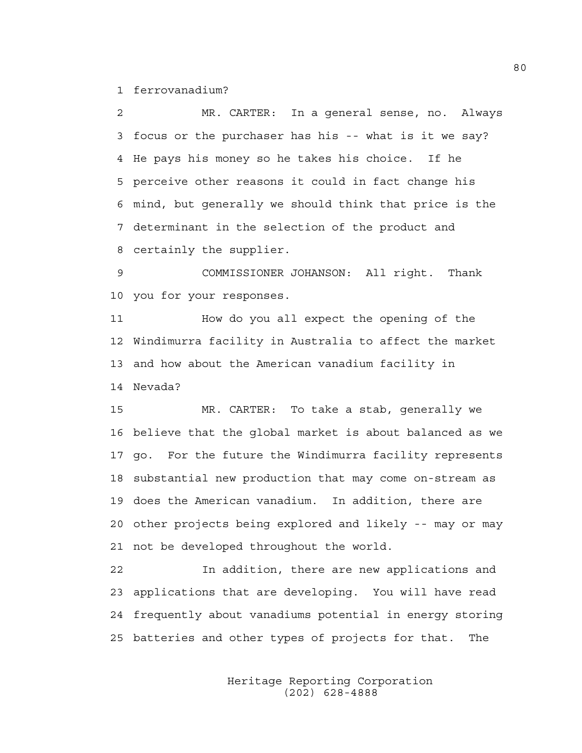1 ferrovanadium?

2 MR. CARTER: In a general sense, no. Always
3 focus or the purchaser has his -- what is it we say?
4 He pays his money so he takes his choice. If he
5 perceive other reasons it could in fact change his
6 mind, but generally we should think that price is the
7 determinant in the selection of the product and
8 certainly the supplier.

9 COMMISSIONER JOHANSON: All right. Thank
10 you for your responses.

11 How do you all expect the opening of the
12 Windimurra facility in Australia to affect the market
13 and how about the American vanadium facility in
14 Nevada?

15 MR. CARTER: To take a stab, generally we
16 believe that the global market is about balanced as we
17 go. For the future the Windimurra facility represents
18 substantial new production that may come on-stream as
19 does the American vanadium. In addition, there are
20 other projects being explored and likely -- may or may
21 not be developed throughout the world.

22 In addition, there are new applications and
23 applications that are developing. You will have read
24 frequently about vanadiums potential in energy storing
25 batteries and other types of projects for that. The

Heritage Reporting Corporation
(202) 628-4888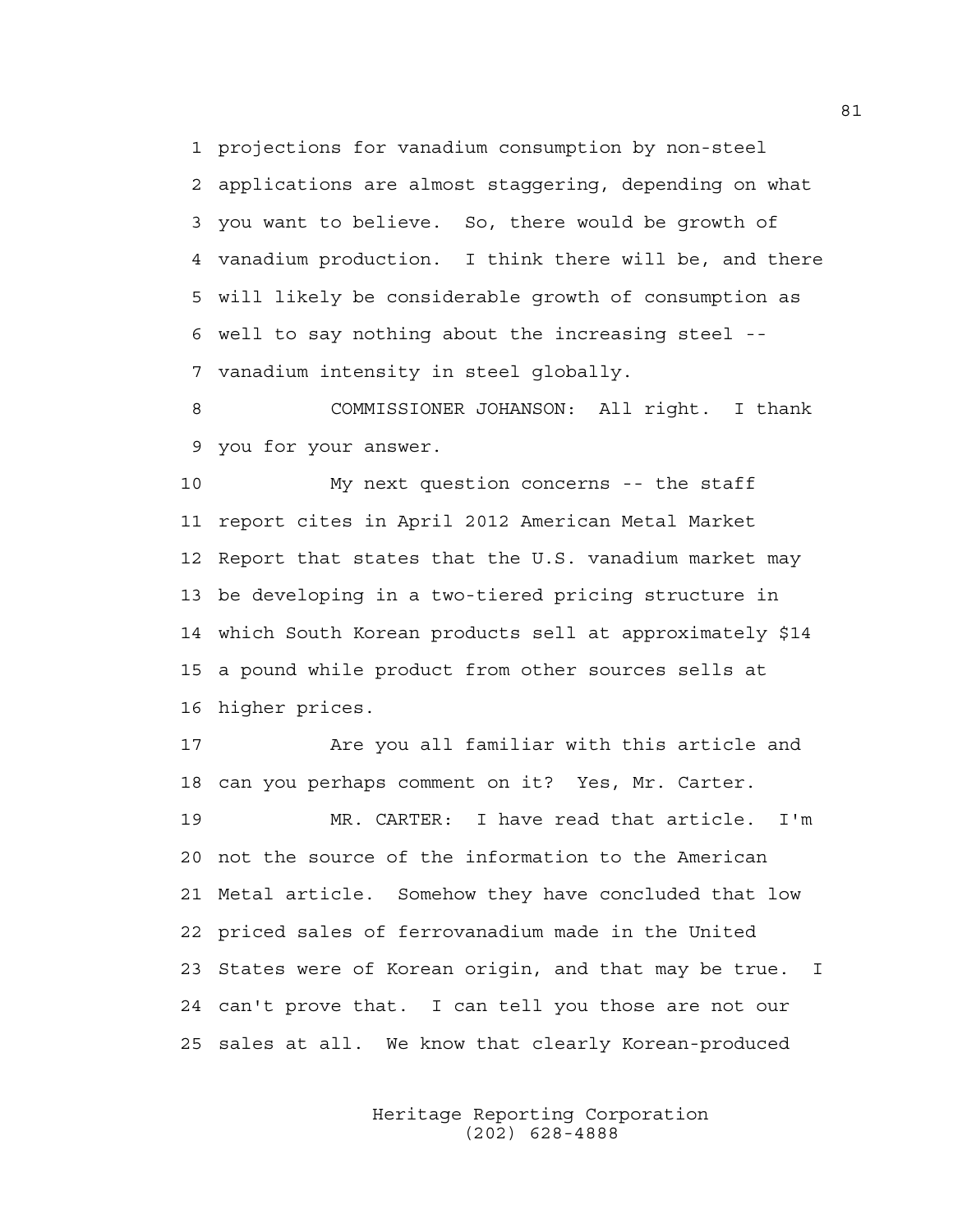1 projections for vanadium consumption by non-steel
2 applications are almost staggering, depending on what
3 you want to believe. So, there would be growth of
4 vanadium production. I think there will be, and there
5 will likely be considerable growth of consumption as
6 well to say nothing about the increasing steel --
7 vanadium intensity in steel globally.

8 COMMISSIONER JOHANSON: All right. I thank
9 you for your answer.

10 My next question concerns -- the staff
11 report cites in April 2012 American Metal Market
12 Report that states that the U.S. vanadium market may
13 be developing in a two-tiered pricing structure in
14 which South Korean products sell at approximately $14
15 a pound while product from other sources sells at
16 higher prices.

17 Are you all familiar with this article and
18 can you perhaps comment on it? Yes, Mr. Carter.

19 MR. CARTER: I have read that article. I'm
20 not the source of the information to the American
21 Metal article. Somehow they have concluded that low
22 priced sales of ferrovanadium made in the United
23 States were of Korean origin, and that may be true. I
24 can't prove that. I can tell you those are not our
25 sales at all. We know that clearly Korean-produced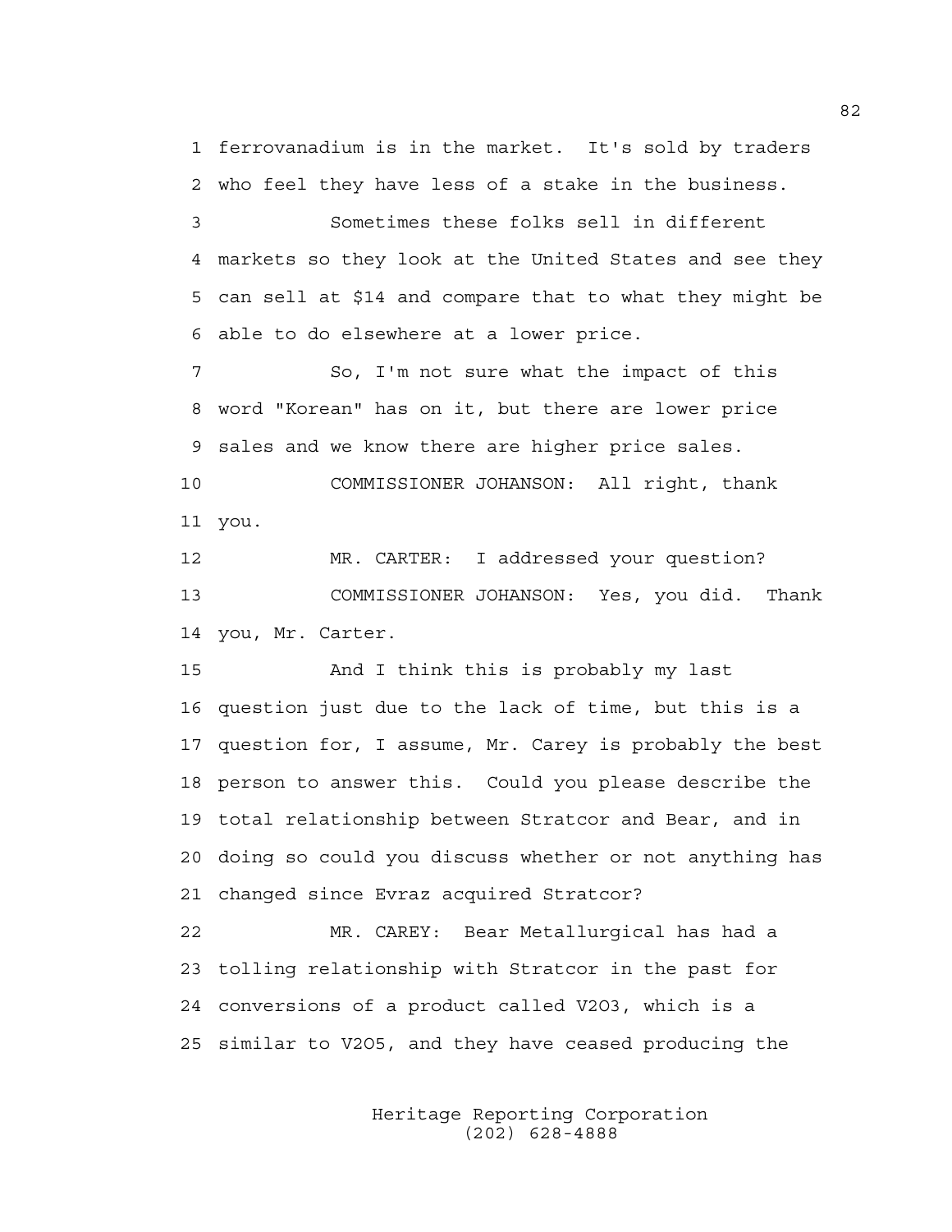1 ferrovanadium is in the market. It's sold by traders
2 who feel they have less of a stake in the business.
3 Sometimes these folks sell in different
4 markets so they look at the United States and see they
5 can sell at $14 and compare that to what they might be
6 able to do elsewhere at a lower price.
7 So, I'm not sure what the impact of this
8 word "Korean" has on it, but there are lower price
9 sales and we know there are higher price sales.
10 COMMISSIONER JOHANSON: All right, thank
11 you.
12 MR. CARTER: I addressed your question?
13 COMMISSIONER JOHANSON: Yes, you did. Thank
14 you, Mr. Carter.
15 And I think this is probably my last
16 question just due to the lack of time, but this is a
17 question for, I assume, Mr. Carey is probably the best
18 person to answer this. Could you please describe the
19 total relationship between Stratcor and Bear, and in
20 doing so could you discuss whether or not anything has
21 changed since Evraz acquired Stratcor?
22 MR. CAREY: Bear Metallurgical has had a
23 tolling relationship with Stratcor in the past for
24 conversions of a product called $V_2O_3$, which is a
25 similar to $V_2O_5$, and they have ceased producing the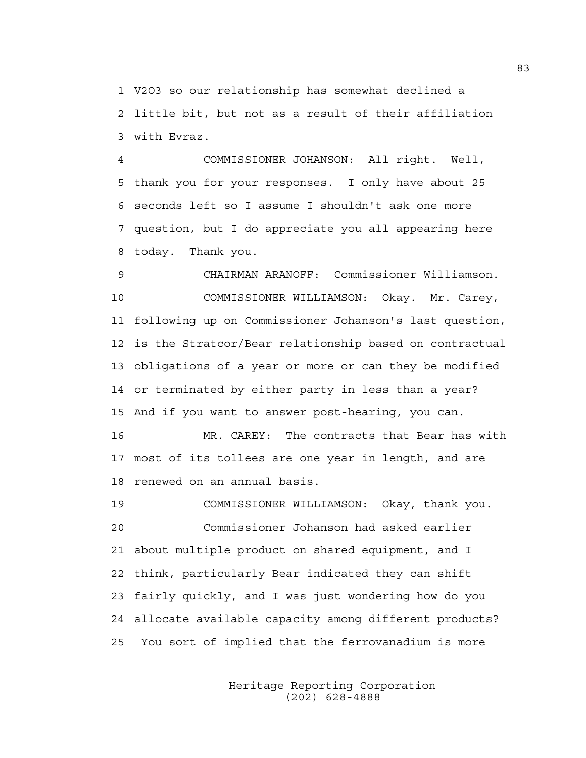1 V2O3 so our relationship has somewhat declined a
2 little bit, but not as a result of their affiliation
3 with Evraz.

4 COMMISSIONER JOHANSON: All right. Well,
5 thank you for your responses. I only have about 25
6 seconds left so I assume I shouldn't ask one more
7 question, but I do appreciate you all appearing here
8 today. Thank you.

9 CHAIRMAN ARANOFF: Commissioner Williamson.

10 COMMISSIONER WILLIAMSON: Okay. Mr. Carey,
11 following up on Commissioner Johanson's last question,
12 is the Stratcor/Bear relationship based on contractual
13 obligations of a year or more or can they be modified
14 or terminated by either party in less than a year?
15 And if you want to answer post-hearing, you can.

16 MR. CAREY: The contracts that Bear has with
17 most of its tollees are one year in length, and are
18 renewed on an annual basis.

19 COMMISSIONER WILLIAMSON: Okay, thank you.

20 Commissioner Johanson had asked earlier
21 about multiple product on shared equipment, and I
22 think, particularly Bear indicated they can shift
23 fairly quickly, and I was just wondering how do you
24 allocate available capacity among different products?
25 You sort of implied that the ferrovanadium is more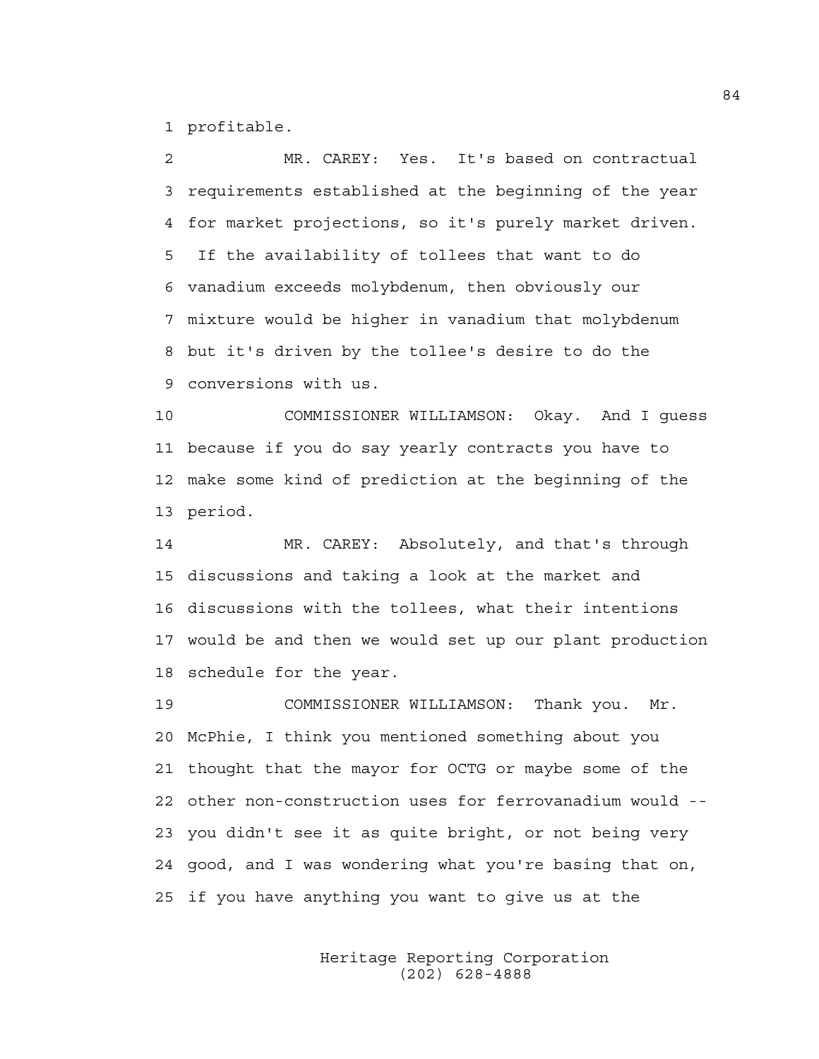1 profitable.

2 MR. CAREY: Yes. It's based on contractual
3 requirements established at the beginning of the year
4 for market projections, so it's purely market driven.
5 If the availability of tollees that want to do
6 vanadium exceeds molybdenum, then obviously our
7 mixture would be higher in vanadium that molybdenum
8 but it's driven by the tollee's desire to do the
9 conversions with us.

10 COMMISSIONER WILLIAMSON: Okay. And I guess
11 because if you do say yearly contracts you have to
12 make some kind of prediction at the beginning of the
13 period.

14 MR. CAREY: Absolutely, and that's through
15 discussions and taking a look at the market and
16 discussions with the tollees, what their intentions
17 would be and then we would set up our plant production
18 schedule for the year.

19 COMMISSIONER WILLIAMSON: Thank you. Mr.
20 McPhie, I think you mentioned something about you
21 thought that the mayor for OCTG or maybe some of the
22 other non-construction uses for ferrovanadium would --
23 you didn't see it as quite bright, or not being very
24 good, and I was wondering what you're basing that on,
25 if you have anything you want to give us at the

Heritage Reporting Corporation
(202) 628-4888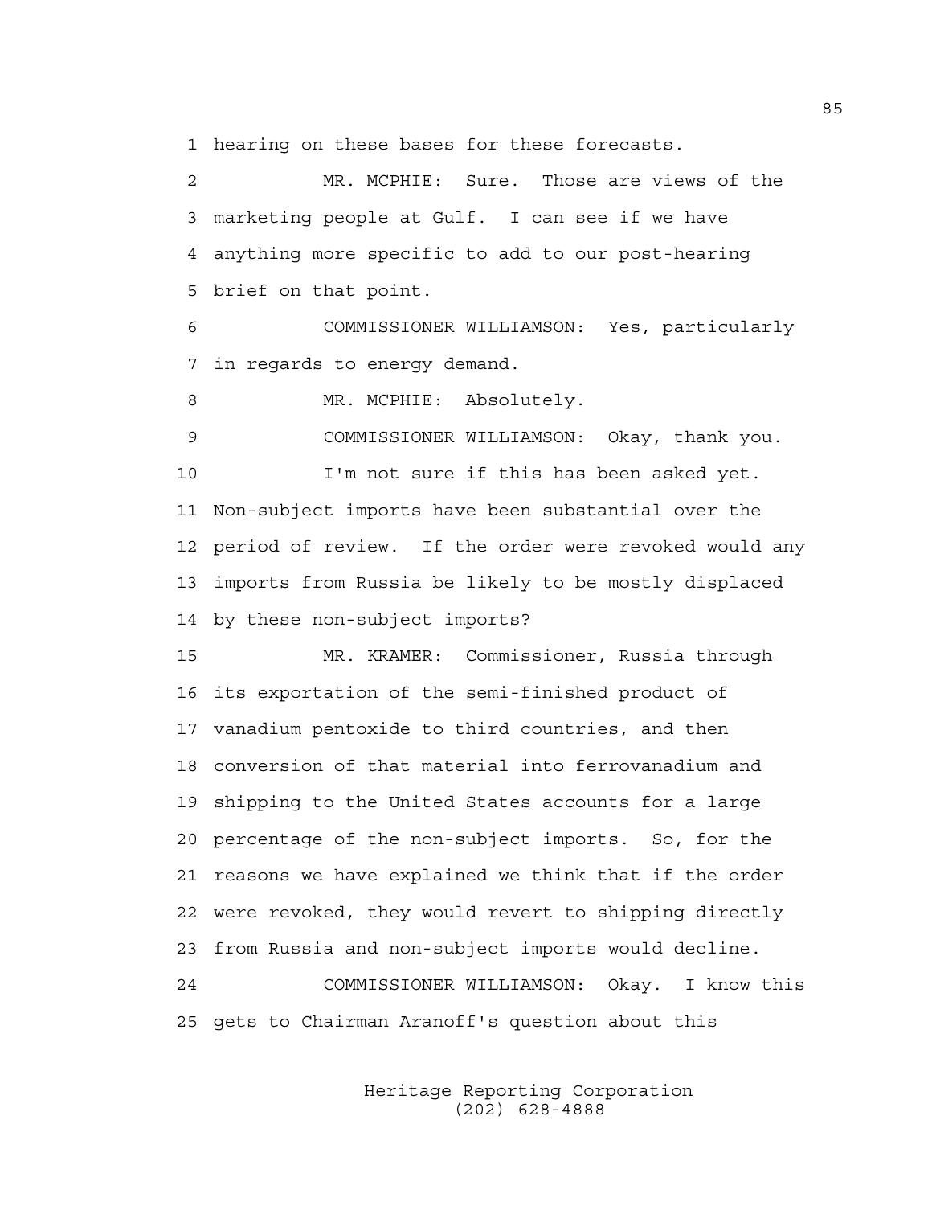1 hearing on these bases for these forecasts.

2 MR. MCPHIE: Sure. Those are views of the
3 marketing people at Gulf. I can see if we have
4 anything more specific to add to our post-hearing
5 brief on that point.

6 COMMISSIONER WILLIAMSON: Yes, particularly
7 in regards to energy demand.

8 MR. MCPHIE: Absolutely.

9 COMMISSIONER WILLIAMSON: Okay, thank you.

10 I'm not sure if this has been asked yet.
11 Non-subject imports have been substantial over the
12 period of review. If the order were revoked would any
13 imports from Russia be likely to be mostly displaced
14 by these non-subject imports?

15 MR. KRAMER: Commissioner, Russia through
16 its exportation of the semi-finished product of
17 vanadium pentoxide to third countries, and then
18 conversion of that material into ferrovanadium and
19 shipping to the United States accounts for a large
20 percentage of the non-subject imports. So, for the
21 reasons we have explained we think that if the order
22 were revoked, they would revert to shipping directly
23 from Russia and non-subject imports would decline.

24 COMMISSIONER WILLIAMSON: Okay. I know this
25 gets to Chairman Aranoff's question about this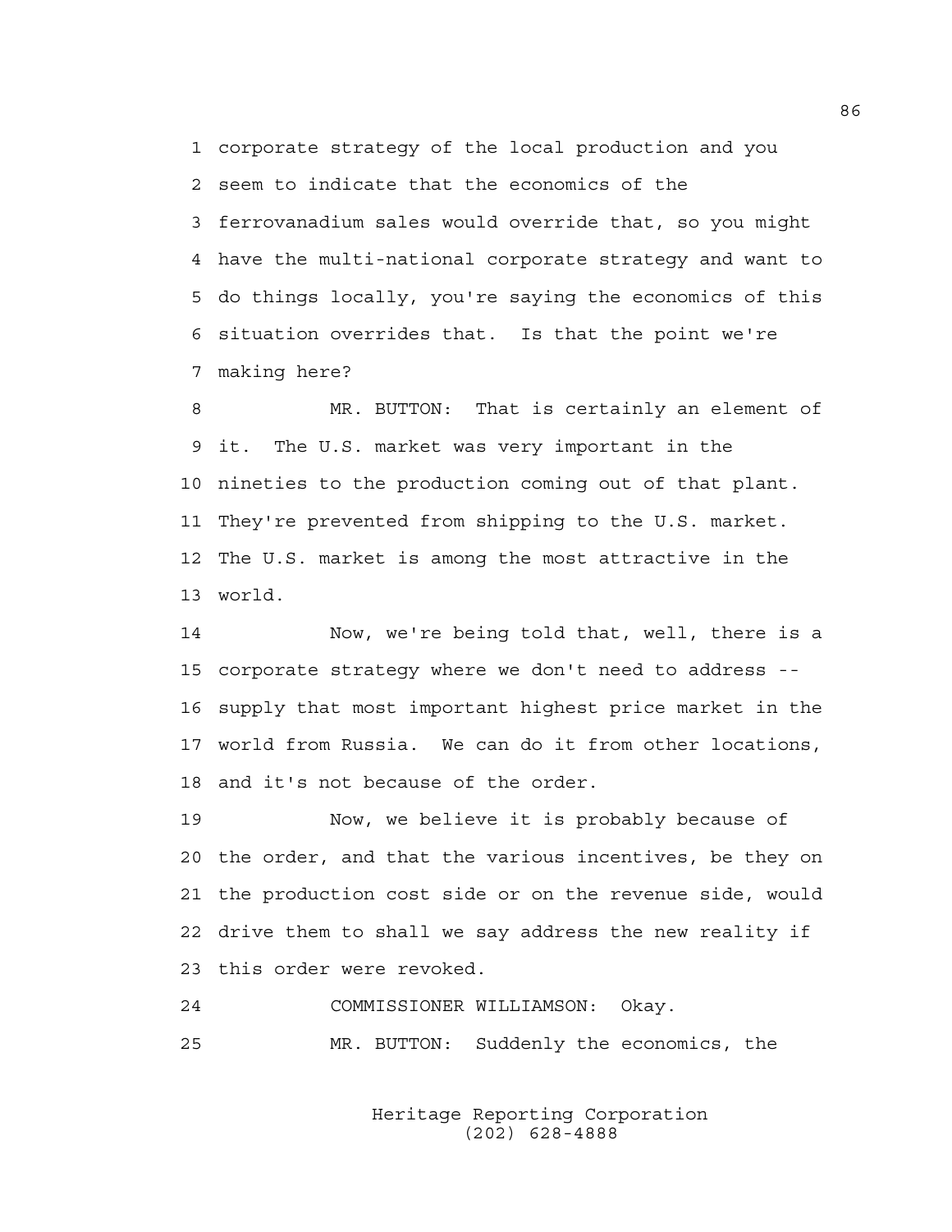corporate strategy of the local production and you seem to indicate that the economics of the ferrovanadium sales would override that, so you might have the multi-national corporate strategy and want to do things locally, you're saying the economics of this situation overrides that. Is that the point we're making here?

MR. BUTTON: That is certainly an element of it. The U.S. market was very important in the nineties to the production coming out of that plant. They're prevented from shipping to the U.S. market. The U.S. market is among the most attractive in the world.

Now, we're being told that, well, there is a corporate strategy where we don't need to address -- supply that most important highest price market in the world from Russia. We can do it from other locations, and it's not because of the order.

Now, we believe it is probably because of the order, and that the various incentives, be they on the production cost side or on the revenue side, would drive them to shall we say address the new reality if this order were revoked.

COMMISSIONER WILLIAMSON: Okay.

MR. BUTTON: Suddenly the economics, the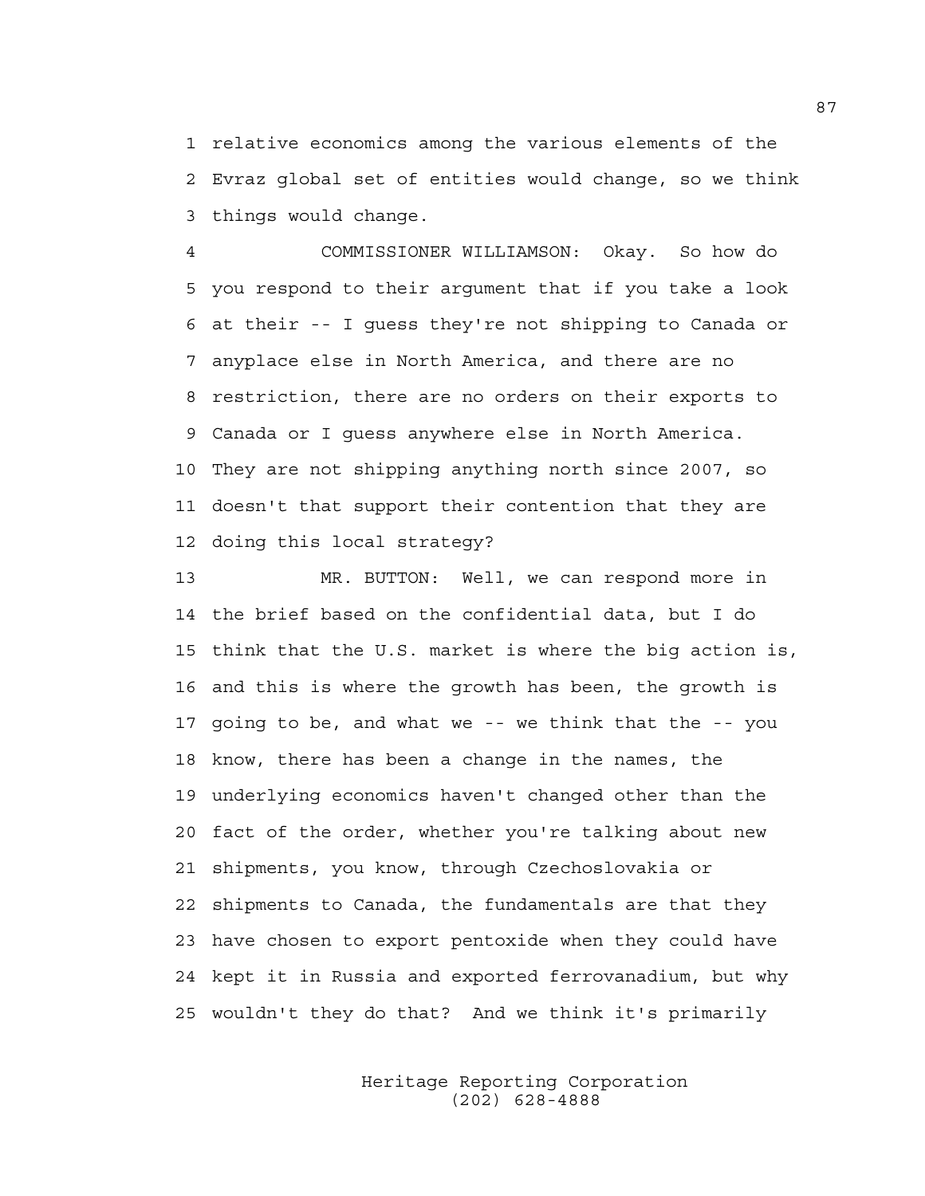1 relative economics among the various elements of the
2 Evraz global set of entities would change, so we think
3 things would change.

4 COMMISSIONER WILLIAMSON: Okay. So how do
5 you respond to their argument that if you take a look
6 at their -- I guess they're not shipping to Canada or
7 anyplace else in North America, and there are no
8 restriction, there are no orders on their exports to
9 Canada or I guess anywhere else in North America.
10 They are not shipping anything north since 2007, so
11 doesn't that support their contention that they are
12 doing this local strategy?

13 MR. BUTTON: Well, we can respond more in
14 the brief based on the confidential data, but I do
15 think that the U.S. market is where the big action is,
16 and this is where the growth has been, the growth is
17 going to be, and what we -- we think that the -- you
18 know, there has been a change in the names, the
19 underlying economics haven't changed other than the
20 fact of the order, whether you're talking about new
21 shipments, you know, through Czechoslovakia or
22 shipments to Canada, the fundamentals are that they
23 have chosen to export pentoxide when they could have
24 kept it in Russia and exported ferrovanadium, but why
25 wouldn't they do that? And we think it's primarily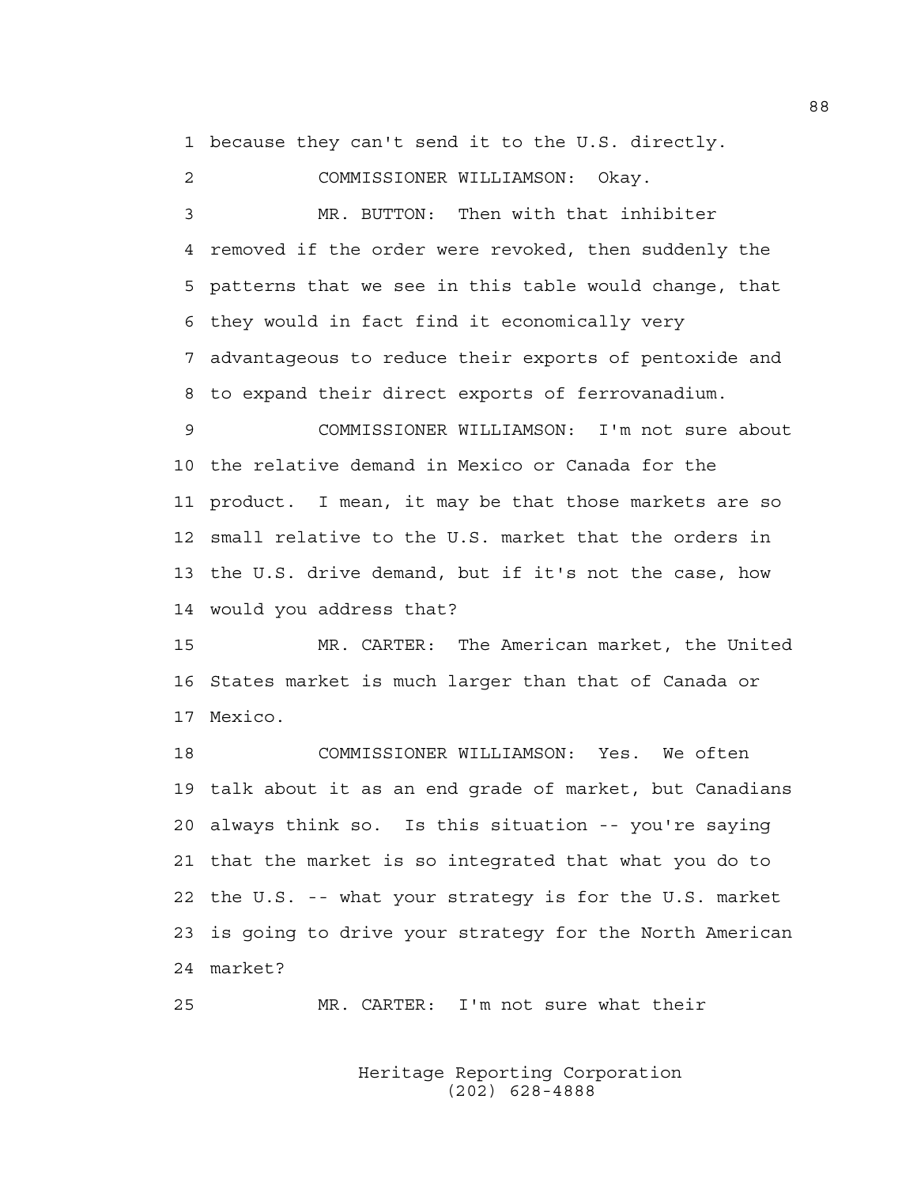1 because they can't send it to the U.S. directly.

2 COMMISSIONER WILLIAMSON: Okay.

3 MR. BUTTON: Then with that inhibiter
4 removed if the order were revoked, then suddenly the
5 patterns that we see in this table would change, that
6 they would in fact find it economically very
7 advantageous to reduce their exports of pentoxide and
8 to expand their direct exports of ferrovanadium.

9 COMMISSIONER WILLIAMSON: I'm not sure about
10 the relative demand in Mexico or Canada for the
11 product. I mean, it may be that those markets are so
12 small relative to the U.S. market that the orders in
13 the U.S. drive demand, but if it's not the case, how
14 would you address that?

15 MR. CARTER: The American market, the United
16 States market is much larger than that of Canada or
17 Mexico.

18 COMMISSIONER WILLIAMSON: Yes. We often
19 talk about it as an end grade of market, but Canadians
20 always think so. Is this situation -- you're saying
21 that the market is so integrated that what you do to
22 the U.S. -- what your strategy is for the U.S. market
23 is going to drive your strategy for the North American
24 market?

25 MR. CARTER: I'm not sure what their

Heritage Reporting Corporation
(202) 628-4888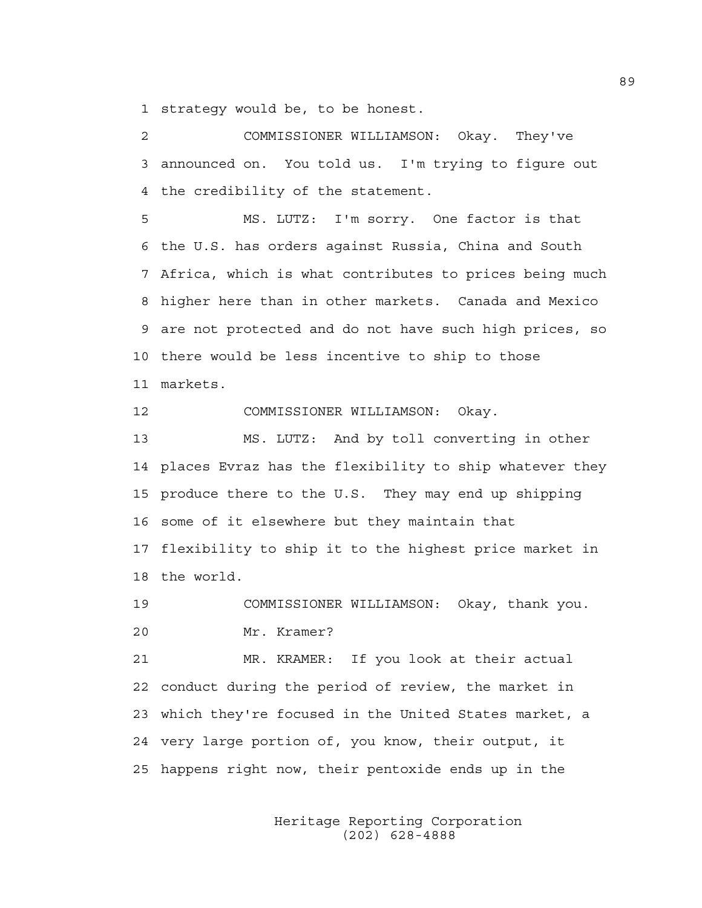strategy would be, to be honest.

COMMISSIONER WILLIAMSON: Okay. They've announced on. You told us. I'm trying to figure out the credibility of the statement.

MS. LUTZ: I'm sorry. One factor is that the U.S. has orders against Russia, China and South Africa, which is what contributes to prices being much higher here than in other markets. Canada and Mexico are not protected and do not have such high prices, so there would be less incentive to ship to those markets.

COMMISSIONER WILLIAMSON: Okay.

MS. LUTZ: And by toll converting in other places Evraz has the flexibility to ship whatever they produce there to the U.S. They may end up shipping some of it elsewhere but they maintain that flexibility to ship it to the highest price market in the world.

COMMISSIONER WILLIAMSON: Okay, thank you. Mr. Kramer?

MR. KRAMER: If you look at their actual conduct during the period of review, the market in which they're focused in the United States market, a very large portion of, you know, their output, it happens right now, their pentoxide ends up in the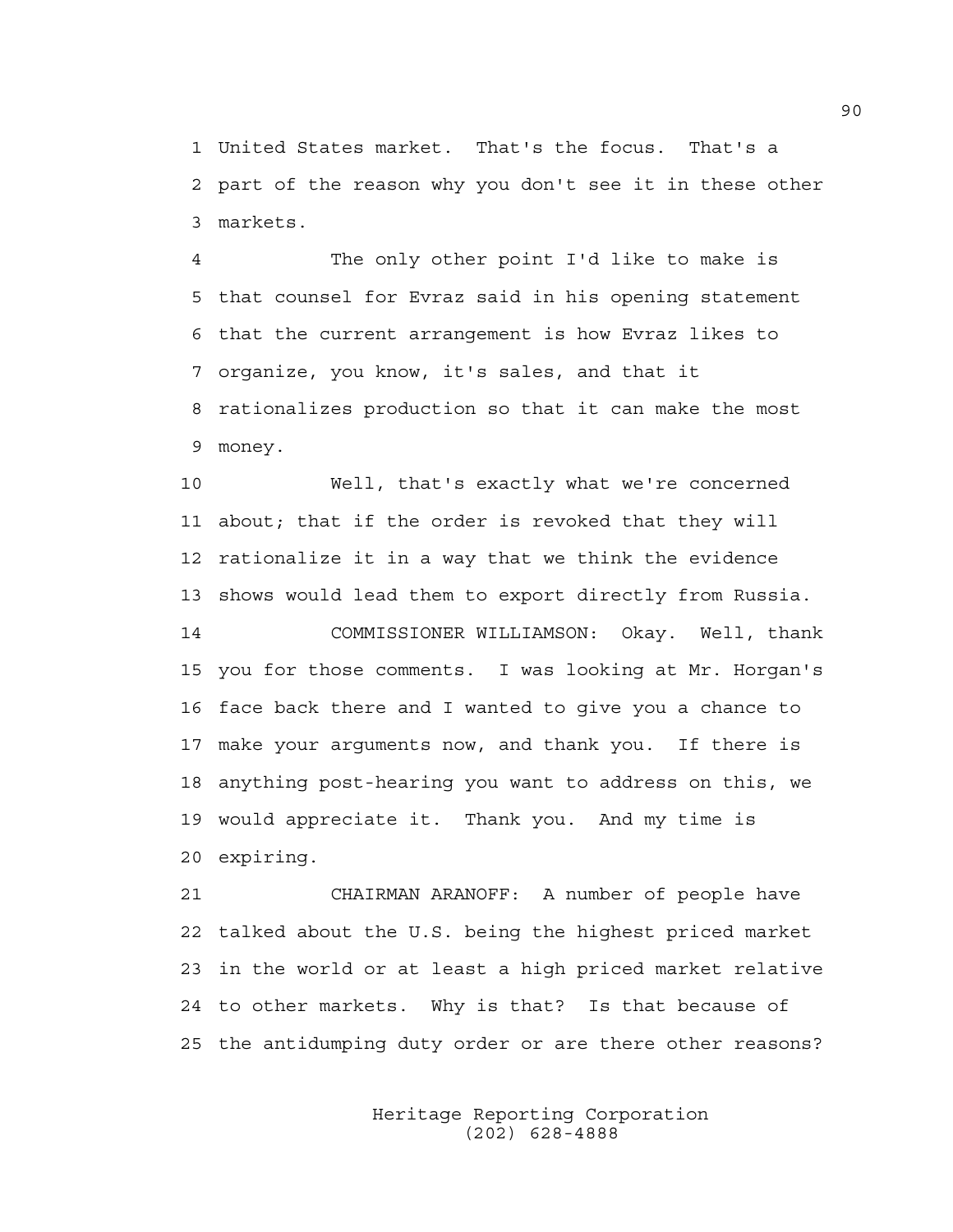United States market. That's the focus. That's a part of the reason why you don't see it in these other markets.

The only other point I'd like to make is that counsel for Evraz said in his opening statement that the current arrangement is how Evraz likes to organize, you know, it's sales, and that it rationalizes production so that it can make the most money.

Well, that's exactly what we're concerned about; that if the order is revoked that they will rationalize it in a way that we think the evidence shows would lead them to export directly from Russia.

COMMISSIONER WILLIAMSON: Okay. Well, thank you for those comments. I was looking at Mr. Horgan's face back there and I wanted to give you a chance to make your arguments now, and thank you. If there is anything post-hearing you want to address on this, we would appreciate it. Thank you. And my time is expiring.

CHAIRMAN ARANOFF: A number of people have talked about the U.S. being the highest priced market in the world or at least a high priced market relative to other markets. Why is that? Is that because of the antidumping duty order or are there other reasons?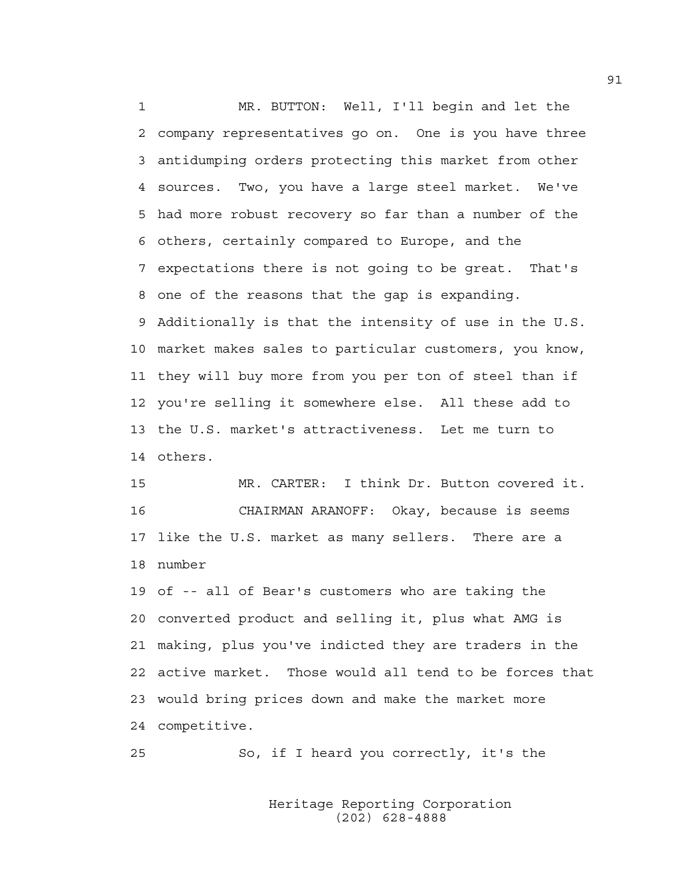MR. BUTTON: Well, I'll begin and let the company representatives go on. One is you have three antidumping orders protecting this market from other sources. Two, you have a large steel market. We've had more robust recovery so far than a number of the others, certainly compared to Europe, and the expectations there is not going to be great. That's one of the reasons that the gap is expanding. Additionally is that the intensity of use in the U.S. market makes sales to particular customers, you know, they will buy more from you per ton of steel than if you're selling it somewhere else. All these add to the U.S. market's attractiveness. Let me turn to others.

MR. CARTER: I think Dr. Button covered it.

CHAIRMAN ARANOFF: Okay, because is seems like the U.S. market as many sellers. There are a number of -- all of Bear's customers who are taking the converted product and selling it, plus what AMG is making, plus you've indicted they are traders in the active market. Those would all tend to be forces that would bring prices down and make the market more competitive.

So, if I heard you correctly, it's the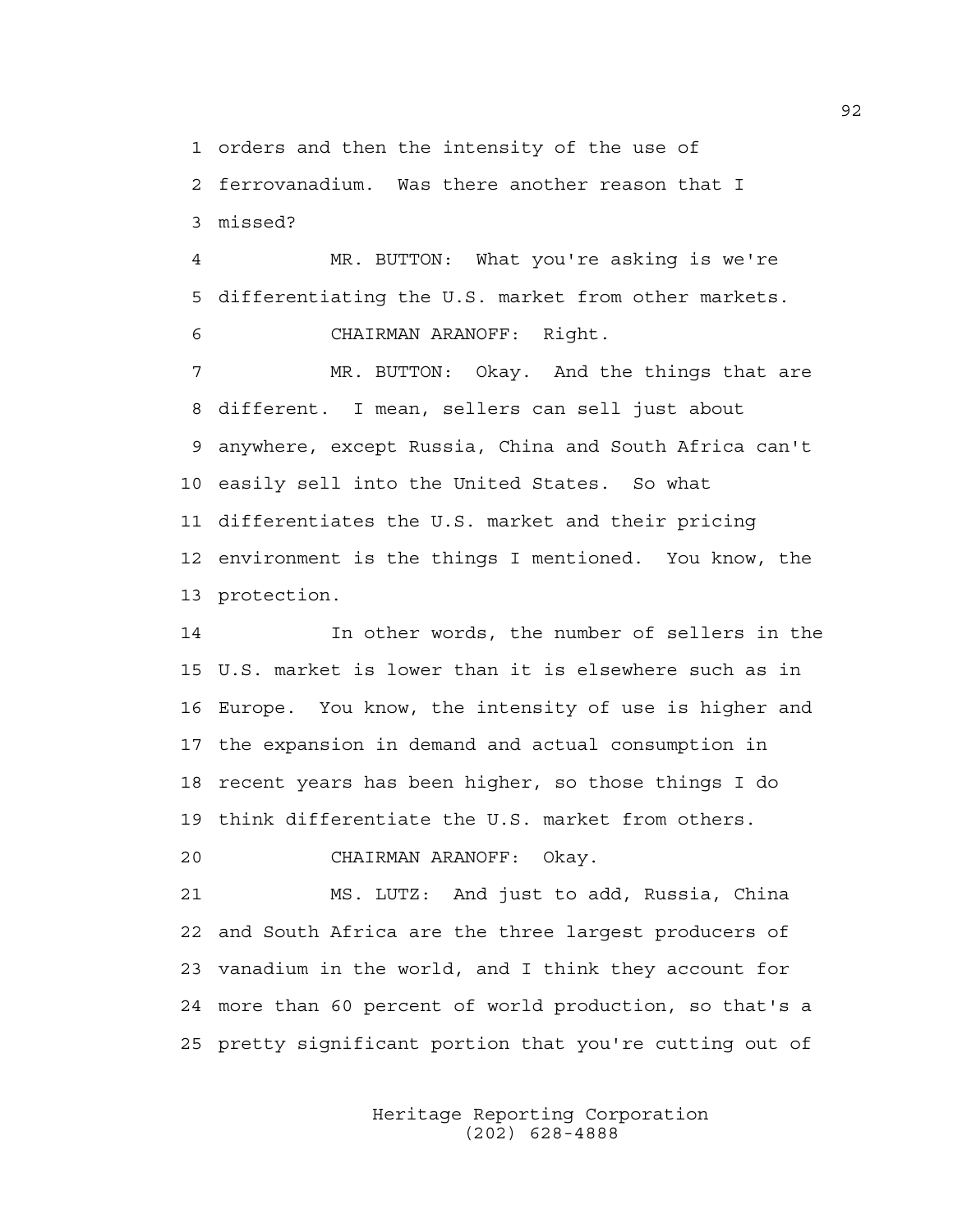1 orders and then the intensity of the use of
2 ferrovanadium. Was there another reason that I
3 missed?

4 MR. BUTTON: What you're asking is we're
5 differentiating the U.S. market from other markets.

6 CHAIRMAN ARANOFF: Right.

7 MR. BUTTON: Okay. And the things that are
8 different. I mean, sellers can sell just about
9 anywhere, except Russia, China and South Africa can't
10 easily sell into the United States. So what
11 differentiates the U.S. market and their pricing
12 environment is the things I mentioned. You know, the
13 protection.

14 In other words, the number of sellers in the
15 U.S. market is lower than it is elsewhere such as in
16 Europe. You know, the intensity of use is higher and
17 the expansion in demand and actual consumption in
18 recent years has been higher, so those things I do
19 think differentiate the U.S. market from others.

20 CHAIRMAN ARANOFF: Okay.

21 MS. LUTZ: And just to add, Russia, China
22 and South Africa are the three largest producers of
23 vanadium in the world, and I think they account for
24 more than 60 percent of world production, so that's a
25 pretty significant portion that you're cutting out of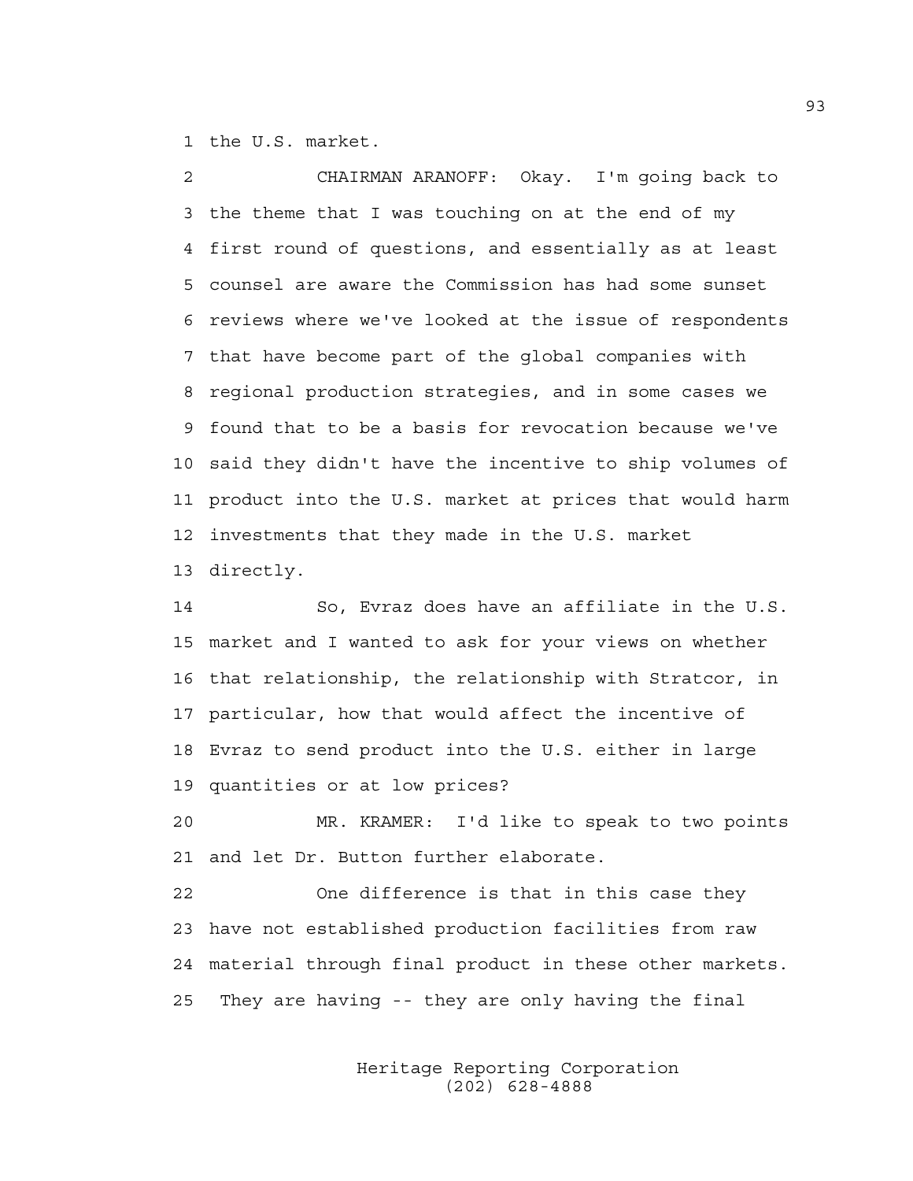the U.S. market.

CHAIRMAN ARANOFF: Okay. I'm going back to the theme that I was touching on at the end of my first round of questions, and essentially as at least counsel are aware the Commission has had some sunset reviews where we've looked at the issue of respondents that have become part of the global companies with regional production strategies, and in some cases we found that to be a basis for revocation because we've said they didn't have the incentive to ship volumes of product into the U.S. market at prices that would harm investments that they made in the U.S. market directly.

So, Evraz does have an affiliate in the U.S. market and I wanted to ask for your views on whether that relationship, the relationship with Stratcor, in particular, how that would affect the incentive of Evraz to send product into the U.S. either in large quantities or at low prices?

MR. KRAMER: I'd like to speak to two points and let Dr. Button further elaborate.

One difference is that in this case they have not established production facilities from raw material through final product in these other markets. They are having -- they are only having the final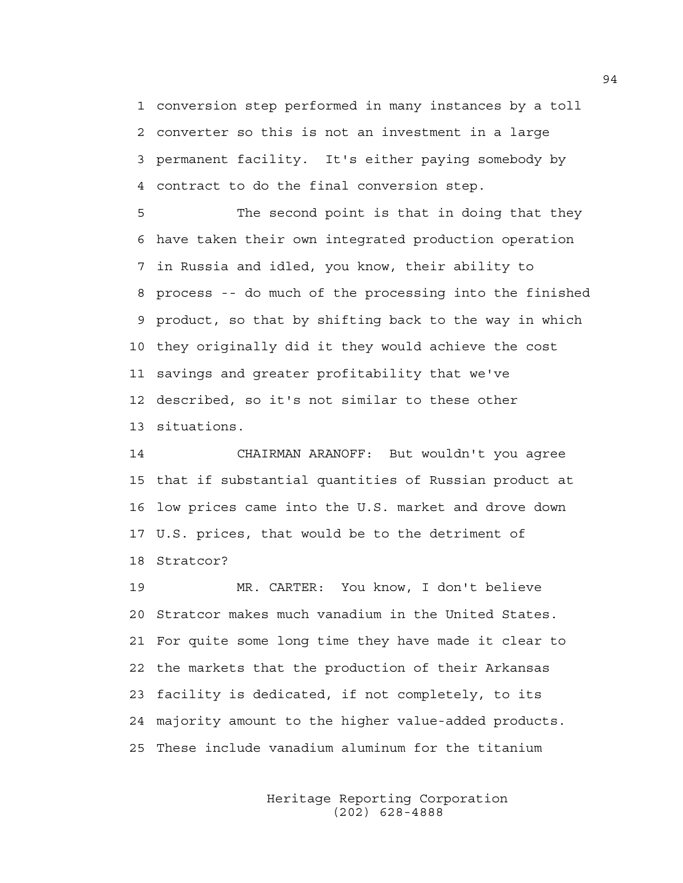conversion step performed in many instances by a toll converter so this is not an investment in a large permanent facility. It's either paying somebody by contract to do the final conversion step.

The second point is that in doing that they have taken their own integrated production operation in Russia and idled, you know, their ability to process -- do much of the processing into the finished product, so that by shifting back to the way in which they originally did it they would achieve the cost savings and greater profitability that we've described, so it's not similar to these other situations.

CHAIRMAN ARANOFF: But wouldn't you agree that if substantial quantities of Russian product at low prices came into the U.S. market and drove down U.S. prices, that would be to the detriment of Stratcor?

MR. CARTER: You know, I don't believe Stratcor makes much vanadium in the United States. For quite some long time they have made it clear to the markets that the production of their Arkansas facility is dedicated, if not completely, to its majority amount to the higher value-added products. These include vanadium aluminum for the titanium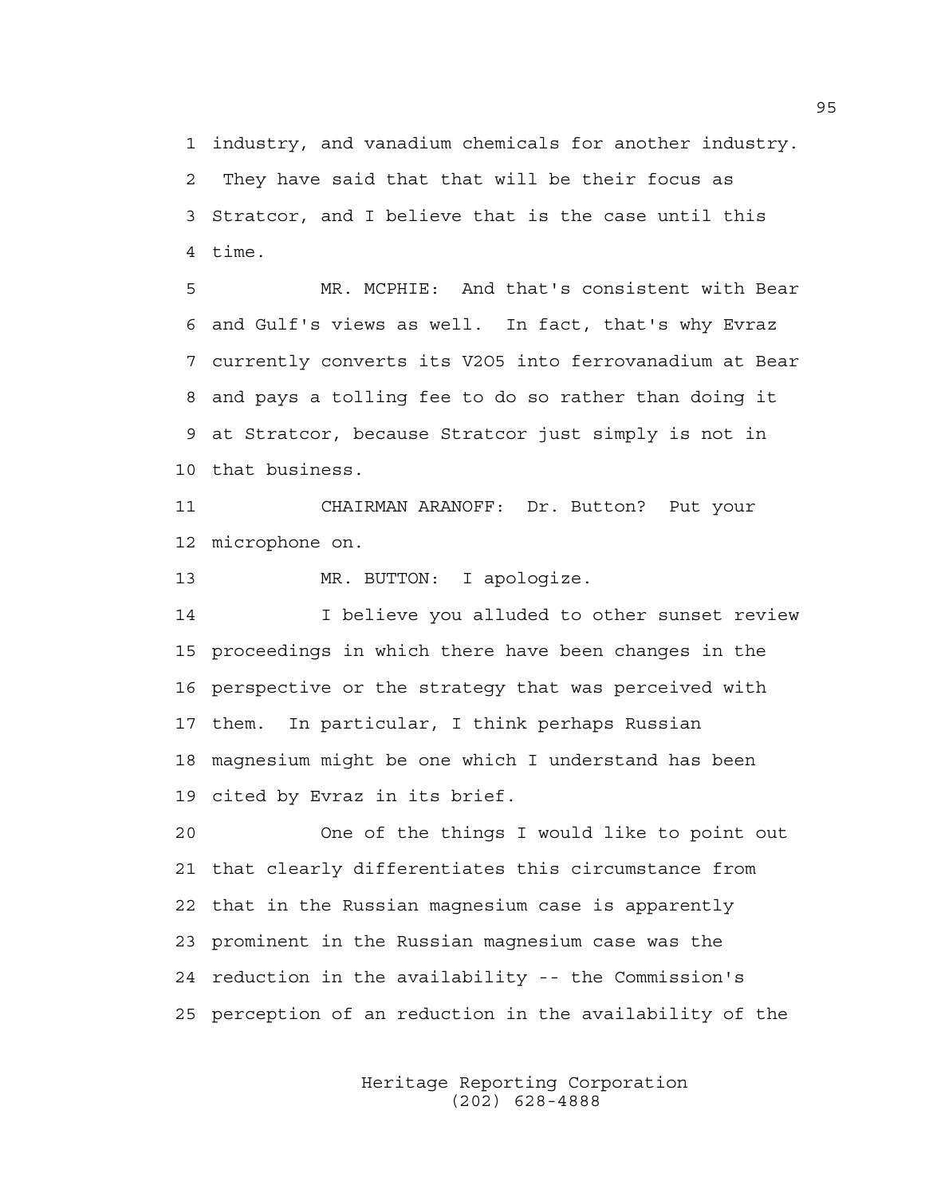industry, and vanadium chemicals for another industry. They have said that that will be their focus as Stratcor, and I believe that is the case until this time.

MR. MCPHIE: And that's consistent with Bear and Gulf's views as well. In fact, that's why Evraz currently converts its $V_2O_5$ into ferrovanadium at Bear and pays a tolling fee to do so rather than doing it at Stratcor, because Stratcor just simply is not in that business.

CHAIRMAN ARANOFF: Dr. Button? Put your microphone on.

MR. BUTTON: I apologize.

I believe you alluded to other sunset review proceedings in which there have been changes in the perspective or the strategy that was perceived with them. In particular, I think perhaps Russian magnesium might be one which I understand has been cited by Evraz in its brief.

One of the things I would like to point out that clearly differentiates this circumstance from that in the Russian magnesium case is apparently prominent in the Russian magnesium case was the reduction in the availability -- the Commission's perception of an reduction in the availability of the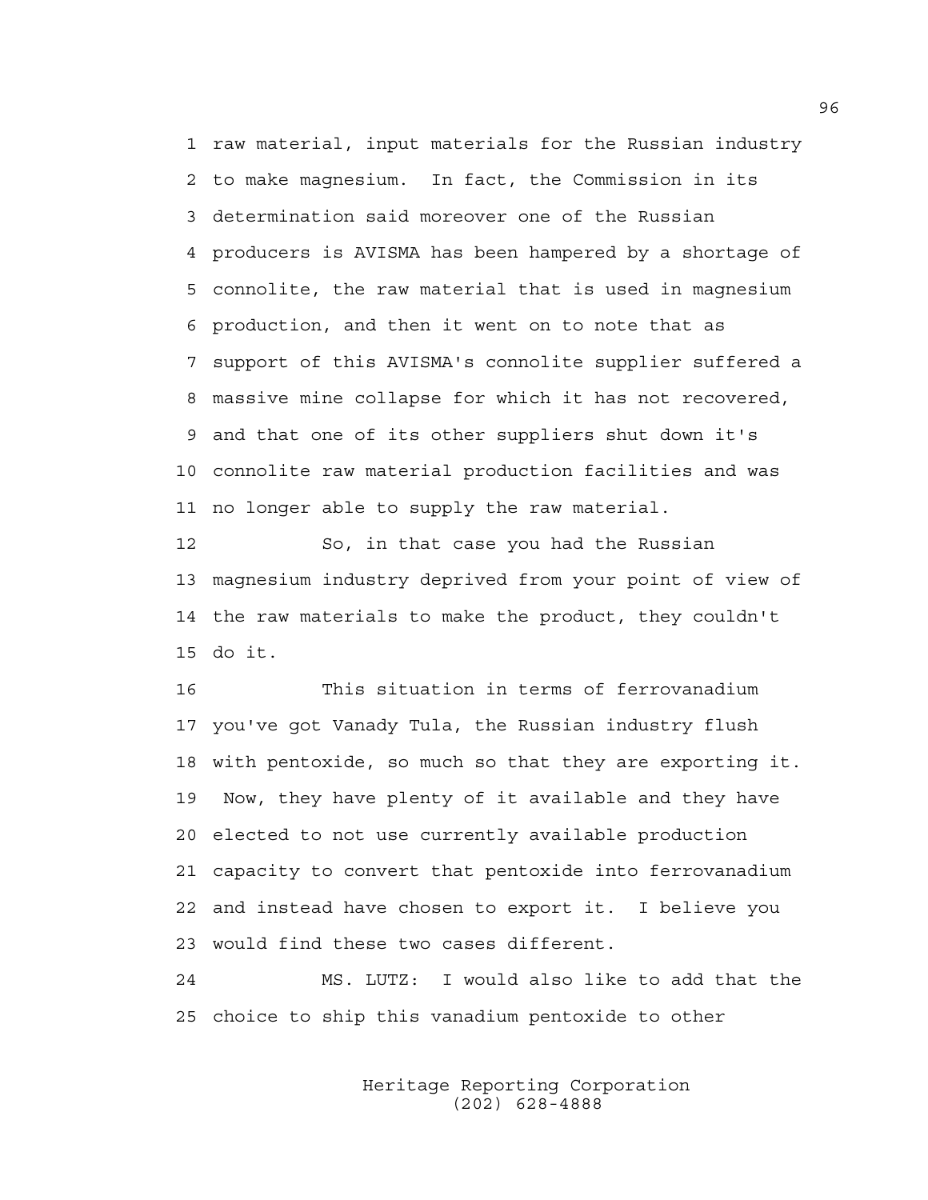raw material, input materials for the Russian industry to make magnesium. In fact, the Commission in its determination said moreover one of the Russian producers is AVISMA has been hampered by a shortage of connolite, the raw material that is used in magnesium production, and then it went on to note that as support of this AVISMA's connolite supplier suffered a massive mine collapse for which it has not recovered, and that one of its other suppliers shut down it's connolite raw material production facilities and was no longer able to supply the raw material.

So, in that case you had the Russian magnesium industry deprived from your point of view of the raw materials to make the product, they couldn't do it.

This situation in terms of ferrovanadium you've got Vanady Tula, the Russian industry flush with pentoxide, so much so that they are exporting it. Now, they have plenty of it available and they have elected to not use currently available production capacity to convert that pentoxide into ferrovanadium and instead have chosen to export it. I believe you would find these two cases different.

MS. LUTZ: I would also like to add that the choice to ship this vanadium pentoxide to other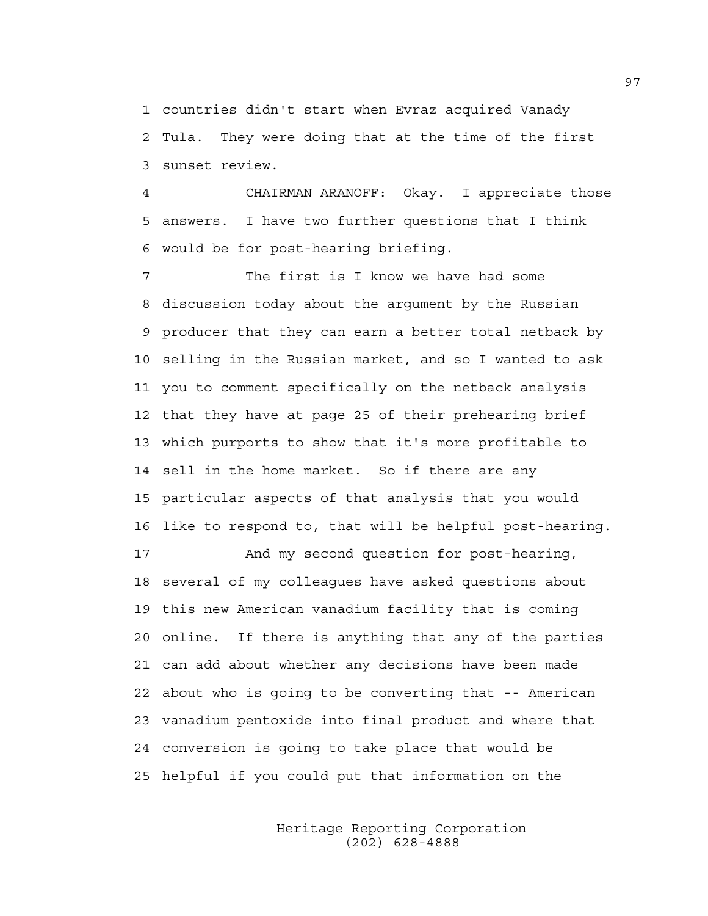1 countries didn't start when Evraz acquired Vanady
2 Tula. They were doing that at the time of the first
3 sunset review.

4 CHAIRMAN ARANOFF: Okay. I appreciate those
5 answers. I have two further questions that I think
6 would be for post-hearing briefing.

7 The first is I know we have had some
8 discussion today about the argument by the Russian
9 producer that they can earn a better total netback by
10 selling in the Russian market, and so I wanted to ask
11 you to comment specifically on the netback analysis
12 that they have at page 25 of their prehearing brief
13 which purports to show that it's more profitable to
14 sell in the home market. So if there are any
15 particular aspects of that analysis that you would
16 like to respond to, that will be helpful post-hearing.

17 And my second question for post-hearing,
18 several of my colleagues have asked questions about
19 this new American vanadium facility that is coming
20 online. If there is anything that any of the parties
21 can add about whether any decisions have been made
22 about who is going to be converting that -- American
23 vanadium pentoxide into final product and where that
24 conversion is going to take place that would be
25 helpful if you could put that information on the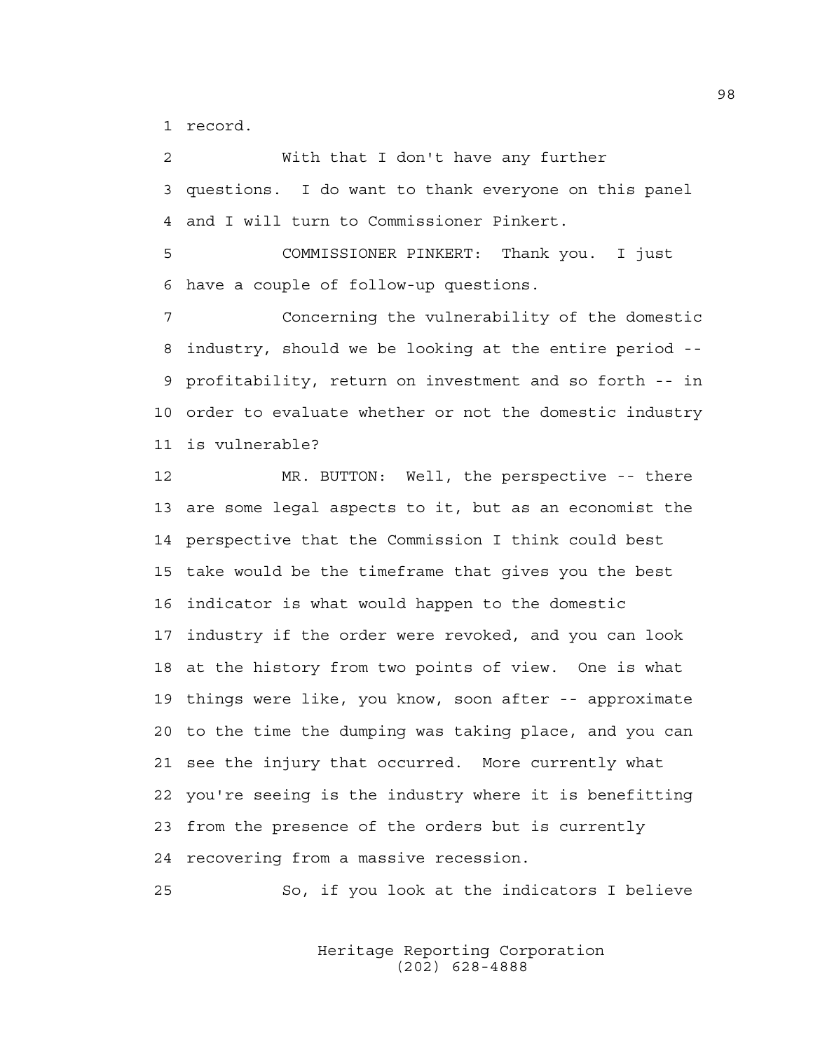record.

With that I don't have any further questions. I do want to thank everyone on this panel and I will turn to Commissioner Pinkert.

COMMISSIONER PINKERT: Thank you. I just have a couple of follow-up questions.

Concerning the vulnerability of the domestic industry, should we be looking at the entire period -- profitability, return on investment and so forth -- in order to evaluate whether or not the domestic industry is vulnerable?

MR. BUTTON: Well, the perspective -- there are some legal aspects to it, but as an economist the perspective that the Commission I think could best take would be the timeframe that gives you the best indicator is what would happen to the domestic industry if the order were revoked, and you can look at the history from two points of view. One is what things were like, you know, soon after -- approximate to the time the dumping was taking place, and you can see the injury that occurred. More currently what you're seeing is the industry where it is benefitting from the presence of the orders but is currently recovering from a massive recession.

So, if you look at the indicators I believe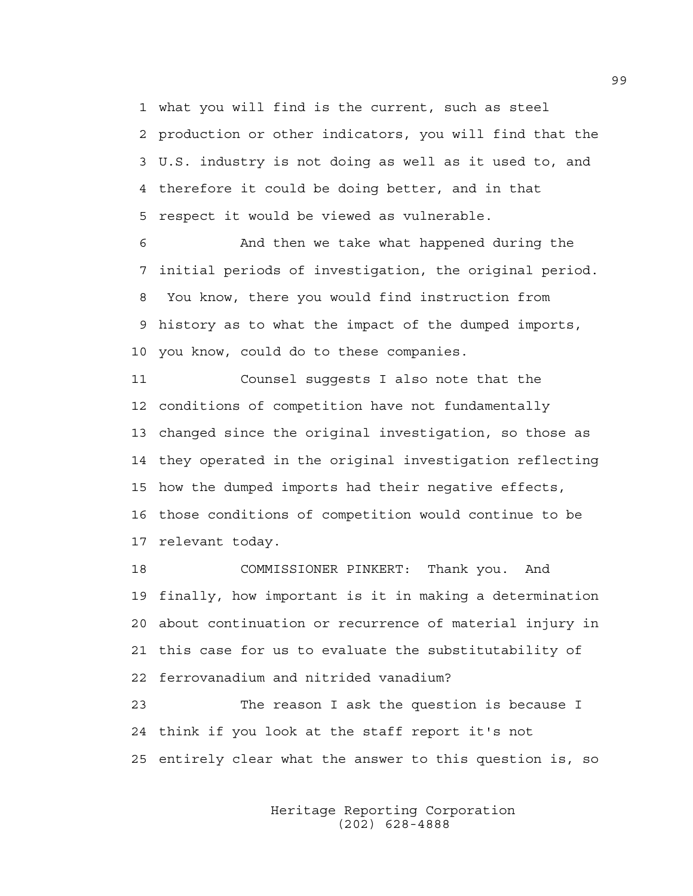what you will find is the current, such as steel production or other indicators, you will find that the U.S. industry is not doing as well as it used to, and therefore it could be doing better, and in that respect it would be viewed as vulnerable.

And then we take what happened during the initial periods of investigation, the original period. You know, there you would find instruction from history as to what the impact of the dumped imports, you know, could do to these companies.

Counsel suggests I also note that the conditions of competition have not fundamentally changed since the original investigation, so those as they operated in the original investigation reflecting how the dumped imports had their negative effects, those conditions of competition would continue to be relevant today.

COMMISSIONER PINKERT: Thank you. And finally, how important is it in making a determination about continuation or recurrence of material injury in this case for us to evaluate the substitutability of ferrovanadium and nitrided vanadium?

The reason I ask the question is because I think if you look at the staff report it's not entirely clear what the answer to this question is, so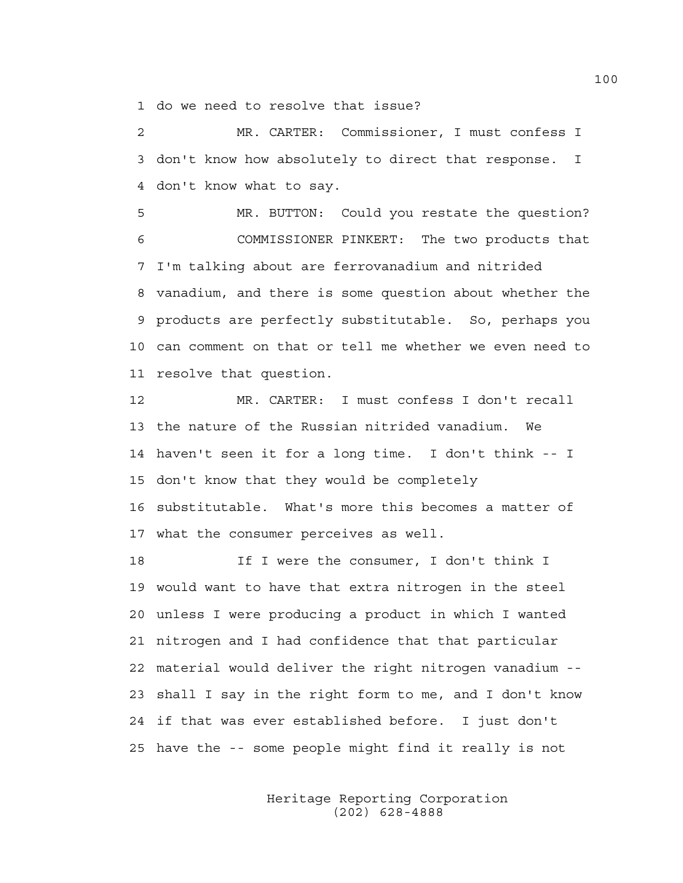do we need to resolve that issue?

MR. CARTER: Commissioner, I must confess I don't know how absolutely to direct that response. I don't know what to say.

MR. BUTTON: Could you restate the question?

COMMISSIONER PINKERT: The two products that I'm talking about are ferrovanadium and nitrided vanadium, and there is some question about whether the products are perfectly substitutable. So, perhaps you can comment on that or tell me whether we even need to resolve that question.

MR. CARTER: I must confess I don't recall the nature of the Russian nitrided vanadium. We haven't seen it for a long time. I don't think -- I don't know that they would be completely substitutable. What's more this becomes a matter of what the consumer perceives as well.

If I were the consumer, I don't think I would want to have that extra nitrogen in the steel unless I were producing a product in which I wanted nitrogen and I had confidence that that particular material would deliver the right nitrogen vanadium -- shall I say in the right form to me, and I don't know if that was ever established before. I just don't have the -- some people might find it really is not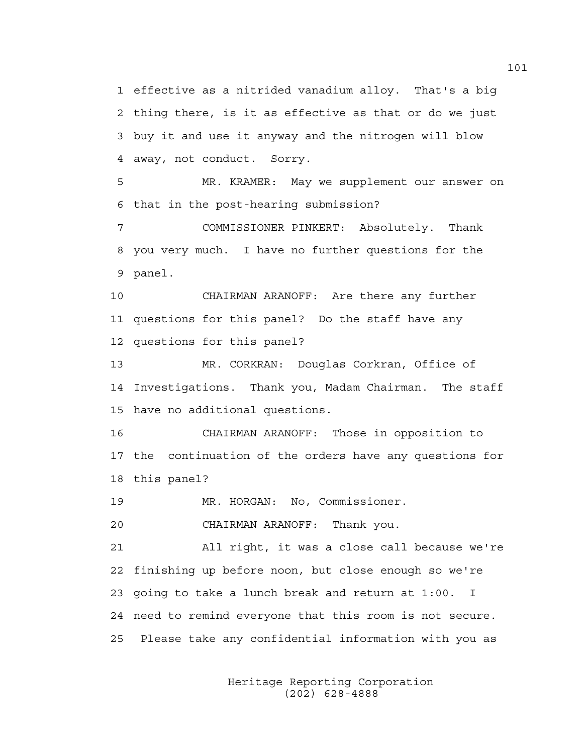1 effective as a nitrided vanadium alloy. That's a big
2 thing there, is it as effective as that or do we just
3 buy it and use it anyway and the nitrogen will blow
4 away, not conduct. Sorry.

5 MR. KRAMER: May we supplement our answer on
6 that in the post-hearing submission?

7 COMMISSIONER PINKERT: Absolutely. Thank
8 you very much. I have no further questions for the
9 panel.

10 CHAIRMAN ARANOFF: Are there any further
11 questions for this panel? Do the staff have any
12 questions for this panel?

13 MR. CORKRAN: Douglas Corkran, Office of
14 Investigations. Thank you, Madam Chairman. The staff
15 have no additional questions.

16 CHAIRMAN ARANOFF: Those in opposition to
17 the continuation of the orders have any questions for
18 this panel?

19 MR. HORGAN: No, Commissioner.

20 CHAIRMAN ARANOFF: Thank you.

21 All right, it was a close call because we're
22 finishing up before noon, but close enough so we're
23 going to take a lunch break and return at 1:00. I
24 need to remind everyone that this room is not secure.
25 Please take any confidential information with you as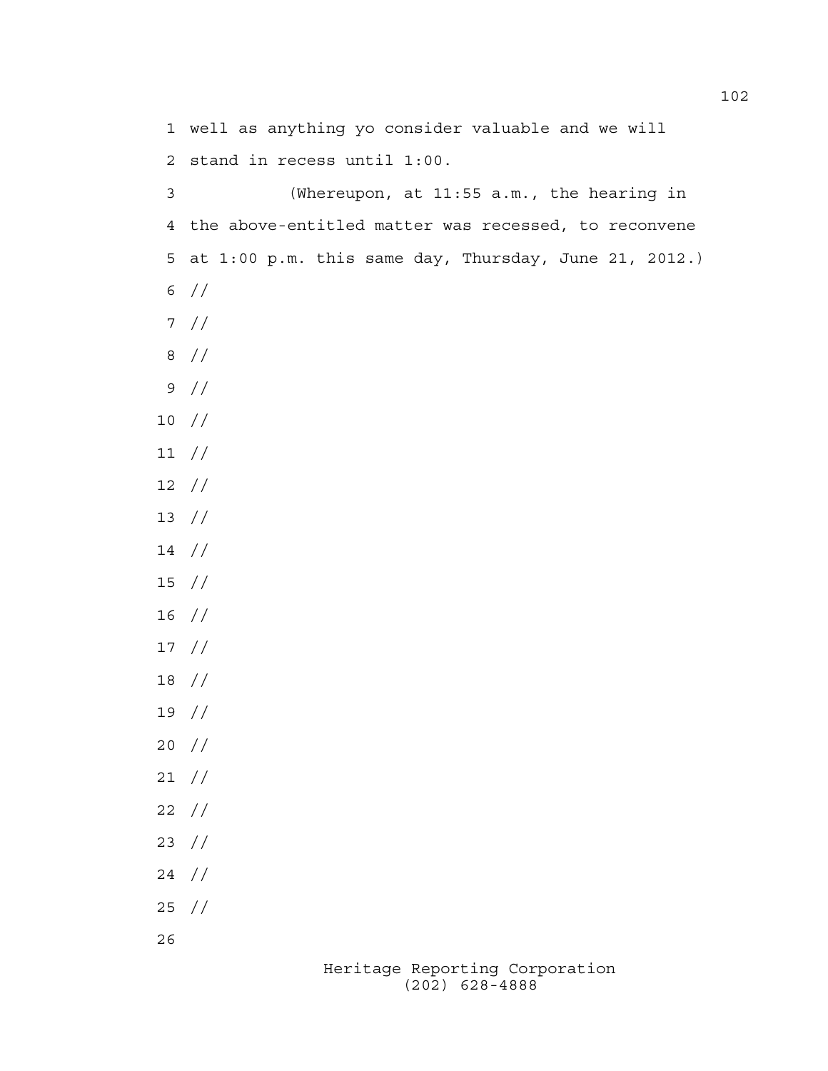1 well as anything yo consider valuable and we will
2 stand in recess until 1:00.

3 (Whereupon, at 11:55 a.m., the hearing in
4 the above-entitled matter was recessed, to reconvene
5 at 1:00 p.m. this same day, Thursday, June 21, 2012.)

6 //
7 //
8 //
9 //
10 //
11 //
12 //
13 //
14 //
15 //
16 //
17 //
18 //
19 //
20 //
21 //
22 //
23 //
24 //
25 //
26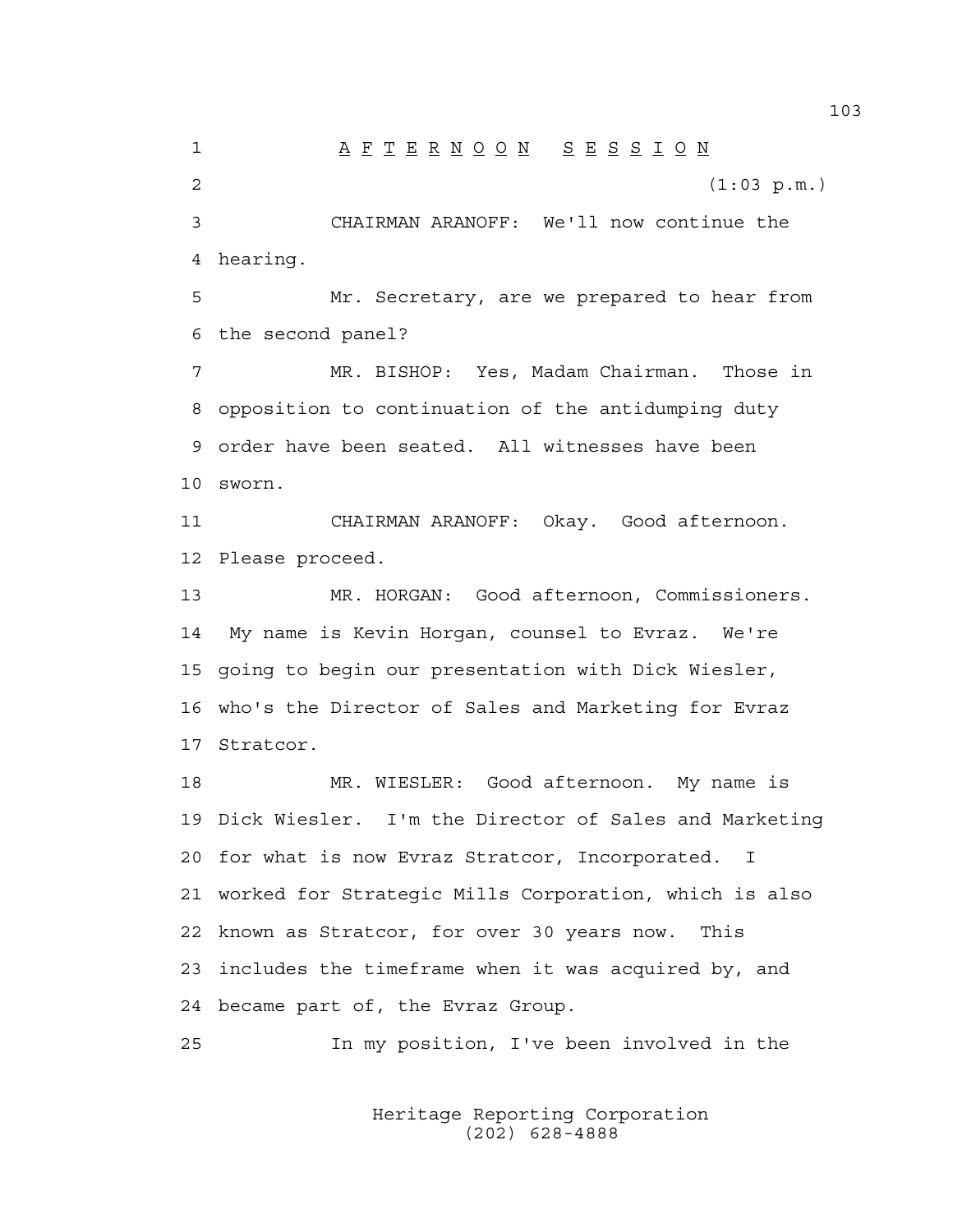# A F T E R N O O N   S E S S I O N

(1:03 p.m.)

CHAIRMAN ARANOFF: We'll now continue the hearing.

Mr. Secretary, are we prepared to hear from the second panel?

MR. BISHOP: Yes, Madam Chairman. Those in opposition to continuation of the antidumping duty order have been seated. All witnesses have been sworn.

CHAIRMAN ARANOFF: Okay. Good afternoon. Please proceed.

MR. HORGAN: Good afternoon, Commissioners. My name is Kevin Horgan, counsel to Evraz. We're going to begin our presentation with Dick Wiesler, who's the Director of Sales and Marketing for Evraz Stratcor.

MR. WIESLER: Good afternoon. My name is Dick Wiesler. I'm the Director of Sales and Marketing for what is now Evraz Stratcor, Incorporated. I worked for Strategic Mills Corporation, which is also known as Stratcor, for over 30 years now. This includes the timeframe when it was acquired by, and became part of, the Evraz Group.

In my position, I've been involved in the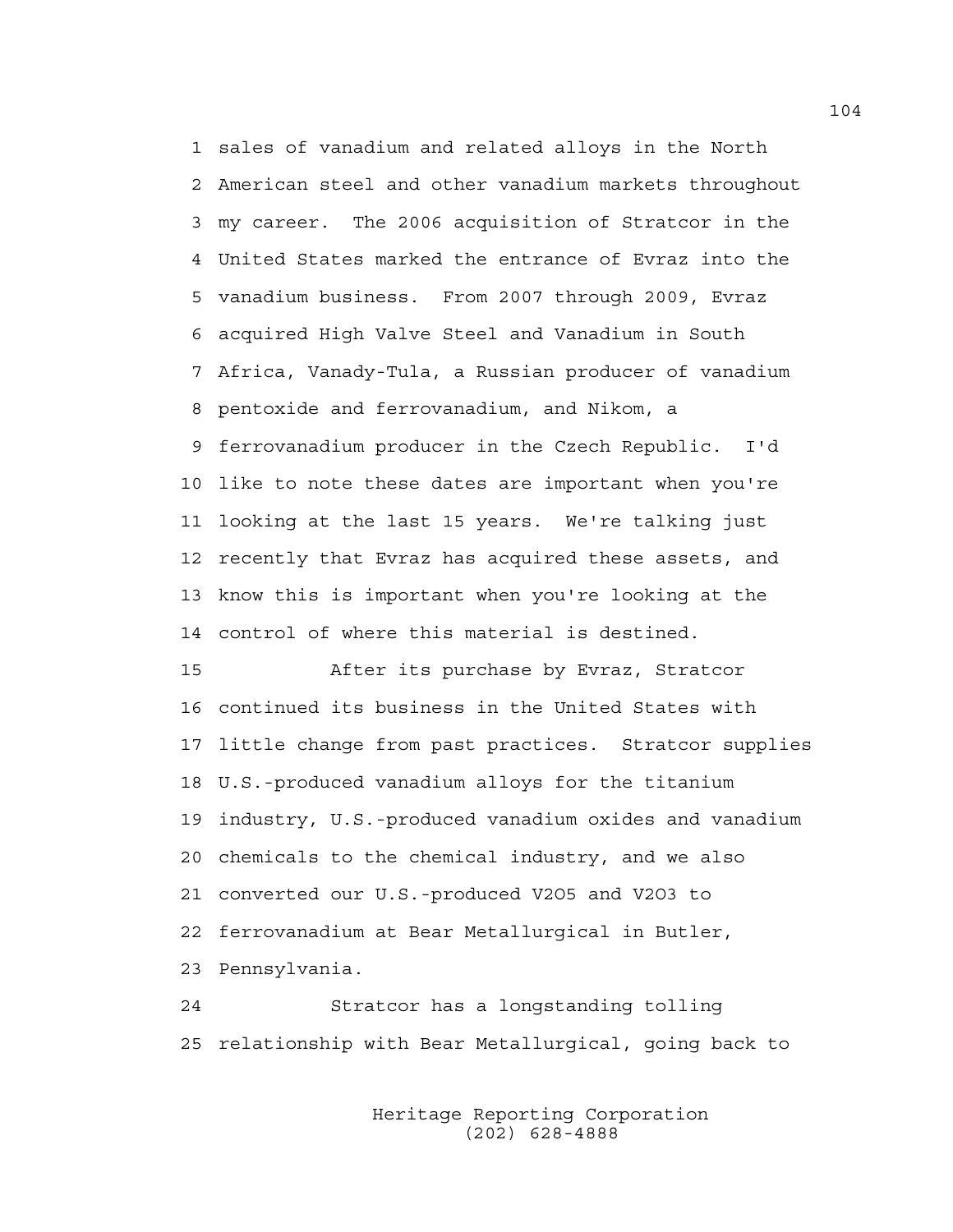sales of vanadium and related alloys in the North American steel and other vanadium markets throughout my career. The 2006 acquisition of Stratcor in the United States marked the entrance of Evraz into the vanadium business. From 2007 through 2009, Evraz acquired High Valve Steel and Vanadium in South Africa, Vanady-Tula, a Russian producer of vanadium pentoxide and ferrovanadium, and Nikom, a ferrovanadium producer in the Czech Republic. I'd like to note these dates are important when you're looking at the last 15 years. We're talking just recently that Evraz has acquired these assets, and know this is important when you're looking at the control of where this material is destined.

After its purchase by Evraz, Stratcor continued its business in the United States with little change from past practices. Stratcor supplies U.S.-produced vanadium alloys for the titanium industry, U.S.-produced vanadium oxides and vanadium chemicals to the chemical industry, and we also converted our U.S.-produced $V_2O_5$ and $V_2O_3$ to ferrovanadium at Bear Metallurgical in Butler, Pennsylvania.

Stratcor has a longstanding tolling relationship with Bear Metallurgical, going back to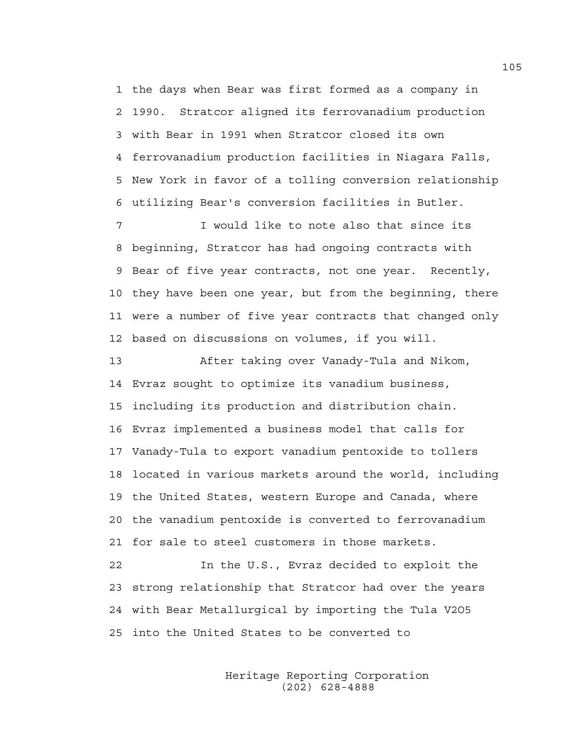1 the days when Bear was first formed as a company in
2 1990. Stratcor aligned its ferrovanadium production
3 with Bear in 1991 when Stratcor closed its own
4 ferrovanadium production facilities in Niagara Falls,
5 New York in favor of a tolling conversion relationship
6 utilizing Bear's conversion facilities in Butler.

7 I would like to note also that since its
8 beginning, Stratcor has had ongoing contracts with
9 Bear of five year contracts, not one year. Recently,
10 they have been one year, but from the beginning, there
11 were a number of five year contracts that changed only
12 based on discussions on volumes, if you will.

13 After taking over Vanady-Tula and Nikom,
14 Evraz sought to optimize its vanadium business,
15 including its production and distribution chain.
16 Evraz implemented a business model that calls for
17 Vanady-Tula to export vanadium pentoxide to tollers
18 located in various markets around the world, including
19 the United States, western Europe and Canada, where
20 the vanadium pentoxide is converted to ferrovanadium
21 for sale to steel customers in those markets.

22 In the U.S., Evraz decided to exploit the
23 strong relationship that Stratcor had over the years
24 with Bear Metallurgical by importing the Tula $V_2O_5$
25 into the United States to be converted to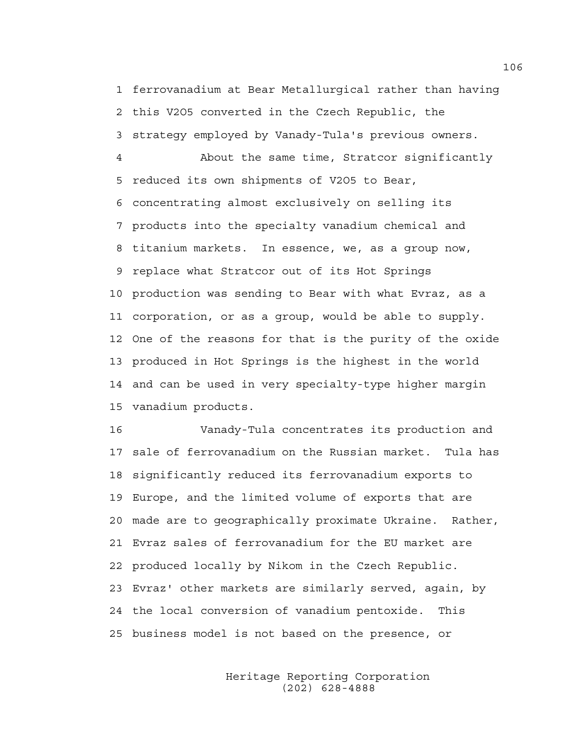ferrovanadium at Bear Metallurgical rather than having this $V_2O_5$ converted in the Czech Republic, the strategy employed by Vanady-Tula's previous owners.

About the same time, Stratcor significantly reduced its own shipments of $V_2O_5$ to Bear, concentrating almost exclusively on selling its products into the specialty vanadium chemical and titanium markets. In essence, we, as a group now, replace what Stratcor out of its Hot Springs production was sending to Bear with what Evraz, as a corporation, or as a group, would be able to supply. One of the reasons for that is the purity of the oxide produced in Hot Springs is the highest in the world and can be used in very specialty-type higher margin vanadium products.

Vanady-Tula concentrates its production and sale of ferrovanadium on the Russian market. Tula has significantly reduced its ferrovanadium exports to Europe, and the limited volume of exports that are made are to geographically proximate Ukraine. Rather, Evraz sales of ferrovanadium for the EU market are produced locally by Nikom in the Czech Republic. Evraz' other markets are similarly served, again, by the local conversion of vanadium pentoxide. This business model is not based on the presence, or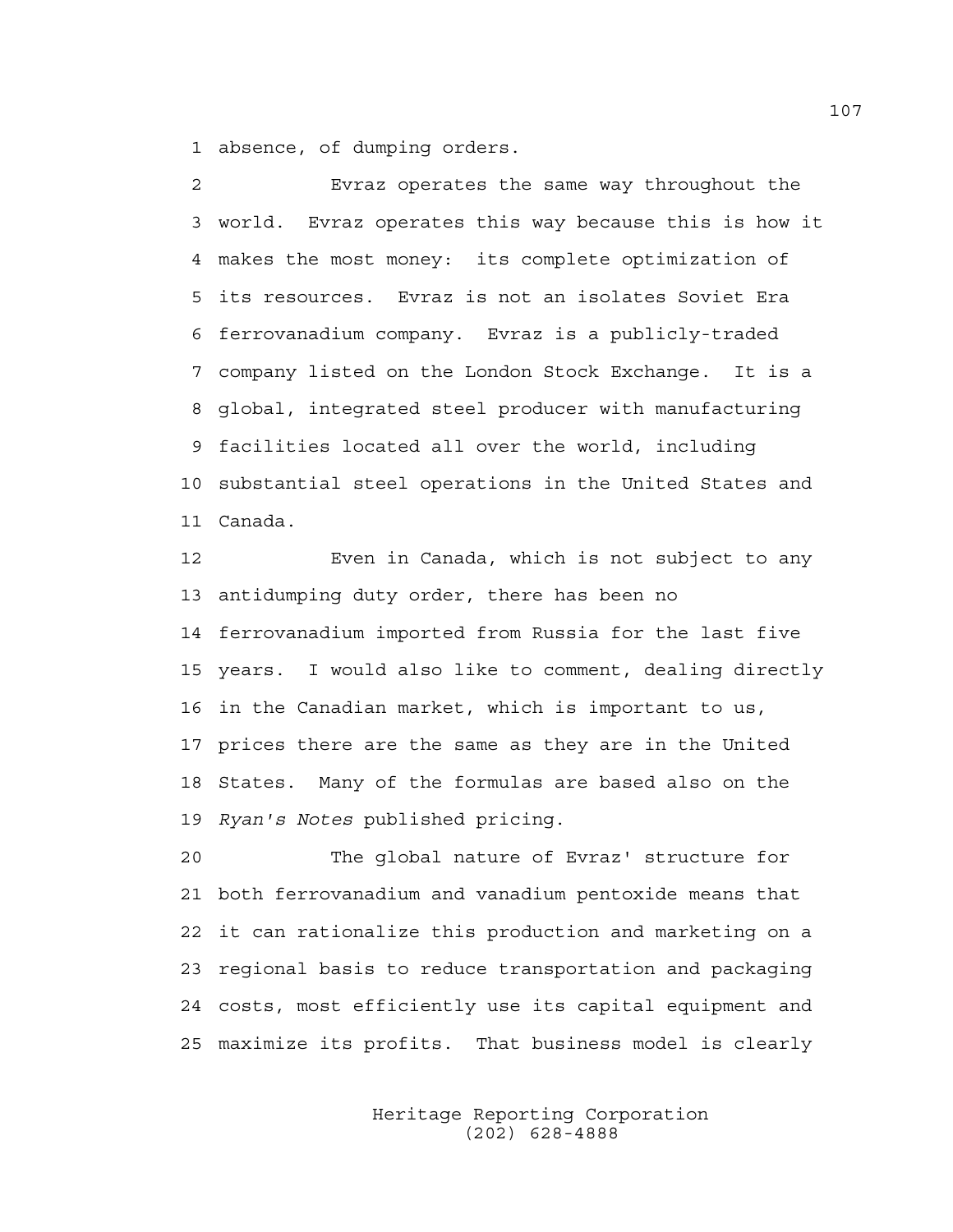1 absence, of dumping orders.

2 Evraz operates the same way throughout the
3 world. Evraz operates this way because this is how it
4 makes the most money: its complete optimization of
5 its resources. Evraz is not an isolates Soviet Era
6 ferrovanadium company. Evraz is a publicly-traded
7 company listed on the London Stock Exchange. It is a
8 global, integrated steel producer with manufacturing
9 facilities located all over the world, including
10 substantial steel operations in the United States and
11 Canada.

12 Even in Canada, which is not subject to any
13 antidumping duty order, there has been no
14 ferrovanadium imported from Russia for the last five
15 years. I would also like to comment, dealing directly
16 in the Canadian market, which is important to us,
17 prices there are the same as they are in the United
18 States. Many of the formulas are based also on the
19 *Ryan's Notes* published pricing.

20 The global nature of Evraz' structure for
21 both ferrovanadium and vanadium pentoxide means that
22 it can rationalize this production and marketing on a
23 regional basis to reduce transportation and packaging
24 costs, most efficiently use its capital equipment and
25 maximize its profits. That business model is clearly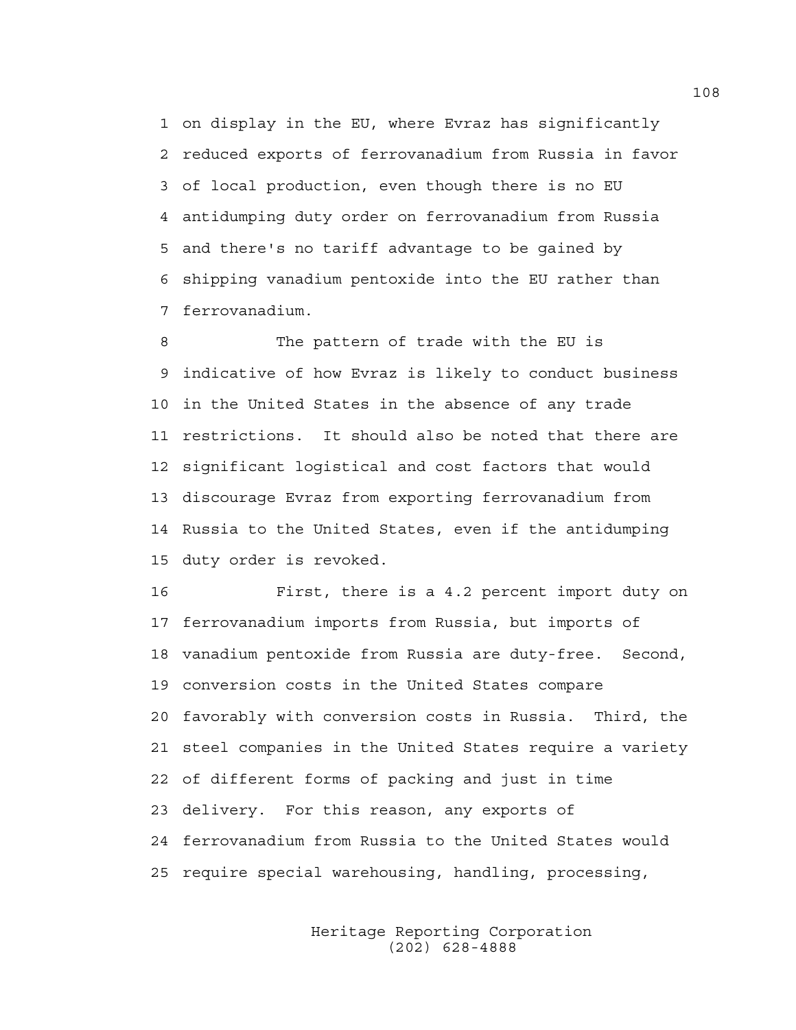on display in the EU, where Evraz has significantly reduced exports of ferrovanadium from Russia in favor of local production, even though there is no EU antidumping duty order on ferrovanadium from Russia and there's no tariff advantage to be gained by shipping vanadium pentoxide into the EU rather than ferrovanadium.

The pattern of trade with the EU is indicative of how Evraz is likely to conduct business in the United States in the absence of any trade restrictions. It should also be noted that there are significant logistical and cost factors that would discourage Evraz from exporting ferrovanadium from Russia to the United States, even if the antidumping duty order is revoked.

First, there is a 4.2 percent import duty on ferrovanadium imports from Russia, but imports of vanadium pentoxide from Russia are duty-free. Second, conversion costs in the United States compare favorably with conversion costs in Russia. Third, the steel companies in the United States require a variety of different forms of packing and just in time delivery. For this reason, any exports of ferrovanadium from Russia to the United States would require special warehousing, handling, processing,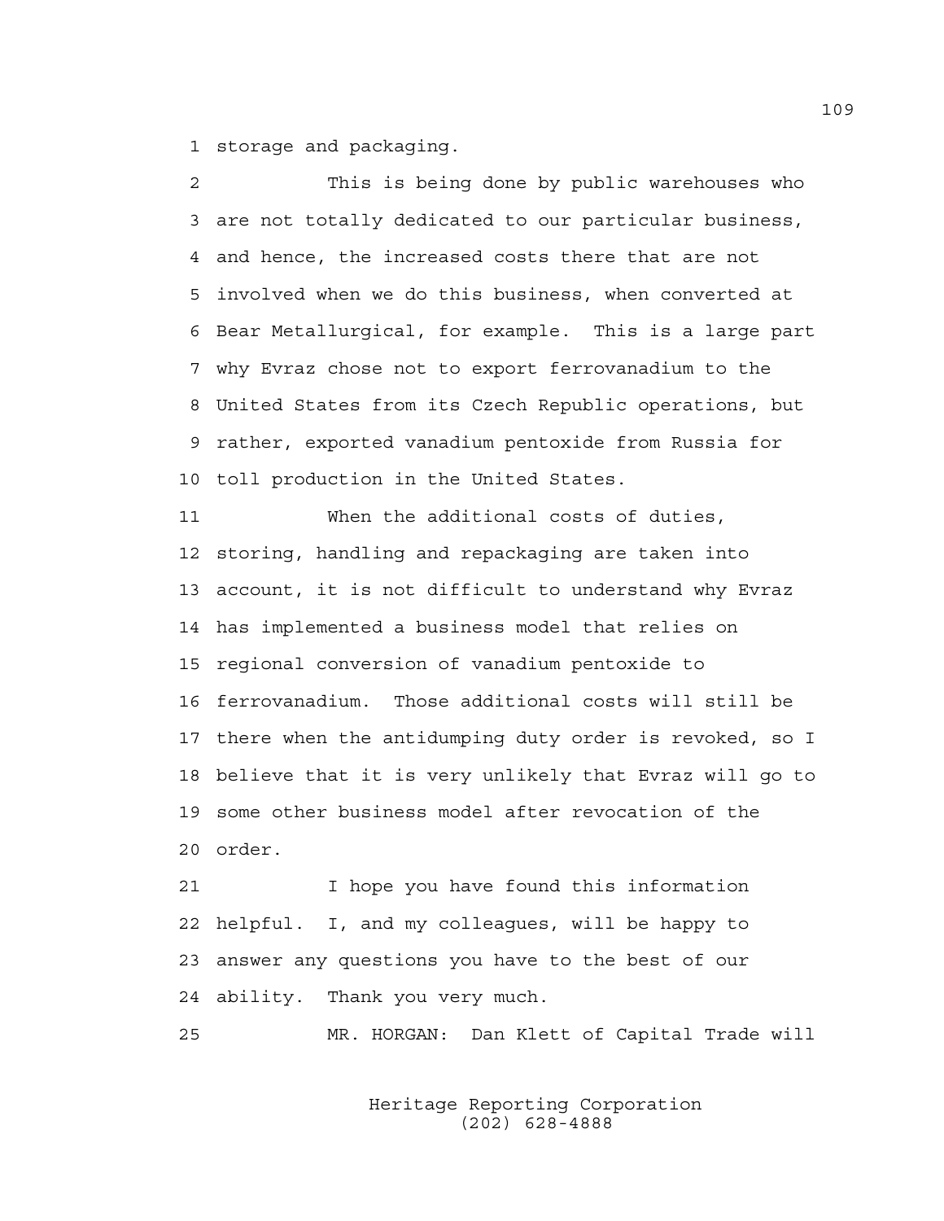storage and packaging.

This is being done by public warehouses who are not totally dedicated to our particular business, and hence, the increased costs there that are not involved when we do this business, when converted at Bear Metallurgical, for example. This is a large part why Evraz chose not to export ferrovanadium to the United States from its Czech Republic operations, but rather, exported vanadium pentoxide from Russia for toll production in the United States.

When the additional costs of duties, storing, handling and repackaging are taken into account, it is not difficult to understand why Evraz has implemented a business model that relies on regional conversion of vanadium pentoxide to ferrovanadium. Those additional costs will still be there when the antidumping duty order is revoked, so I believe that it is very unlikely that Evraz will go to some other business model after revocation of the order.

I hope you have found this information helpful. I, and my colleagues, will be happy to answer any questions you have to the best of our ability. Thank you very much.

MR. HORGAN: Dan Klett of Capital Trade will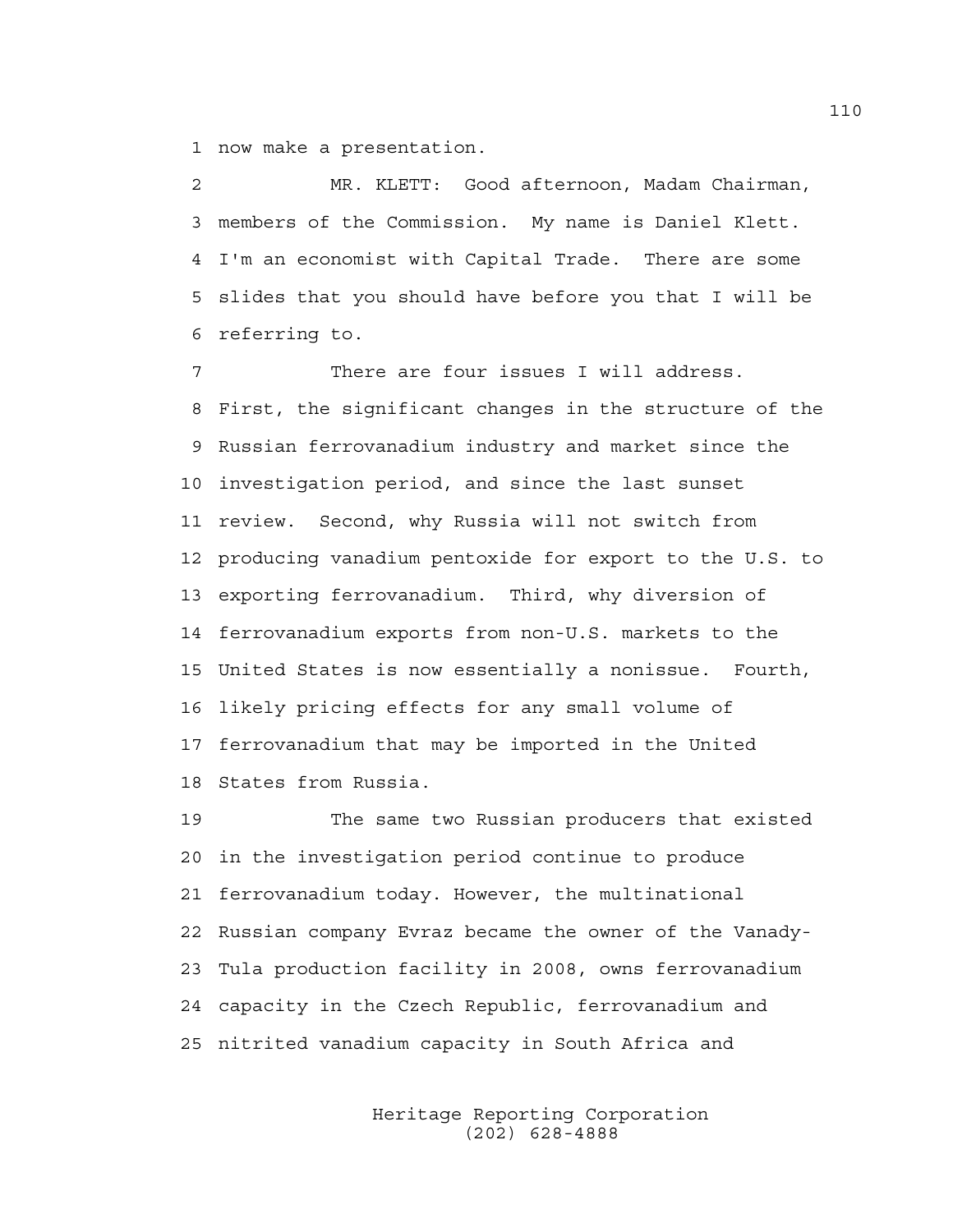1 now make a presentation.

2 MR. KLETT: Good afternoon, Madam Chairman,
3 members of the Commission. My name is Daniel Klett.
4 I'm an economist with Capital Trade. There are some
5 slides that you should have before you that I will be
6 referring to.

7 There are four issues I will address.
8 First, the significant changes in the structure of the
9 Russian ferrovanadium industry and market since the
10 investigation period, and since the last sunset
11 review. Second, why Russia will not switch from
12 producing vanadium pentoxide for export to the U.S. to
13 exporting ferrovanadium. Third, why diversion of
14 ferrovanadium exports from non-U.S. markets to the
15 United States is now essentially a nonissue. Fourth,
16 likely pricing effects for any small volume of
17 ferrovanadium that may be imported in the United
18 States from Russia.

19 The same two Russian producers that existed
20 in the investigation period continue to produce
21 ferrovanadium today. However, the multinational
22 Russian company Evraz became the owner of the Vanady-
23 Tula production facility in 2008, owns ferrovanadium
24 capacity in the Czech Republic, ferrovanadium and
25 nitrited vanadium capacity in South Africa and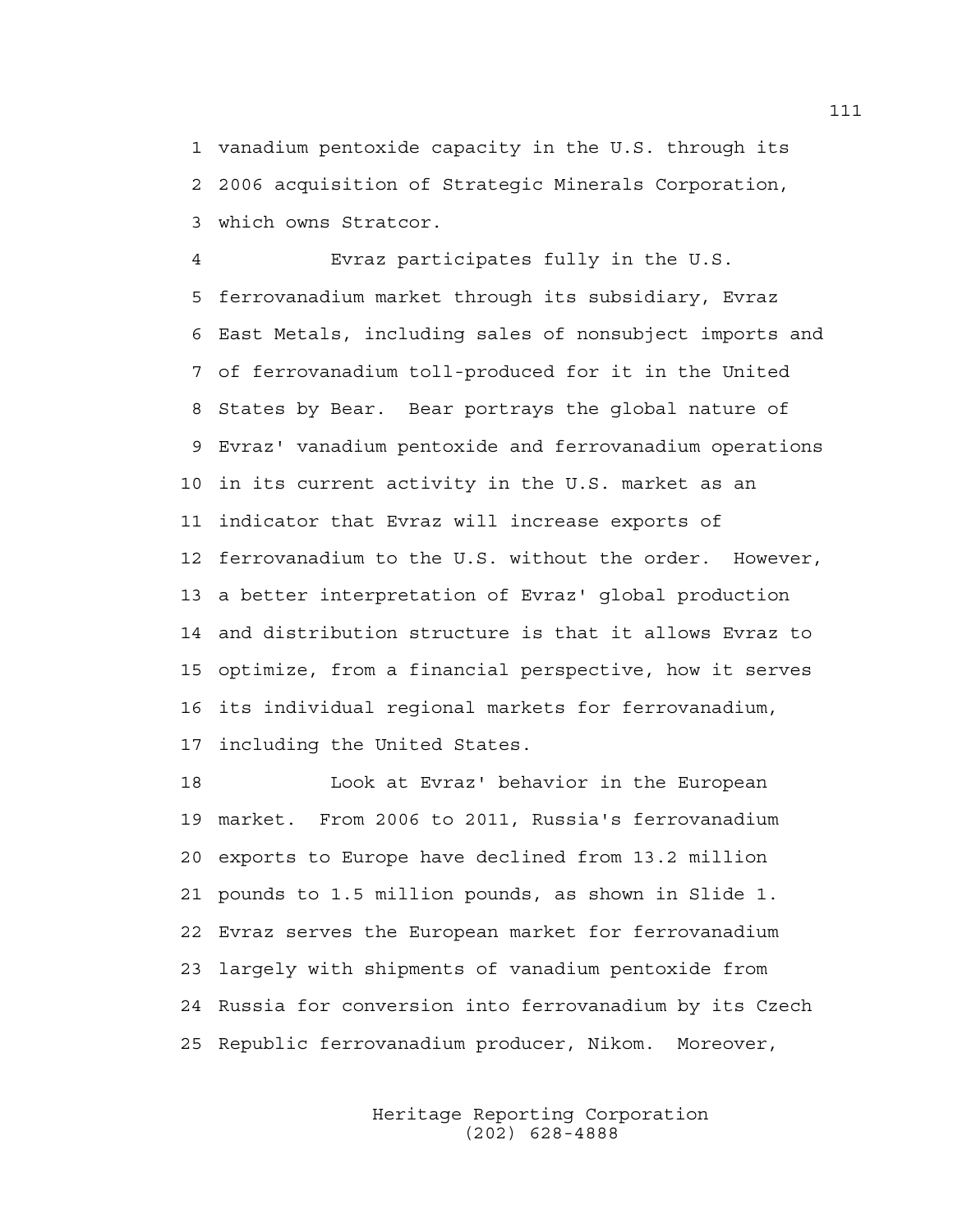vanadium pentoxide capacity in the U.S. through its 2006 acquisition of Strategic Minerals Corporation, which owns Stratcor.

Evraz participates fully in the U.S. ferrovanadium market through its subsidiary, Evraz East Metals, including sales of nonsubject imports and of ferrovanadium toll-produced for it in the United States by Bear. Bear portrays the global nature of Evraz' vanadium pentoxide and ferrovanadium operations in its current activity in the U.S. market as an indicator that Evraz will increase exports of ferrovanadium to the U.S. without the order. However, a better interpretation of Evraz' global production and distribution structure is that it allows Evraz to optimize, from a financial perspective, how it serves its individual regional markets for ferrovanadium, including the United States.

Look at Evraz' behavior in the European market. From 2006 to 2011, Russia's ferrovanadium exports to Europe have declined from 13.2 million pounds to 1.5 million pounds, as shown in Slide 1. Evraz serves the European market for ferrovanadium largely with shipments of vanadium pentoxide from Russia for conversion into ferrovanadium by its Czech Republic ferrovanadium producer, Nikom. Moreover,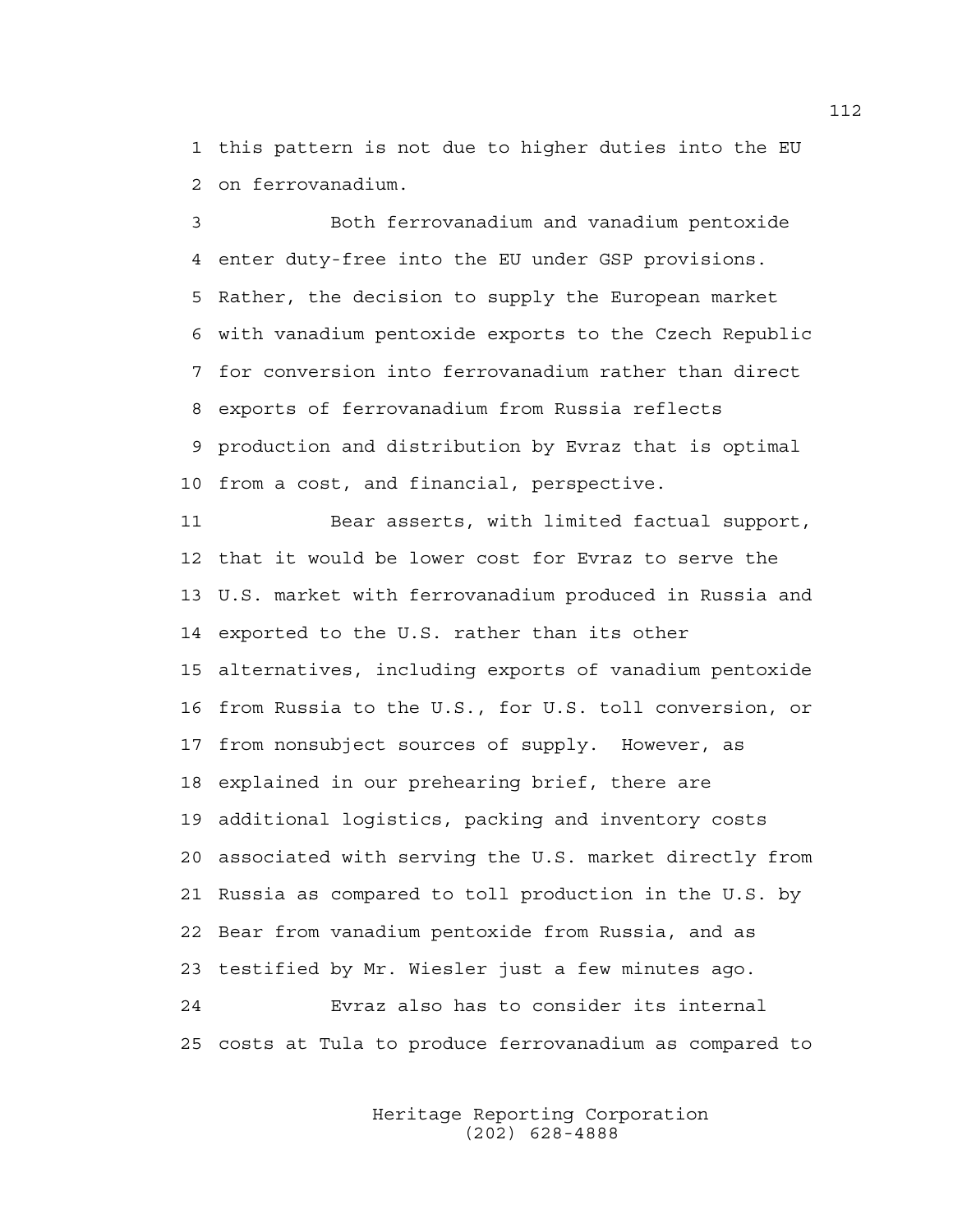this pattern is not due to higher duties into the EU on ferrovanadium.

Both ferrovanadium and vanadium pentoxide enter duty-free into the EU under GSP provisions. Rather, the decision to supply the European market with vanadium pentoxide exports to the Czech Republic for conversion into ferrovanadium rather than direct exports of ferrovanadium from Russia reflects production and distribution by Evraz that is optimal from a cost, and financial, perspective.

Bear asserts, with limited factual support, that it would be lower cost for Evraz to serve the U.S. market with ferrovanadium produced in Russia and exported to the U.S. rather than its other alternatives, including exports of vanadium pentoxide from Russia to the U.S., for U.S. toll conversion, or from nonsubject sources of supply. However, as explained in our prehearing brief, there are additional logistics, packing and inventory costs associated with serving the U.S. market directly from Russia as compared to toll production in the U.S. by Bear from vanadium pentoxide from Russia, and as testified by Mr. Wiesler just a few minutes ago.

Evraz also has to consider its internal costs at Tula to produce ferrovanadium as compared to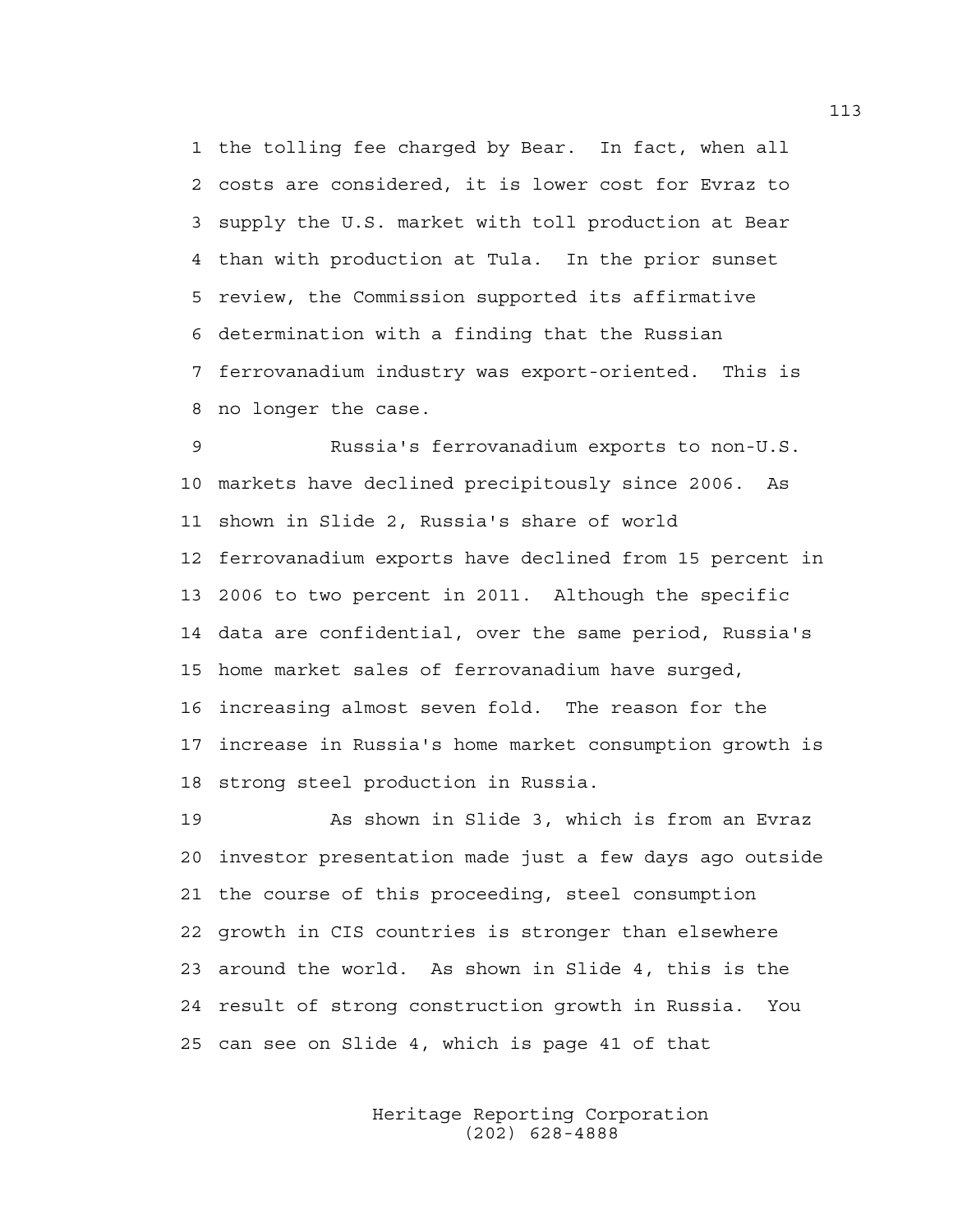the tolling fee charged by Bear. In fact, when all costs are considered, it is lower cost for Evraz to supply the U.S. market with toll production at Bear than with production at Tula. In the prior sunset review, the Commission supported its affirmative determination with a finding that the Russian ferrovanadium industry was export-oriented. This is no longer the case.

Russia's ferrovanadium exports to non-U.S. markets have declined precipitously since 2006. As shown in Slide 2, Russia's share of world ferrovanadium exports have declined from 15 percent in 2006 to two percent in 2011. Although the specific data are confidential, over the same period, Russia's home market sales of ferrovanadium have surged, increasing almost seven fold. The reason for the increase in Russia's home market consumption growth is strong steel production in Russia.

As shown in Slide 3, which is from an Evraz investor presentation made just a few days ago outside the course of this proceeding, steel consumption growth in CIS countries is stronger than elsewhere around the world. As shown in Slide 4, this is the result of strong construction growth in Russia. You can see on Slide 4, which is page 41 of that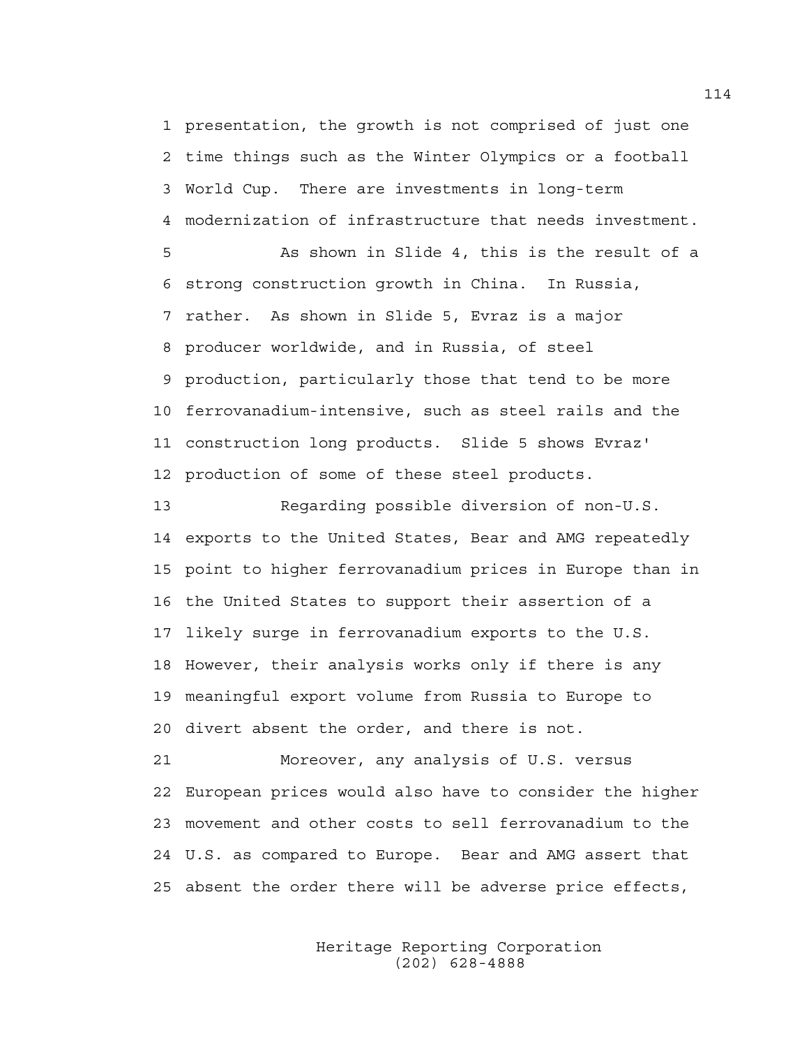presentation, the growth is not comprised of just one time things such as the Winter Olympics or a football World Cup. There are investments in long-term modernization of infrastructure that needs investment.

As shown in Slide 4, this is the result of a strong construction growth in China. In Russia, rather. As shown in Slide 5, Evraz is a major producer worldwide, and in Russia, of steel production, particularly those that tend to be more ferrovanadium-intensive, such as steel rails and the construction long products. Slide 5 shows Evraz' production of some of these steel products.

Regarding possible diversion of non-U.S. exports to the United States, Bear and AMG repeatedly point to higher ferrovanadium prices in Europe than in the United States to support their assertion of a likely surge in ferrovanadium exports to the U.S. However, their analysis works only if there is any meaningful export volume from Russia to Europe to divert absent the order, and there is not.

Moreover, any analysis of U.S. versus European prices would also have to consider the higher movement and other costs to sell ferrovanadium to the U.S. as compared to Europe. Bear and AMG assert that absent the order there will be adverse price effects,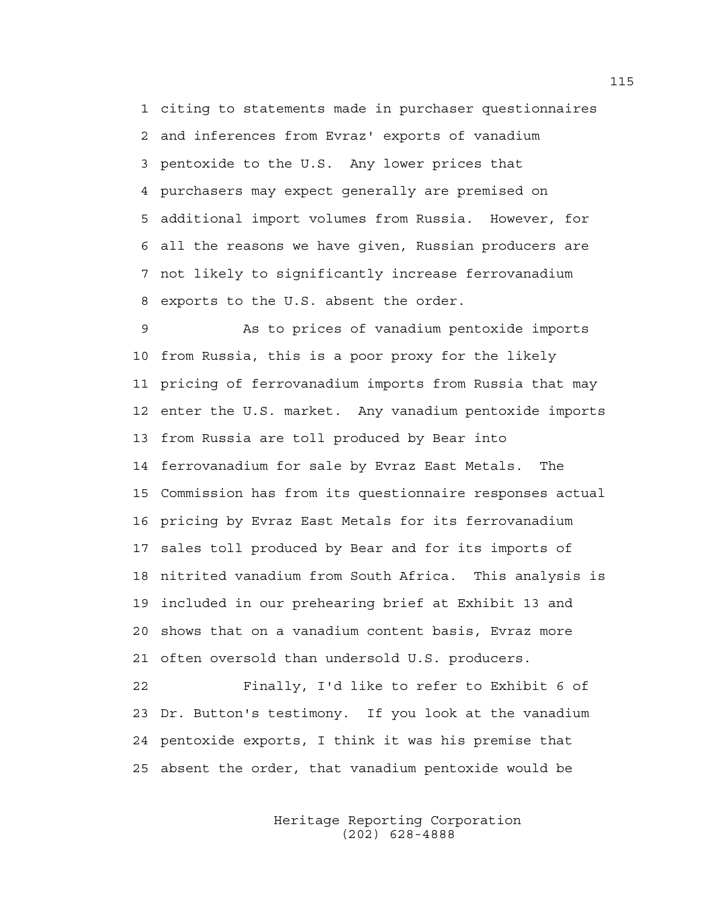citing to statements made in purchaser questionnaires and inferences from Evraz' exports of vanadium pentoxide to the U.S. Any lower prices that purchasers may expect generally are premised on additional import volumes from Russia. However, for all the reasons we have given, Russian producers are not likely to significantly increase ferrovanadium exports to the U.S. absent the order.

As to prices of vanadium pentoxide imports from Russia, this is a poor proxy for the likely pricing of ferrovanadium imports from Russia that may enter the U.S. market. Any vanadium pentoxide imports from Russia are toll produced by Bear into ferrovanadium for sale by Evraz East Metals. The Commission has from its questionnaire responses actual pricing by Evraz East Metals for its ferrovanadium sales toll produced by Bear and for its imports of nitrited vanadium from South Africa. This analysis is included in our prehearing brief at Exhibit 13 and shows that on a vanadium content basis, Evraz more often oversold than undersold U.S. producers.

Finally, I'd like to refer to Exhibit 6 of Dr. Button's testimony. If you look at the vanadium pentoxide exports, I think it was his premise that absent the order, that vanadium pentoxide would be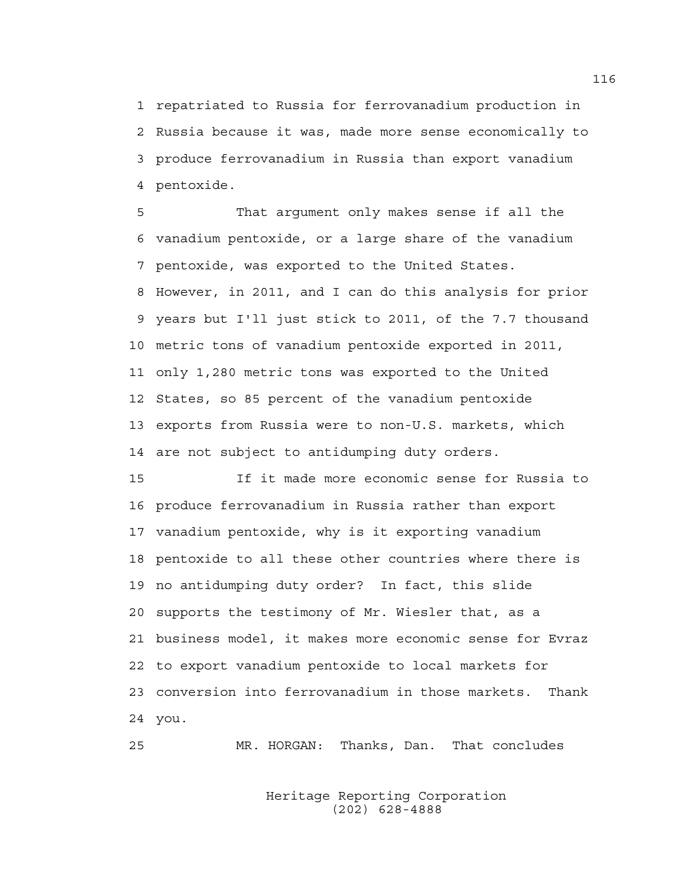1 repatriated to Russia for ferrovanadium production in
2 Russia because it was, made more sense economically to
3 produce ferrovanadium in Russia than export vanadium
4 pentoxide.

5 That argument only makes sense if all the
6 vanadium pentoxide, or a large share of the vanadium
7 pentoxide, was exported to the United States.
8 However, in 2011, and I can do this analysis for prior
9 years but I'll just stick to 2011, of the 7.7 thousand
10 metric tons of vanadium pentoxide exported in 2011,
11 only 1,280 metric tons was exported to the United
12 States, so 85 percent of the vanadium pentoxide
13 exports from Russia were to non-U.S. markets, which
14 are not subject to antidumping duty orders.

15 If it made more economic sense for Russia to
16 produce ferrovanadium in Russia rather than export
17 vanadium pentoxide, why is it exporting vanadium
18 pentoxide to all these other countries where there is
19 no antidumping duty order? In fact, this slide
20 supports the testimony of Mr. Wiesler that, as a
21 business model, it makes more economic sense for Evraz
22 to export vanadium pentoxide to local markets for
23 conversion into ferrovanadium in those markets. Thank
24 you.

25 MR. HORGAN: Thanks, Dan. That concludes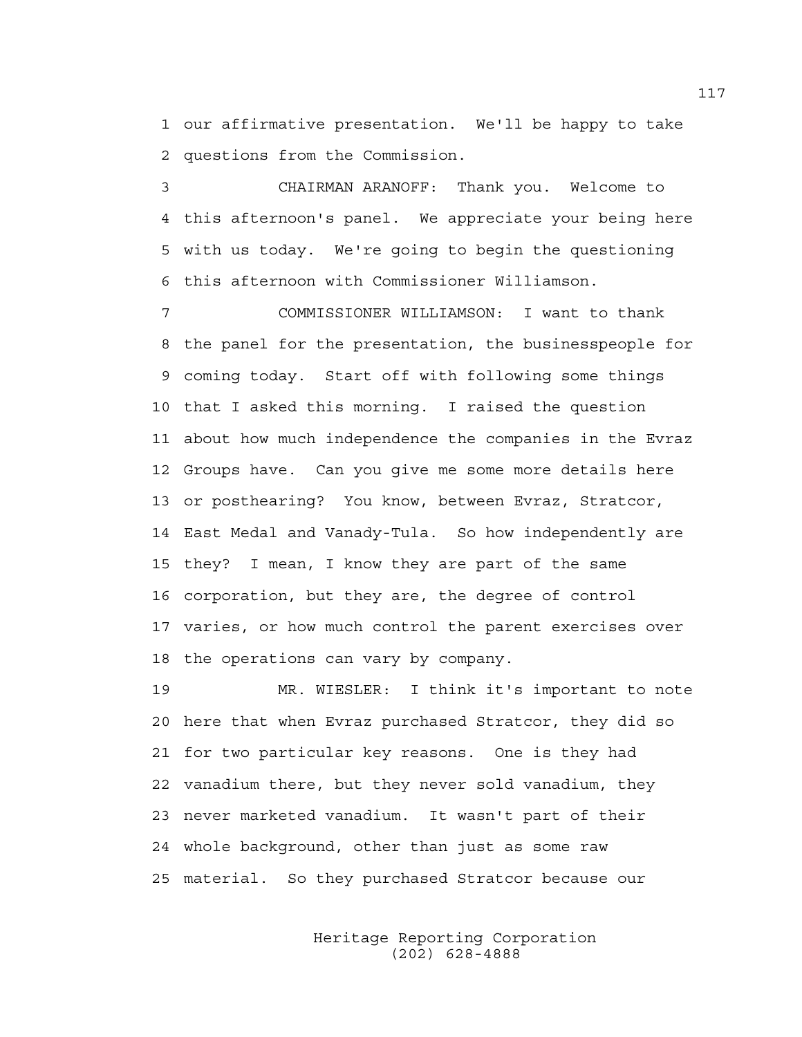1 our affirmative presentation. We'll be happy to take
2 questions from the Commission.

3 CHAIRMAN ARANOFF: Thank you. Welcome to
4 this afternoon's panel. We appreciate your being here
5 with us today. We're going to begin the questioning
6 this afternoon with Commissioner Williamson.

7 COMMISSIONER WILLIAMSON: I want to thank
8 the panel for the presentation, the businesspeople for
9 coming today. Start off with following some things
10 that I asked this morning. I raised the question
11 about how much independence the companies in the Evraz
12 Groups have. Can you give me some more details here
13 or posthearing? You know, between Evraz, Stratcor,
14 East Medal and Vanady-Tula. So how independently are
15 they? I mean, I know they are part of the same
16 corporation, but they are, the degree of control
17 varies, or how much control the parent exercises over
18 the operations can vary by company.

19 MR. WIESLER: I think it's important to note
20 here that when Evraz purchased Stratcor, they did so
21 for two particular key reasons. One is they had
22 vanadium there, but they never sold vanadium, they
23 never marketed vanadium. It wasn't part of their
24 whole background, other than just as some raw
25 material. So they purchased Stratcor because our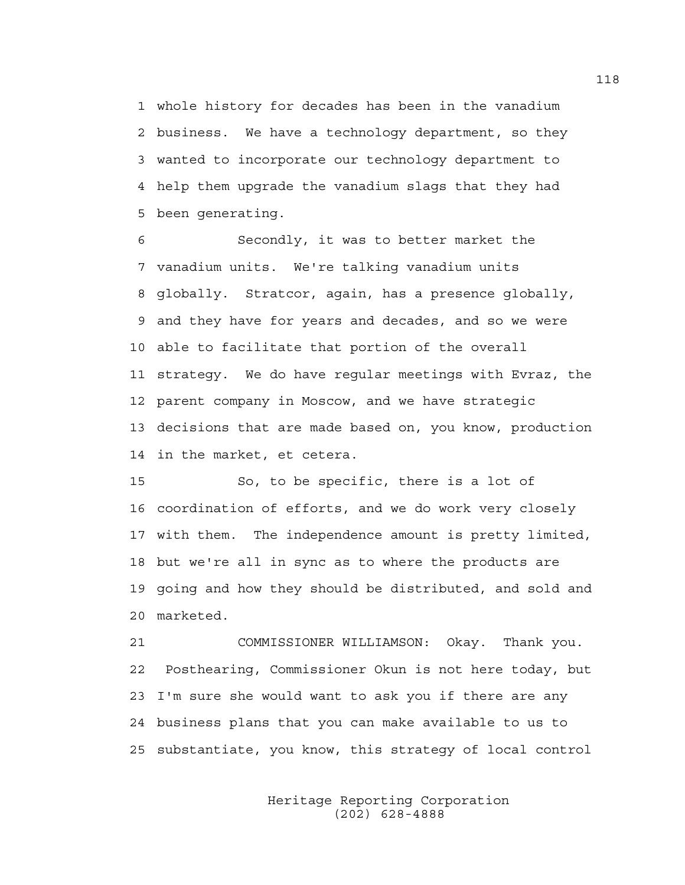1 whole history for decades has been in the vanadium
2 business. We have a technology department, so they
3 wanted to incorporate our technology department to
4 help them upgrade the vanadium slags that they had
5 been generating.

6 Secondly, it was to better market the
7 vanadium units. We're talking vanadium units
8 globally. Stratcor, again, has a presence globally,
9 and they have for years and decades, and so we were
10 able to facilitate that portion of the overall
11 strategy. We do have regular meetings with Evraz, the
12 parent company in Moscow, and we have strategic
13 decisions that are made based on, you know, production
14 in the market, et cetera.

15 So, to be specific, there is a lot of
16 coordination of efforts, and we do work very closely
17 with them. The independence amount is pretty limited,
18 but we're all in sync as to where the products are
19 going and how they should be distributed, and sold and
20 marketed.

21 COMMISSIONER WILLIAMSON: Okay. Thank you.
22 Posthearing, Commissioner Okun is not here today, but
23 I'm sure she would want to ask you if there are any
24 business plans that you can make available to us to
25 substantiate, you know, this strategy of local control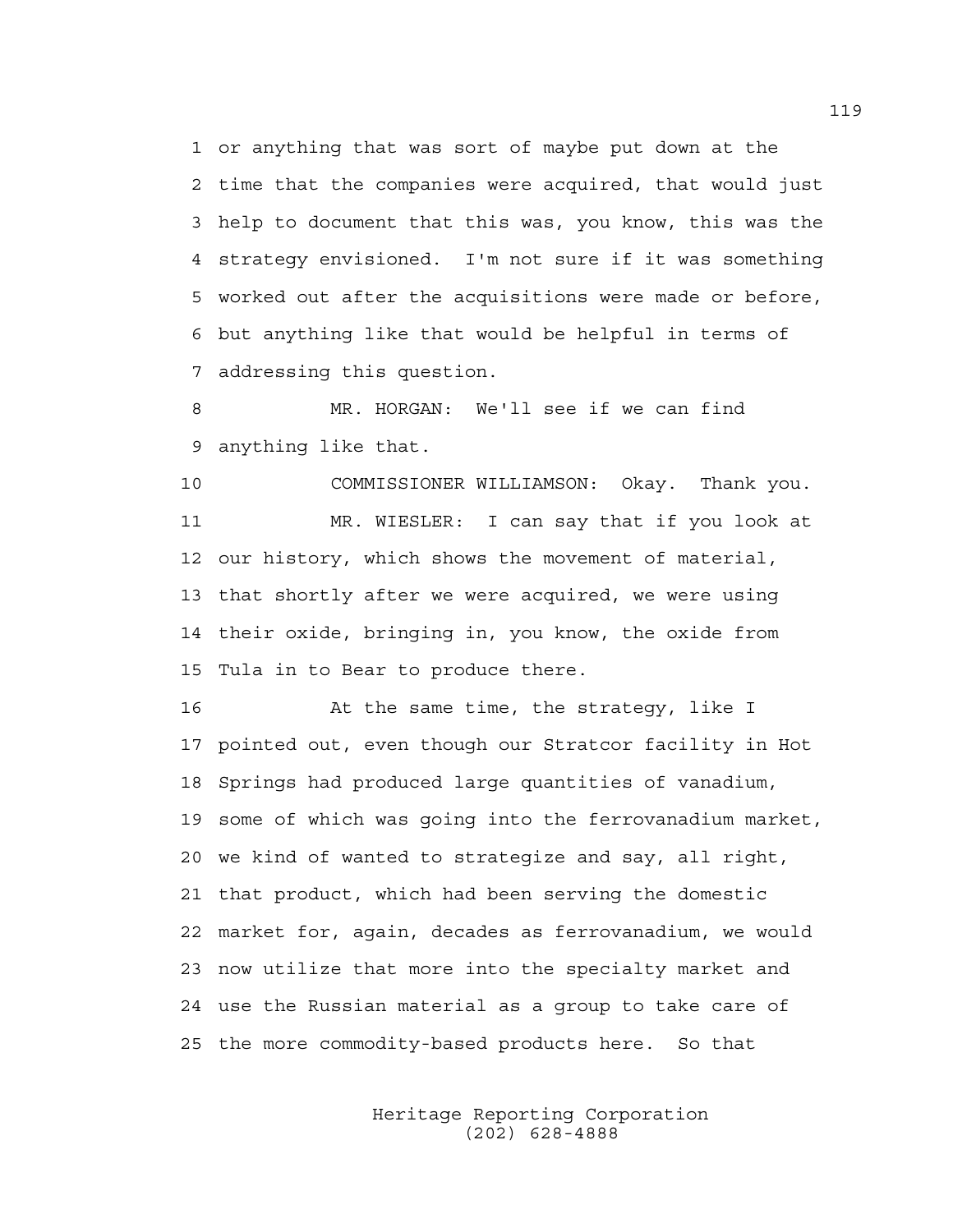1 or anything that was sort of maybe put down at the
2 time that the companies were acquired, that would just
3 help to document that this was, you know, this was the
4 strategy envisioned. I'm not sure if it was something
5 worked out after the acquisitions were made or before,
6 but anything like that would be helpful in terms of
7 addressing this question.

8 MR. HORGAN: We'll see if we can find
9 anything like that.

10 COMMISSIONER WILLIAMSON: Okay. Thank you.

11 MR. WIESLER: I can say that if you look at
12 our history, which shows the movement of material,
13 that shortly after we were acquired, we were using
14 their oxide, bringing in, you know, the oxide from
15 Tula in to Bear to produce there.

16 At the same time, the strategy, like I
17 pointed out, even though our Stratcor facility in Hot
18 Springs had produced large quantities of vanadium,
19 some of which was going into the ferrovanadium market,
20 we kind of wanted to strategize and say, all right,
21 that product, which had been serving the domestic
22 market for, again, decades as ferrovanadium, we would
23 now utilize that more into the specialty market and
24 use the Russian material as a group to take care of
25 the more commodity-based products here. So that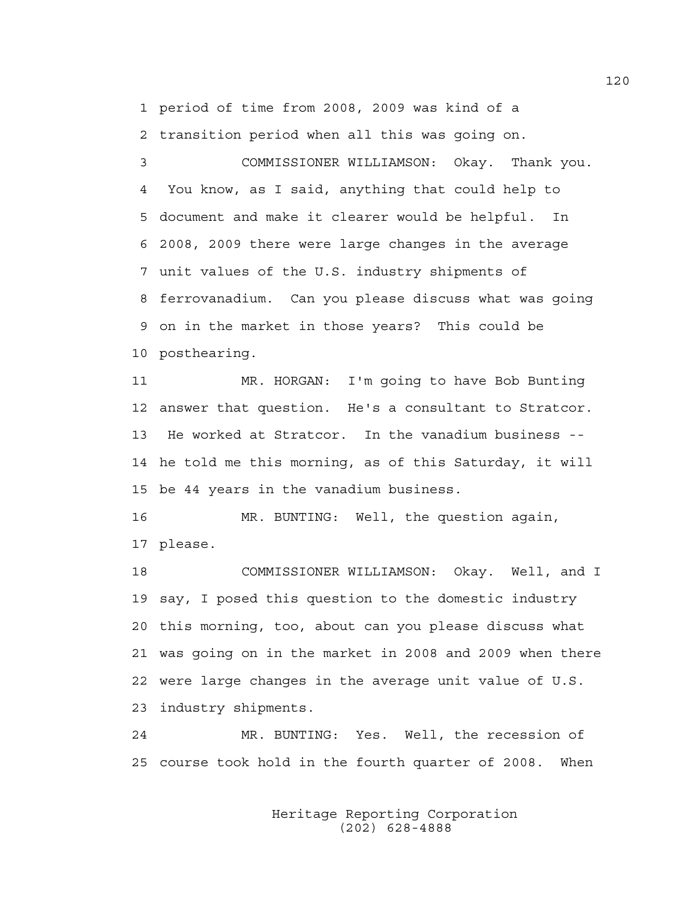1 period of time from 2008, 2009 was kind of a
2 transition period when all this was going on.

3 COMMISSIONER WILLIAMSON: Okay. Thank you.
4 You know, as I said, anything that could help to
5 document and make it clearer would be helpful. In
6 2008, 2009 there were large changes in the average
7 unit values of the U.S. industry shipments of
8 ferrovanadium. Can you please discuss what was going
9 on in the market in those years? This could be
10 posthearing.

11 MR. HORGAN: I'm going to have Bob Bunting
12 answer that question. He's a consultant to Stratcor.
13 He worked at Stratcor. In the vanadium business --
14 he told me this morning, as of this Saturday, it will
15 be 44 years in the vanadium business.

16 MR. BUNTING: Well, the question again,
17 please.

18 COMMISSIONER WILLIAMSON: Okay. Well, and I
19 say, I posed this question to the domestic industry
20 this morning, too, about can you please discuss what
21 was going on in the market in 2008 and 2009 when there
22 were large changes in the average unit value of U.S.
23 industry shipments.

24 MR. BUNTING: Yes. Well, the recession of
25 course took hold in the fourth quarter of 2008. When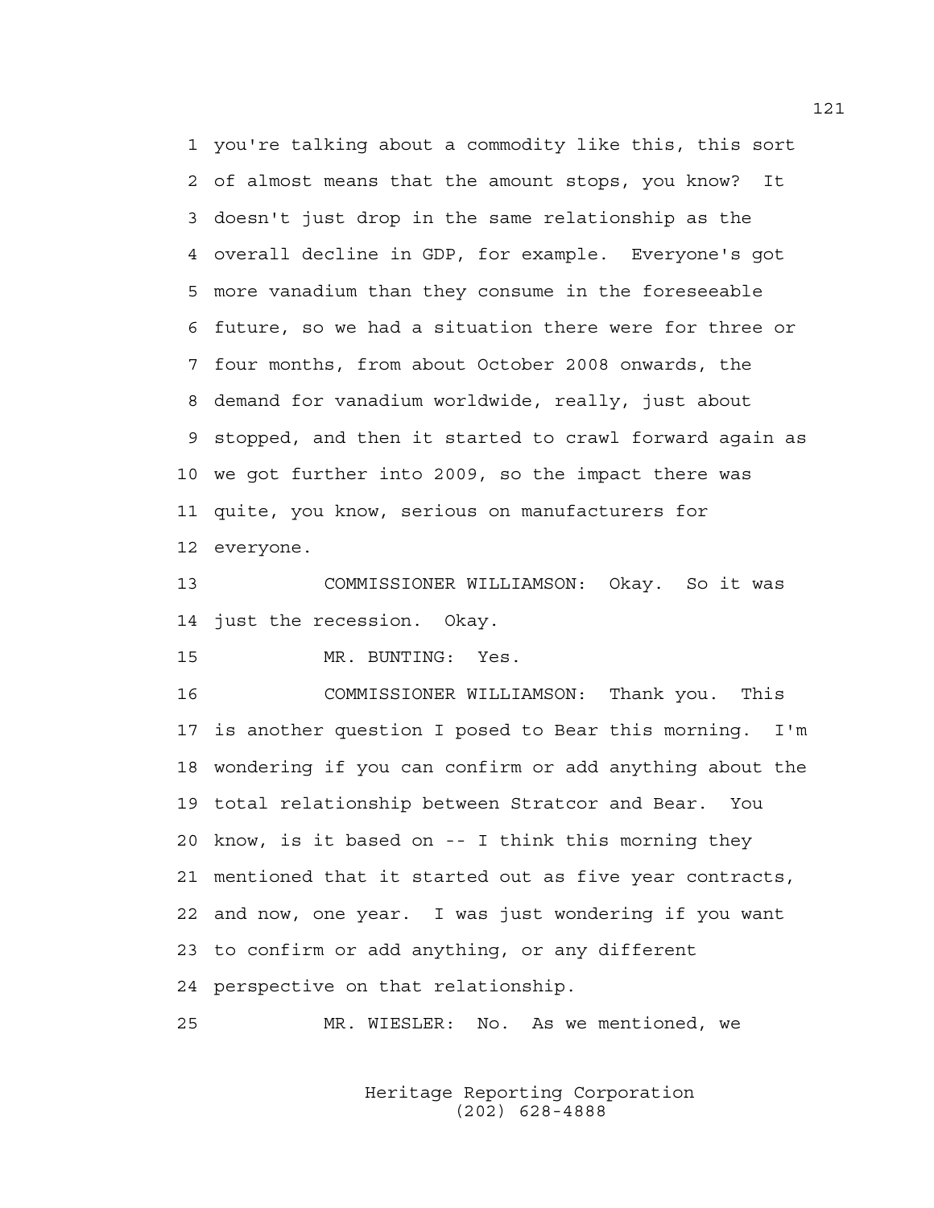1 you're talking about a commodity like this, this sort
2 of almost means that the amount stops, you know? It
3 doesn't just drop in the same relationship as the
4 overall decline in GDP, for example. Everyone's got
5 more vanadium than they consume in the foreseeable
6 future, so we had a situation there were for three or
7 four months, from about October 2008 onwards, the
8 demand for vanadium worldwide, really, just about
9 stopped, and then it started to crawl forward again as
10 we got further into 2009, so the impact there was
11 quite, you know, serious on manufacturers for
12 everyone.

13 COMMISSIONER WILLIAMSON: Okay. So it was
14 just the recession. Okay.

15 MR. BUNTING: Yes.

16 COMMISSIONER WILLIAMSON: Thank you. This
17 is another question I posed to Bear this morning. I'm
18 wondering if you can confirm or add anything about the
19 total relationship between Stratcor and Bear. You
20 know, is it based on -- I think this morning they
21 mentioned that it started out as five year contracts,
22 and now, one year. I was just wondering if you want
23 to confirm or add anything, or any different
24 perspective on that relationship.

25 MR. WIESLER: No. As we mentioned, we

Heritage Reporting Corporation
(202) 628-4888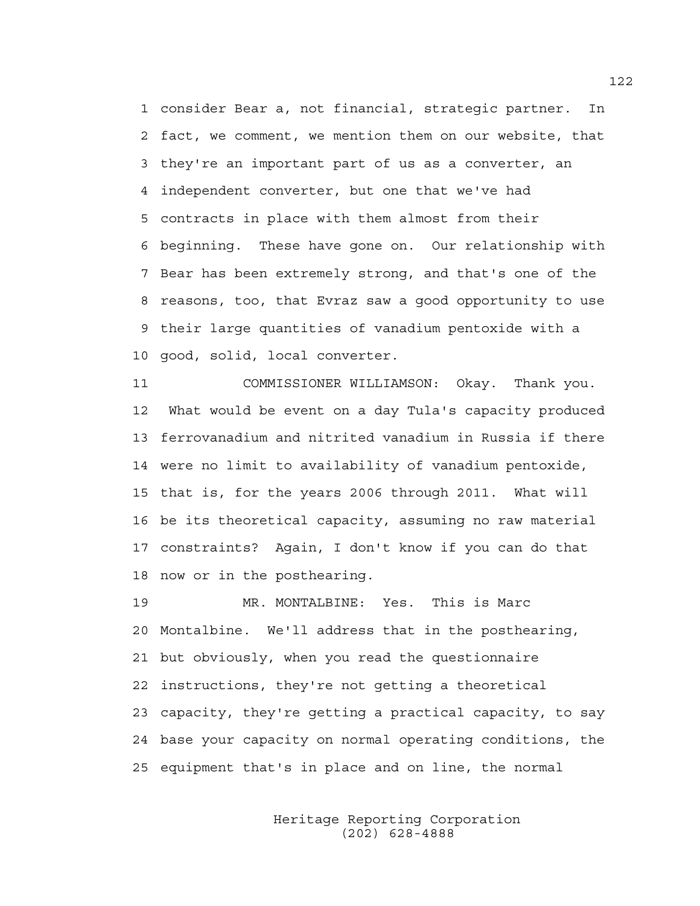1 consider Bear a, not financial, strategic partner. In
2 fact, we comment, we mention them on our website, that
3 they're an important part of us as a converter, an
4 independent converter, but one that we've had
5 contracts in place with them almost from their
6 beginning. These have gone on. Our relationship with
7 Bear has been extremely strong, and that's one of the
8 reasons, too, that Evraz saw a good opportunity to use
9 their large quantities of vanadium pentoxide with a
10 good, solid, local converter.

11 COMMISSIONER WILLIAMSON: Okay. Thank you.
12 What would be event on a day Tula's capacity produced
13 ferrovanadium and nitrited vanadium in Russia if there
14 were no limit to availability of vanadium pentoxide,
15 that is, for the years 2006 through 2011. What will
16 be its theoretical capacity, assuming no raw material
17 constraints? Again, I don't know if you can do that
18 now or in the posthearing.

19 MR. MONTALBINE: Yes. This is Marc
20 Montalbine. We'll address that in the posthearing,
21 but obviously, when you read the questionnaire
22 instructions, they're not getting a theoretical
23 capacity, they're getting a practical capacity, to say
24 base your capacity on normal operating conditions, the
25 equipment that's in place and on line, the normal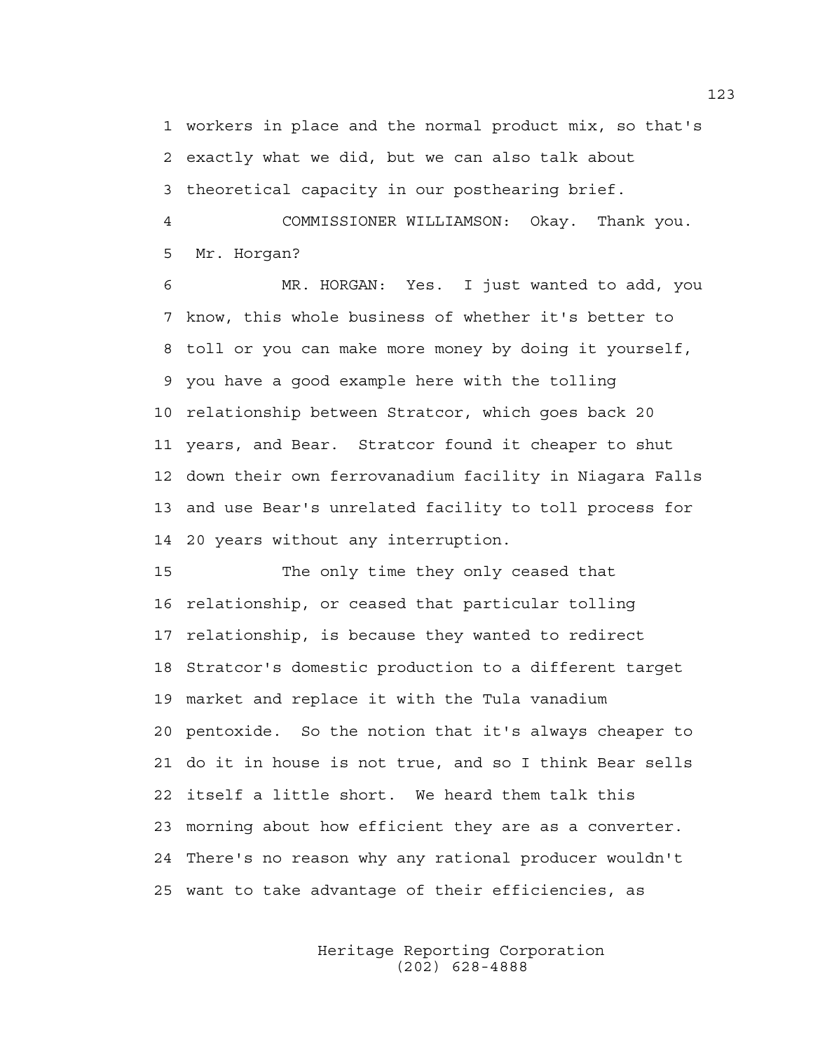workers in place and the normal product mix, so that's exactly what we did, but we can also talk about theoretical capacity in our posthearing brief.

COMMISSIONER WILLIAMSON: Okay. Thank you. Mr. Horgan?

MR. HORGAN: Yes. I just wanted to add, you know, this whole business of whether it's better to toll or you can make more money by doing it yourself, you have a good example here with the tolling relationship between Stratcor, which goes back 20 years, and Bear. Stratcor found it cheaper to shut down their own ferrovanadium facility in Niagara Falls and use Bear's unrelated facility to toll process for 20 years without any interruption.

The only time they only ceased that relationship, or ceased that particular tolling relationship, is because they wanted to redirect Stratcor's domestic production to a different target market and replace it with the Tula vanadium pentoxide. So the notion that it's always cheaper to do it in house is not true, and so I think Bear sells itself a little short. We heard them talk this morning about how efficient they are as a converter. There's no reason why any rational producer wouldn't want to take advantage of their efficiencies, as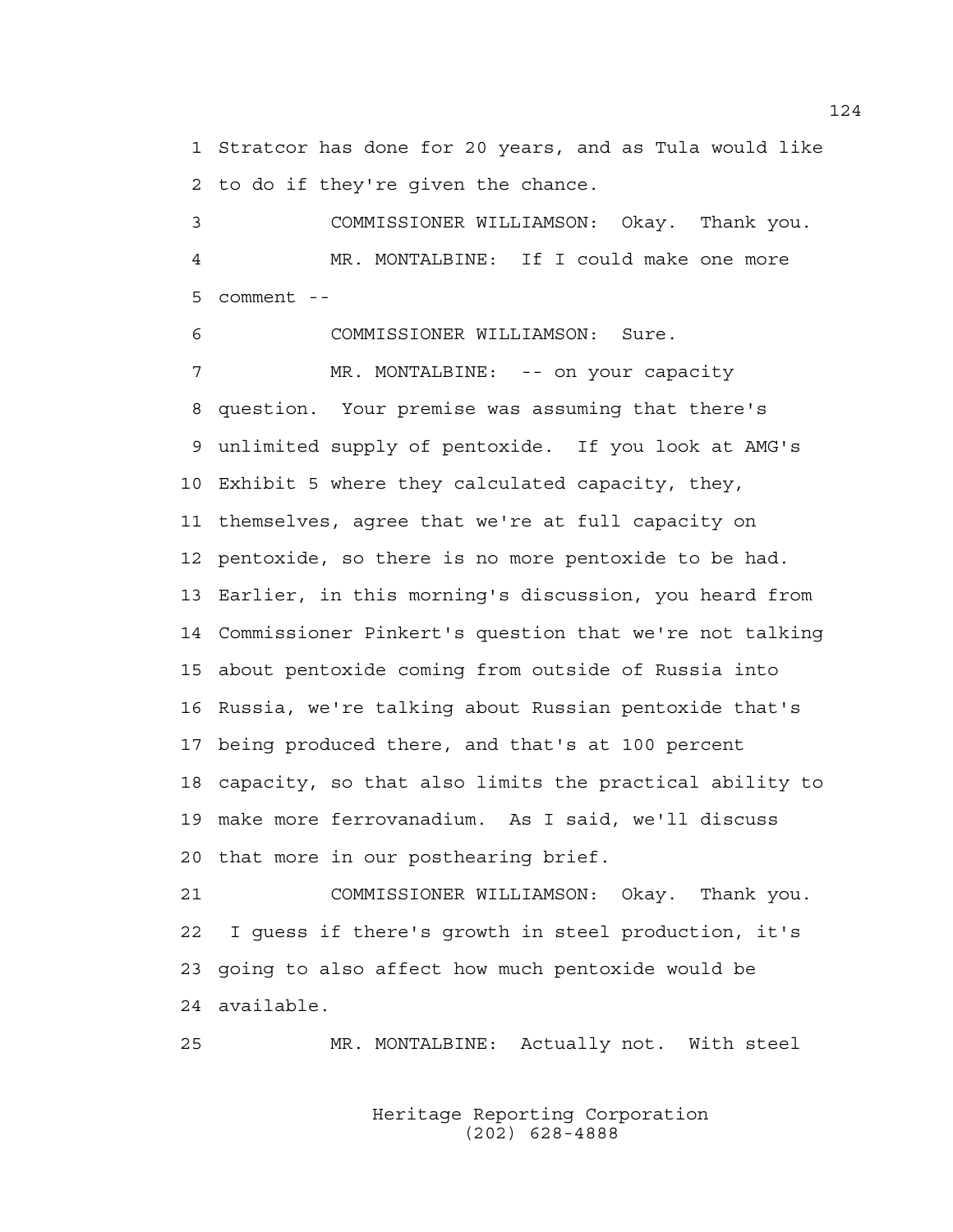1 Stratcor has done for 20 years, and as Tula would like
2 to do if they're given the chance.

3 COMMISSIONER WILLIAMSON: Okay. Thank you.

4 MR. MONTALBINE: If I could make one more
5 comment --

6 COMMISSIONER WILLIAMSON: Sure.

7 MR. MONTALBINE: -- on your capacity
8 question. Your premise was assuming that there's
9 unlimited supply of pentoxide. If you look at AMG's
10 Exhibit 5 where they calculated capacity, they,
11 themselves, agree that we're at full capacity on
12 pentoxide, so there is no more pentoxide to be had.
13 Earlier, in this morning's discussion, you heard from
14 Commissioner Pinkert's question that we're not talking
15 about pentoxide coming from outside of Russia into
16 Russia, we're talking about Russian pentoxide that's
17 being produced there, and that's at 100 percent
18 capacity, so that also limits the practical ability to
19 make more ferrovanadium. As I said, we'll discuss
20 that more in our posthearing brief.

21 COMMISSIONER WILLIAMSON: Okay. Thank you.
22 I guess if there's growth in steel production, it's
23 going to also affect how much pentoxide would be
24 available.

25 MR. MONTALBINE: Actually not. With steel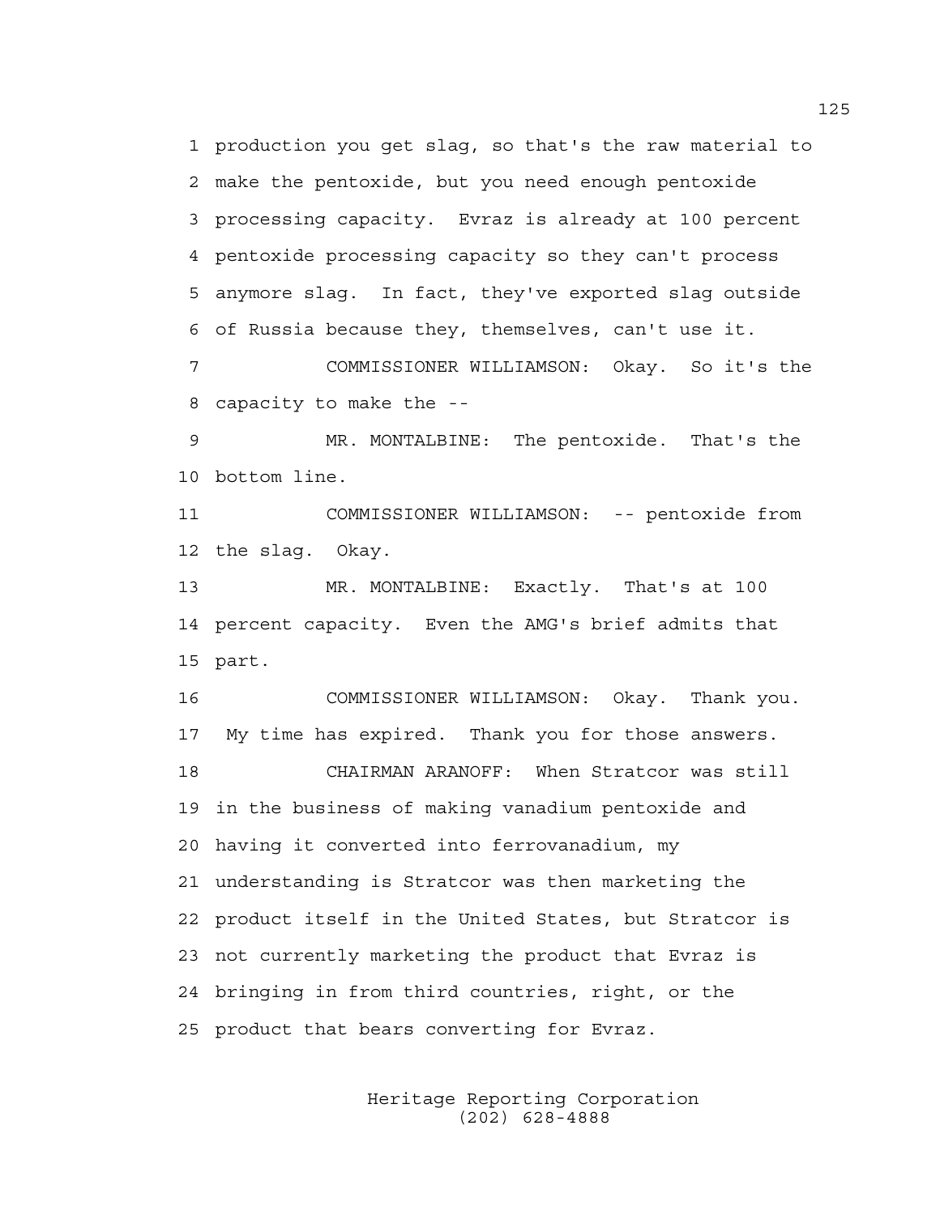1 production you get slag, so that's the raw material to
2 make the pentoxide, but you need enough pentoxide
3 processing capacity. Evraz is already at 100 percent
4 pentoxide processing capacity so they can't process
5 anymore slag. In fact, they've exported slag outside
6 of Russia because they, themselves, can't use it.

7 COMMISSIONER WILLIAMSON: Okay. So it's the
8 capacity to make the --

9 MR. MONTALBINE: The pentoxide. That's the
10 bottom line.

11 COMMISSIONER WILLIAMSON: -- pentoxide from
12 the slag. Okay.

13 MR. MONTALBINE: Exactly. That's at 100
14 percent capacity. Even the AMG's brief admits that
15 part.

16 COMMISSIONER WILLIAMSON: Okay. Thank you.
17 My time has expired. Thank you for those answers.

18 CHAIRMAN ARANOFF: When Stratcor was still
19 in the business of making vanadium pentoxide and
20 having it converted into ferrovanadium, my
21 understanding is Stratcor was then marketing the
22 product itself in the United States, but Stratcor is
23 not currently marketing the product that Evraz is
24 bringing in from third countries, right, or the
25 product that bears converting for Evraz.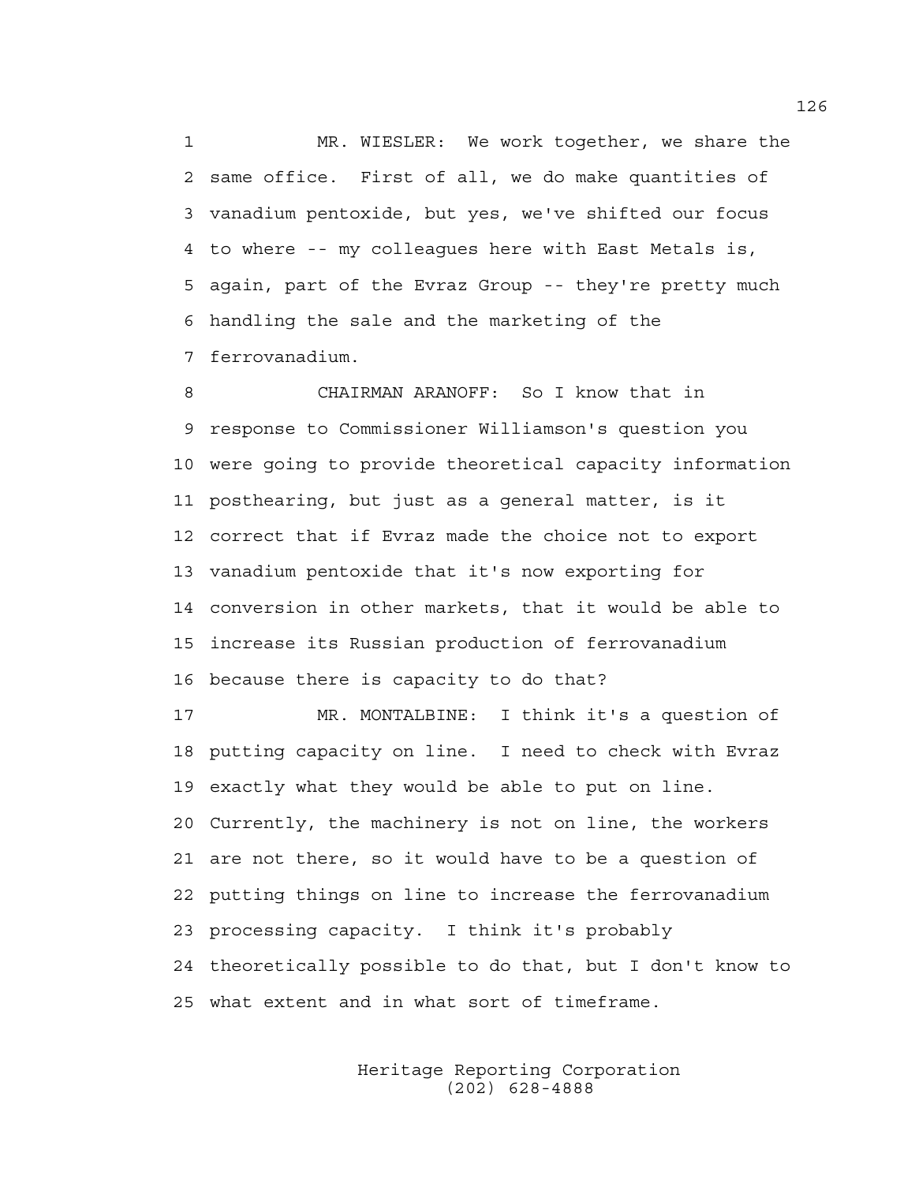MR. WIESLER: We work together, we share the same office. First of all, we do make quantities of vanadium pentoxide, but yes, we've shifted our focus to where -- my colleagues here with East Metals is, again, part of the Evraz Group -- they're pretty much handling the sale and the marketing of the ferrovanadium.

CHAIRMAN ARANOFF: So I know that in response to Commissioner Williamson's question you were going to provide theoretical capacity information posthearing, but just as a general matter, is it correct that if Evraz made the choice not to export vanadium pentoxide that it's now exporting for conversion in other markets, that it would be able to increase its Russian production of ferrovanadium because there is capacity to do that?

MR. MONTALBINE: I think it's a question of putting capacity on line. I need to check with Evraz exactly what they would be able to put on line. Currently, the machinery is not on line, the workers are not there, so it would have to be a question of putting things on line to increase the ferrovanadium processing capacity. I think it's probably theoretically possible to do that, but I don't know to what extent and in what sort of timeframe.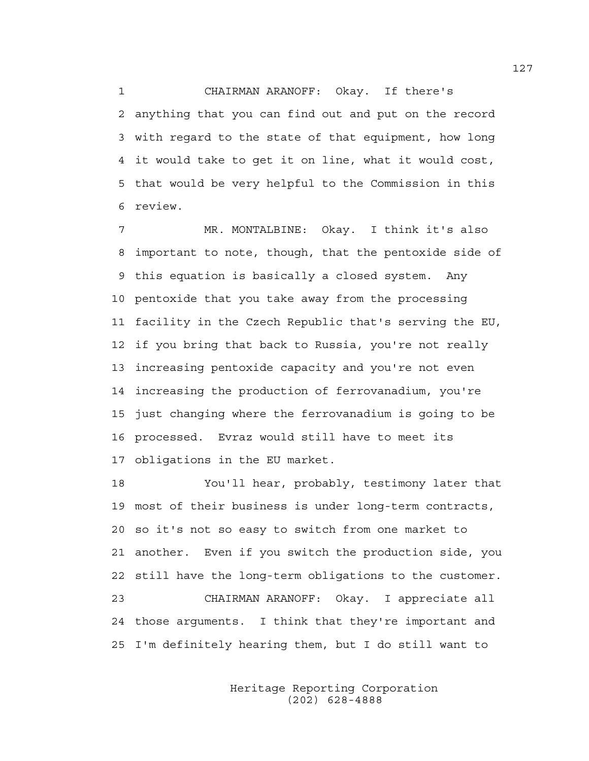CHAIRMAN ARANOFF: Okay. If there's anything that you can find out and put on the record with regard to the state of that equipment, how long it would take to get it on line, what it would cost, that would be very helpful to the Commission in this review.

MR. MONTALBINE: Okay. I think it's also important to note, though, that the pentoxide side of this equation is basically a closed system. Any pentoxide that you take away from the processing facility in the Czech Republic that's serving the EU, if you bring that back to Russia, you're not really increasing pentoxide capacity and you're not even increasing the production of ferrovanadium, you're just changing where the ferrovanadium is going to be processed. Evraz would still have to meet its obligations in the EU market.

You'll hear, probably, testimony later that most of their business is under long-term contracts, so it's not so easy to switch from one market to another. Even if you switch the production side, you still have the long-term obligations to the customer.

CHAIRMAN ARANOFF: Okay. I appreciate all those arguments. I think that they're important and I'm definitely hearing them, but I do still want to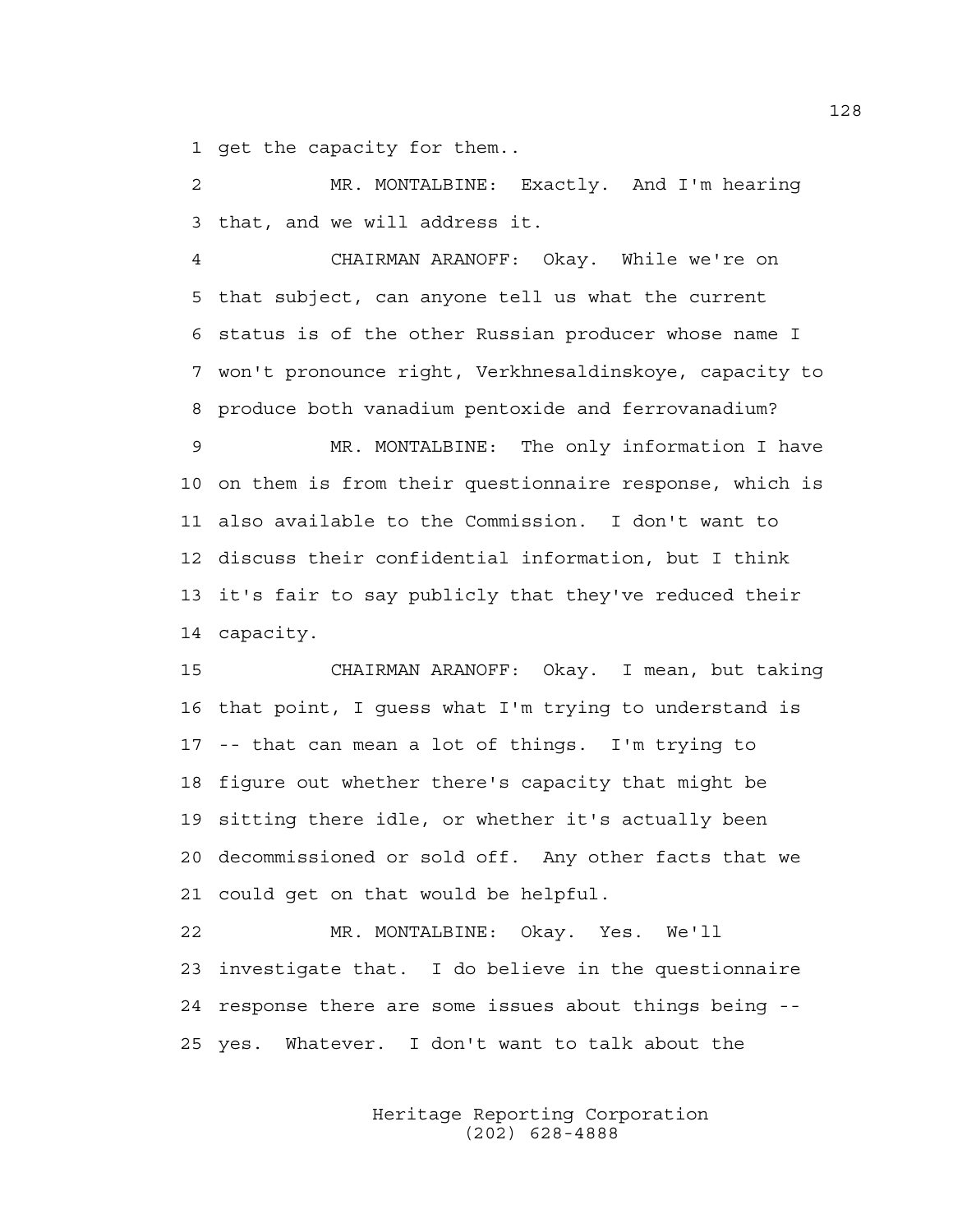1 get the capacity for them..

2 MR. MONTALBINE: Exactly. And I'm hearing
3 that, and we will address it.

4 CHAIRMAN ARANOFF: Okay. While we're on
5 that subject, can anyone tell us what the current
6 status is of the other Russian producer whose name I
7 won't pronounce right, Verkhnesaldinskoye, capacity to
8 produce both vanadium pentoxide and ferrovanadium?

9 MR. MONTALBINE: The only information I have
10 on them is from their questionnaire response, which is
11 also available to the Commission. I don't want to
12 discuss their confidential information, but I think
13 it's fair to say publicly that they've reduced their
14 capacity.

15 CHAIRMAN ARANOFF: Okay. I mean, but taking
16 that point, I guess what I'm trying to understand is
17 -- that can mean a lot of things. I'm trying to
18 figure out whether there's capacity that might be
19 sitting there idle, or whether it's actually been
20 decommissioned or sold off. Any other facts that we
21 could get on that would be helpful.

22 MR. MONTALBINE: Okay. Yes. We'll
23 investigate that. I do believe in the questionnaire
24 response there are some issues about things being --
25 yes. Whatever. I don't want to talk about the

Heritage Reporting Corporation
(202) 628-4888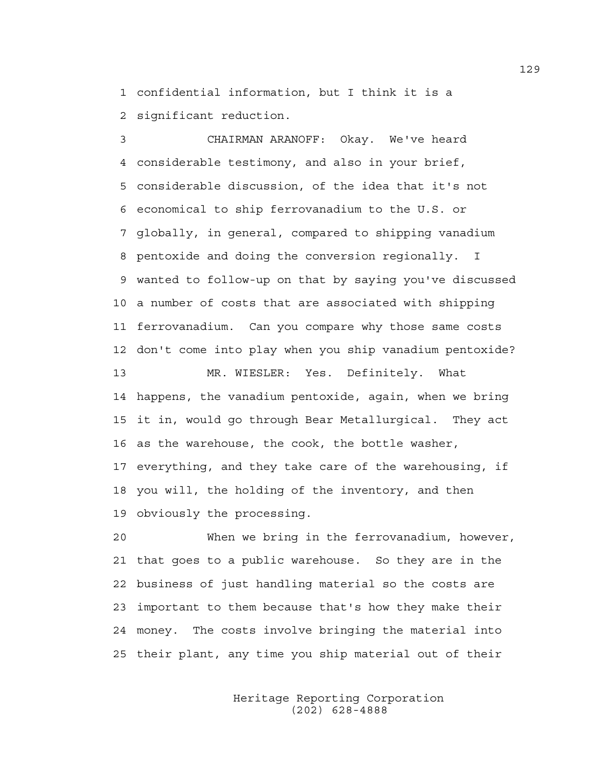1 confidential information, but I think it is a
2 significant reduction.

3 CHAIRMAN ARANOFF: Okay. We've heard
4 considerable testimony, and also in your brief,
5 considerable discussion, of the idea that it's not
6 economical to ship ferrovanadium to the U.S. or
7 globally, in general, compared to shipping vanadium
8 pentoxide and doing the conversion regionally. I
9 wanted to follow-up on that by saying you've discussed
10 a number of costs that are associated with shipping
11 ferrovanadium. Can you compare why those same costs
12 don't come into play when you ship vanadium pentoxide?

13 MR. WIESLER: Yes. Definitely. What
14 happens, the vanadium pentoxide, again, when we bring
15 it in, would go through Bear Metallurgical. They act
16 as the warehouse, the cook, the bottle washer,
17 everything, and they take care of the warehousing, if
18 you will, the holding of the inventory, and then
19 obviously the processing.

20 When we bring in the ferrovanadium, however,
21 that goes to a public warehouse. So they are in the
22 business of just handling material so the costs are
23 important to them because that's how they make their
24 money. The costs involve bringing the material into
25 their plant, any time you ship material out of their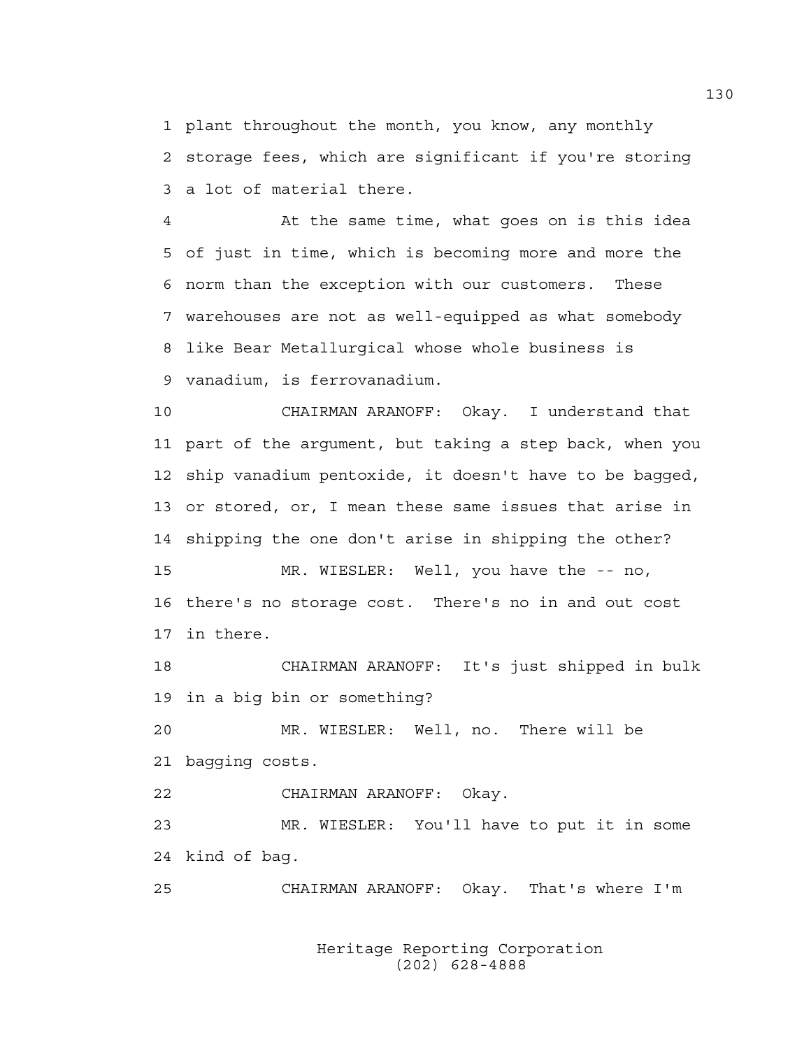1 plant throughout the month, you know, any monthly
2 storage fees, which are significant if you're storing
3 a lot of material there.

4 At the same time, what goes on is this idea
5 of just in time, which is becoming more and more the
6 norm than the exception with our customers. These
7 warehouses are not as well-equipped as what somebody
8 like Bear Metallurgical whose whole business is
9 vanadium, is ferrovanadium.

10 CHAIRMAN ARANOFF: Okay. I understand that
11 part of the argument, but taking a step back, when you
12 ship vanadium pentoxide, it doesn't have to be bagged,
13 or stored, or, I mean these same issues that arise in
14 shipping the one don't arise in shipping the other?

15 MR. WIESLER: Well, you have the -- no,
16 there's no storage cost. There's no in and out cost
17 in there.

18 CHAIRMAN ARANOFF: It's just shipped in bulk
19 in a big bin or something?

20 MR. WIESLER: Well, no. There will be
21 bagging costs.

22 CHAIRMAN ARANOFF: Okay.

23 MR. WIESLER: You'll have to put it in some
24 kind of bag.

25 CHAIRMAN ARANOFF: Okay. That's where I'm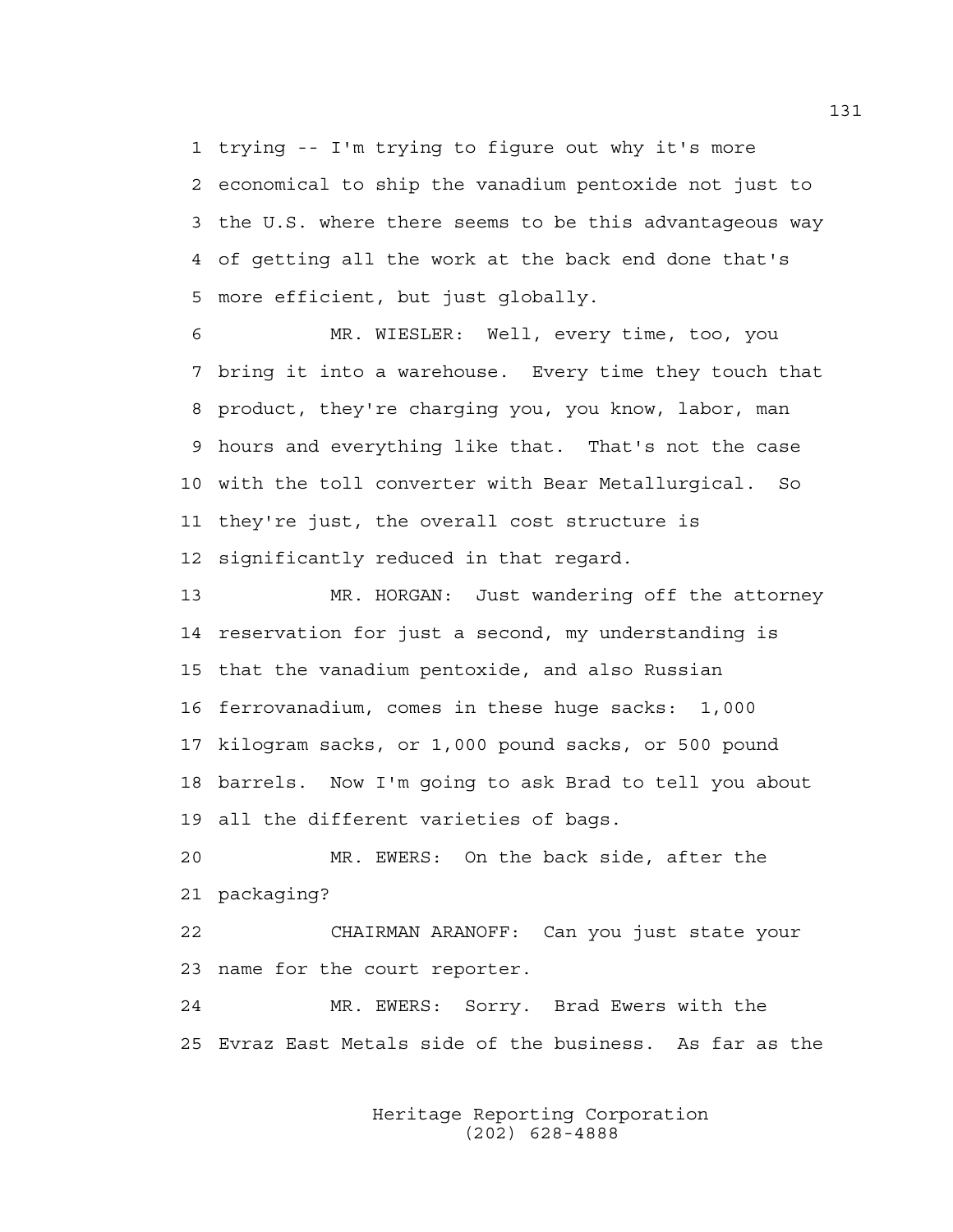1 trying -- I'm trying to figure out why it's more
2 economical to ship the vanadium pentoxide not just to
3 the U.S. where there seems to be this advantageous way
4 of getting all the work at the back end done that's
5 more efficient, but just globally.

6 MR. WIESLER: Well, every time, too, you
7 bring it into a warehouse. Every time they touch that
8 product, they're charging you, you know, labor, man
9 hours and everything like that. That's not the case
10 with the toll converter with Bear Metallurgical. So
11 they're just, the overall cost structure is
12 significantly reduced in that regard.

13 MR. HORGAN: Just wandering off the attorney
14 reservation for just a second, my understanding is
15 that the vanadium pentoxide, and also Russian
16 ferrovanadium, comes in these huge sacks: 1,000
17 kilogram sacks, or 1,000 pound sacks, or 500 pound
18 barrels. Now I'm going to ask Brad to tell you about
19 all the different varieties of bags.

20 MR. EWERS: On the back side, after the
21 packaging?

22 CHAIRMAN ARANOFF: Can you just state your
23 name for the court reporter.

24 MR. EWERS: Sorry. Brad Ewers with the
25 Evraz East Metals side of the business. As far as the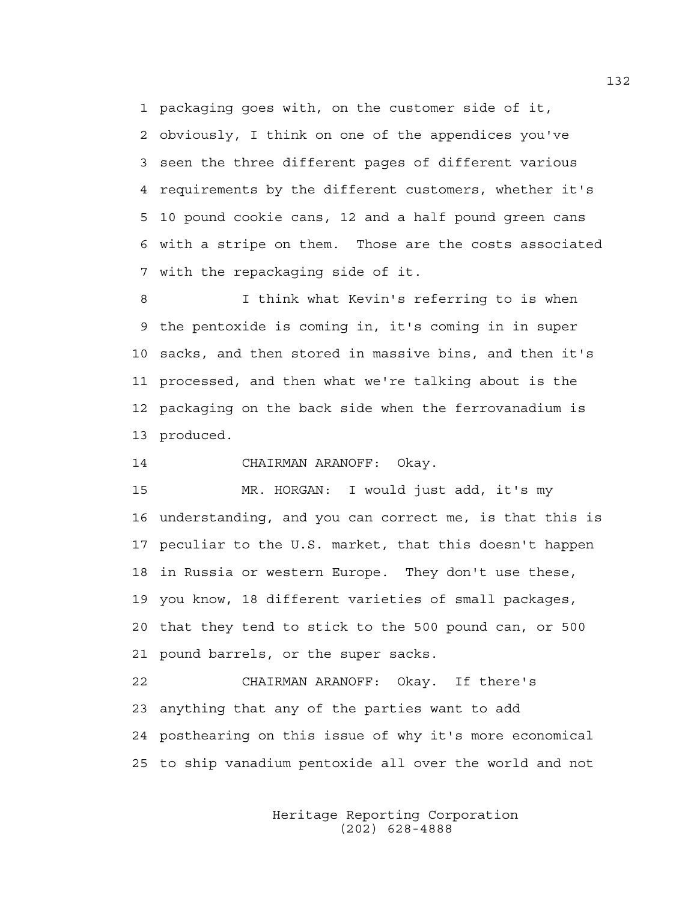1 packaging goes with, on the customer side of it,
2 obviously, I think on one of the appendices you've
3 seen the three different pages of different various
4 requirements by the different customers, whether it's
5 10 pound cookie cans, 12 and a half pound green cans
6 with a stripe on them. Those are the costs associated
7 with the repackaging side of it.

8 I think what Kevin's referring to is when
9 the pentoxide is coming in, it's coming in in super
10 sacks, and then stored in massive bins, and then it's
11 processed, and then what we're talking about is the
12 packaging on the back side when the ferrovanadium is
13 produced.

14 CHAIRMAN ARANOFF: Okay.

15 MR. HORGAN: I would just add, it's my
16 understanding, and you can correct me, is that this is
17 peculiar to the U.S. market, that this doesn't happen
18 in Russia or western Europe. They don't use these,
19 you know, 18 different varieties of small packages,
20 that they tend to stick to the 500 pound can, or 500
21 pound barrels, or the super sacks.

22 CHAIRMAN ARANOFF: Okay. If there's
23 anything that any of the parties want to add
24 posthearing on this issue of why it's more economical
25 to ship vanadium pentoxide all over the world and not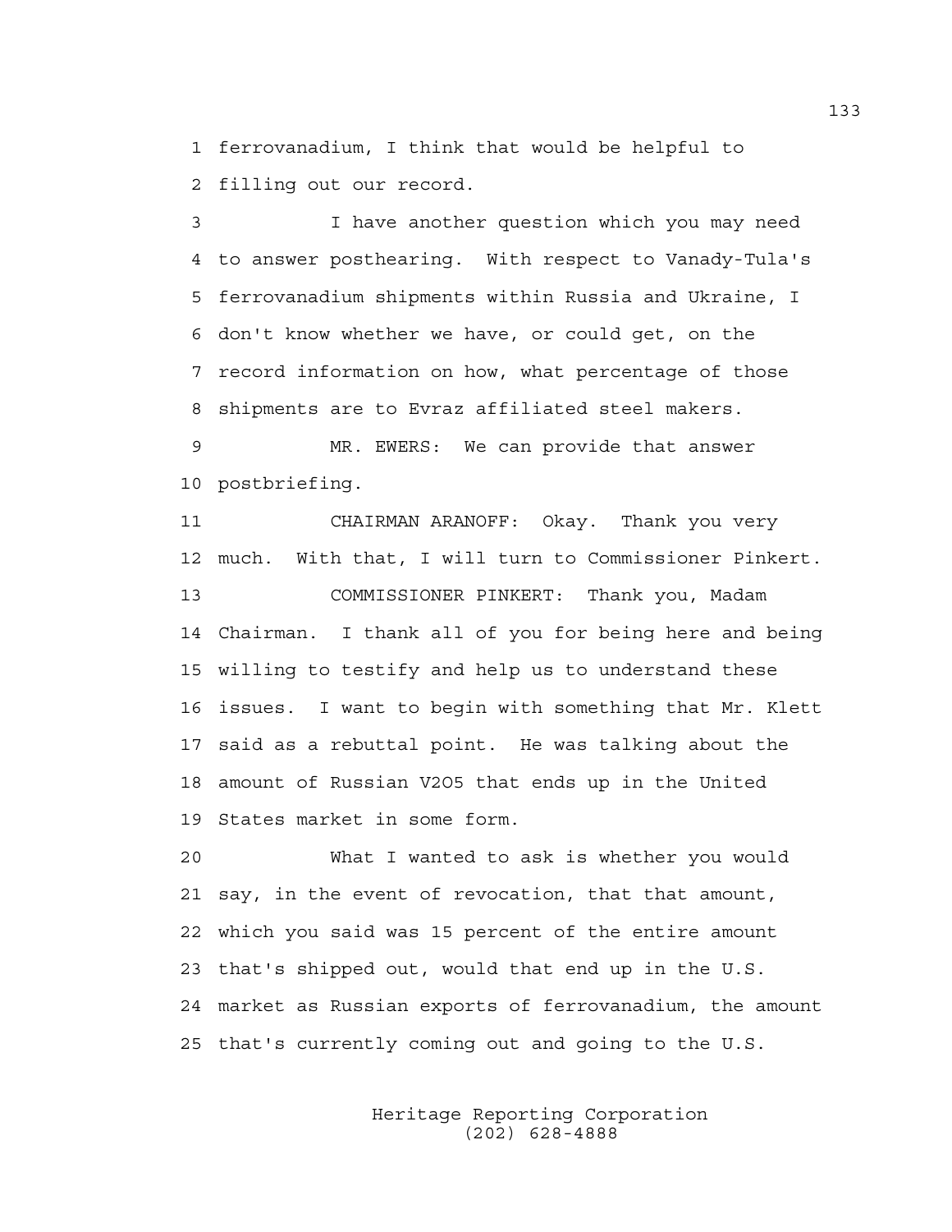1 ferrovanadium, I think that would be helpful to
2 filling out our record.

3 I have another question which you may need
4 to answer posthearing. With respect to Vanady-Tula's
5 ferrovanadium shipments within Russia and Ukraine, I
6 don't know whether we have, or could get, on the
7 record information on how, what percentage of those
8 shipments are to Evraz affiliated steel makers.

9 MR. EWERS: We can provide that answer
10 postbriefing.

11 CHAIRMAN ARANOFF: Okay. Thank you very
12 much. With that, I will turn to Commissioner Pinkert.

13 COMMISSIONER PINKERT: Thank you, Madam
14 Chairman. I thank all of you for being here and being
15 willing to testify and help us to understand these
16 issues. I want to begin with something that Mr. Klett
17 said as a rebuttal point. He was talking about the
18 amount of Russian V2O5 that ends up in the United
19 States market in some form.

20 What I wanted to ask is whether you would
21 say, in the event of revocation, that that amount,
22 which you said was 15 percent of the entire amount
23 that's shipped out, would that end up in the U.S.
24 market as Russian exports of ferrovanadium, the amount
25 that's currently coming out and going to the U.S.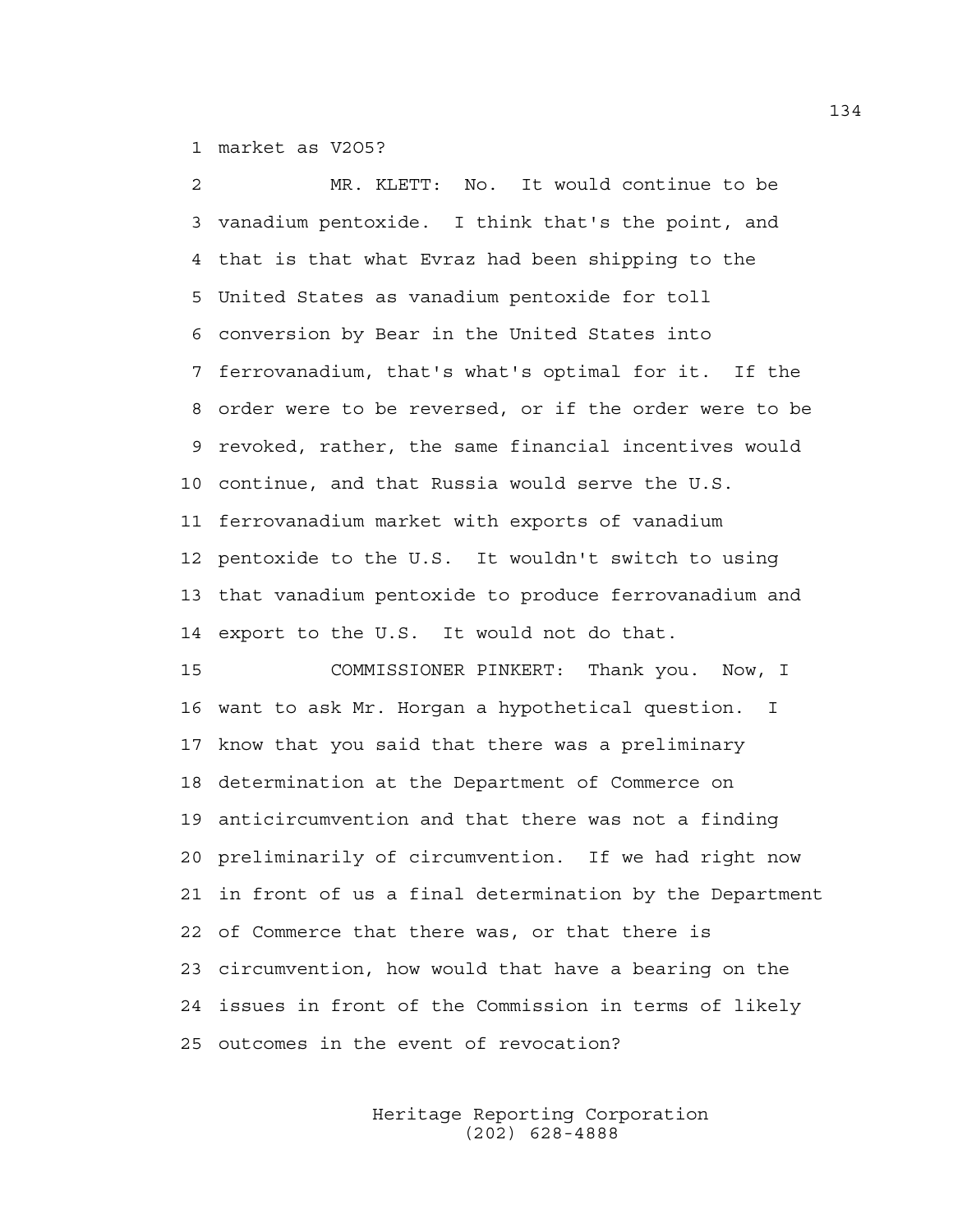1 market as V2O5?

2 MR. KLETT: No. It would continue to be
3 vanadium pentoxide. I think that's the point, and
4 that is that what Evraz had been shipping to the
5 United States as vanadium pentoxide for toll
6 conversion by Bear in the United States into
7 ferrovanadium, that's what's optimal for it. If the
8 order were to be reversed, or if the order were to be
9 revoked, rather, the same financial incentives would
10 continue, and that Russia would serve the U.S.
11 ferrovanadium market with exports of vanadium
12 pentoxide to the U.S. It wouldn't switch to using
13 that vanadium pentoxide to produce ferrovanadium and
14 export to the U.S. It would not do that.

15 COMMISSIONER PINKERT: Thank you. Now, I
16 want to ask Mr. Horgan a hypothetical question. I
17 know that you said that there was a preliminary
18 determination at the Department of Commerce on
19 anticircumvention and that there was not a finding
20 preliminarily of circumvention. If we had right now
21 in front of us a final determination by the Department
22 of Commerce that there was, or that there is
23 circumvention, how would that have a bearing on the
24 issues in front of the Commission in terms of likely
25 outcomes in the event of revocation?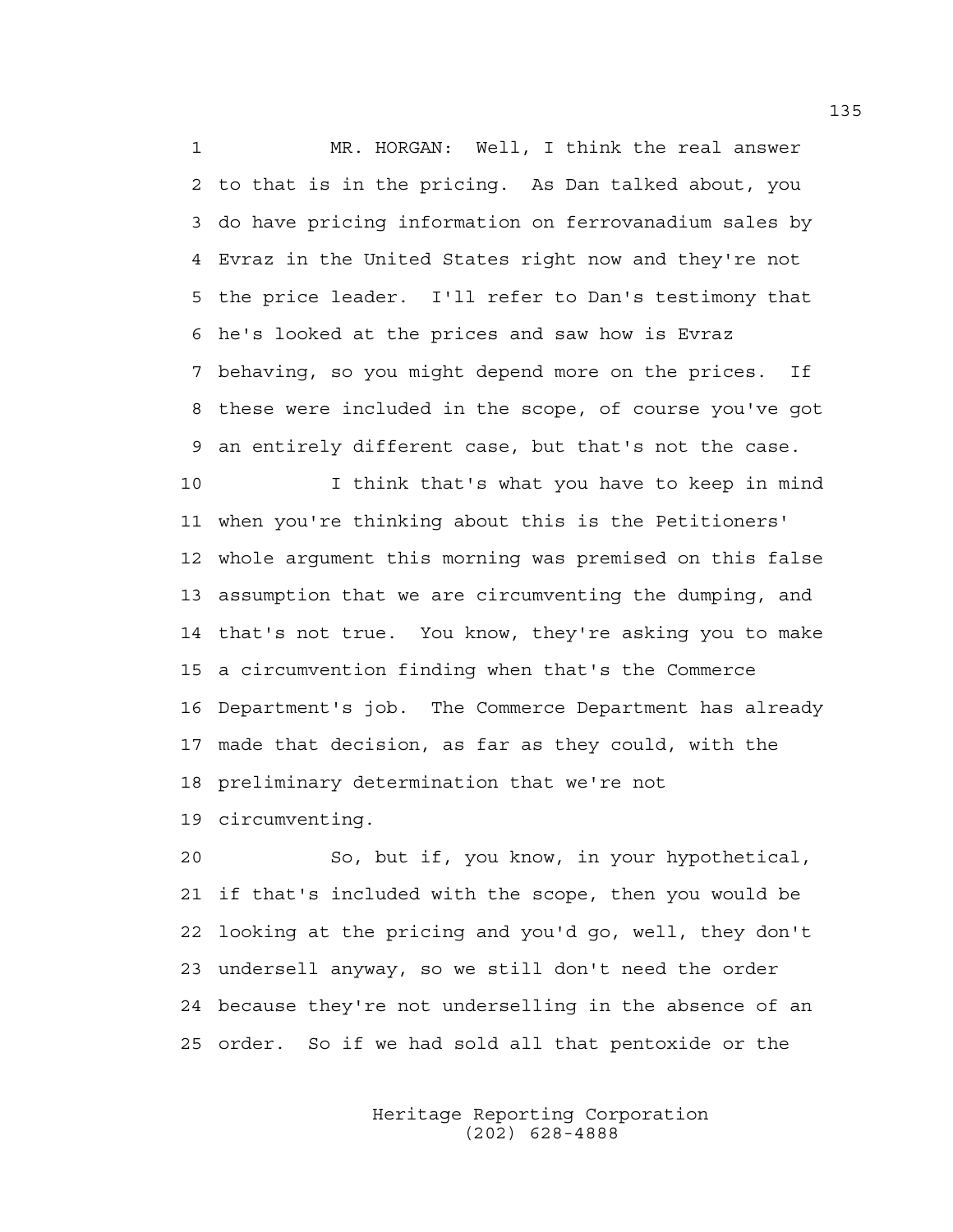MR. HORGAN: Well, I think the real answer to that is in the pricing. As Dan talked about, you do have pricing information on ferrovanadium sales by Evraz in the United States right now and they're not the price leader. I'll refer to Dan's testimony that he's looked at the prices and saw how is Evraz behaving, so you might depend more on the prices. If these were included in the scope, of course you've got an entirely different case, but that's not the case.

I think that's what you have to keep in mind when you're thinking about this is the Petitioners' whole argument this morning was premised on this false assumption that we are circumventing the dumping, and that's not true. You know, they're asking you to make a circumvention finding when that's the Commerce Department's job. The Commerce Department has already made that decision, as far as they could, with the preliminary determination that we're not circumventing.

So, but if, you know, in your hypothetical, if that's included with the scope, then you would be looking at the pricing and you'd go, well, they don't undersell anyway, so we still don't need the order because they're not underselling in the absence of an order. So if we had sold all that pentoxide or the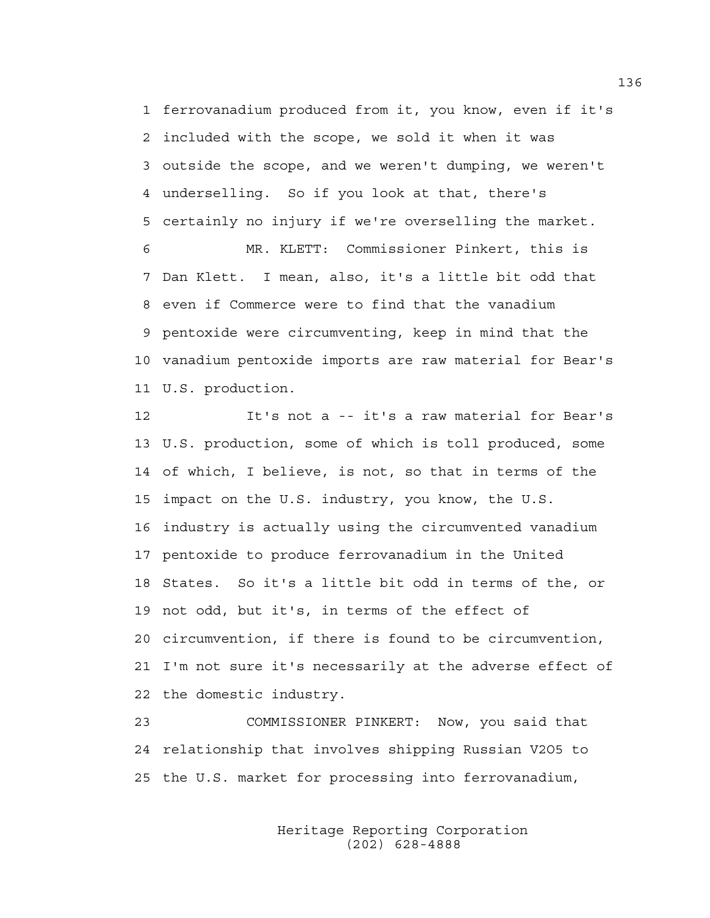1 ferrovanadium produced from it, you know, even if it's
2 included with the scope, we sold it when it was
3 outside the scope, and we weren't dumping, we weren't
4 underselling. So if you look at that, there's
5 certainly no injury if we're overselling the market.
6 MR. KLETT: Commissioner Pinkert, this is
7 Dan Klett. I mean, also, it's a little bit odd that
8 even if Commerce were to find that the vanadium
9 pentoxide were circumventing, keep in mind that the
10 vanadium pentoxide imports are raw material for Bear's
11 U.S. production.
12 It's not a -- it's a raw material for Bear's
13 U.S. production, some of which is toll produced, some
14 of which, I believe, is not, so that in terms of the
15 impact on the U.S. industry, you know, the U.S.
16 industry is actually using the circumvented vanadium
17 pentoxide to produce ferrovanadium in the United
18 States. So it's a little bit odd in terms of the, or
19 not odd, but it's, in terms of the effect of
20 circumvention, if there is found to be circumvention,
21 I'm not sure it's necessarily at the adverse effect of
22 the domestic industry.
23 COMMISSIONER PINKERT: Now, you said that
24 relationship that involves shipping Russian V2O5 to
25 the U.S. market for processing into ferrovanadium,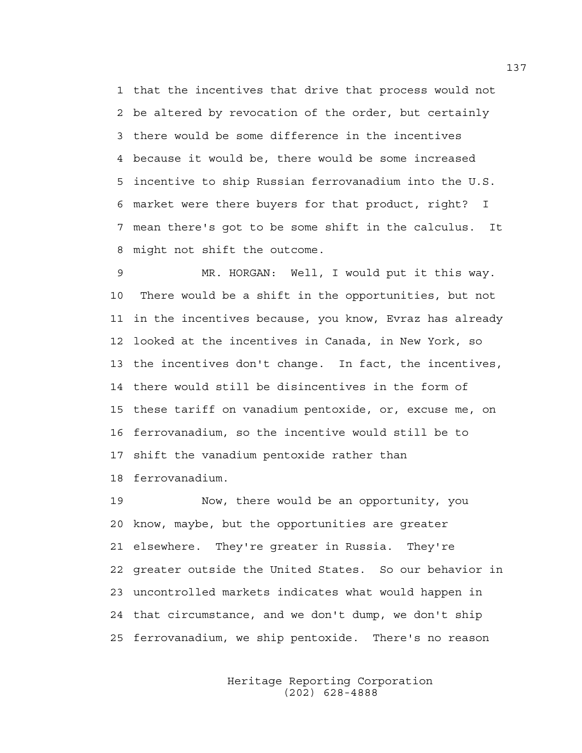that the incentives that drive that process would not be altered by revocation of the order, but certainly there would be some difference in the incentives because it would be, there would be some increased incentive to ship Russian ferrovanadium into the U.S. market were there buyers for that product, right? I mean there's got to be some shift in the calculus. It might not shift the outcome.

MR. HORGAN: Well, I would put it this way. There would be a shift in the opportunities, but not in the incentives because, you know, Evraz has already looked at the incentives in Canada, in New York, so the incentives don't change. In fact, the incentives, there would still be disincentives in the form of these tariff on vanadium pentoxide, or, excuse me, on ferrovanadium, so the incentive would still be to shift the vanadium pentoxide rather than ferrovanadium.

Now, there would be an opportunity, you know, maybe, but the opportunities are greater elsewhere. They're greater in Russia. They're greater outside the United States. So our behavior in uncontrolled markets indicates what would happen in that circumstance, and we don't dump, we don't ship ferrovanadium, we ship pentoxide. There's no reason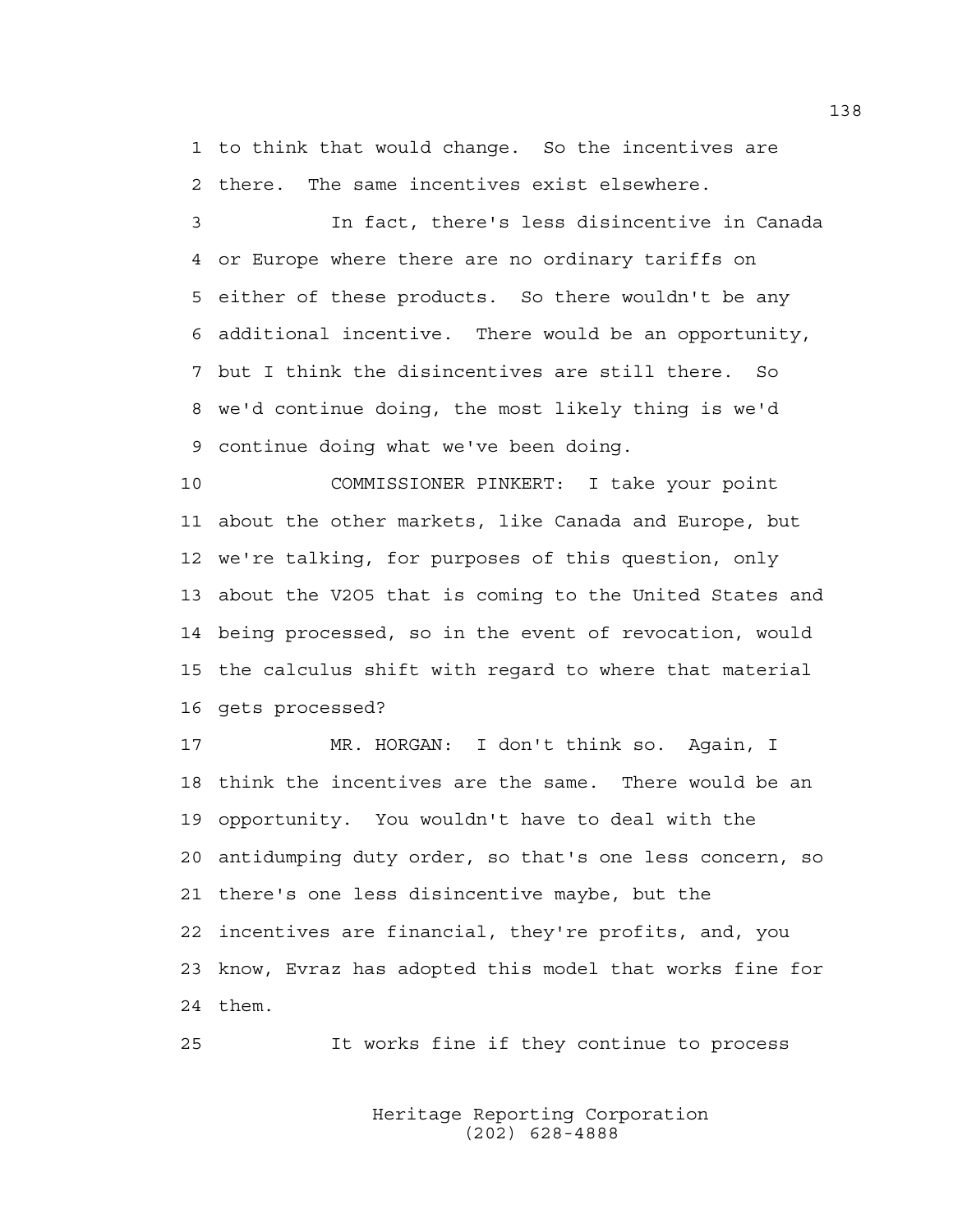to think that would change. So the incentives are there. The same incentives exist elsewhere.

In fact, there's less disincentive in Canada or Europe where there are no ordinary tariffs on either of these products. So there wouldn't be any additional incentive. There would be an opportunity, but I think the disincentives are still there. So we'd continue doing, the most likely thing is we'd continue doing what we've been doing.

COMMISSIONER PINKERT: I take your point about the other markets, like Canada and Europe, but we're talking, for purposes of this question, only about the $V_2O_5$ that is coming to the United States and being processed, so in the event of revocation, would the calculus shift with regard to where that material gets processed?

MR. HORGAN: I don't think so. Again, I think the incentives are the same. There would be an opportunity. You wouldn't have to deal with the antidumping duty order, so that's one less concern, so there's one less disincentive maybe, but the incentives are financial, they're profits, and, you know, Evraz has adopted this model that works fine for them.

It works fine if they continue to process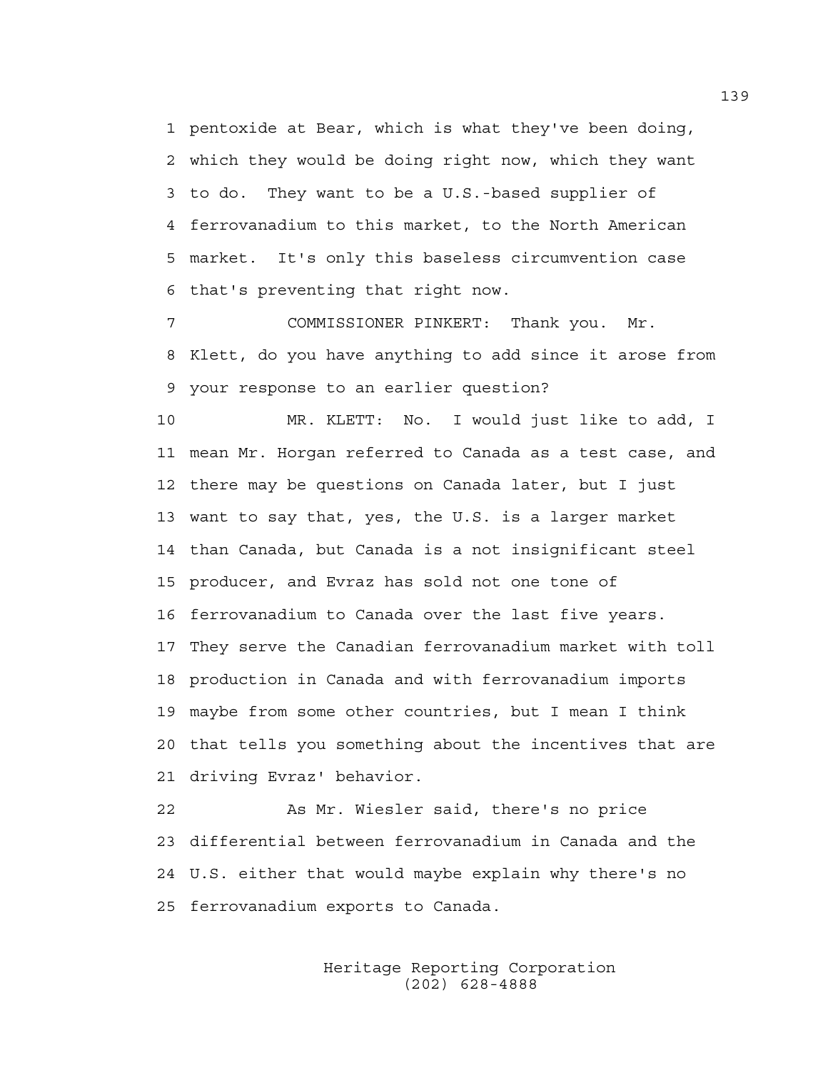1 pentoxide at Bear, which is what they've been doing,
2 which they would be doing right now, which they want
3 to do. They want to be a U.S.-based supplier of
4 ferrovanadium to this market, to the North American
5 market. It's only this baseless circumvention case
6 that's preventing that right now.

7 COMMISSIONER PINKERT: Thank you. Mr.
8 Klett, do you have anything to add since it arose from
9 your response to an earlier question?

10 MR. KLETT: No. I would just like to add, I
11 mean Mr. Horgan referred to Canada as a test case, and
12 there may be questions on Canada later, but I just
13 want to say that, yes, the U.S. is a larger market
14 than Canada, but Canada is a not insignificant steel
15 producer, and Evraz has sold not one tone of
16 ferrovanadium to Canada over the last five years.
17 They serve the Canadian ferrovanadium market with toll
18 production in Canada and with ferrovanadium imports
19 maybe from some other countries, but I mean I think
20 that tells you something about the incentives that are
21 driving Evraz' behavior.

22 As Mr. Wiesler said, there's no price
23 differential between ferrovanadium in Canada and the
24 U.S. either that would maybe explain why there's no
25 ferrovanadium exports to Canada.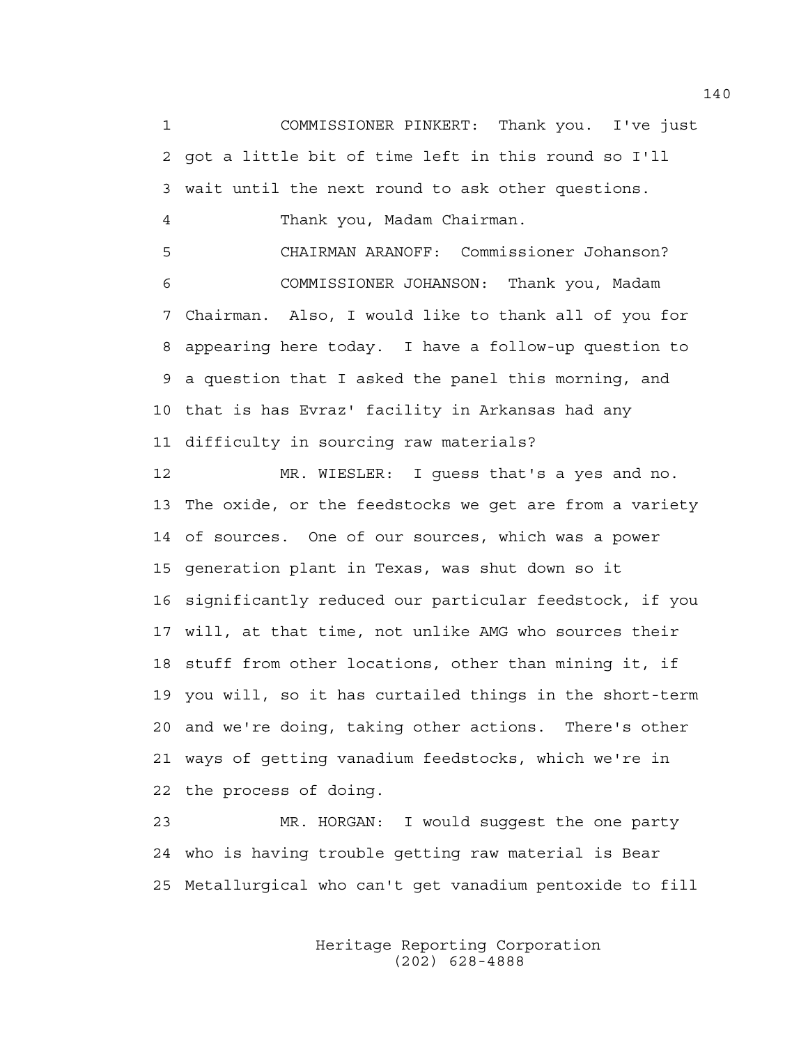1 COMMISSIONER PINKERT: Thank you. I've just
2 got a little bit of time left in this round so I'll
3 wait until the next round to ask other questions.
4 Thank you, Madam Chairman.
5 CHAIRMAN ARANOFF: Commissioner Johanson?
6 COMMISSIONER JOHANSON: Thank you, Madam
7 Chairman. Also, I would like to thank all of you for
8 appearing here today. I have a follow-up question to
9 a question that I asked the panel this morning, and
10 that is has Evraz' facility in Arkansas had any
11 difficulty in sourcing raw materials?
12 MR. WIESLER: I guess that's a yes and no.
13 The oxide, or the feedstocks we get are from a variety
14 of sources. One of our sources, which was a power
15 generation plant in Texas, was shut down so it
16 significantly reduced our particular feedstock, if you
17 will, at that time, not unlike AMG who sources their
18 stuff from other locations, other than mining it, if
19 you will, so it has curtailed things in the short-term
20 and we're doing, taking other actions. There's other
21 ways of getting vanadium feedstocks, which we're in
22 the process of doing.
23 MR. HORGAN: I would suggest the one party
24 who is having trouble getting raw material is Bear
25 Metallurgical who can't get vanadium pentoxide to fill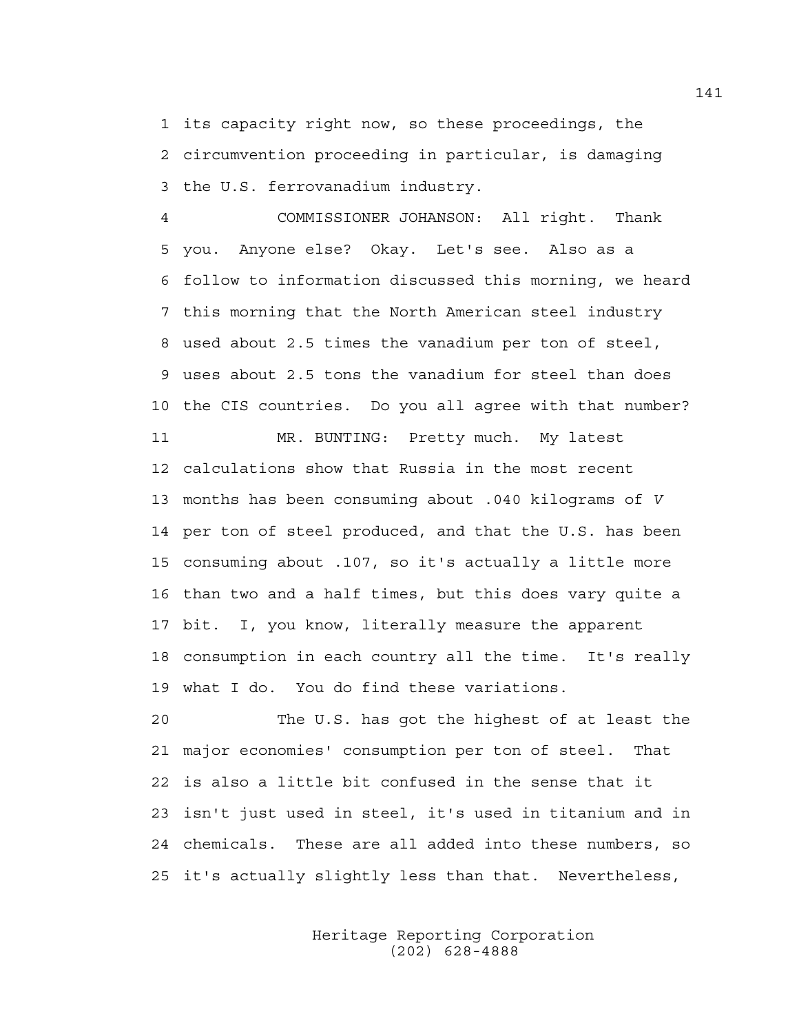its capacity right now, so these proceedings, the circumvention proceeding in particular, is damaging the U.S. ferrovanadium industry.

COMMISSIONER JOHANSON: All right. Thank you. Anyone else? Okay. Let's see. Also as a follow to information discussed this morning, we heard this morning that the North American steel industry used about 2.5 times the vanadium per ton of steel, uses about 2.5 tons the vanadium for steel than does the CIS countries. Do you all agree with that number?

MR. BUNTING: Pretty much. My latest calculations show that Russia in the most recent months has been consuming about .040 kilograms of *V* per ton of steel produced, and that the U.S. has been consuming about .107, so it's actually a little more than two and a half times, but this does vary quite a bit. I, you know, literally measure the apparent consumption in each country all the time. It's really what I do. You do find these variations.

The U.S. has got the highest of at least the major economies' consumption per ton of steel. That is also a little bit confused in the sense that it isn't just used in steel, it's used in titanium and in chemicals. These are all added into these numbers, so it's actually slightly less than that. Nevertheless,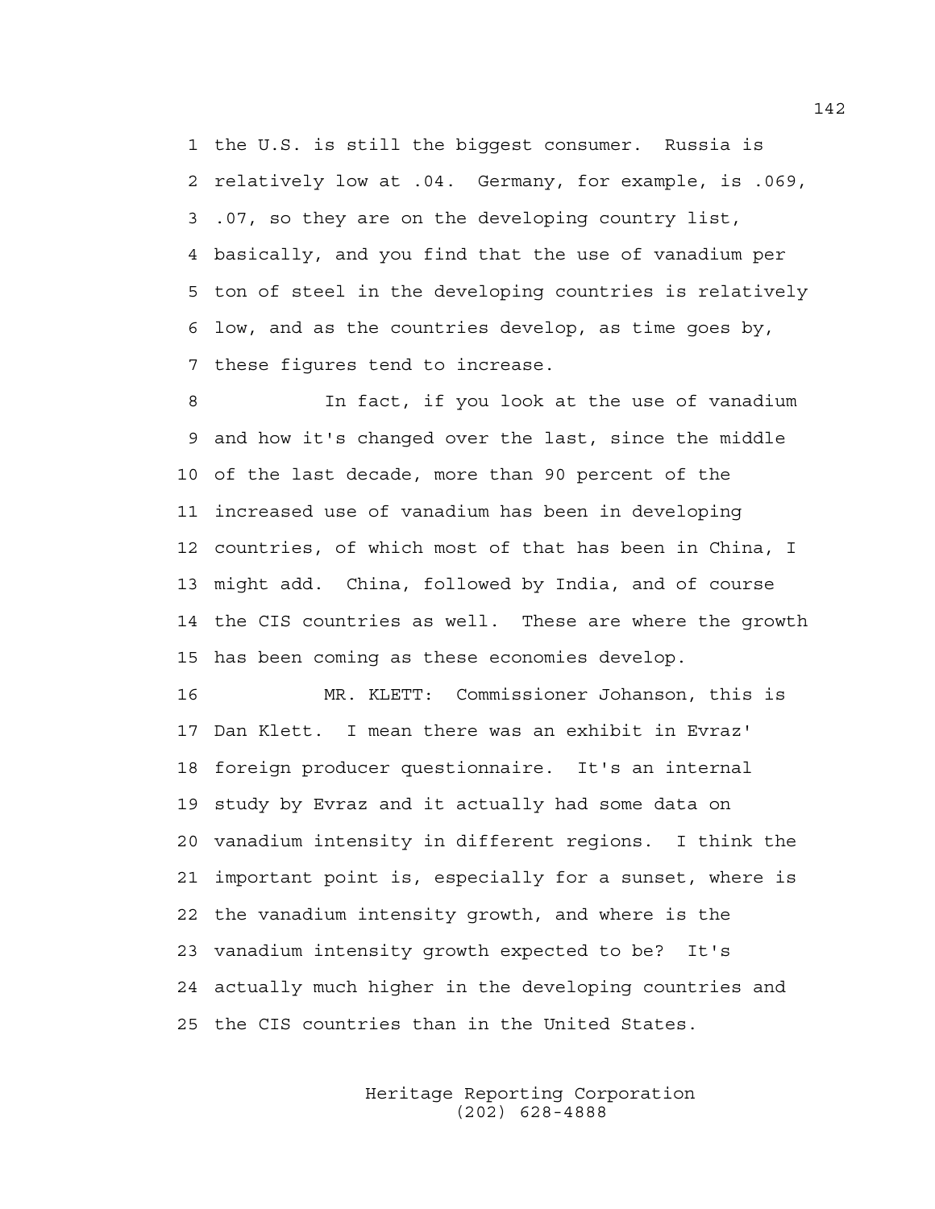the U.S. is still the biggest consumer. Russia is relatively low at .04. Germany, for example, is .069, .07, so they are on the developing country list, basically, and you find that the use of vanadium per ton of steel in the developing countries is relatively low, and as the countries develop, as time goes by, these figures tend to increase.

In fact, if you look at the use of vanadium and how it's changed over the last, since the middle of the last decade, more than 90 percent of the increased use of vanadium has been in developing countries, of which most of that has been in China, I might add. China, followed by India, and of course the CIS countries as well. These are where the growth has been coming as these economies develop.

MR. KLETT: Commissioner Johanson, this is Dan Klett. I mean there was an exhibit in Evraz' foreign producer questionnaire. It's an internal study by Evraz and it actually had some data on vanadium intensity in different regions. I think the important point is, especially for a sunset, where is the vanadium intensity growth, and where is the vanadium intensity growth expected to be? It's actually much higher in the developing countries and the CIS countries than in the United States.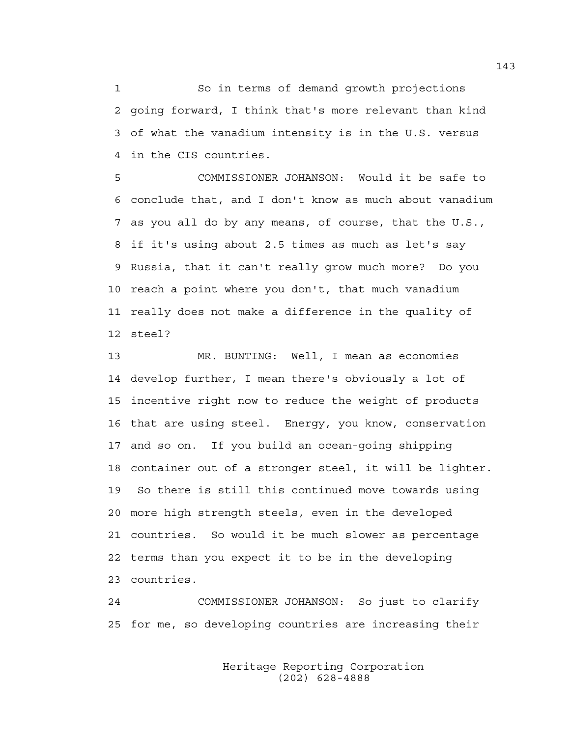So in terms of demand growth projections going forward, I think that's more relevant than kind of what the vanadium intensity is in the U.S. versus in the CIS countries.

COMMISSIONER JOHANSON: Would it be safe to conclude that, and I don't know as much about vanadium as you all do by any means, of course, that the U.S., if it's using about 2.5 times as much as let's say Russia, that it can't really grow much more? Do you reach a point where you don't, that much vanadium really does not make a difference in the quality of steel?

MR. BUNTING: Well, I mean as economies develop further, I mean there's obviously a lot of incentive right now to reduce the weight of products that are using steel. Energy, you know, conservation and so on. If you build an ocean-going shipping container out of a stronger steel, it will be lighter. So there is still this continued move towards using more high strength steels, even in the developed countries. So would it be much slower as percentage terms than you expect it to be in the developing countries.

COMMISSIONER JOHANSON: So just to clarify for me, so developing countries are increasing their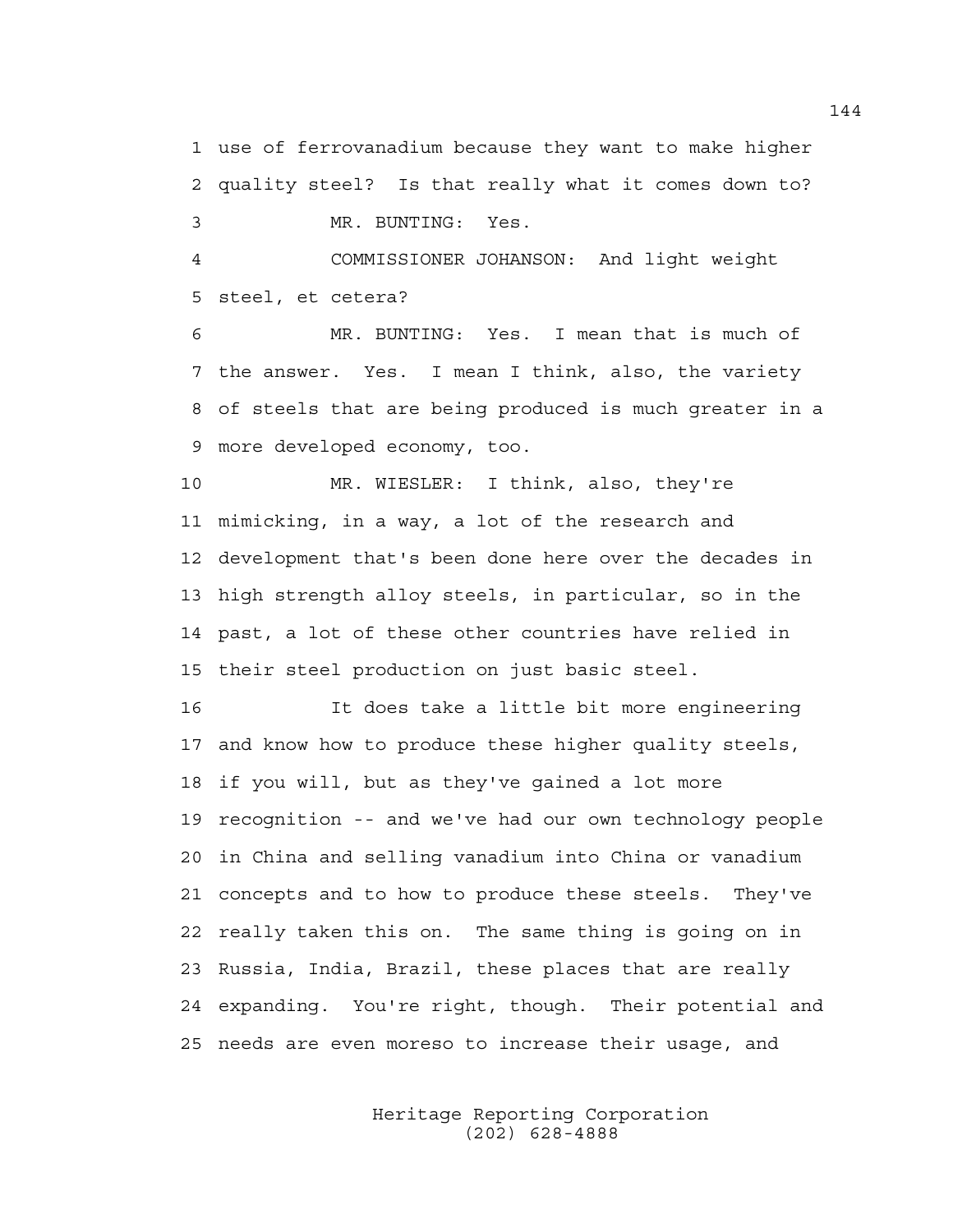use of ferrovanadium because they want to make higher quality steel? Is that really what it comes down to?

MR. BUNTING: Yes.

COMMISSIONER JOHANSON: And light weight steel, et cetera?

MR. BUNTING: Yes. I mean that is much of the answer. Yes. I mean I think, also, the variety of steels that are being produced is much greater in a more developed economy, too.

MR. WIESLER: I think, also, they're mimicking, in a way, a lot of the research and development that's been done here over the decades in high strength alloy steels, in particular, so in the past, a lot of these other countries have relied in their steel production on just basic steel.

It does take a little bit more engineering and know how to produce these higher quality steels, if you will, but as they've gained a lot more recognition -- and we've had our own technology people in China and selling vanadium into China or vanadium concepts and to how to produce these steels. They've really taken this on. The same thing is going on in Russia, India, Brazil, these places that are really expanding. You're right, though. Their potential and needs are even moreso to increase their usage, and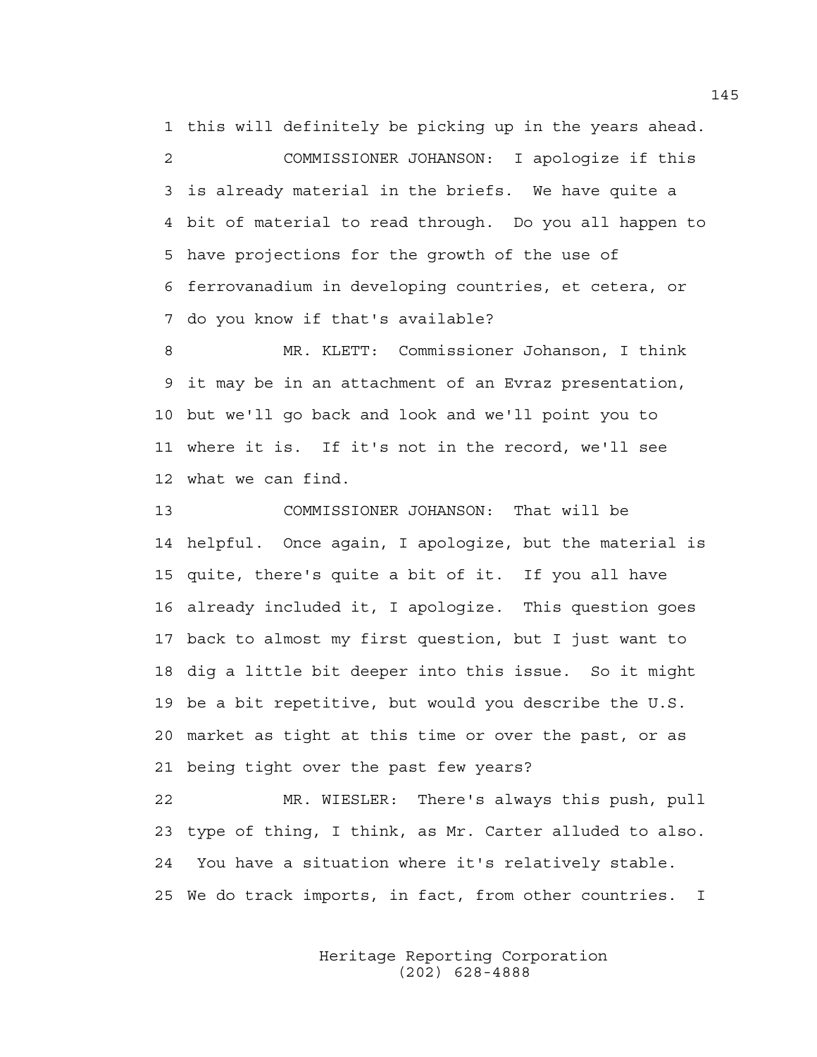1 this will definitely be picking up in the years ahead.

2 COMMISSIONER JOHANSON: I apologize if this
3 is already material in the briefs. We have quite a
4 bit of material to read through. Do you all happen to
5 have projections for the growth of the use of
6 ferrovanadium in developing countries, et cetera, or
7 do you know if that's available?

8 MR. KLETT: Commissioner Johanson, I think
9 it may be in an attachment of an Evraz presentation,
10 but we'll go back and look and we'll point you to
11 where it is. If it's not in the record, we'll see
12 what we can find.

13 COMMISSIONER JOHANSON: That will be
14 helpful. Once again, I apologize, but the material is
15 quite, there's quite a bit of it. If you all have
16 already included it, I apologize. This question goes
17 back to almost my first question, but I just want to
18 dig a little bit deeper into this issue. So it might
19 be a bit repetitive, but would you describe the U.S.
20 market as tight at this time or over the past, or as
21 being tight over the past few years?

22 MR. WIESLER: There's always this push, pull
23 type of thing, I think, as Mr. Carter alluded to also.
24 You have a situation where it's relatively stable.
25 We do track imports, in fact, from other countries. I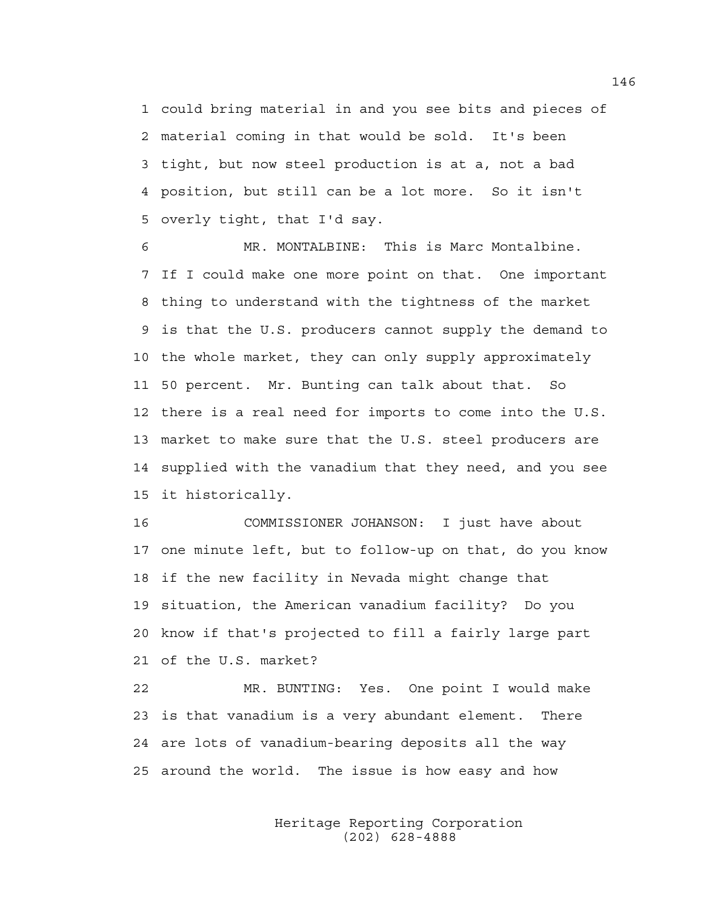1 could bring material in and you see bits and pieces of
2 material coming in that would be sold. It's been
3 tight, but now steel production is at a, not a bad
4 position, but still can be a lot more. So it isn't
5 overly tight, that I'd say.

6 MR. MONTALBINE: This is Marc Montalbine.
7 If I could make one more point on that. One important
8 thing to understand with the tightness of the market
9 is that the U.S. producers cannot supply the demand to
10 the whole market, they can only supply approximately
11 50 percent. Mr. Bunting can talk about that. So
12 there is a real need for imports to come into the U.S.
13 market to make sure that the U.S. steel producers are
14 supplied with the vanadium that they need, and you see
15 it historically.

16 COMMISSIONER JOHANSON: I just have about
17 one minute left, but to follow-up on that, do you know
18 if the new facility in Nevada might change that
19 situation, the American vanadium facility? Do you
20 know if that's projected to fill a fairly large part
21 of the U.S. market?

22 MR. BUNTING: Yes. One point I would make
23 is that vanadium is a very abundant element. There
24 are lots of vanadium-bearing deposits all the way
25 around the world. The issue is how easy and how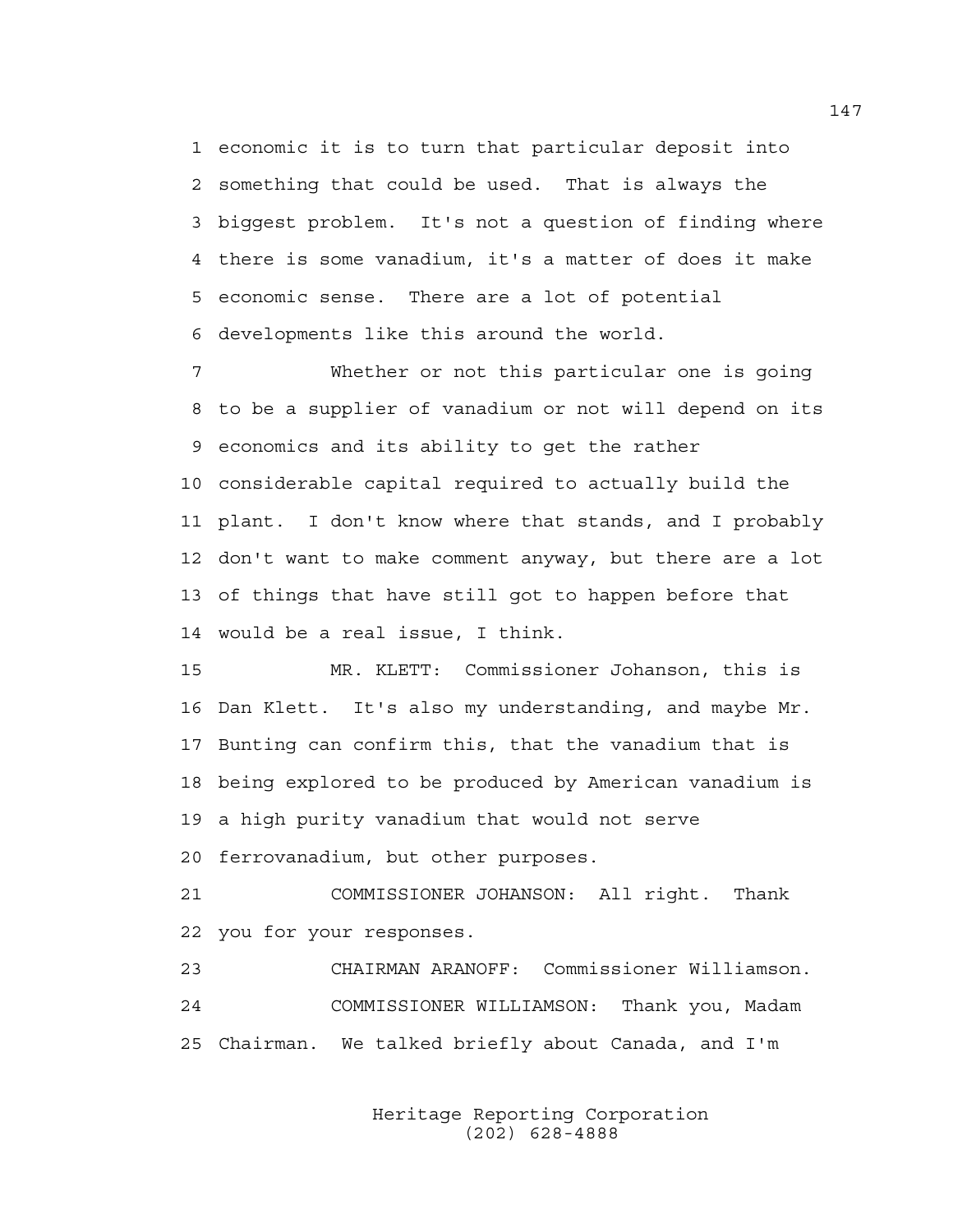economic it is to turn that particular deposit into something that could be used. That is always the biggest problem. It's not a question of finding where there is some vanadium, it's a matter of does it make economic sense. There are a lot of potential developments like this around the world.

Whether or not this particular one is going to be a supplier of vanadium or not will depend on its economics and its ability to get the rather considerable capital required to actually build the plant. I don't know where that stands, and I probably don't want to make comment anyway, but there are a lot of things that have still got to happen before that would be a real issue, I think.

MR. KLETT: Commissioner Johanson, this is Dan Klett. It's also my understanding, and maybe Mr. Bunting can confirm this, that the vanadium that is being explored to be produced by American vanadium is a high purity vanadium that would not serve ferrovanadium, but other purposes.

COMMISSIONER JOHANSON: All right. Thank you for your responses.

CHAIRMAN ARANOFF: Commissioner Williamson.

COMMISSIONER WILLIAMSON: Thank you, Madam Chairman. We talked briefly about Canada, and I'm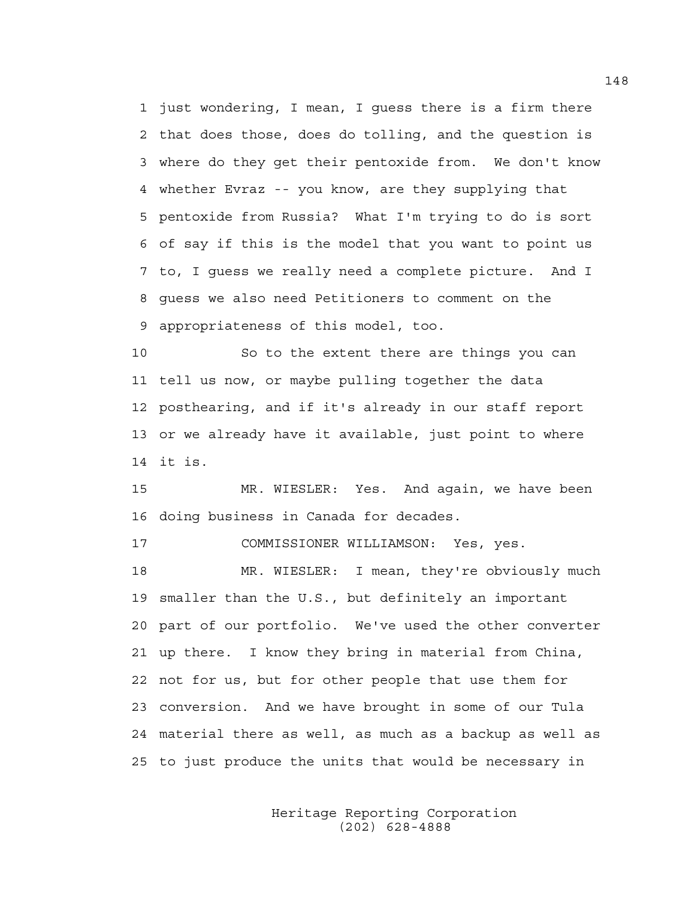1 just wondering, I mean, I guess there is a firm there
2 that does those, does do tolling, and the question is
3 where do they get their pentoxide from. We don't know
4 whether Evraz -- you know, are they supplying that
5 pentoxide from Russia? What I'm trying to do is sort
6 of say if this is the model that you want to point us
7 to, I guess we really need a complete picture. And I
8 guess we also need Petitioners to comment on the
9 appropriateness of this model, too.

10 So to the extent there are things you can
11 tell us now, or maybe pulling together the data
12 posthearing, and if it's already in our staff report
13 or we already have it available, just point to where
14 it is.

15 MR. WIESLER: Yes. And again, we have been
16 doing business in Canada for decades.

17 COMMISSIONER WILLIAMSON: Yes, yes.

18 MR. WIESLER: I mean, they're obviously much
19 smaller than the U.S., but definitely an important
20 part of our portfolio. We've used the other converter
21 up there. I know they bring in material from China,
22 not for us, but for other people that use them for
23 conversion. And we have brought in some of our Tula
24 material there as well, as much as a backup as well as
25 to just produce the units that would be necessary in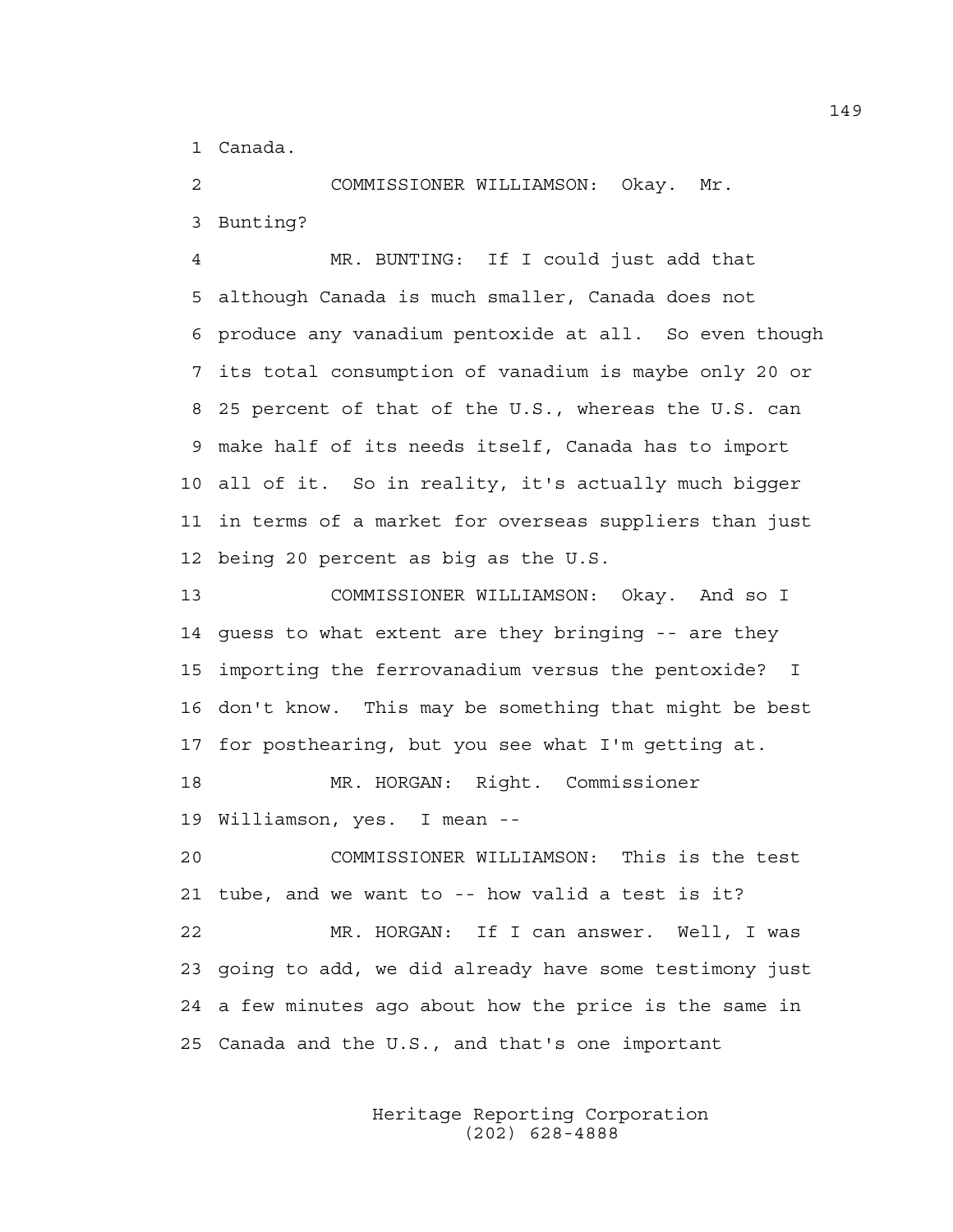1 Canada.

2 COMMISSIONER WILLIAMSON: Okay. Mr.

3 Bunting?

4 MR. BUNTING: If I could just add that

5 although Canada is much smaller, Canada does not

6 produce any vanadium pentoxide at all. So even though

7 its total consumption of vanadium is maybe only 20 or

8 25 percent of that of the U.S., whereas the U.S. can

9 make half of its needs itself, Canada has to import

10 all of it. So in reality, it's actually much bigger

11 in terms of a market for overseas suppliers than just

12 being 20 percent as big as the U.S.

13 COMMISSIONER WILLIAMSON: Okay. And so I

14 guess to what extent are they bringing -- are they

15 importing the ferrovanadium versus the pentoxide? I

16 don't know. This may be something that might be best

17 for posthearing, but you see what I'm getting at.

18 MR. HORGAN: Right. Commissioner

19 Williamson, yes. I mean --

20 COMMISSIONER WILLIAMSON: This is the test

21 tube, and we want to -- how valid a test is it?

22 MR. HORGAN: If I can answer. Well, I was

23 going to add, we did already have some testimony just

24 a few minutes ago about how the price is the same in

25 Canada and the U.S., and that's one important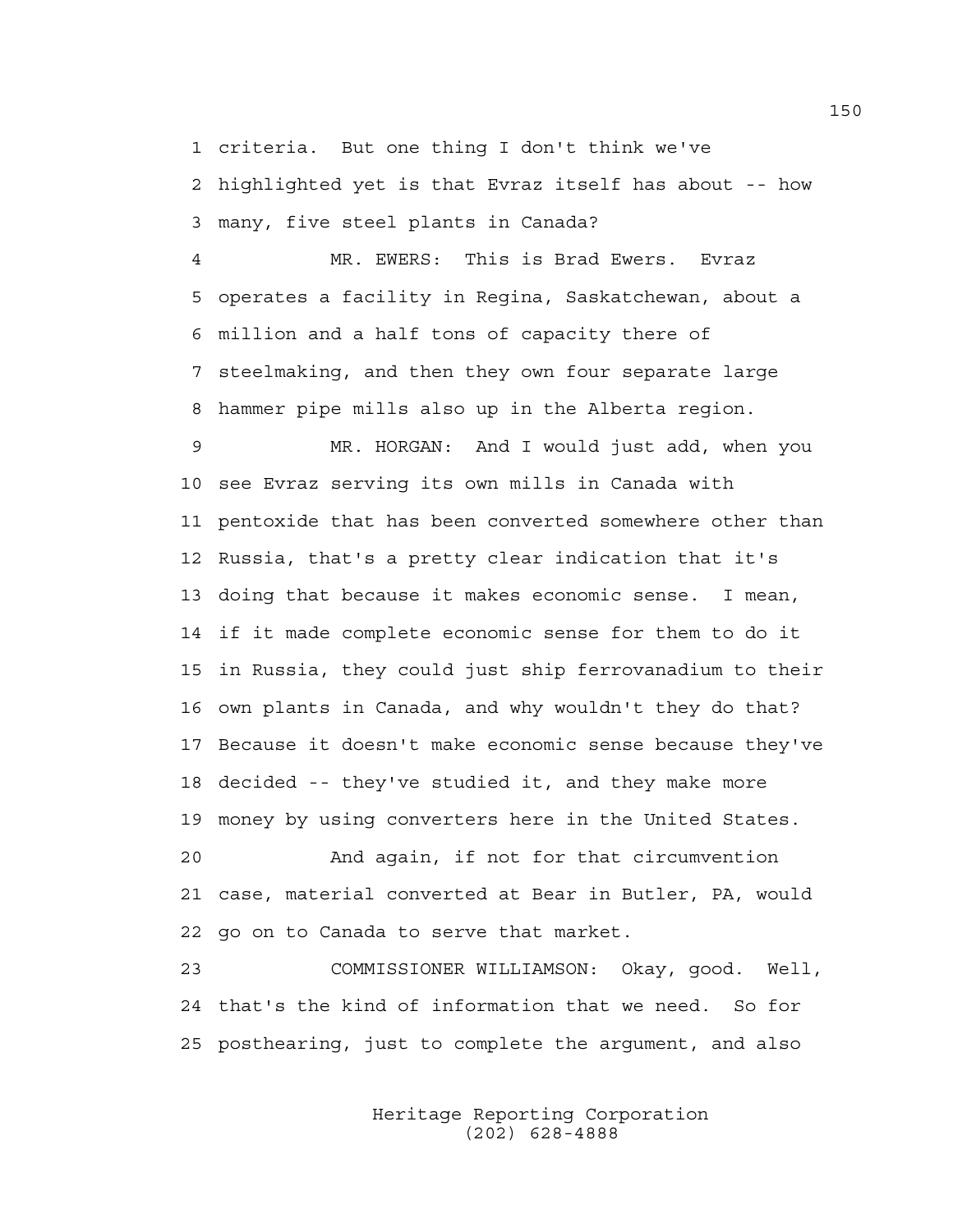1 criteria. But one thing I don't think we've
2 highlighted yet is that Evraz itself has about -- how
3 many, five steel plants in Canada?

4 MR. EWERS: This is Brad Ewers. Evraz
5 operates a facility in Regina, Saskatchewan, about a
6 million and a half tons of capacity there of
7 steelmaking, and then they own four separate large
8 hammer pipe mills also up in the Alberta region.

9 MR. HORGAN: And I would just add, when you
10 see Evraz serving its own mills in Canada with
11 pentoxide that has been converted somewhere other than
12 Russia, that's a pretty clear indication that it's
13 doing that because it makes economic sense. I mean,
14 if it made complete economic sense for them to do it
15 in Russia, they could just ship ferrovanadium to their
16 own plants in Canada, and why wouldn't they do that?
17 Because it doesn't make economic sense because they've
18 decided -- they've studied it, and they make more
19 money by using converters here in the United States.

20 And again, if not for that circumvention
21 case, material converted at Bear in Butler, PA, would
22 go on to Canada to serve that market.

23 COMMISSIONER WILLIAMSON: Okay, good. Well,
24 that's the kind of information that we need. So for
25 posthearing, just to complete the argument, and also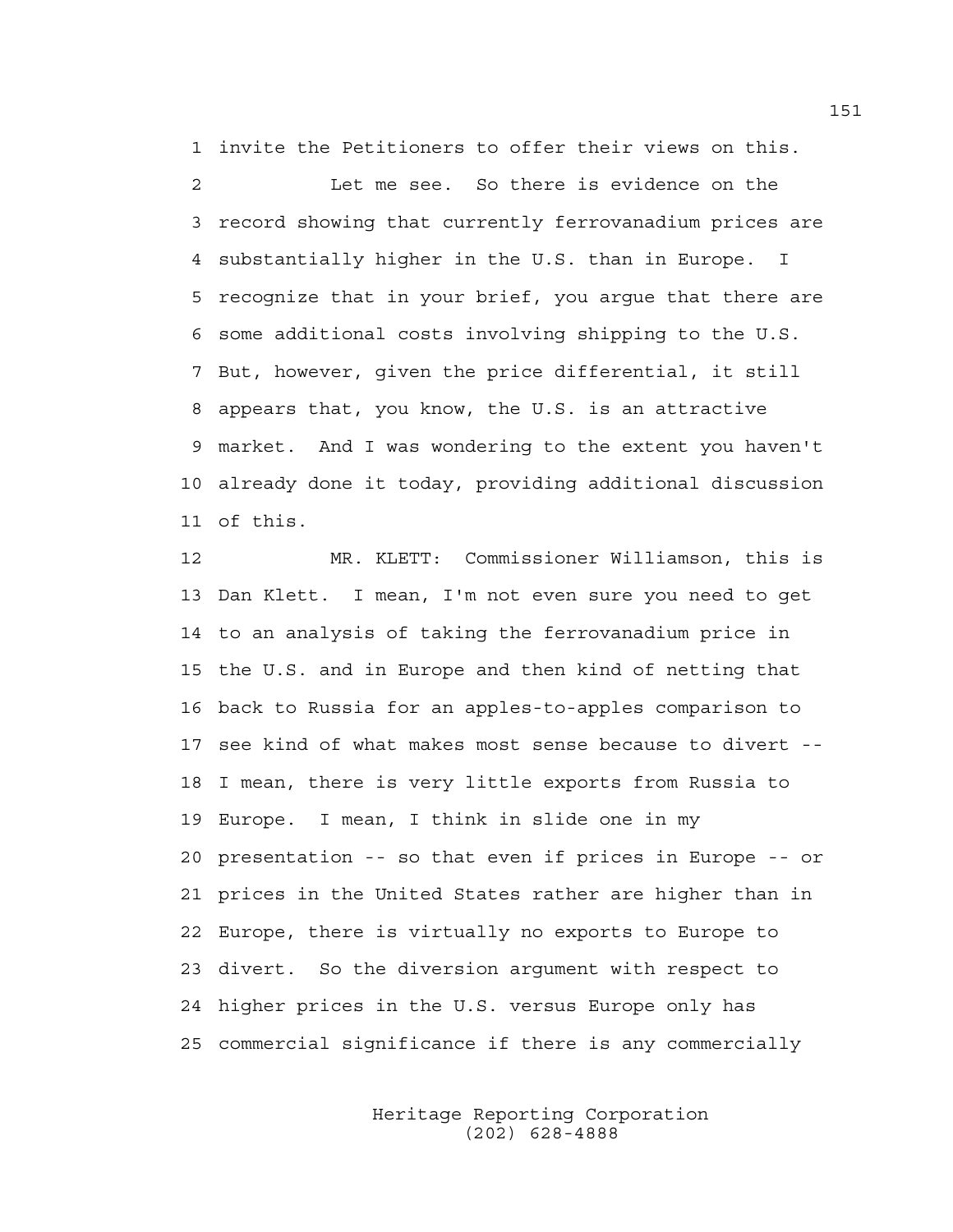invite the Petitioners to offer their views on this.

Let me see. So there is evidence on the record showing that currently ferrovanadium prices are substantially higher in the U.S. than in Europe. I recognize that in your brief, you argue that there are some additional costs involving shipping to the U.S. But, however, given the price differential, it still appears that, you know, the U.S. is an attractive market. And I was wondering to the extent you haven't already done it today, providing additional discussion of this.

MR. KLETT: Commissioner Williamson, this is Dan Klett. I mean, I'm not even sure you need to get to an analysis of taking the ferrovanadium price in the U.S. and in Europe and then kind of netting that back to Russia for an apples-to-apples comparison to see kind of what makes most sense because to divert -- I mean, there is very little exports from Russia to Europe. I mean, I think in slide one in my presentation -- so that even if prices in Europe -- or prices in the United States rather are higher than in Europe, there is virtually no exports to Europe to divert. So the diversion argument with respect to higher prices in the U.S. versus Europe only has commercial significance if there is any commercially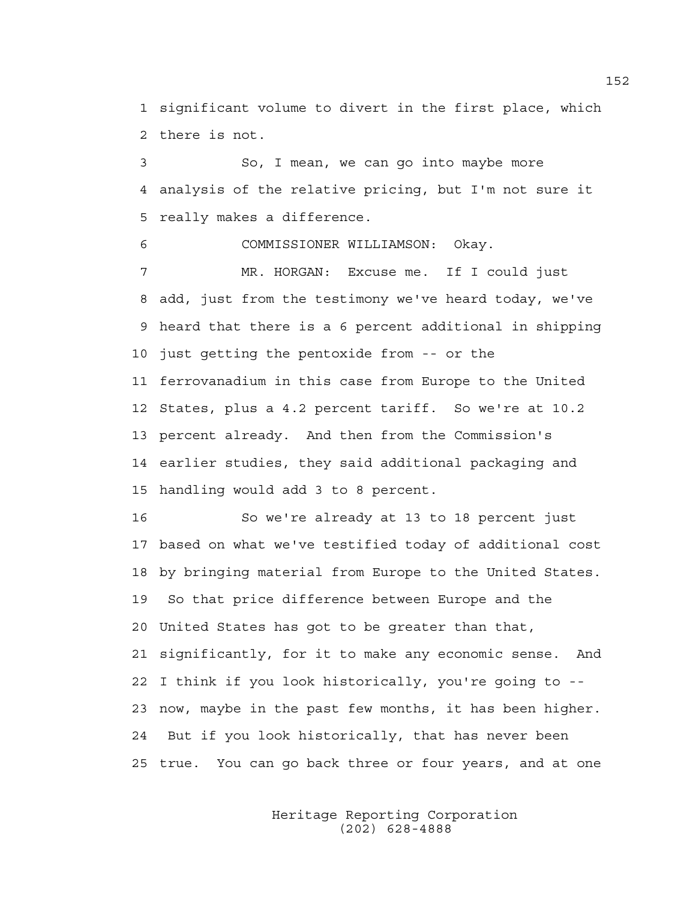1 significant volume to divert in the first place, which
2 there is not.

3 So, I mean, we can go into maybe more
4 analysis of the relative pricing, but I'm not sure it
5 really makes a difference.

6 COMMISSIONER WILLIAMSON: Okay.

7 MR. HORGAN: Excuse me. If I could just
8 add, just from the testimony we've heard today, we've
9 heard that there is a 6 percent additional in shipping
10 just getting the pentoxide from -- or the
11 ferrovanadium in this case from Europe to the United
12 States, plus a 4.2 percent tariff. So we're at 10.2
13 percent already. And then from the Commission's
14 earlier studies, they said additional packaging and
15 handling would add 3 to 8 percent.

16 So we're already at 13 to 18 percent just
17 based on what we've testified today of additional cost
18 by bringing material from Europe to the United States.
19 So that price difference between Europe and the
20 United States has got to be greater than that,
21 significantly, for it to make any economic sense. And
22 I think if you look historically, you're going to --
23 now, maybe in the past few months, it has been higher.
24 But if you look historically, that has never been
25 true. You can go back three or four years, and at one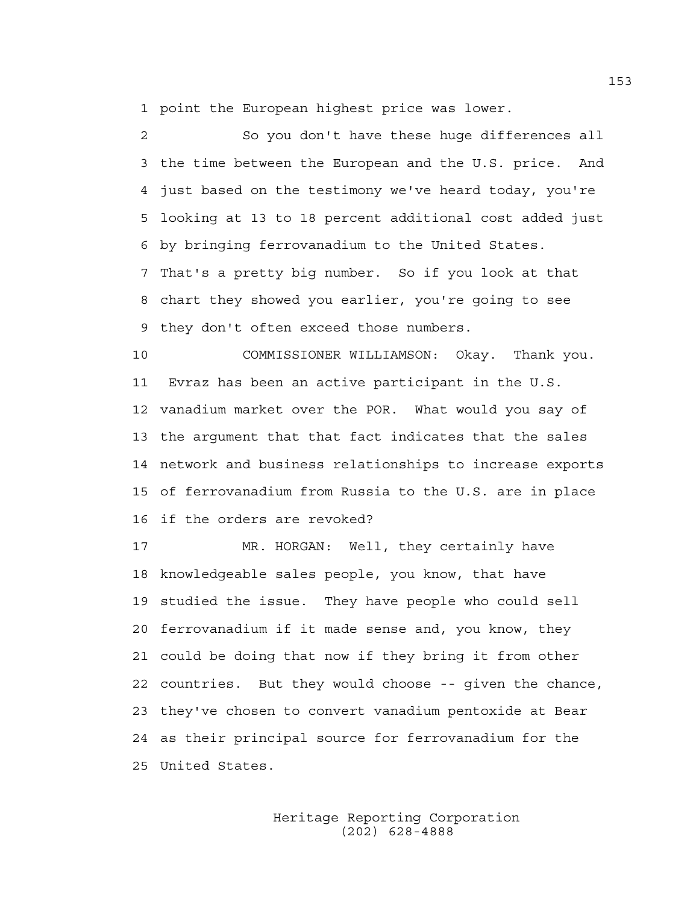1 point the European highest price was lower.

2 So you don't have these huge differences all
3 the time between the European and the U.S. price. And
4 just based on the testimony we've heard today, you're
5 looking at 13 to 18 percent additional cost added just
6 by bringing ferrovanadium to the United States.
7 That's a pretty big number. So if you look at that
8 chart they showed you earlier, you're going to see
9 they don't often exceed those numbers.

10 COMMISSIONER WILLIAMSON: Okay. Thank you.
11 Evraz has been an active participant in the U.S.
12 vanadium market over the POR. What would you say of
13 the argument that that fact indicates that the sales
14 network and business relationships to increase exports
15 of ferrovanadium from Russia to the U.S. are in place
16 if the orders are revoked?

17 MR. HORGAN: Well, they certainly have
18 knowledgeable sales people, you know, that have
19 studied the issue. They have people who could sell
20 ferrovanadium if it made sense and, you know, they
21 could be doing that now if they bring it from other
22 countries. But they would choose -- given the chance,
23 they've chosen to convert vanadium pentoxide at Bear
24 as their principal source for ferrovanadium for the
25 United States.

Heritage Reporting Corporation
(202) 628-4888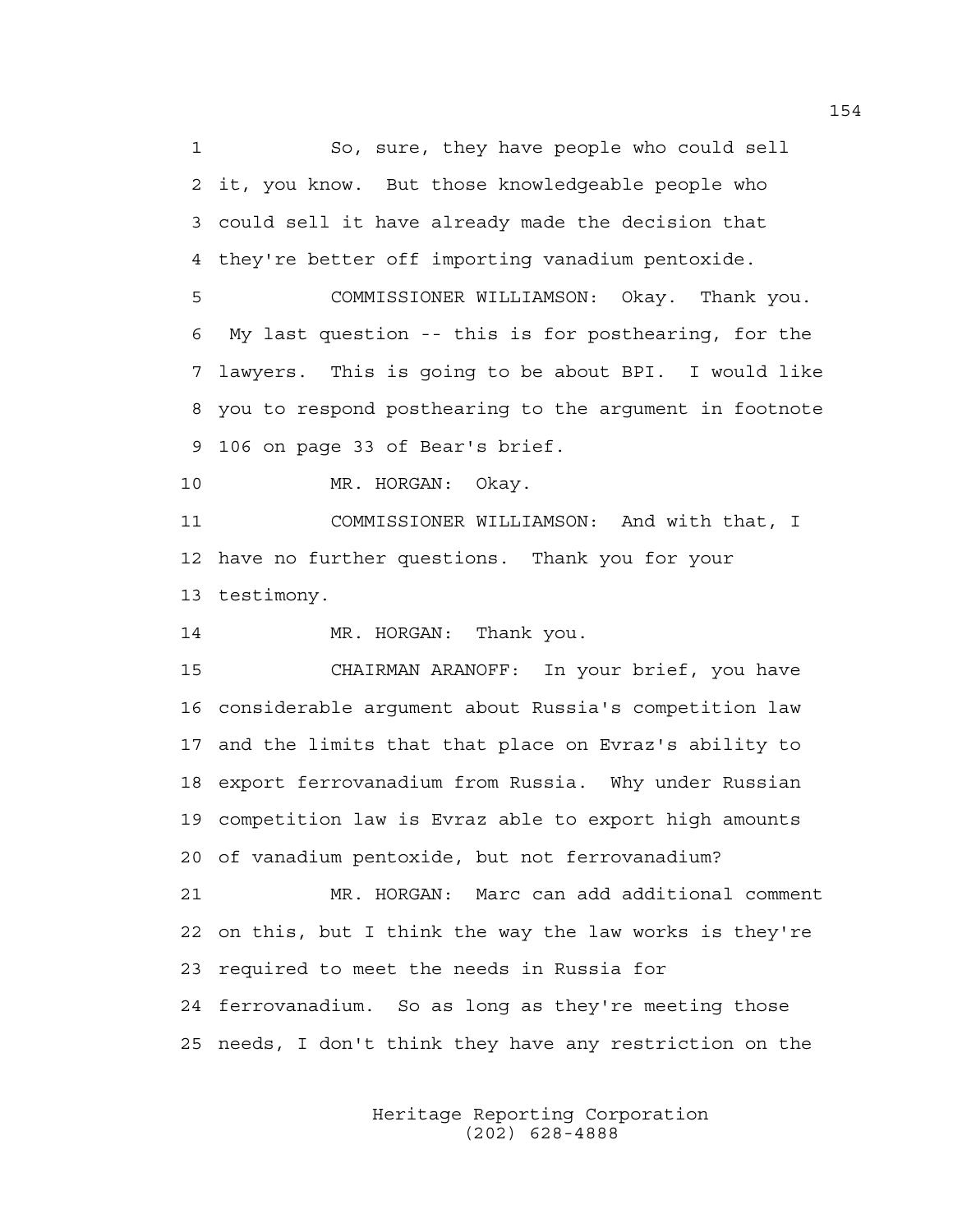1 So, sure, they have people who could sell
2 it, you know. But those knowledgeable people who
3 could sell it have already made the decision that
4 they're better off importing vanadium pentoxide.
5 COMMISSIONER WILLIAMSON: Okay. Thank you.
6 My last question -- this is for posthearing, for the
7 lawyers. This is going to be about BPI. I would like
8 you to respond posthearing to the argument in footnote
9 106 on page 33 of Bear's brief.
10 MR. HORGAN: Okay.
11 COMMISSIONER WILLIAMSON: And with that, I
12 have no further questions. Thank you for your
13 testimony.
14 MR. HORGAN: Thank you.
15 CHAIRMAN ARANOFF: In your brief, you have
16 considerable argument about Russia's competition law
17 and the limits that that place on Evraz's ability to
18 export ferrovanadium from Russia. Why under Russian
19 competition law is Evraz able to export high amounts
20 of vanadium pentoxide, but not ferrovanadium?
21 MR. HORGAN: Marc can add additional comment
22 on this, but I think the way the law works is they're
23 required to meet the needs in Russia for
24 ferrovanadium. So as long as they're meeting those
25 needs, I don't think they have any restriction on the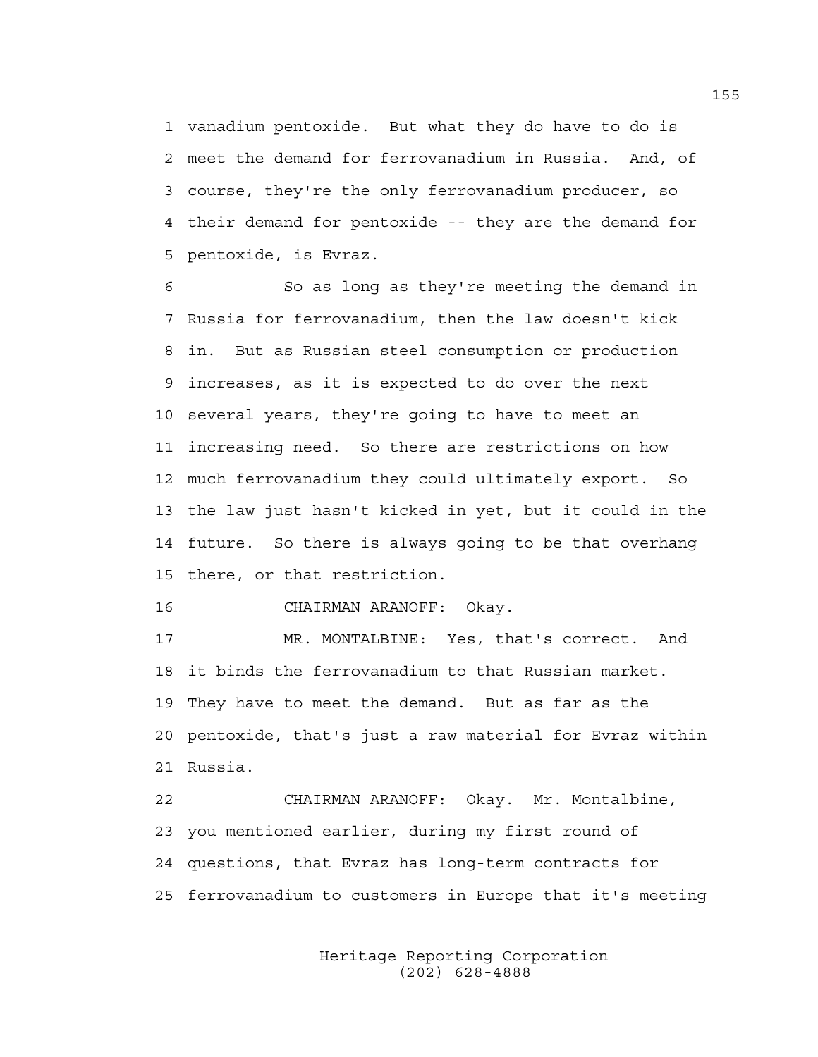vanadium pentoxide. But what they do have to do is meet the demand for ferrovanadium in Russia. And, of course, they're the only ferrovanadium producer, so their demand for pentoxide -- they are the demand for pentoxide, is Evraz.

So as long as they're meeting the demand in Russia for ferrovanadium, then the law doesn't kick in. But as Russian steel consumption or production increases, as it is expected to do over the next several years, they're going to have to meet an increasing need. So there are restrictions on how much ferrovanadium they could ultimately export. So the law just hasn't kicked in yet, but it could in the future. So there is always going to be that overhang there, or that restriction.

CHAIRMAN ARANOFF: Okay.

MR. MONTALBINE: Yes, that's correct. And it binds the ferrovanadium to that Russian market. They have to meet the demand. But as far as the pentoxide, that's just a raw material for Evraz within Russia.

CHAIRMAN ARANOFF: Okay. Mr. Montalbine, you mentioned earlier, during my first round of questions, that Evraz has long-term contracts for ferrovanadium to customers in Europe that it's meeting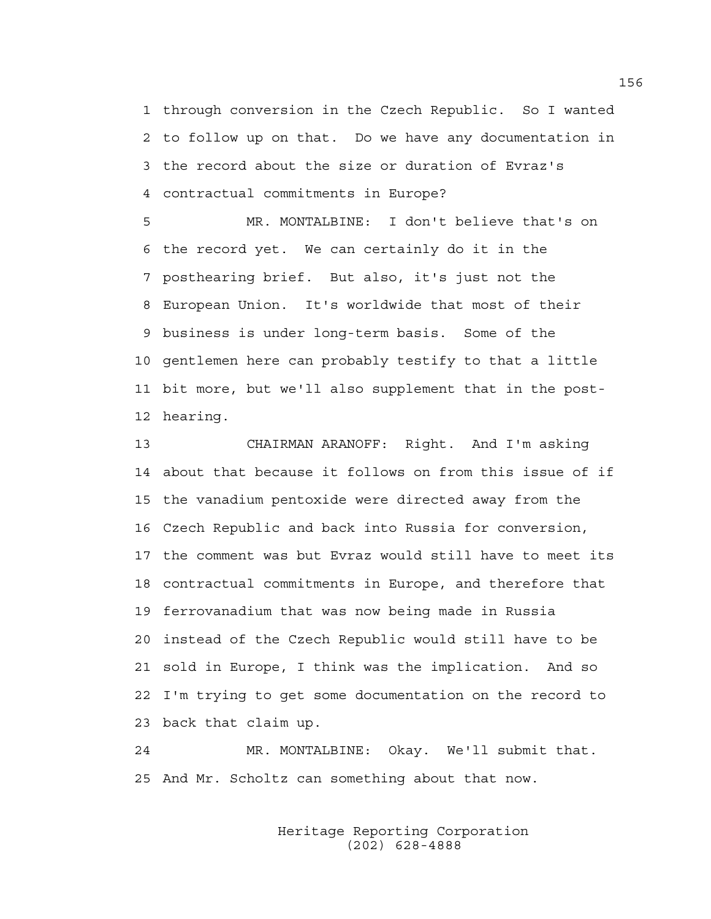1 through conversion in the Czech Republic. So I wanted
2 to follow up on that. Do we have any documentation in
3 the record about the size or duration of Evraz's
4 contractual commitments in Europe?

5 MR. MONTALBINE: I don't believe that's on
6 the record yet. We can certainly do it in the
7 posthearing brief. But also, it's just not the
8 European Union. It's worldwide that most of their
9 business is under long-term basis. Some of the
10 gentlemen here can probably testify to that a little
11 bit more, but we'll also supplement that in the post-
12 hearing.

13 CHAIRMAN ARANOFF: Right. And I'm asking
14 about that because it follows on from this issue of if
15 the vanadium pentoxide were directed away from the
16 Czech Republic and back into Russia for conversion,
17 the comment was but Evraz would still have to meet its
18 contractual commitments in Europe, and therefore that
19 ferrovanadium that was now being made in Russia
20 instead of the Czech Republic would still have to be
21 sold in Europe, I think was the implication. And so
22 I'm trying to get some documentation on the record to
23 back that claim up.

24 MR. MONTALBINE: Okay. We'll submit that.
25 And Mr. Scholtz can something about that now.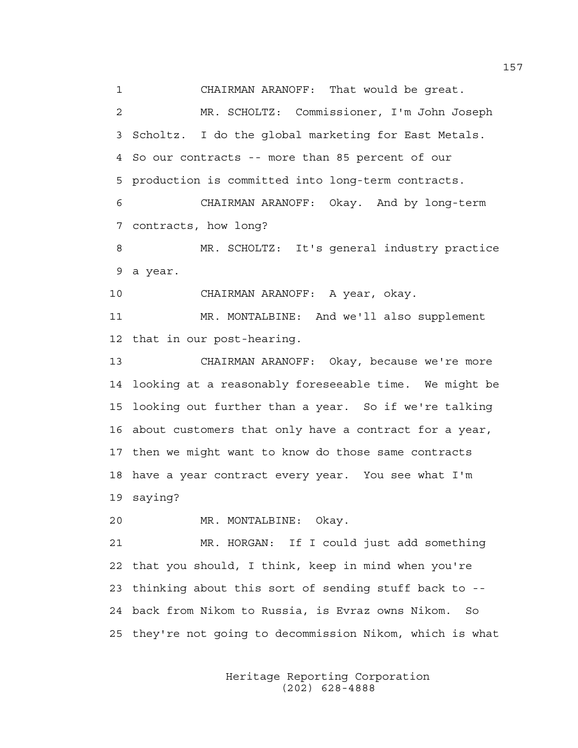1 CHAIRMAN ARANOFF: That would be great.

2 MR. SCHOLTZ: Commissioner, I'm John Joseph

3 Scholtz. I do the global marketing for East Metals.

4 So our contracts -- more than 85 percent of our

5 production is committed into long-term contracts.

6 CHAIRMAN ARANOFF: Okay. And by long-term

7 contracts, how long?

8 MR. SCHOLTZ: It's general industry practice

9 a year.

10 CHAIRMAN ARANOFF: A year, okay.

11 MR. MONTALBINE: And we'll also supplement

12 that in our post-hearing.

13 CHAIRMAN ARANOFF: Okay, because we're more

14 looking at a reasonably foreseeable time. We might be

15 looking out further than a year. So if we're talking

16 about customers that only have a contract for a year,

17 then we might want to know do those same contracts

18 have a year contract every year. You see what I'm

19 saying?

20 MR. MONTALBINE: Okay.

21 MR. HORGAN: If I could just add something

22 that you should, I think, keep in mind when you're

23 thinking about this sort of sending stuff back to --

24 back from Nikom to Russia, is Evraz owns Nikom. So

25 they're not going to decommission Nikom, which is what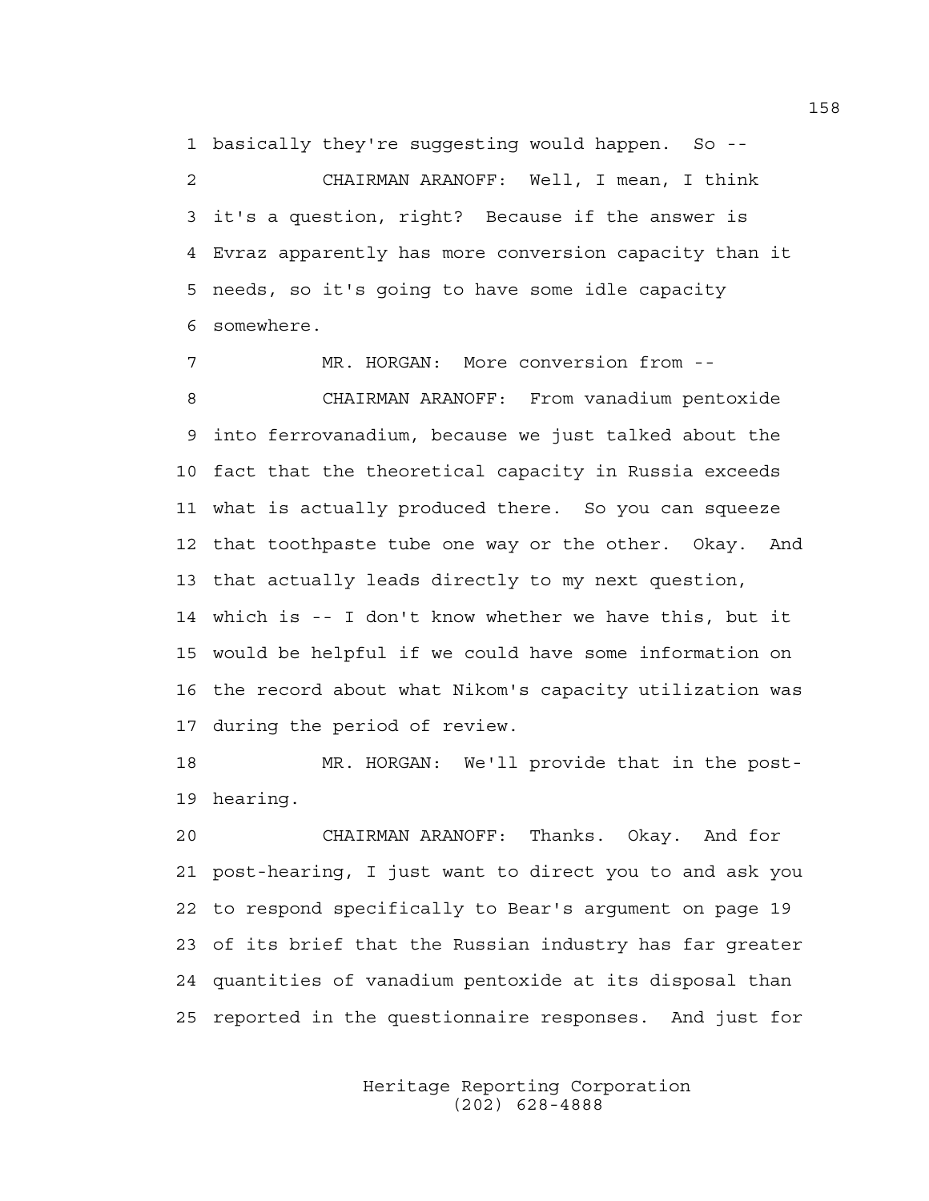1 basically they're suggesting would happen. So --

2 CHAIRMAN ARANOFF: Well, I mean, I think

3 it's a question, right? Because if the answer is

4 Evraz apparently has more conversion capacity than it

5 needs, so it's going to have some idle capacity

6 somewhere.

7 MR. HORGAN: More conversion from --

8 CHAIRMAN ARANOFF: From vanadium pentoxide

9 into ferrovanadium, because we just talked about the

10 fact that the theoretical capacity in Russia exceeds

11 what is actually produced there. So you can squeeze

12 that toothpaste tube one way or the other. Okay. And

13 that actually leads directly to my next question,

14 which is -- I don't know whether we have this, but it

15 would be helpful if we could have some information on

16 the record about what Nikom's capacity utilization was

17 during the period of review.

18 MR. HORGAN: We'll provide that in the post-

19 hearing.

20 CHAIRMAN ARANOFF: Thanks. Okay. And for

21 post-hearing, I just want to direct you to and ask you

22 to respond specifically to Bear's argument on page 19

23 of its brief that the Russian industry has far greater

24 quantities of vanadium pentoxide at its disposal than

25 reported in the questionnaire responses. And just for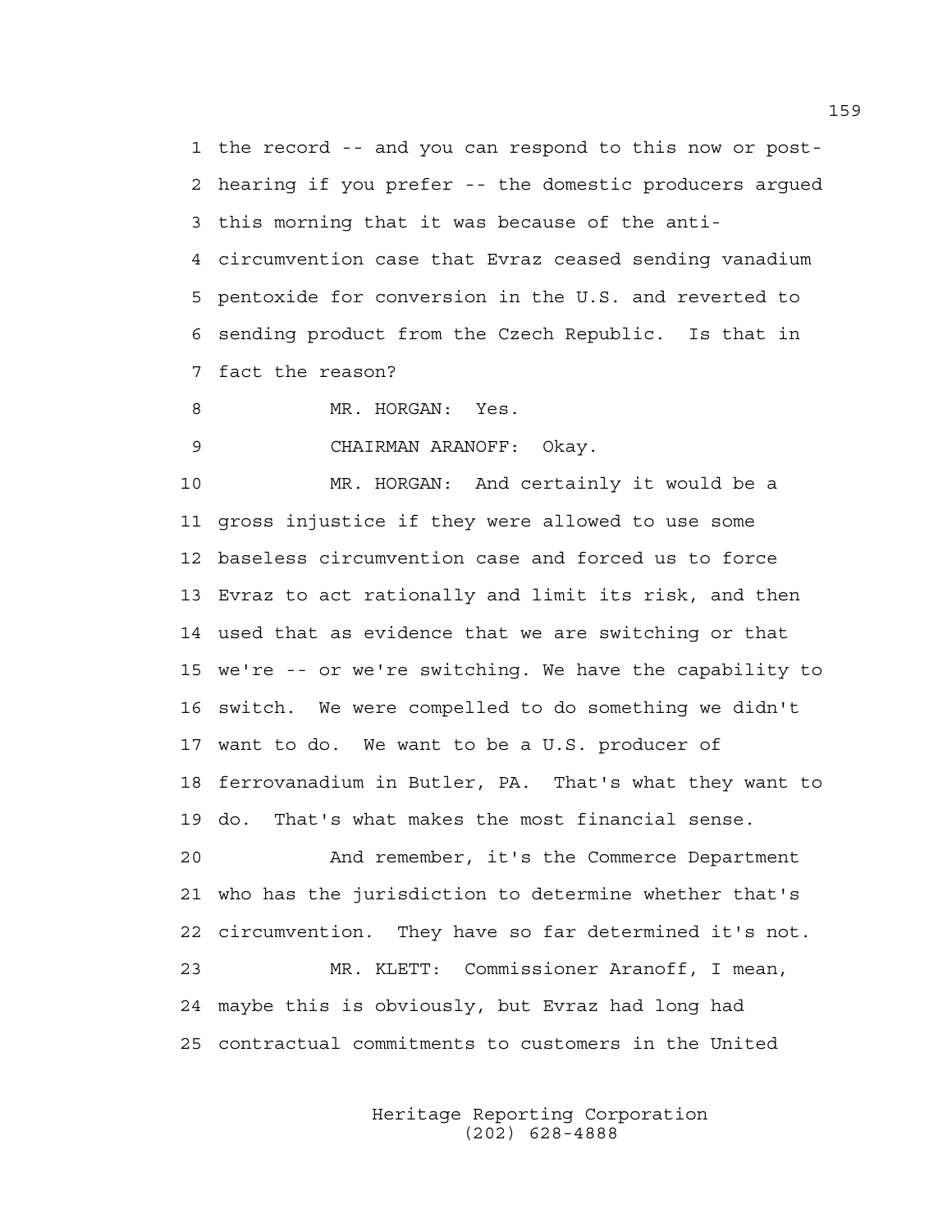1 the record -- and you can respond to this now or post-
2 hearing if you prefer -- the domestic producers argued
3 this morning that it was because of the anti-
4 circumvention case that Evraz ceased sending vanadium
5 pentoxide for conversion in the U.S. and reverted to
6 sending product from the Czech Republic. Is that in
7 fact the reason?

8 MR. HORGAN: Yes.

9 CHAIRMAN ARANOFF: Okay.

10 MR. HORGAN: And certainly it would be a
11 gross injustice if they were allowed to use some
12 baseless circumvention case and forced us to force
13 Evraz to act rationally and limit its risk, and then
14 used that as evidence that we are switching or that
15 we're -- or we're switching. We have the capability to
16 switch. We were compelled to do something we didn't
17 want to do. We want to be a U.S. producer of
18 ferrovanadium in Butler, PA. That's what they want to
19 do. That's what makes the most financial sense.

20 And remember, it's the Commerce Department
21 who has the jurisdiction to determine whether that's
22 circumvention. They have so far determined it's not.

23 MR. KLETT: Commissioner Aranoff, I mean,
24 maybe this is obviously, but Evraz had long had
25 contractual commitments to customers in the United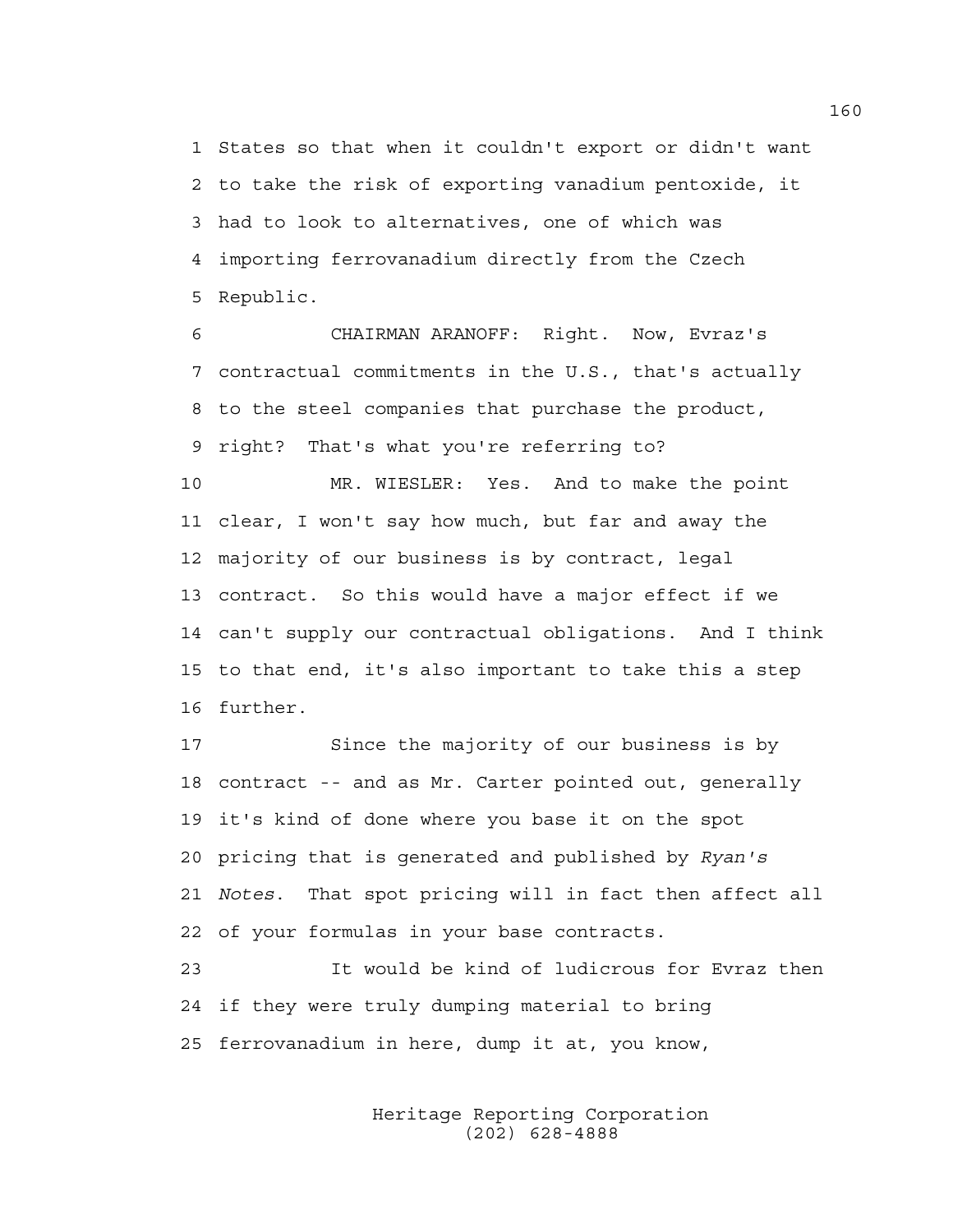1 States so that when it couldn't export or didn't want
2 to take the risk of exporting vanadium pentoxide, it
3 had to look to alternatives, one of which was
4 importing ferrovanadium directly from the Czech
5 Republic.

6 CHAIRMAN ARANOFF: Right. Now, Evraz's
7 contractual commitments in the U.S., that's actually
8 to the steel companies that purchase the product,
9 right? That's what you're referring to?

10 MR. WIESLER: Yes. And to make the point
11 clear, I won't say how much, but far and away the
12 majority of our business is by contract, legal
13 contract. So this would have a major effect if we
14 can't supply our contractual obligations. And I think
15 to that end, it's also important to take this a step
16 further.

17 Since the majority of our business is by
18 contract -- and as Mr. Carter pointed out, generally
19 it's kind of done where you base it on the spot
20 pricing that is generated and published by *Ryan's*
21 *Notes*. That spot pricing will in fact then affect all
22 of your formulas in your base contracts.

23 It would be kind of ludicrous for Evraz then
24 if they were truly dumping material to bring
25 ferrovanadium in here, dump it at, you know,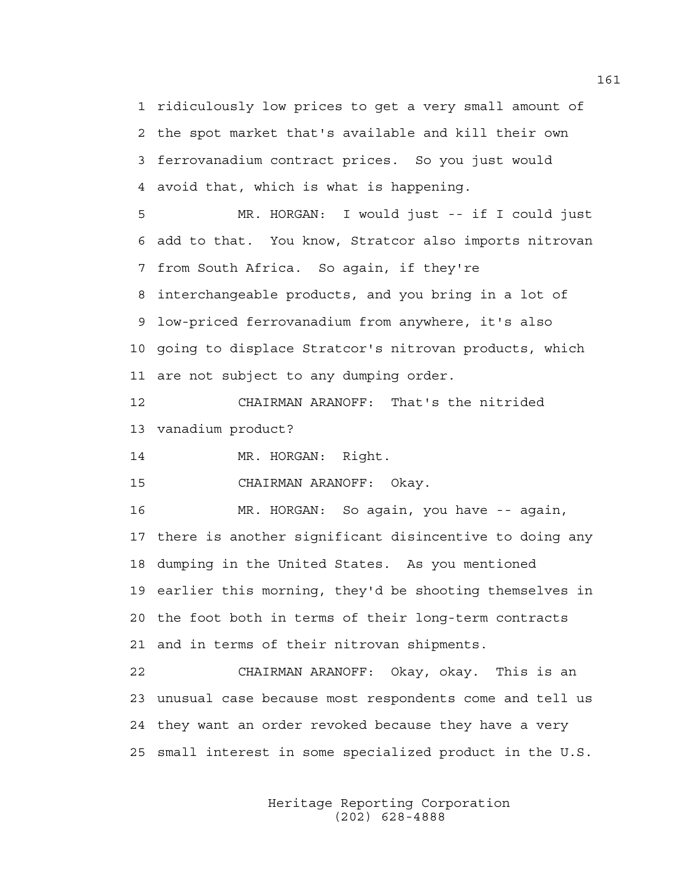1 ridiculously low prices to get a very small amount of
2 the spot market that's available and kill their own
3 ferrovanadium contract prices. So you just would
4 avoid that, which is what is happening.

5 MR. HORGAN: I would just -- if I could just
6 add to that. You know, Stratcor also imports nitrovan
7 from South Africa. So again, if they're
8 interchangeable products, and you bring in a lot of
9 low-priced ferrovanadium from anywhere, it's also
10 going to displace Stratcor's nitrovan products, which
11 are not subject to any dumping order.

12 CHAIRMAN ARANOFF: That's the nitrided
13 vanadium product?

14 MR. HORGAN: Right.

15 CHAIRMAN ARANOFF: Okay.

16 MR. HORGAN: So again, you have -- again,
17 there is another significant disincentive to doing any
18 dumping in the United States. As you mentioned
19 earlier this morning, they'd be shooting themselves in
20 the foot both in terms of their long-term contracts
21 and in terms of their nitrovan shipments.

22 CHAIRMAN ARANOFF: Okay, okay. This is an
23 unusual case because most respondents come and tell us
24 they want an order revoked because they have a very
25 small interest in some specialized product in the U.S.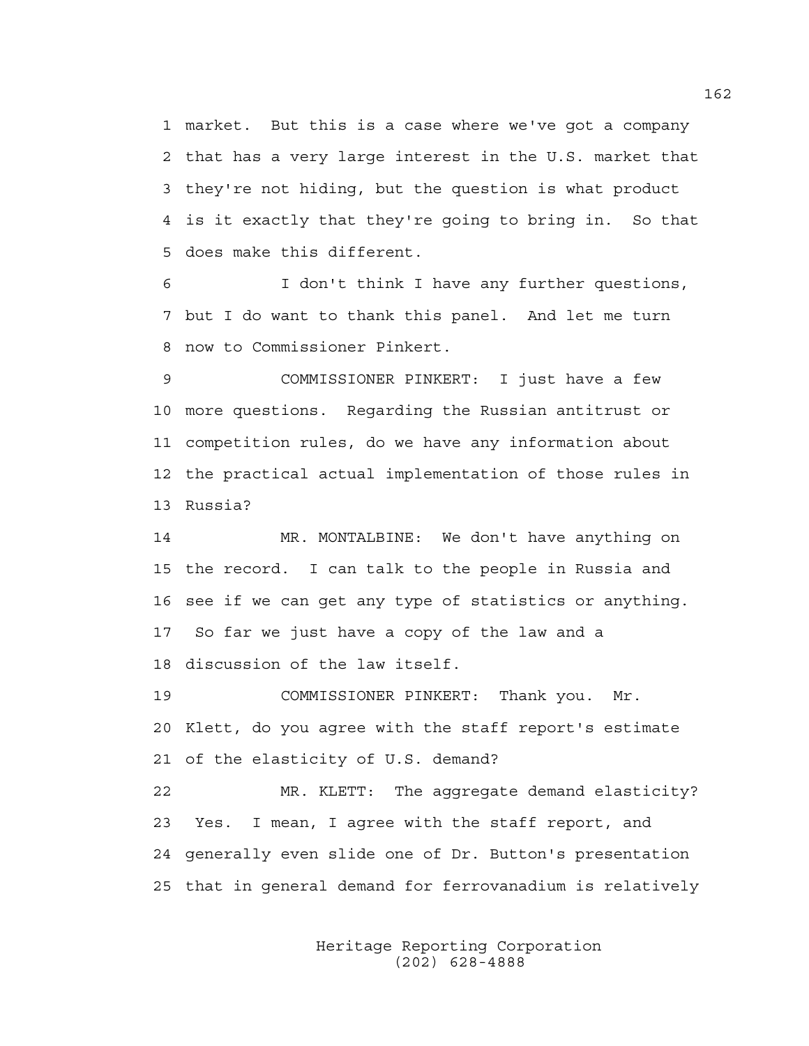1 market. But this is a case where we've got a company
2 that has a very large interest in the U.S. market that
3 they're not hiding, but the question is what product
4 is it exactly that they're going to bring in. So that
5 does make this different.

6 I don't think I have any further questions,
7 but I do want to thank this panel. And let me turn
8 now to Commissioner Pinkert.

9 COMMISSIONER PINKERT: I just have a few
10 more questions. Regarding the Russian antitrust or
11 competition rules, do we have any information about
12 the practical actual implementation of those rules in
13 Russia?

14 MR. MONTALBINE: We don't have anything on
15 the record. I can talk to the people in Russia and
16 see if we can get any type of statistics or anything.
17 So far we just have a copy of the law and a
18 discussion of the law itself.

19 COMMISSIONER PINKERT: Thank you. Mr.
20 Klett, do you agree with the staff report's estimate
21 of the elasticity of U.S. demand?

22 MR. KLETT: The aggregate demand elasticity?
23 Yes. I mean, I agree with the staff report, and
24 generally even slide one of Dr. Button's presentation
25 that in general demand for ferrovanadium is relatively

Heritage Reporting Corporation
(202) 628-4888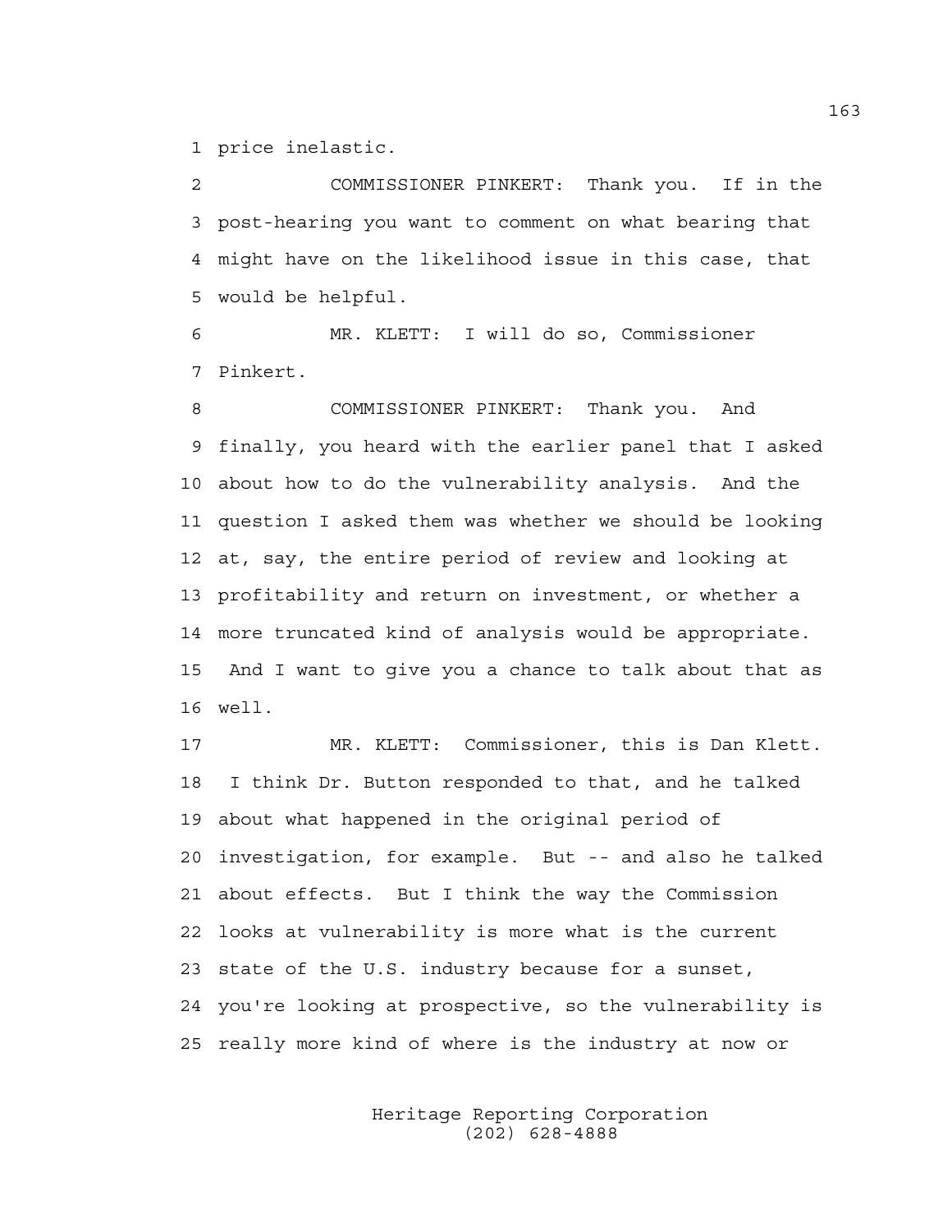price inelastic.

COMMISSIONER PINKERT: Thank you. If in the post-hearing you want to comment on what bearing that might have on the likelihood issue in this case, that would be helpful.

MR. KLETT: I will do so, Commissioner Pinkert.

COMMISSIONER PINKERT: Thank you. And finally, you heard with the earlier panel that I asked about how to do the vulnerability analysis. And the question I asked them was whether we should be looking at, say, the entire period of review and looking at profitability and return on investment, or whether a more truncated kind of analysis would be appropriate. And I want to give you a chance to talk about that as well.

MR. KLETT: Commissioner, this is Dan Klett. I think Dr. Button responded to that, and he talked about what happened in the original period of investigation, for example. But -- and also he talked about effects. But I think the way the Commission looks at vulnerability is more what is the current state of the U.S. industry because for a sunset, you're looking at prospective, so the vulnerability is really more kind of where is the industry at now or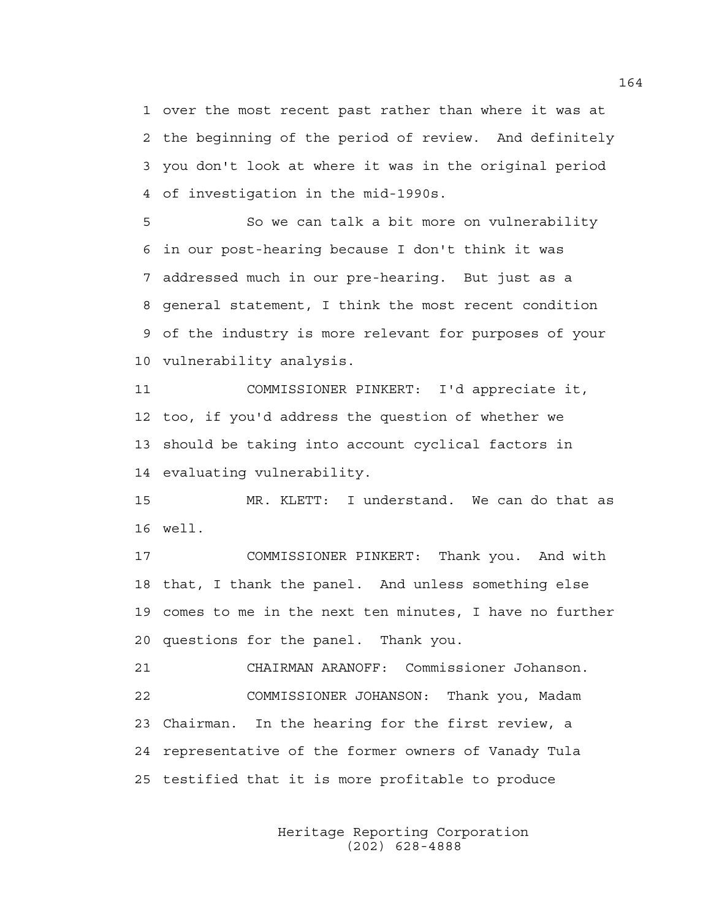over the most recent past rather than where it was at the beginning of the period of review. And definitely you don't look at where it was in the original period of investigation in the mid-1990s.

So we can talk a bit more on vulnerability in our post-hearing because I don't think it was addressed much in our pre-hearing. But just as a general statement, I think the most recent condition of the industry is more relevant for purposes of your vulnerability analysis.

COMMISSIONER PINKERT: I'd appreciate it, too, if you'd address the question of whether we should be taking into account cyclical factors in evaluating vulnerability.

MR. KLETT: I understand. We can do that as well.

COMMISSIONER PINKERT: Thank you. And with that, I thank the panel. And unless something else comes to me in the next ten minutes, I have no further questions for the panel. Thank you.

CHAIRMAN ARANOFF: Commissioner Johanson.

COMMISSIONER JOHANSON: Thank you, Madam Chairman. In the hearing for the first review, a representative of the former owners of Vanady Tula testified that it is more profitable to produce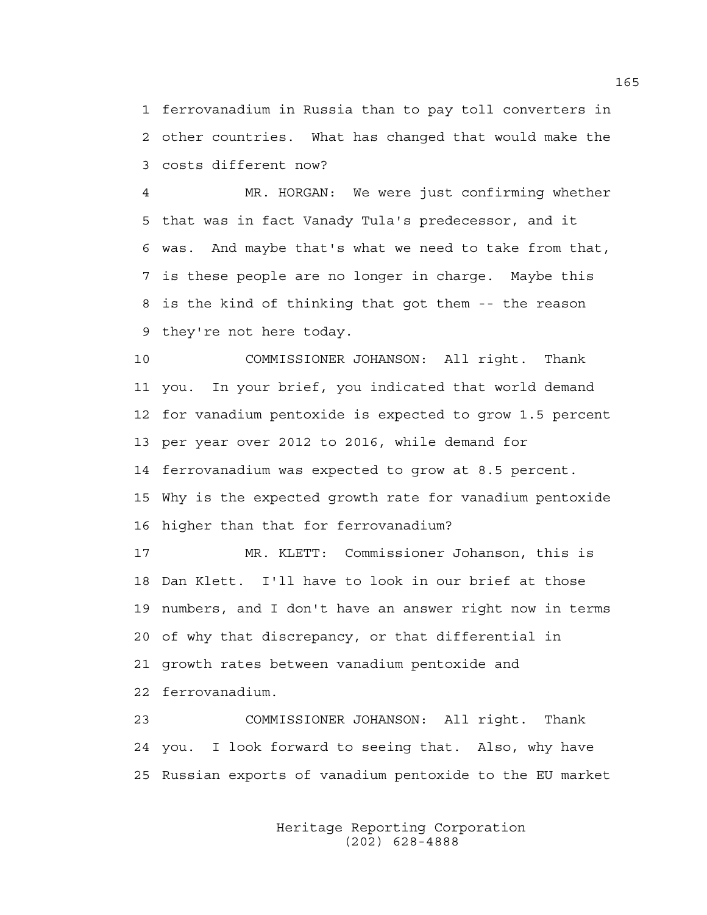1 ferrovanadium in Russia than to pay toll converters in
2 other countries. What has changed that would make the
3 costs different now?

4 MR. HORGAN: We were just confirming whether
5 that was in fact Vanady Tula's predecessor, and it
6 was. And maybe that's what we need to take from that,
7 is these people are no longer in charge. Maybe this
8 is the kind of thinking that got them -- the reason
9 they're not here today.

10 COMMISSIONER JOHANSON: All right. Thank
11 you. In your brief, you indicated that world demand
12 for vanadium pentoxide is expected to grow 1.5 percent
13 per year over 2012 to 2016, while demand for
14 ferrovanadium was expected to grow at 8.5 percent.
15 Why is the expected growth rate for vanadium pentoxide
16 higher than that for ferrovanadium?

17 MR. KLETT: Commissioner Johanson, this is
18 Dan Klett. I'll have to look in our brief at those
19 numbers, and I don't have an answer right now in terms
20 of why that discrepancy, or that differential in
21 growth rates between vanadium pentoxide and
22 ferrovanadium.

23 COMMISSIONER JOHANSON: All right. Thank
24 you. I look forward to seeing that. Also, why have
25 Russian exports of vanadium pentoxide to the EU market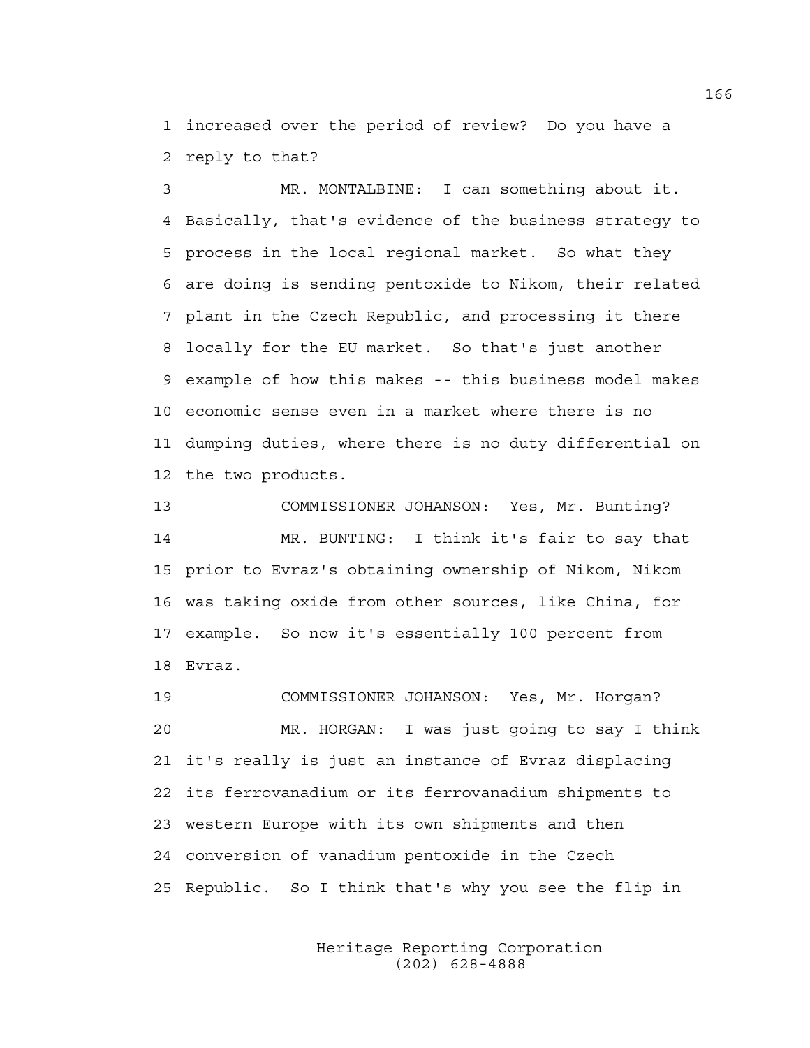1 increased over the period of review? Do you have a
2 reply to that?

3 MR. MONTALBINE: I can something about it.
4 Basically, that's evidence of the business strategy to
5 process in the local regional market. So what they
6 are doing is sending pentoxide to Nikom, their related
7 plant in the Czech Republic, and processing it there
8 locally for the EU market. So that's just another
9 example of how this makes -- this business model makes
10 economic sense even in a market where there is no
11 dumping duties, where there is no duty differential on
12 the two products.

13 COMMISSIONER JOHANSON: Yes, Mr. Bunting?

14 MR. BUNTING: I think it's fair to say that
15 prior to Evraz's obtaining ownership of Nikom, Nikom
16 was taking oxide from other sources, like China, for
17 example. So now it's essentially 100 percent from
18 Evraz.

19 COMMISSIONER JOHANSON: Yes, Mr. Horgan?

20 MR. HORGAN: I was just going to say I think
21 it's really is just an instance of Evraz displacing
22 its ferrovanadium or its ferrovanadium shipments to
23 western Europe with its own shipments and then
24 conversion of vanadium pentoxide in the Czech
25 Republic. So I think that's why you see the flip in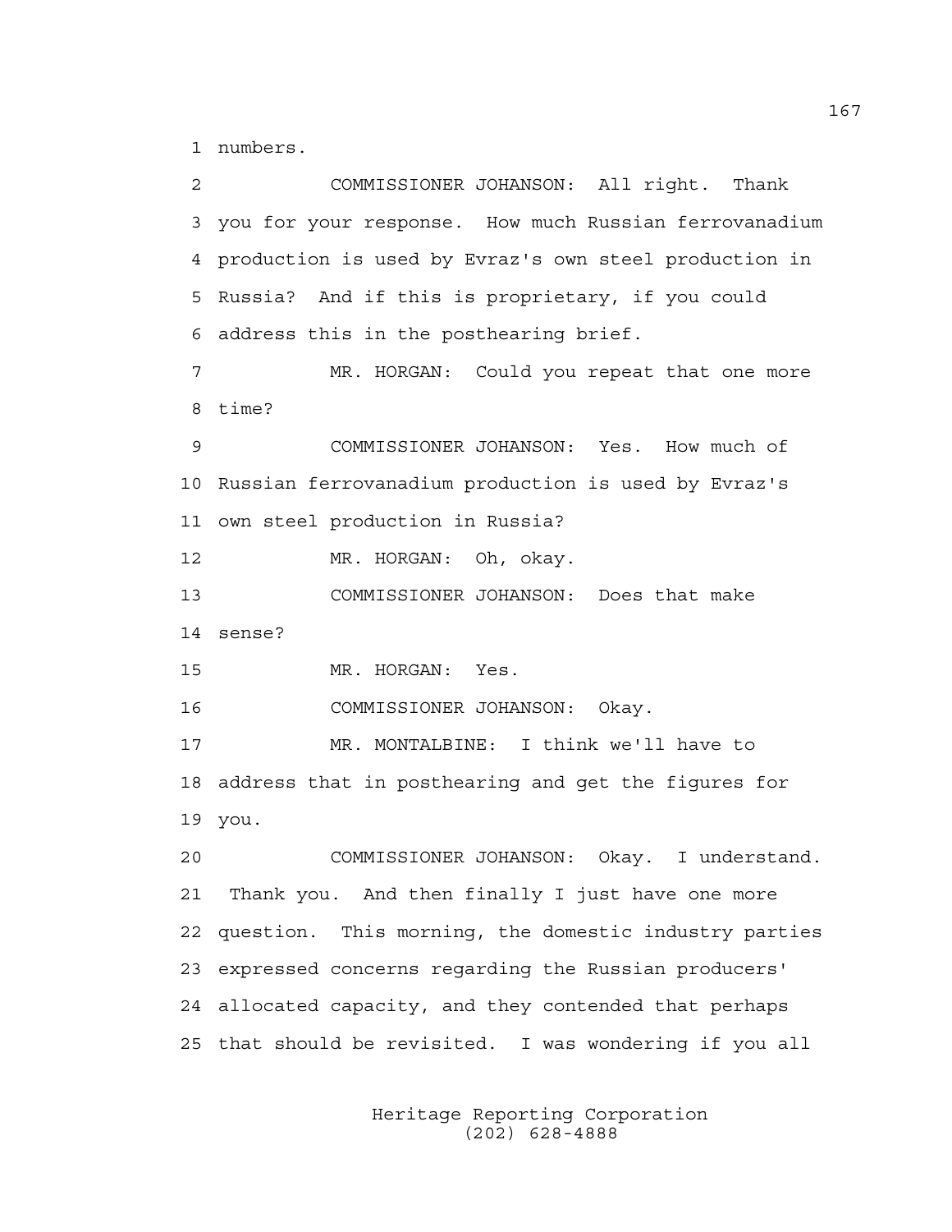1 numbers.

2 COMMISSIONER JOHANSON: All right. Thank

3 you for your response. How much Russian ferrovanadium

4 production is used by Evraz's own steel production in

5 Russia? And if this is proprietary, if you could

6 address this in the posthearing brief.

7 MR. HORGAN: Could you repeat that one more

8 time?

9 COMMISSIONER JOHANSON: Yes. How much of

10 Russian ferrovanadium production is used by Evraz's

11 own steel production in Russia?

12 MR. HORGAN: Oh, okay.

13 COMMISSIONER JOHANSON: Does that make

14 sense?

15 MR. HORGAN: Yes.

16 COMMISSIONER JOHANSON: Okay.

17 MR. MONTALBINE: I think we'll have to

18 address that in posthearing and get the figures for

19 you.

20 COMMISSIONER JOHANSON: Okay. I understand.

21 Thank you. And then finally I just have one more

22 question. This morning, the domestic industry parties

23 expressed concerns regarding the Russian producers'

24 allocated capacity, and they contended that perhaps

25 that should be revisited. I was wondering if you all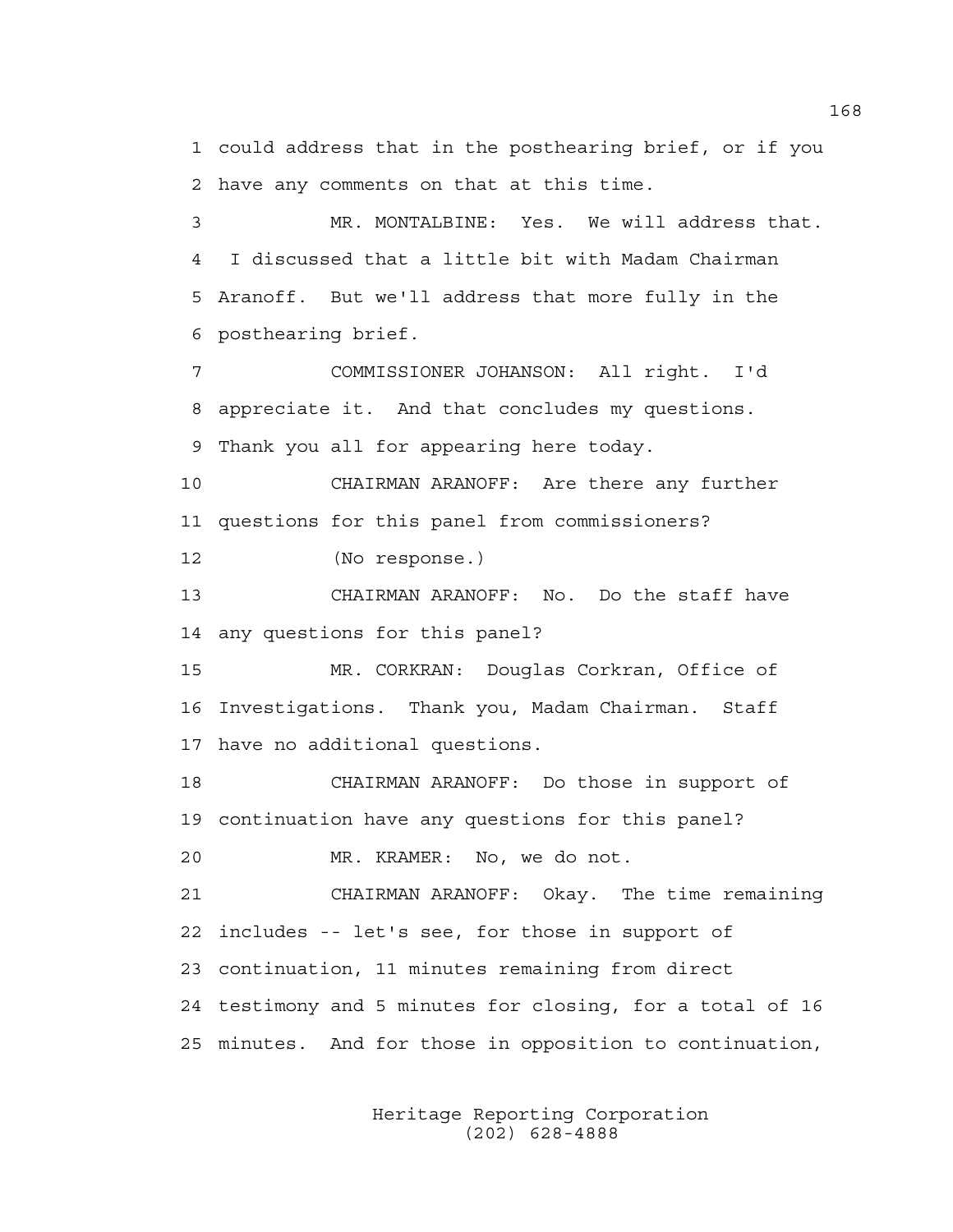1 could address that in the posthearing brief, or if you
2 have any comments on that at this time.

3 MR. MONTALBINE: Yes. We will address that.
4 I discussed that a little bit with Madam Chairman
5 Aranoff. But we'll address that more fully in the
6 posthearing brief.

7 COMMISSIONER JOHANSON: All right. I'd
8 appreciate it. And that concludes my questions.
9 Thank you all for appearing here today.

10 CHAIRMAN ARANOFF: Are there any further
11 questions for this panel from commissioners?

12 (No response.)

13 CHAIRMAN ARANOFF: No. Do the staff have
14 any questions for this panel?

15 MR. CORKRAN: Douglas Corkran, Office of
16 Investigations. Thank you, Madam Chairman. Staff
17 have no additional questions.

18 CHAIRMAN ARANOFF: Do those in support of
19 continuation have any questions for this panel?

20 MR. KRAMER: No, we do not.

21 CHAIRMAN ARANOFF: Okay. The time remaining
22 includes -- let's see, for those in support of
23 continuation, 11 minutes remaining from direct
24 testimony and 5 minutes for closing, for a total of 16
25 minutes. And for those in opposition to continuation,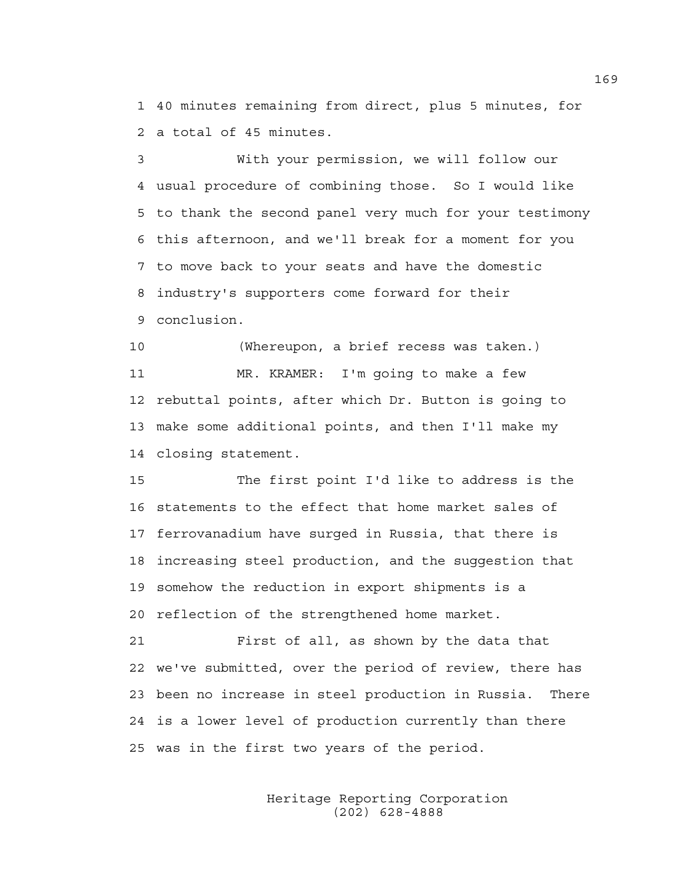1 40 minutes remaining from direct, plus 5 minutes, for
2 a total of 45 minutes.

3 With your permission, we will follow our
4 usual procedure of combining those. So I would like
5 to thank the second panel very much for your testimony
6 this afternoon, and we'll break for a moment for you
7 to move back to your seats and have the domestic
8 industry's supporters come forward for their
9 conclusion.

10 (Whereupon, a brief recess was taken.)

11 MR. KRAMER: I'm going to make a few
12 rebuttal points, after which Dr. Button is going to
13 make some additional points, and then I'll make my
14 closing statement.

15 The first point I'd like to address is the
16 statements to the effect that home market sales of
17 ferrovanadium have surged in Russia, that there is
18 increasing steel production, and the suggestion that
19 somehow the reduction in export shipments is a
20 reflection of the strengthened home market.

21 First of all, as shown by the data that
22 we've submitted, over the period of review, there has
23 been no increase in steel production in Russia. There
24 is a lower level of production currently than there
25 was in the first two years of the period.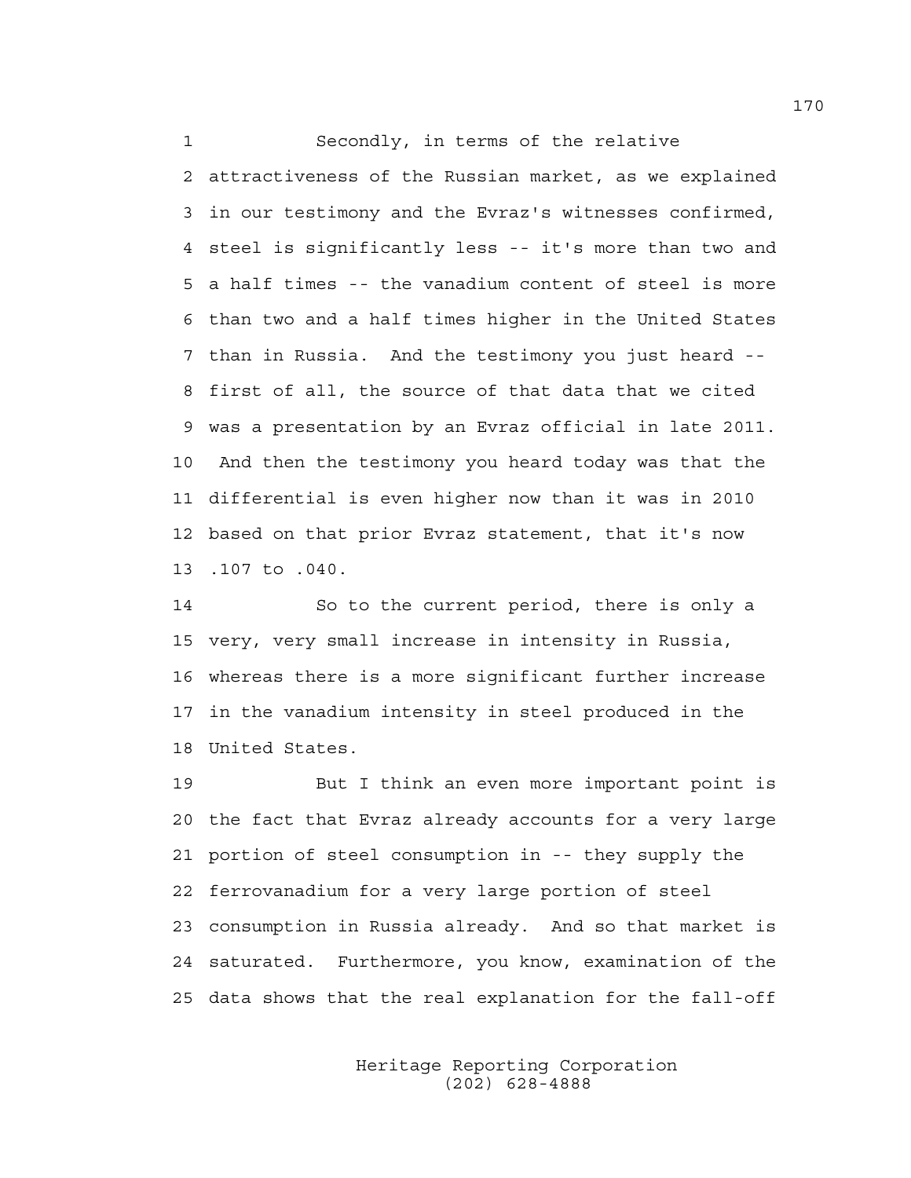Secondly, in terms of the relative attractiveness of the Russian market, as we explained in our testimony and the Evraz's witnesses confirmed, steel is significantly less -- it's more than two and a half times -- the vanadium content of steel is more than two and a half times higher in the United States than in Russia. And the testimony you just heard -- first of all, the source of that data that we cited was a presentation by an Evraz official in late 2011. And then the testimony you heard today was that the differential is even higher now than it was in 2010 based on that prior Evraz statement, that it's now .107 to .040.

So to the current period, there is only a very, very small increase in intensity in Russia, whereas there is a more significant further increase in the vanadium intensity in steel produced in the United States.

But I think an even more important point is the fact that Evraz already accounts for a very large portion of steel consumption in -- they supply the ferrovanadium for a very large portion of steel consumption in Russia already. And so that market is saturated. Furthermore, you know, examination of the data shows that the real explanation for the fall-off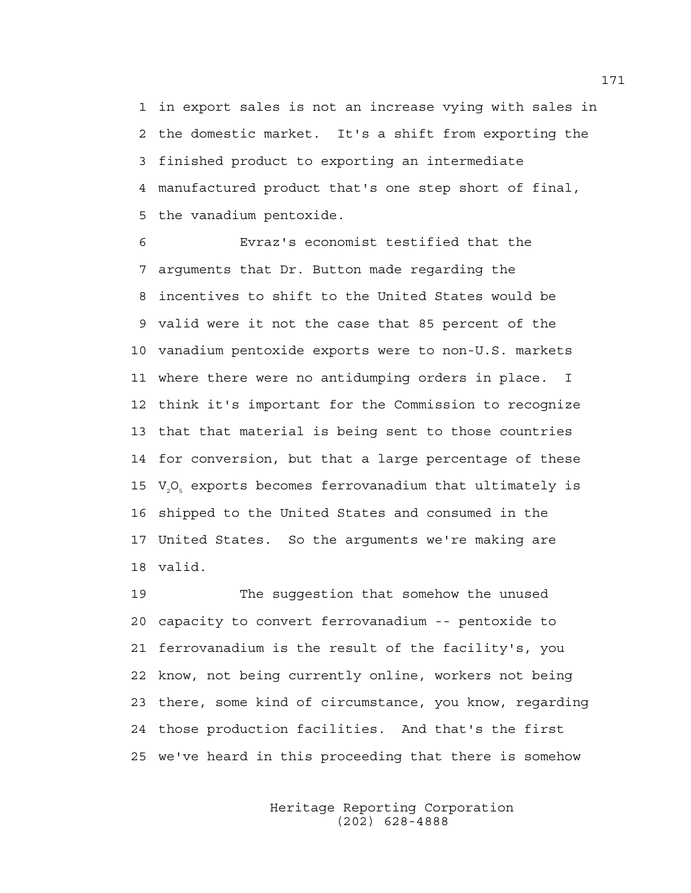in export sales is not an increase vying with sales in the domestic market. It's a shift from exporting the finished product to exporting an intermediate manufactured product that's one step short of final, the vanadium pentoxide.

Evraz's economist testified that the arguments that Dr. Button made regarding the incentives to shift to the United States would be valid were it not the case that 85 percent of the vanadium pentoxide exports were to non-U.S. markets where there were no antidumping orders in place. I think it's important for the Commission to recognize that that material is being sent to those countries for conversion, but that a large percentage of these $V_2O_5$ exports becomes ferrovanadium that ultimately is shipped to the United States and consumed in the United States. So the arguments we're making are valid.

The suggestion that somehow the unused capacity to convert ferrovanadium -- pentoxide to ferrovanadium is the result of the facility's, you know, not being currently online, workers not being there, some kind of circumstance, you know, regarding those production facilities. And that's the first we've heard in this proceeding that there is somehow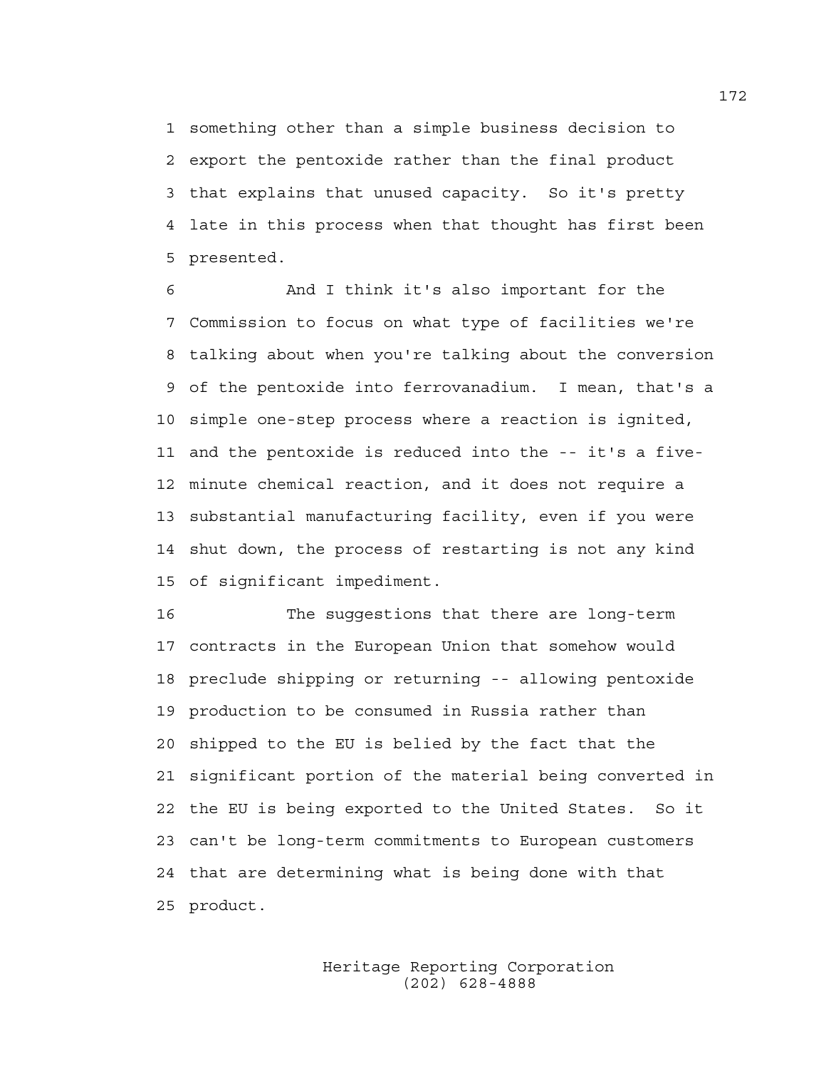something other than a simple business decision to export the pentoxide rather than the final product that explains that unused capacity. So it's pretty late in this process when that thought has first been presented.

And I think it's also important for the Commission to focus on what type of facilities we're talking about when you're talking about the conversion of the pentoxide into ferrovanadium. I mean, that's a simple one-step process where a reaction is ignited, and the pentoxide is reduced into the -- it's a five-minute chemical reaction, and it does not require a substantial manufacturing facility, even if you were shut down, the process of restarting is not any kind of significant impediment.

The suggestions that there are long-term contracts in the European Union that somehow would preclude shipping or returning -- allowing pentoxide production to be consumed in Russia rather than shipped to the EU is belied by the fact that the significant portion of the material being converted in the EU is being exported to the United States. So it can't be long-term commitments to European customers that are determining what is being done with that product.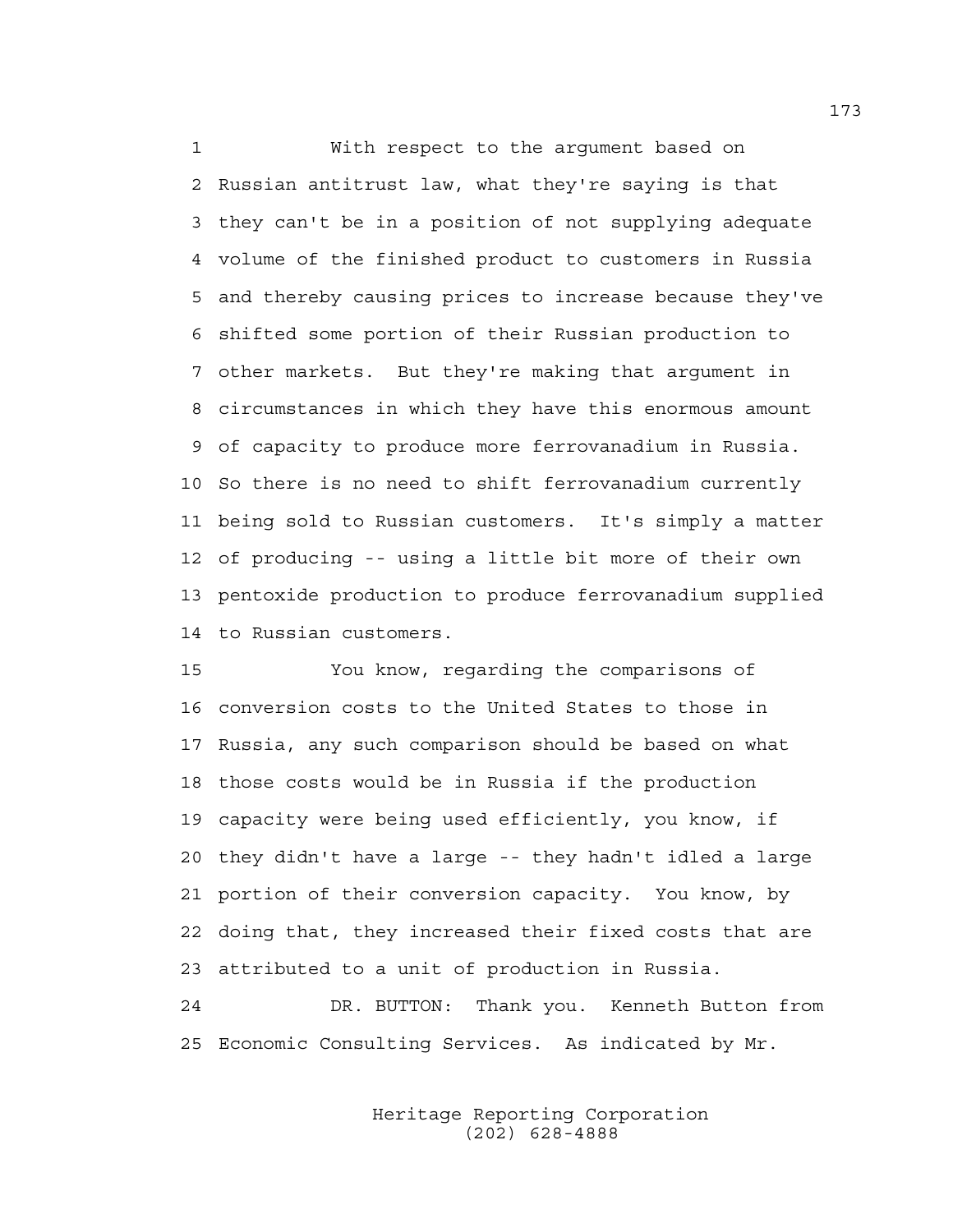With respect to the argument based on Russian antitrust law, what they're saying is that they can't be in a position of not supplying adequate volume of the finished product to customers in Russia and thereby causing prices to increase because they've shifted some portion of their Russian production to other markets. But they're making that argument in circumstances in which they have this enormous amount of capacity to produce more ferrovanadium in Russia. So there is no need to shift ferrovanadium currently being sold to Russian customers. It's simply a matter of producing -- using a little bit more of their own pentoxide production to produce ferrovanadium supplied to Russian customers.

You know, regarding the comparisons of conversion costs to the United States to those in Russia, any such comparison should be based on what those costs would be in Russia if the production capacity were being used efficiently, you know, if they didn't have a large -- they hadn't idled a large portion of their conversion capacity. You know, by doing that, they increased their fixed costs that are attributed to a unit of production in Russia.

DR. BUTTON: Thank you. Kenneth Button from Economic Consulting Services. As indicated by Mr.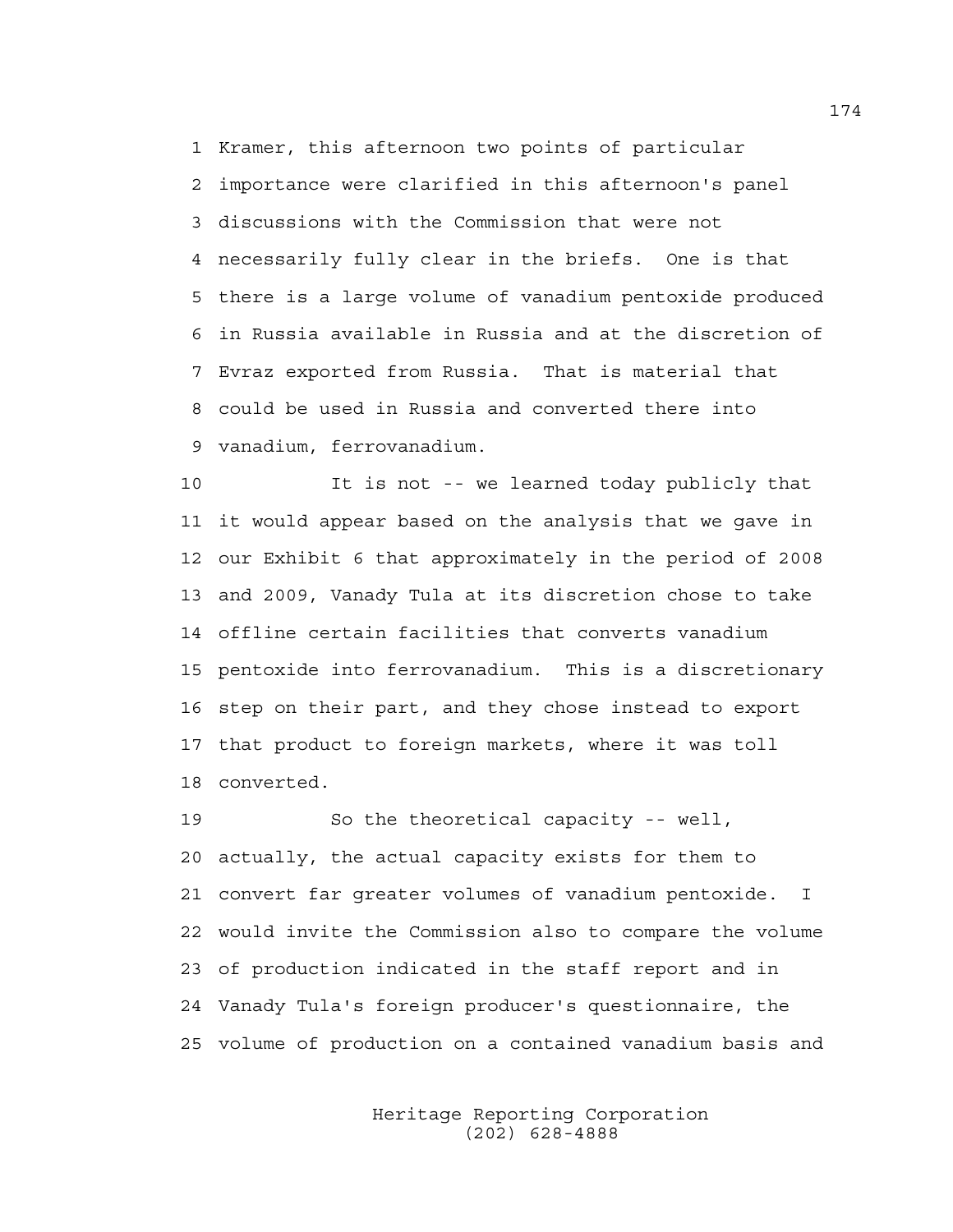Kramer, this afternoon two points of particular importance were clarified in this afternoon's panel discussions with the Commission that were not necessarily fully clear in the briefs. One is that there is a large volume of vanadium pentoxide produced in Russia available in Russia and at the discretion of Evraz exported from Russia. That is material that could be used in Russia and converted there into vanadium, ferrovanadium.

It is not -- we learned today publicly that it would appear based on the analysis that we gave in our Exhibit 6 that approximately in the period of 2008 and 2009, Vanady Tula at its discretion chose to take offline certain facilities that converts vanadium pentoxide into ferrovanadium. This is a discretionary step on their part, and they chose instead to export that product to foreign markets, where it was toll converted.

So the theoretical capacity -- well, actually, the actual capacity exists for them to convert far greater volumes of vanadium pentoxide. I would invite the Commission also to compare the volume of production indicated in the staff report and in Vanady Tula's foreign producer's questionnaire, the volume of production on a contained vanadium basis and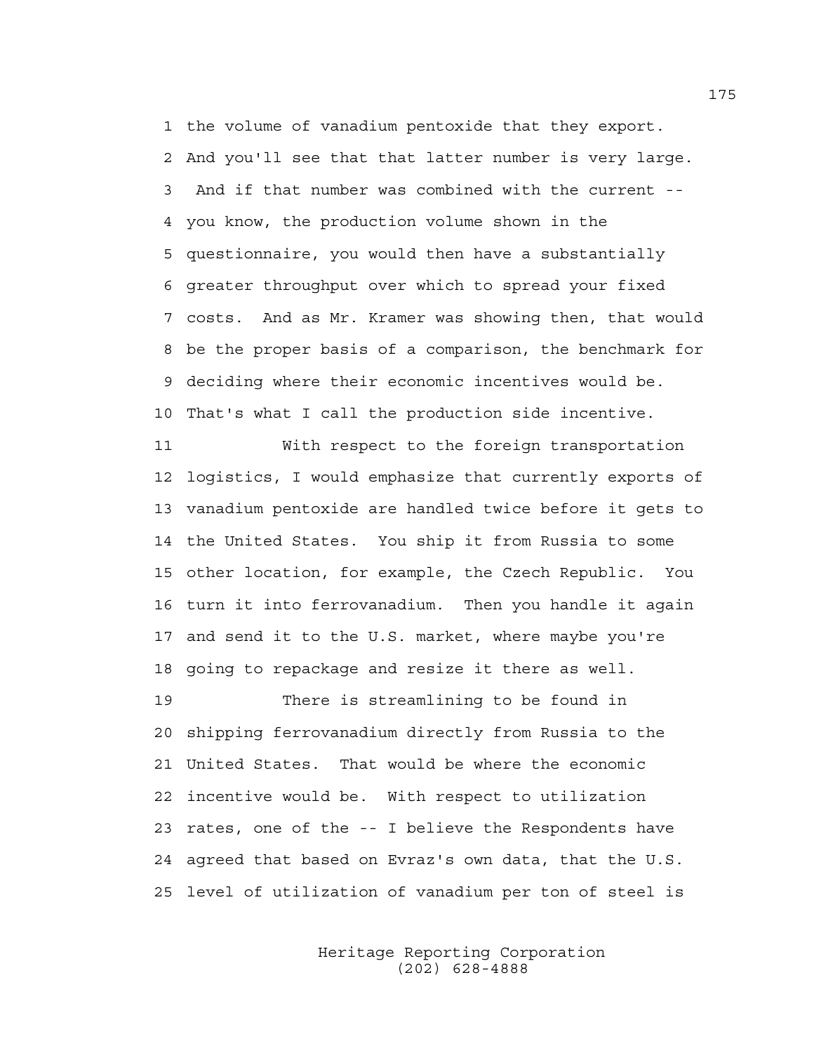the volume of vanadium pentoxide that they export. And you'll see that that latter number is very large. And if that number was combined with the current -- you know, the production volume shown in the questionnaire, you would then have a substantially greater throughput over which to spread your fixed costs. And as Mr. Kramer was showing then, that would be the proper basis of a comparison, the benchmark for deciding where their economic incentives would be. That's what I call the production side incentive.

With respect to the foreign transportation logistics, I would emphasize that currently exports of vanadium pentoxide are handled twice before it gets to the United States. You ship it from Russia to some other location, for example, the Czech Republic. You turn it into ferrovanadium. Then you handle it again and send it to the U.S. market, where maybe you're going to repackage and resize it there as well.

There is streamlining to be found in shipping ferrovanadium directly from Russia to the United States. That would be where the economic incentive would be. With respect to utilization rates, one of the -- I believe the Respondents have agreed that based on Evraz's own data, that the U.S. level of utilization of vanadium per ton of steel is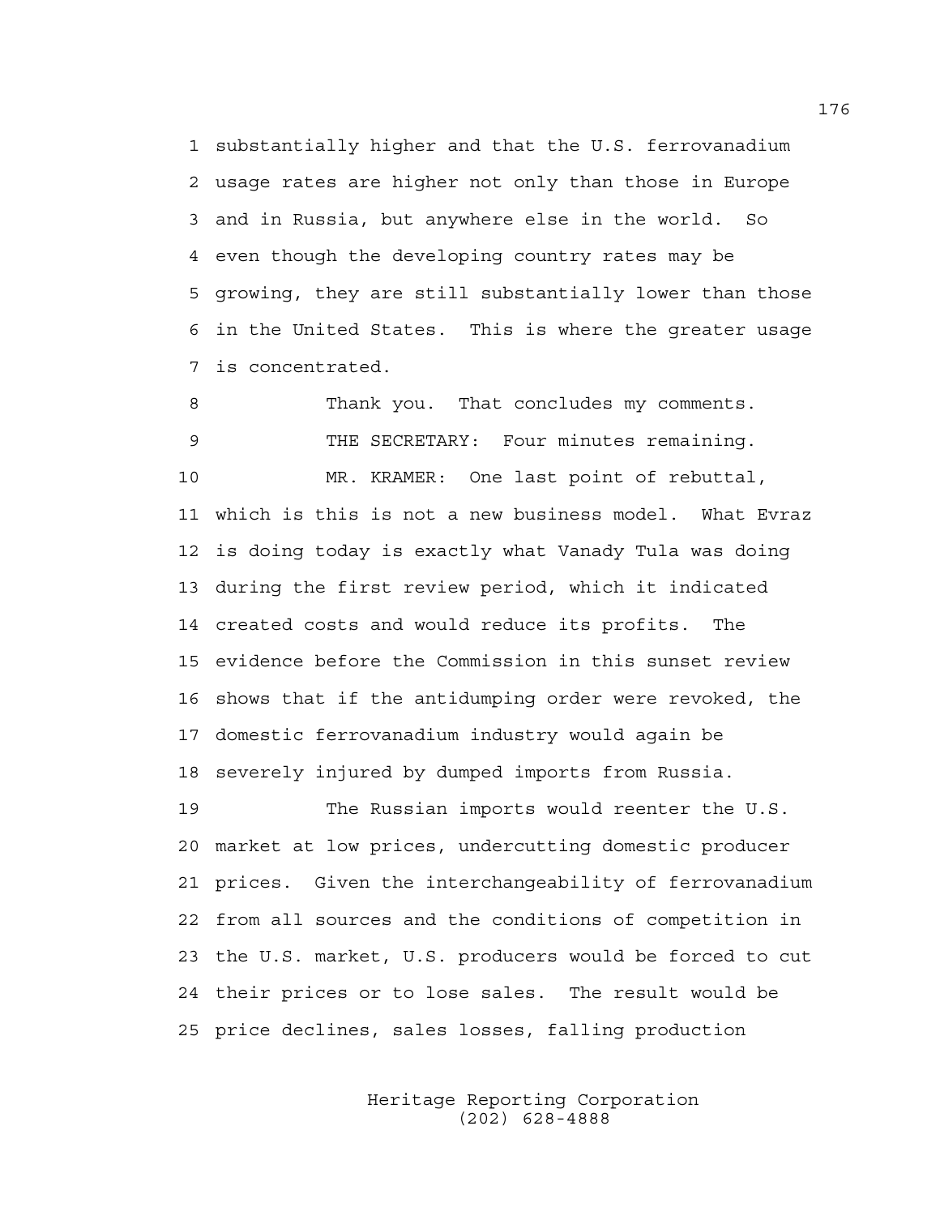substantially higher and that the U.S. ferrovanadium usage rates are higher not only than those in Europe and in Russia, but anywhere else in the world. So even though the developing country rates may be growing, they are still substantially lower than those in the United States. This is where the greater usage is concentrated.

Thank you. That concludes my comments.

THE SECRETARY: Four minutes remaining.

MR. KRAMER: One last point of rebuttal, which is this is not a new business model. What Evraz is doing today is exactly what Vanady Tula was doing during the first review period, which it indicated created costs and would reduce its profits. The evidence before the Commission in this sunset review shows that if the antidumping order were revoked, the domestic ferrovanadium industry would again be severely injured by dumped imports from Russia.

The Russian imports would reenter the U.S. market at low prices, undercutting domestic producer prices. Given the interchangeability of ferrovanadium from all sources and the conditions of competition in the U.S. market, U.S. producers would be forced to cut their prices or to lose sales. The result would be price declines, sales losses, falling production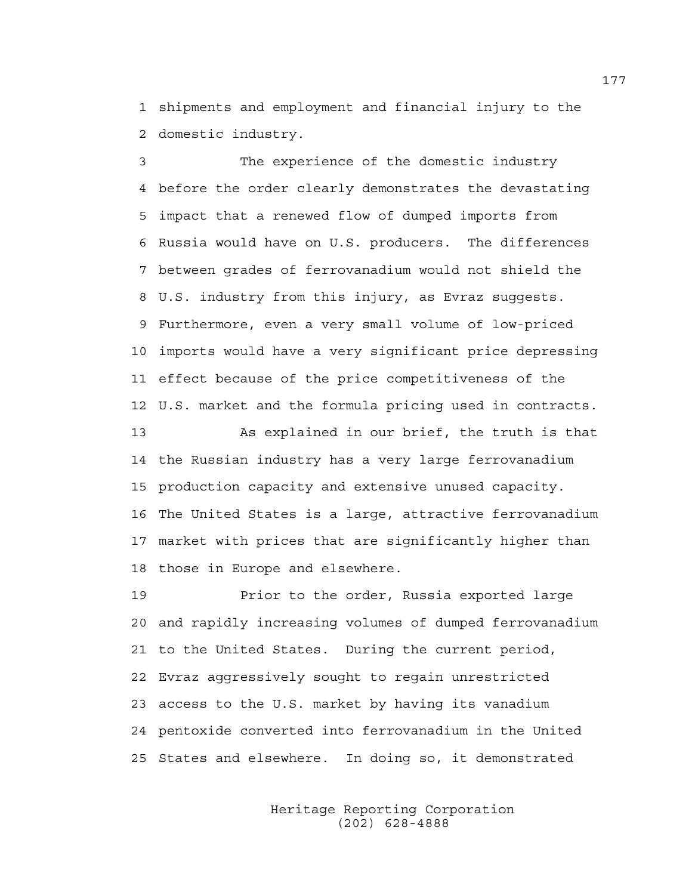shipments and employment and financial injury to the domestic industry.

The experience of the domestic industry before the order clearly demonstrates the devastating impact that a renewed flow of dumped imports from Russia would have on U.S. producers. The differences between grades of ferrovanadium would not shield the U.S. industry from this injury, as Evraz suggests. Furthermore, even a very small volume of low-priced imports would have a very significant price depressing effect because of the price competitiveness of the U.S. market and the formula pricing used in contracts.

As explained in our brief, the truth is that the Russian industry has a very large ferrovanadium production capacity and extensive unused capacity. The United States is a large, attractive ferrovanadium market with prices that are significantly higher than those in Europe and elsewhere.

Prior to the order, Russia exported large and rapidly increasing volumes of dumped ferrovanadium to the United States. During the current period, Evraz aggressively sought to regain unrestricted access to the U.S. market by having its vanadium pentoxide converted into ferrovanadium in the United States and elsewhere. In doing so, it demonstrated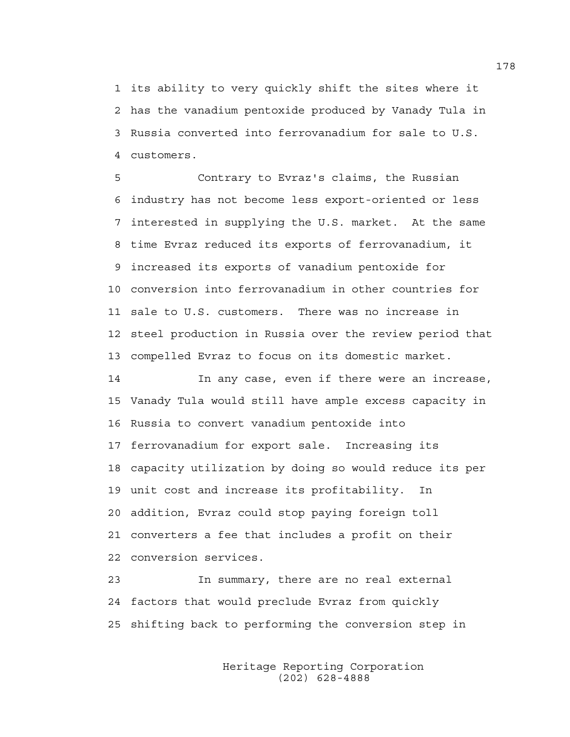its ability to very quickly shift the sites where it has the vanadium pentoxide produced by Vanady Tula in Russia converted into ferrovanadium for sale to U.S. customers.

Contrary to Evraz's claims, the Russian industry has not become less export-oriented or less interested in supplying the U.S. market. At the same time Evraz reduced its exports of ferrovanadium, it increased its exports of vanadium pentoxide for conversion into ferrovanadium in other countries for sale to U.S. customers. There was no increase in steel production in Russia over the review period that compelled Evraz to focus on its domestic market.

In any case, even if there were an increase, Vanady Tula would still have ample excess capacity in Russia to convert vanadium pentoxide into ferrovanadium for export sale. Increasing its capacity utilization by doing so would reduce its per unit cost and increase its profitability. In addition, Evraz could stop paying foreign toll converters a fee that includes a profit on their conversion services.

In summary, there are no real external factors that would preclude Evraz from quickly shifting back to performing the conversion step in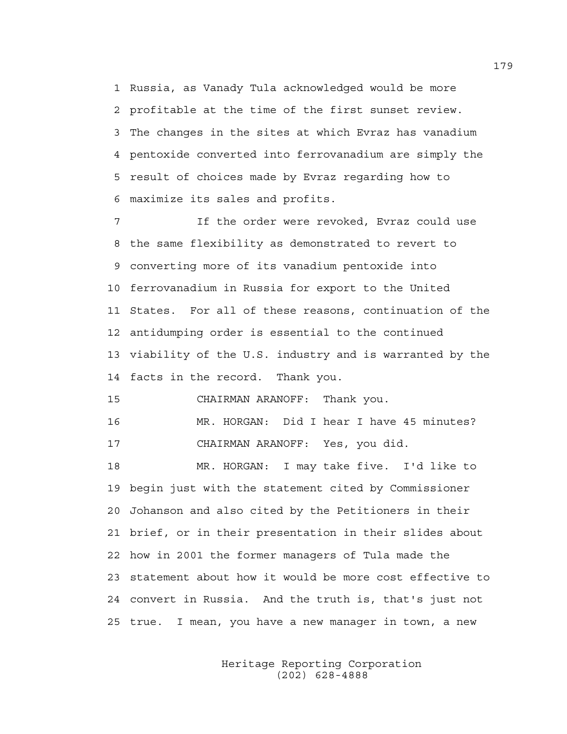1 Russia, as Vanady Tula acknowledged would be more
2 profitable at the time of the first sunset review.
3 The changes in the sites at which Evraz has vanadium
4 pentoxide converted into ferrovanadium are simply the
5 result of choices made by Evraz regarding how to
6 maximize its sales and profits.

7 If the order were revoked, Evraz could use
8 the same flexibility as demonstrated to revert to
9 converting more of its vanadium pentoxide into
10 ferrovanadium in Russia for export to the United
11 States. For all of these reasons, continuation of the
12 antidumping order is essential to the continued
13 viability of the U.S. industry and is warranted by the
14 facts in the record. Thank you.

15 CHAIRMAN ARANOFF: Thank you.

16 MR. HORGAN: Did I hear I have 45 minutes?

17 CHAIRMAN ARANOFF: Yes, you did.

18 MR. HORGAN: I may take five. I'd like to
19 begin just with the statement cited by Commissioner
20 Johanson and also cited by the Petitioners in their
21 brief, or in their presentation in their slides about
22 how in 2001 the former managers of Tula made the
23 statement about how it would be more cost effective to
24 convert in Russia. And the truth is, that's just not
25 true. I mean, you have a new manager in town, a new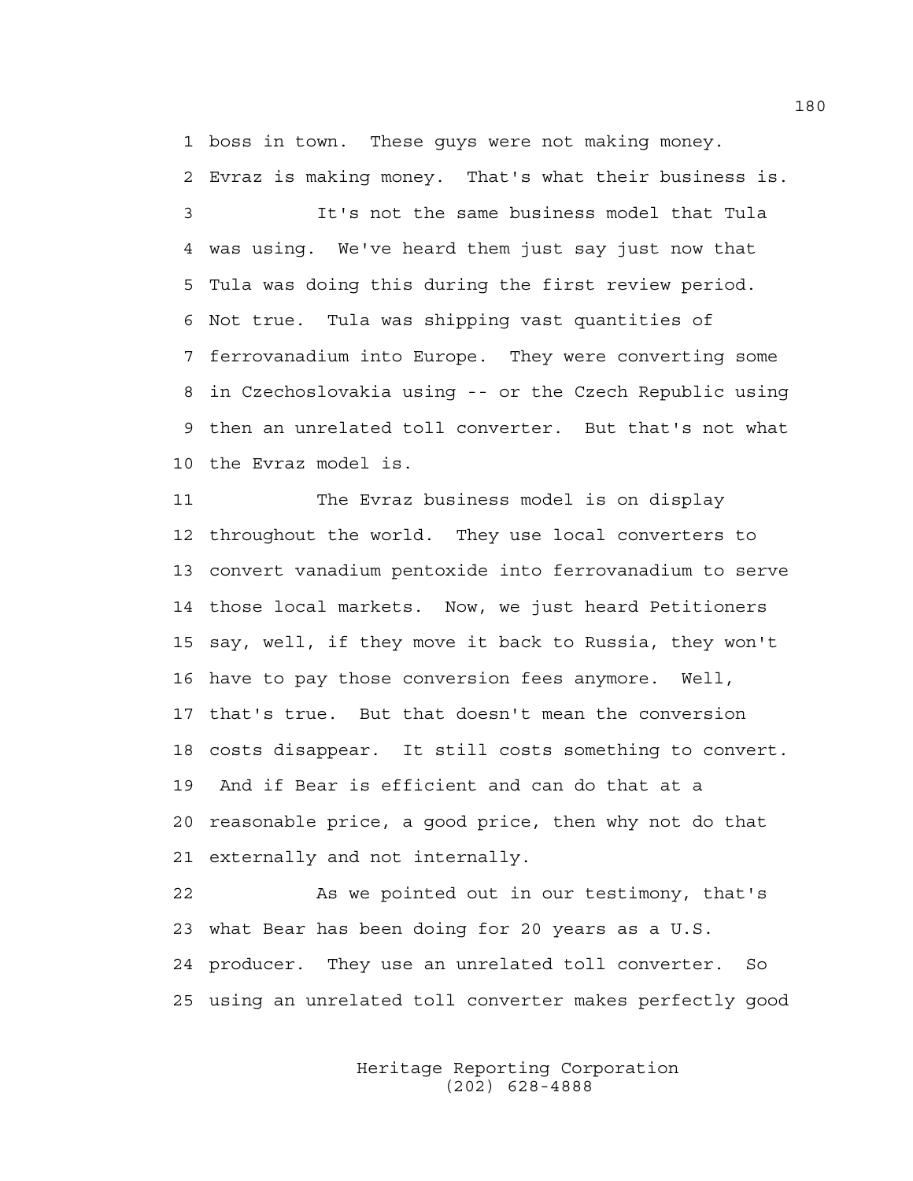1 boss in town. These guys were not making money.
2 Evraz is making money. That's what their business is.
3 It's not the same business model that Tula
4 was using. We've heard them just say just now that
5 Tula was doing this during the first review period.
6 Not true. Tula was shipping vast quantities of
7 ferrovanadium into Europe. They were converting some
8 in Czechoslovakia using -- or the Czech Republic using
9 then an unrelated toll converter. But that's not what
10 the Evraz model is.
11 The Evraz business model is on display
12 throughout the world. They use local converters to
13 convert vanadium pentoxide into ferrovanadium to serve
14 those local markets. Now, we just heard Petitioners
15 say, well, if they move it back to Russia, they won't
16 have to pay those conversion fees anymore. Well,
17 that's true. But that doesn't mean the conversion
18 costs disappear. It still costs something to convert.
19 And if Bear is efficient and can do that at a
20 reasonable price, a good price, then why not do that
21 externally and not internally.
22 As we pointed out in our testimony, that's
23 what Bear has been doing for 20 years as a U.S.
24 producer. They use an unrelated toll converter. So
25 using an unrelated toll converter makes perfectly good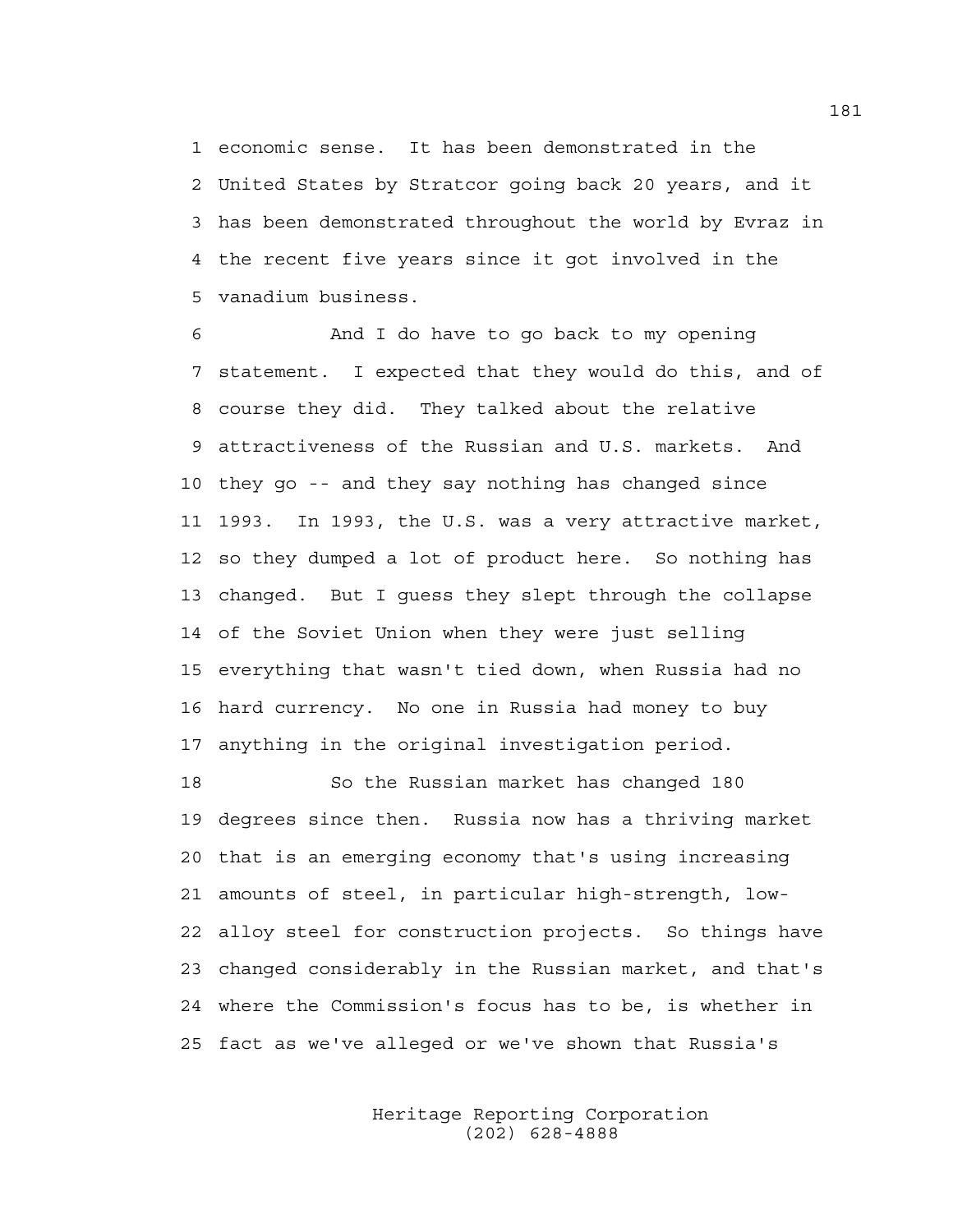1 economic sense. It has been demonstrated in the
2 United States by Stratcor going back 20 years, and it
3 has been demonstrated throughout the world by Evraz in
4 the recent five years since it got involved in the
5 vanadium business.

6 And I do have to go back to my opening
7 statement. I expected that they would do this, and of
8 course they did. They talked about the relative
9 attractiveness of the Russian and U.S. markets. And
10 they go -- and they say nothing has changed since
11 1993. In 1993, the U.S. was a very attractive market,
12 so they dumped a lot of product here. So nothing has
13 changed. But I guess they slept through the collapse
14 of the Soviet Union when they were just selling
15 everything that wasn't tied down, when Russia had no
16 hard currency. No one in Russia had money to buy
17 anything in the original investigation period.

18 So the Russian market has changed 180
19 degrees since then. Russia now has a thriving market
20 that is an emerging economy that's using increasing
21 amounts of steel, in particular high-strength, low-
22 alloy steel for construction projects. So things have
23 changed considerably in the Russian market, and that's
24 where the Commission's focus has to be, is whether in
25 fact as we've alleged or we've shown that Russia's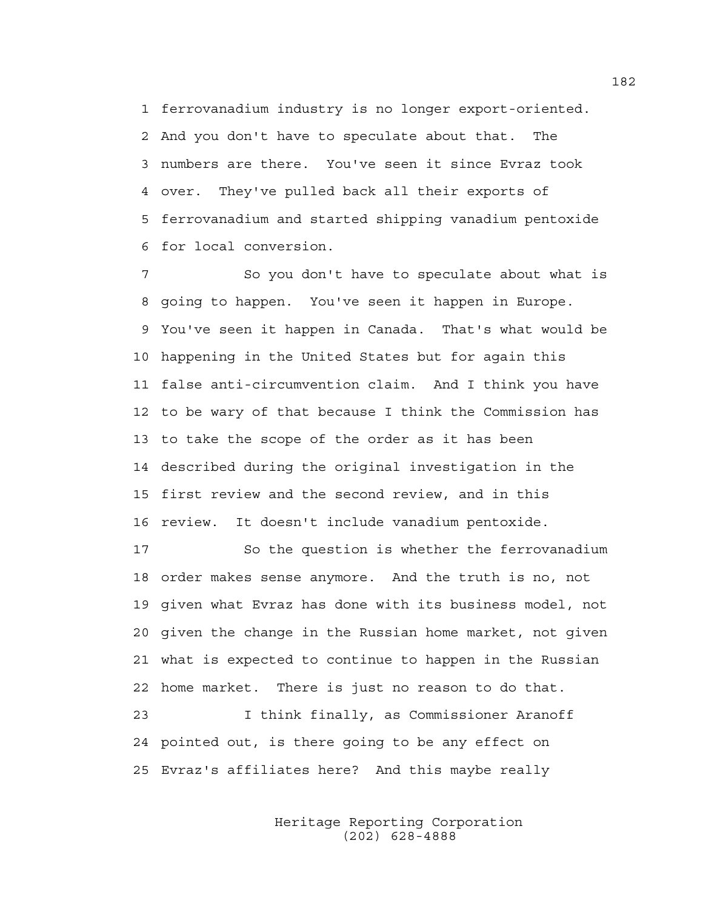ferrovanadium industry is no longer export-oriented. And you don't have to speculate about that. The numbers are there. You've seen it since Evraz took over. They've pulled back all their exports of ferrovanadium and started shipping vanadium pentoxide for local conversion.

So you don't have to speculate about what is going to happen. You've seen it happen in Europe. You've seen it happen in Canada. That's what would be happening in the United States but for again this false anti-circumvention claim. And I think you have to be wary of that because I think the Commission has to take the scope of the order as it has been described during the original investigation in the first review and the second review, and in this review. It doesn't include vanadium pentoxide.

So the question is whether the ferrovanadium order makes sense anymore. And the truth is no, not given what Evraz has done with its business model, not given the change in the Russian home market, not given what is expected to continue to happen in the Russian home market. There is just no reason to do that.

I think finally, as Commissioner Aranoff pointed out, is there going to be any effect on Evraz's affiliates here? And this maybe really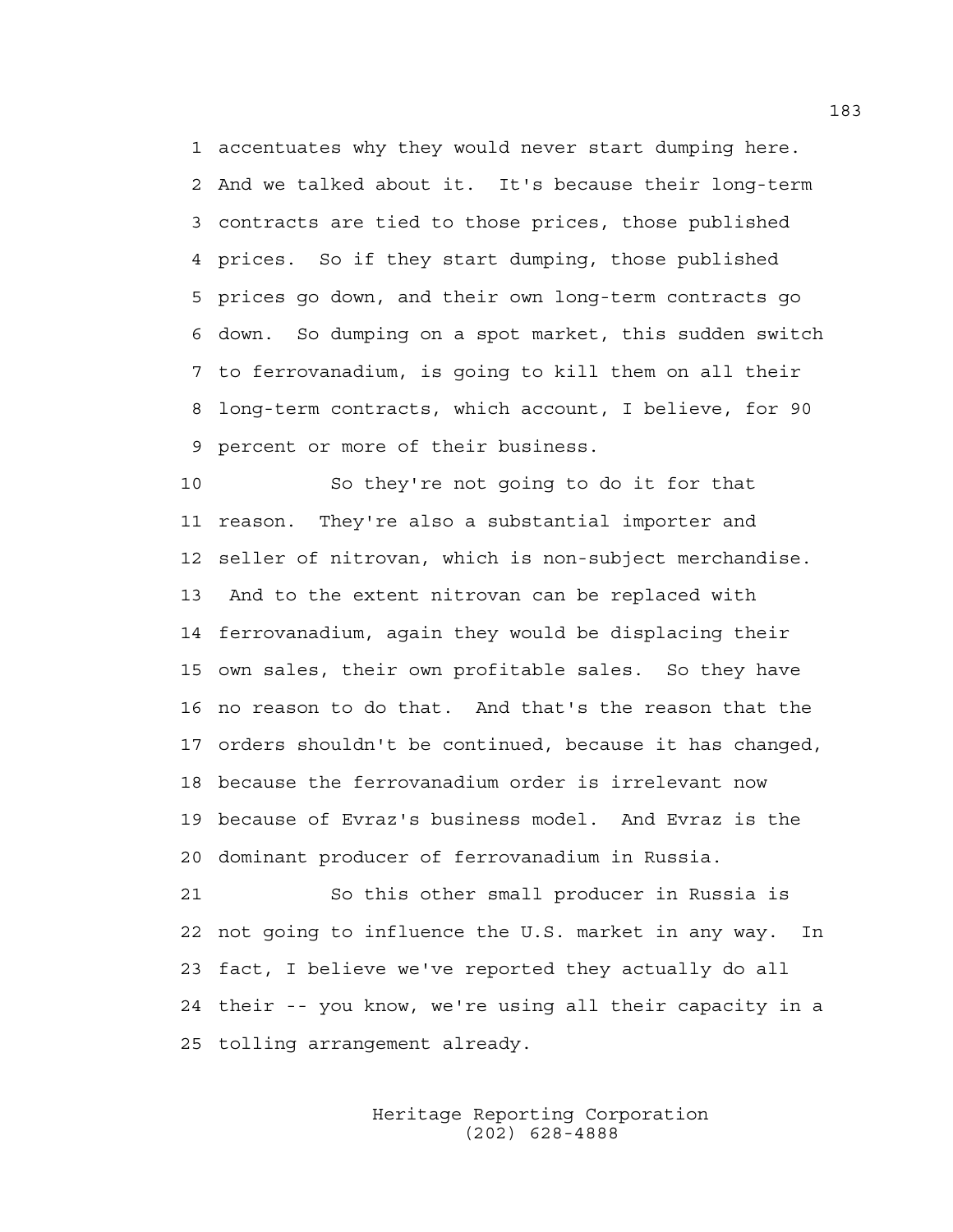1 accentuates why they would never start dumping here.
2 And we talked about it. It's because their long-term
3 contracts are tied to those prices, those published
4 prices. So if they start dumping, those published
5 prices go down, and their own long-term contracts go
6 down. So dumping on a spot market, this sudden switch
7 to ferrovanadium, is going to kill them on all their
8 long-term contracts, which account, I believe, for 90
9 percent or more of their business.

10 So they're not going to do it for that
11 reason. They're also a substantial importer and
12 seller of nitrovan, which is non-subject merchandise.
13 And to the extent nitrovan can be replaced with
14 ferrovanadium, again they would be displacing their
15 own sales, their own profitable sales. So they have
16 no reason to do that. And that's the reason that the
17 orders shouldn't be continued, because it has changed,
18 because the ferrovanadium order is irrelevant now
19 because of Evraz's business model. And Evraz is the
20 dominant producer of ferrovanadium in Russia.

21 So this other small producer in Russia is
22 not going to influence the U.S. market in any way. In
23 fact, I believe we've reported they actually do all
24 their -- you know, we're using all their capacity in a
25 tolling arrangement already.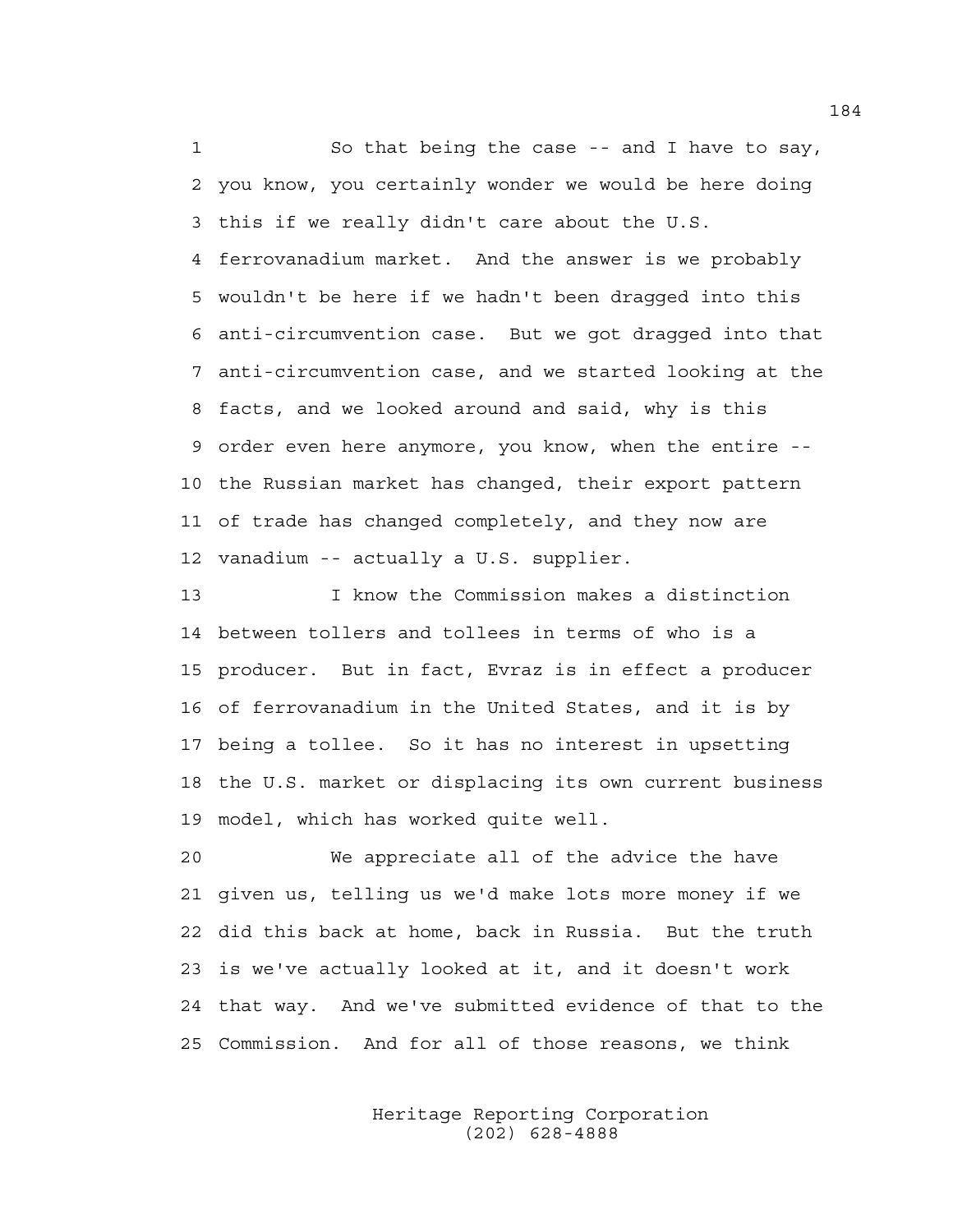1 So that being the case -- and I have to say,
2 you know, you certainly wonder we would be here doing
3 this if we really didn't care about the U.S.
4 ferrovanadium market. And the answer is we probably
5 wouldn't be here if we hadn't been dragged into this
6 anti-circumvention case. But we got dragged into that
7 anti-circumvention case, and we started looking at the
8 facts, and we looked around and said, why is this
9 order even here anymore, you know, when the entire --
10 the Russian market has changed, their export pattern
11 of trade has changed completely, and they now are
12 vanadium -- actually a U.S. supplier.
13 I know the Commission makes a distinction
14 between tollers and tollees in terms of who is a
15 producer. But in fact, Evraz is in effect a producer
16 of ferrovanadium in the United States, and it is by
17 being a tollee. So it has no interest in upsetting
18 the U.S. market or displacing its own current business
19 model, which has worked quite well.
20 We appreciate all of the advice the have
21 given us, telling us we'd make lots more money if we
22 did this back at home, back in Russia. But the truth
23 is we've actually looked at it, and it doesn't work
24 that way. And we've submitted evidence of that to the
25 Commission. And for all of those reasons, we think

Heritage Reporting Corporation
(202) 628-4888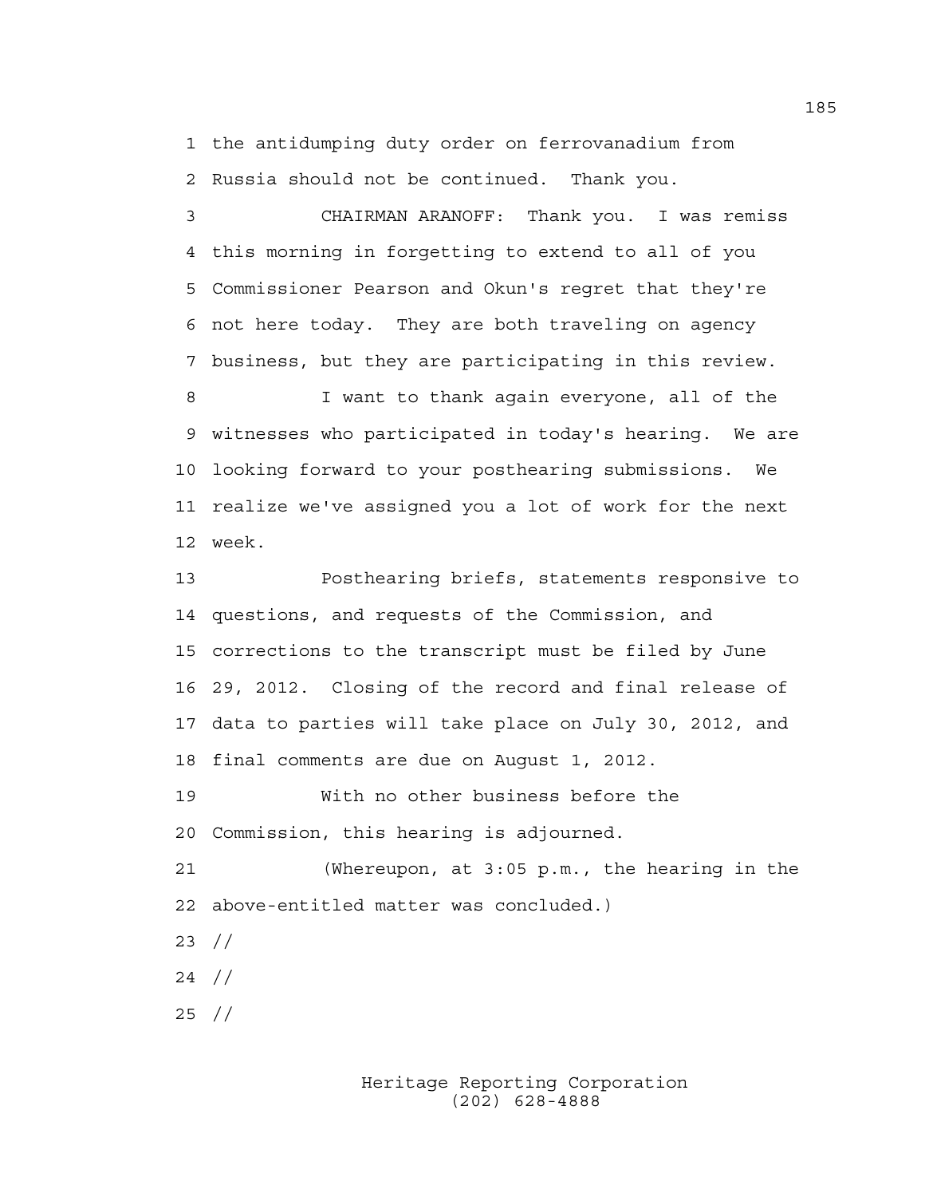the antidumping duty order on ferrovanadium from Russia should not be continued. Thank you.

CHAIRMAN ARANOFF: Thank you. I was remiss this morning in forgetting to extend to all of you Commissioner Pearson and Okun's regret that they're not here today. They are both traveling on agency business, but they are participating in this review.

I want to thank again everyone, all of the witnesses who participated in today's hearing. We are looking forward to your posthearing submissions. We realize we've assigned you a lot of work for the next week.

Posthearing briefs, statements responsive to questions, and requests of the Commission, and corrections to the transcript must be filed by June 29, 2012. Closing of the record and final release of data to parties will take place on July 30, 2012, and final comments are due on August 1, 2012.

With no other business before the Commission, this hearing is adjourned.

(Whereupon, at 3:05 p.m., the hearing in the above-entitled matter was concluded.)

//

//

//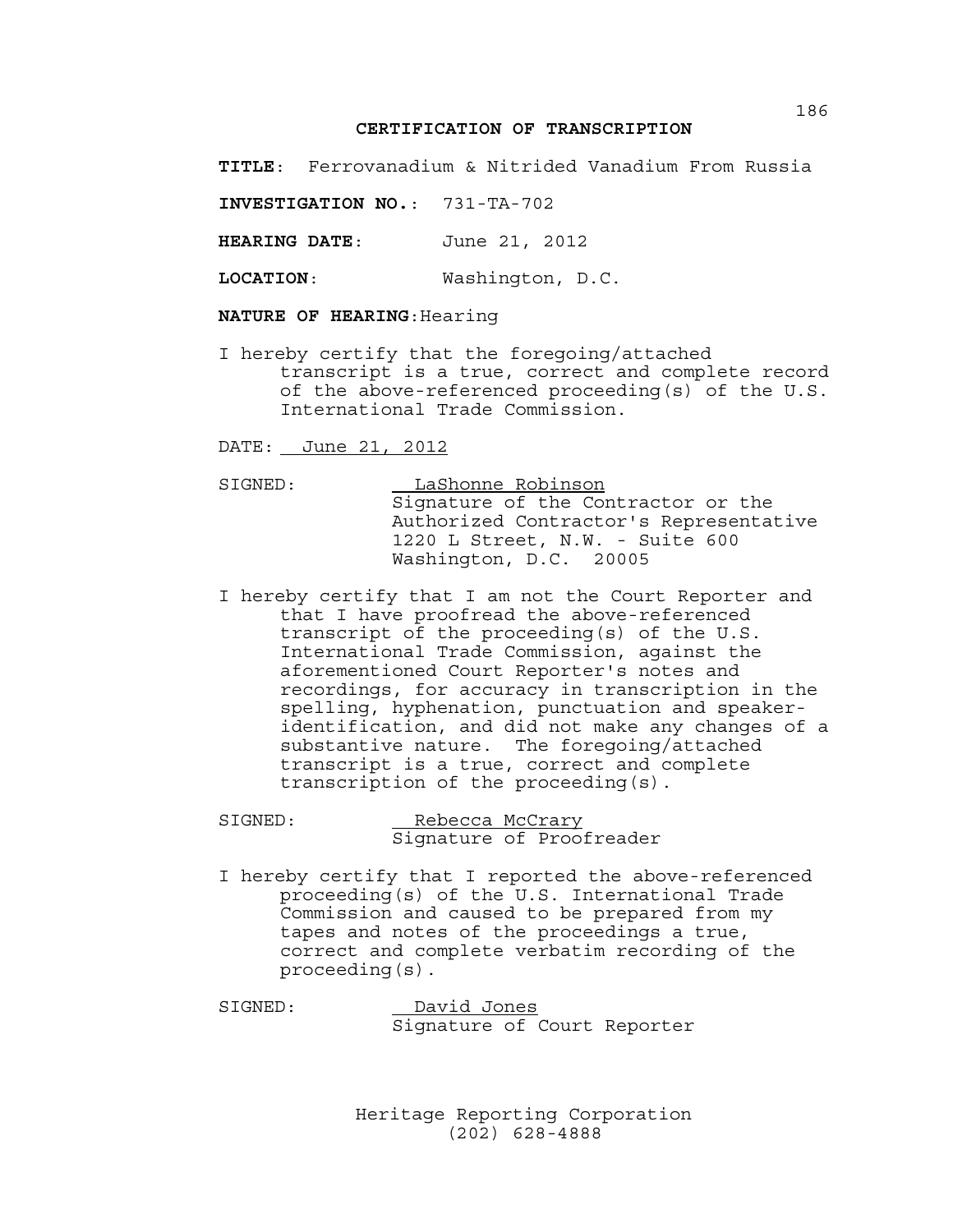## CERTIFICATION OF TRANSCRIPTION

**TITLE**: Ferrovanadium & Nitrided Vanadium From Russia

**INVESTIGATION NO.**: 731-TA-702

**HEARING DATE**: June 21, 2012

**LOCATION**: Washington, D.C.

**NATURE OF HEARING**: Hearing

I hereby certify that the foregoing/attached transcript is a true, correct and complete record of the above-referenced proceeding(s) of the U.S. International Trade Commission.

DATE: June 21, 2012

SIGNED: LaShonne Robinson
Signature of the Contractor or the Authorized Contractor's Representative
1220 L Street, N.W. - Suite 600
Washington, D.C. 20005

I hereby certify that I am not the Court Reporter and that I have proofread the above-referenced transcript of the proceeding(s) of the U.S. International Trade Commission, against the aforementioned Court Reporter's notes and recordings, for accuracy in transcription in the spelling, hyphenation, punctuation and speaker-identification, and did not make any changes of a substantive nature. The foregoing/attached transcript is a true, correct and complete transcription of the proceeding(s).

SIGNED: Rebecca McCrary
Signature of Proofreader

I hereby certify that I reported the above-referenced proceeding(s) of the U.S. International Trade Commission and caused to be prepared from my tapes and notes of the proceedings a true, correct and complete verbatim recording of the proceeding(s).

SIGNED: David Jones
Signature of Court Reporter